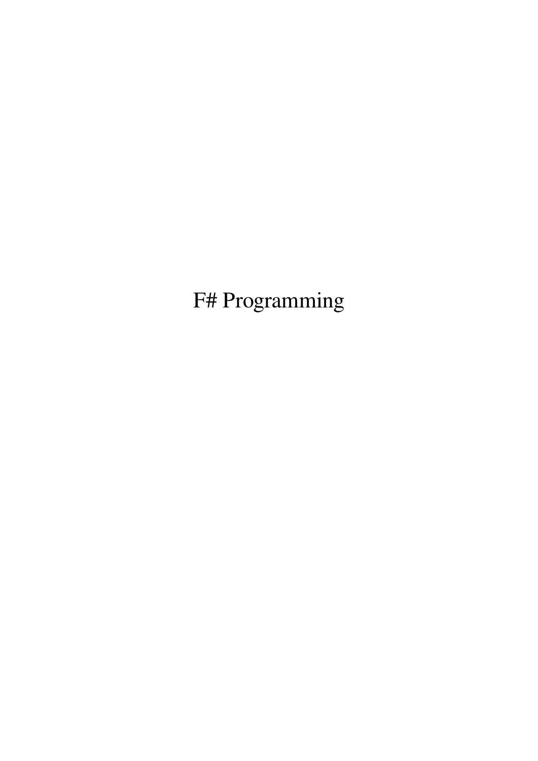# F# Programming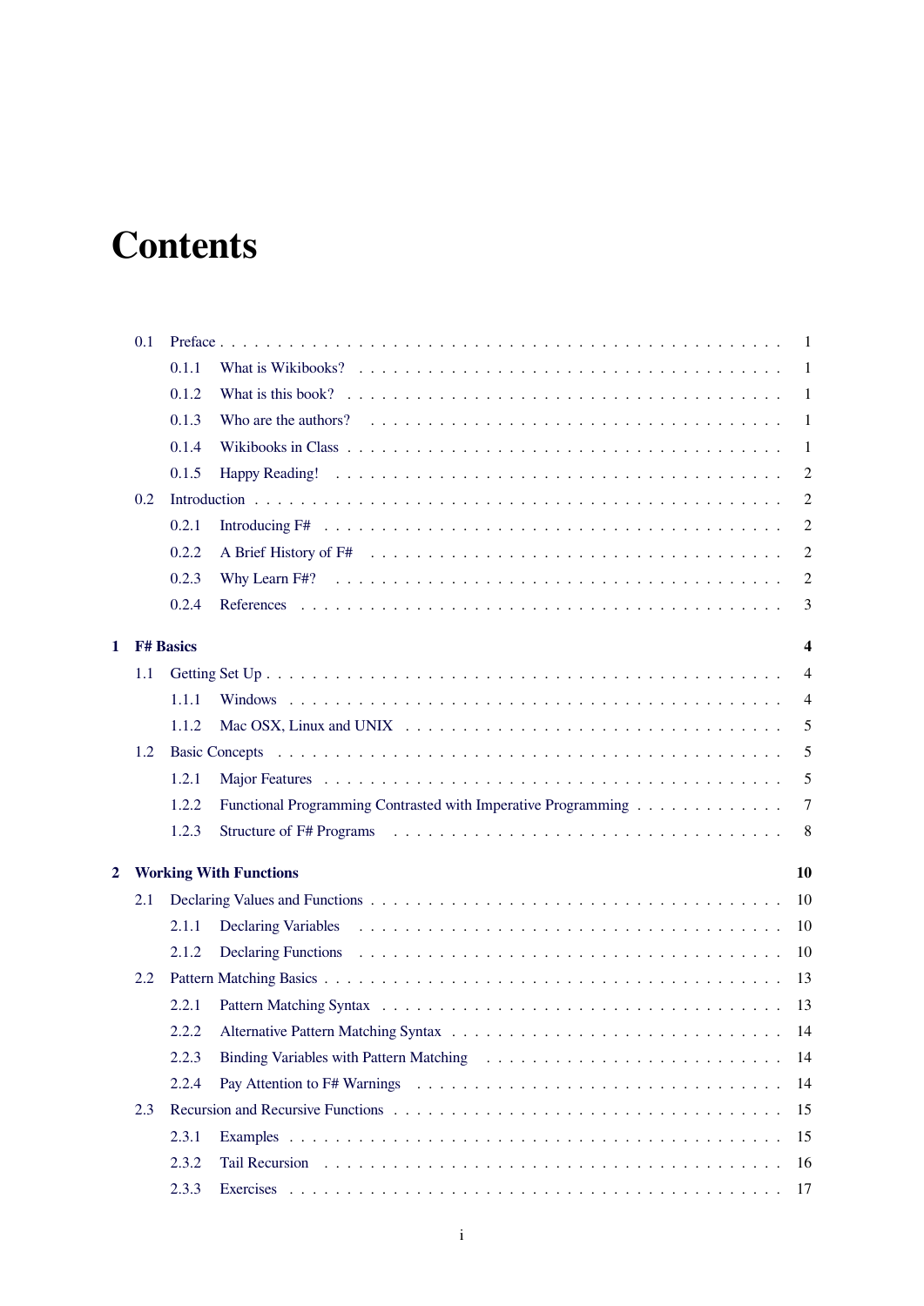# Contents

- 0.1 Preface . . . 1
  - 0.1.1 What is Wikibooks? . . . 1
  - 0.1.2 What is this book? . . . 1
  - 0.1.3 Who are the authors? . . . 1
  - 0.1.4 Wikibooks in Class . . . 1
  - 0.1.5 Happy Reading! . . . 2
- 0.2 Introduction . . . 2
  - 0.2.1 Introducing F# . . . 2
  - 0.2.2 A Brief History of F# . . . 2
  - 0.2.3 Why Learn F#? . . . 2
  - 0.2.4 References . . . 3

**1 F# Basics** . . . **4**

- 1.1 Getting Set Up . . . 4
  - 1.1.1 Windows . . . 4
  - 1.1.2 Mac OSX, Linux and UNIX . . . 5
- 1.2 Basic Concepts . . . 5
  - 1.2.1 Major Features . . . 5
  - 1.2.2 Functional Programming Contrasted with Imperative Programming . . . 7
  - 1.2.3 Structure of F# Programs . . . 8

**2 Working With Functions** . . . **10**

- 2.1 Declaring Values and Functions . . . 10
  - 2.1.1 Declaring Variables . . . 10
  - 2.1.2 Declaring Functions . . . 10
- 2.2 Pattern Matching Basics . . . 13
  - 2.2.1 Pattern Matching Syntax . . . 13
  - 2.2.2 Alternative Pattern Matching Syntax . . . 14
  - 2.2.3 Binding Variables with Pattern Matching . . . 14
  - 2.2.4 Pay Attention to F# Warnings . . . 14
- 2.3 Recursion and Recursive Functions . . . 15
  - 2.3.1 Examples . . . 15
  - 2.3.2 Tail Recursion . . . 16
  - 2.3.3 Exercises . . . 17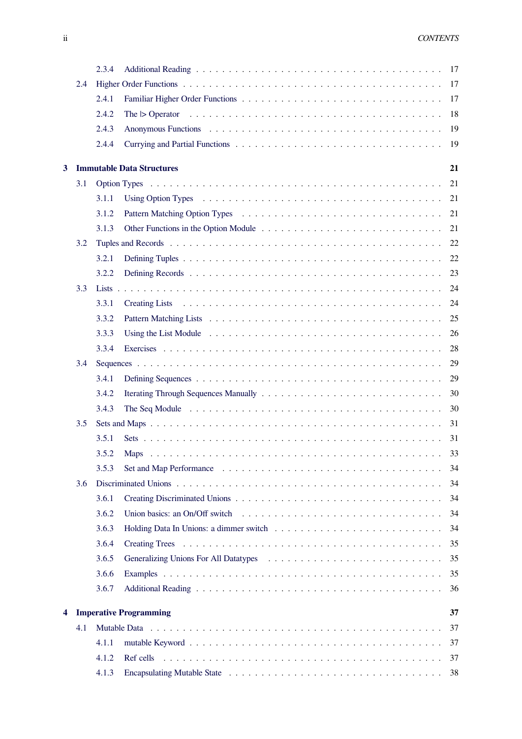- 2.3.4 Additional Reading . . . . . 17
- 2.4 Higher Order Functions . . . . . 17
  - 2.4.1 Familiar Higher Order Functions . . . . . 17
  - 2.4.2 The |> Operator . . . . . 18
  - 2.4.3 Anonymous Functions . . . . . 19
  - 2.4.4 Currying and Partial Functions . . . . . 19

**3 Immutable Data Structures** **21**

- 3.1 Option Types . . . . . 21
  - 3.1.1 Using Option Types . . . . . 21
  - 3.1.2 Pattern Matching Option Types . . . . . 21
  - 3.1.3 Other Functions in the Option Module . . . . . 21
- 3.2 Tuples and Records . . . . . 22
  - 3.2.1 Defining Tuples . . . . . 22
  - 3.2.2 Defining Records . . . . . 23
- 3.3 Lists . . . . . 24
  - 3.3.1 Creating Lists . . . . . 24
  - 3.3.2 Pattern Matching Lists . . . . . 25
  - 3.3.3 Using the List Module . . . . . 26
  - 3.3.4 Exercises . . . . . 28
- 3.4 Sequences . . . . . 29
  - 3.4.1 Defining Sequences . . . . . 29
  - 3.4.2 Iterating Through Sequences Manually . . . . . 30
  - 3.4.3 The Seq Module . . . . . 30
- 3.5 Sets and Maps . . . . . 31
  - 3.5.1 Sets . . . . . 31
  - 3.5.2 Maps . . . . . 33
  - 3.5.3 Set and Map Performance . . . . . 34
- 3.6 Discriminated Unions . . . . . 34
  - 3.6.1 Creating Discriminated Unions . . . . . 34
  - 3.6.2 Union basics: an On/Off switch . . . . . 34
  - 3.6.3 Holding Data In Unions: a dimmer switch . . . . . 34
  - 3.6.4 Creating Trees . . . . . 35
  - 3.6.5 Generalizing Unions For All Datatypes . . . . . 35
  - 3.6.6 Examples . . . . . 35
  - 3.6.7 Additional Reading . . . . . 36

**4 Imperative Programming** **37**

- 4.1 Mutable Data . . . . . 37
  - 4.1.1 mutable Keyword . . . . . 37
  - 4.1.2 Ref cells . . . . . 37
  - 4.1.3 Encapsulating Mutable State . . . . . 38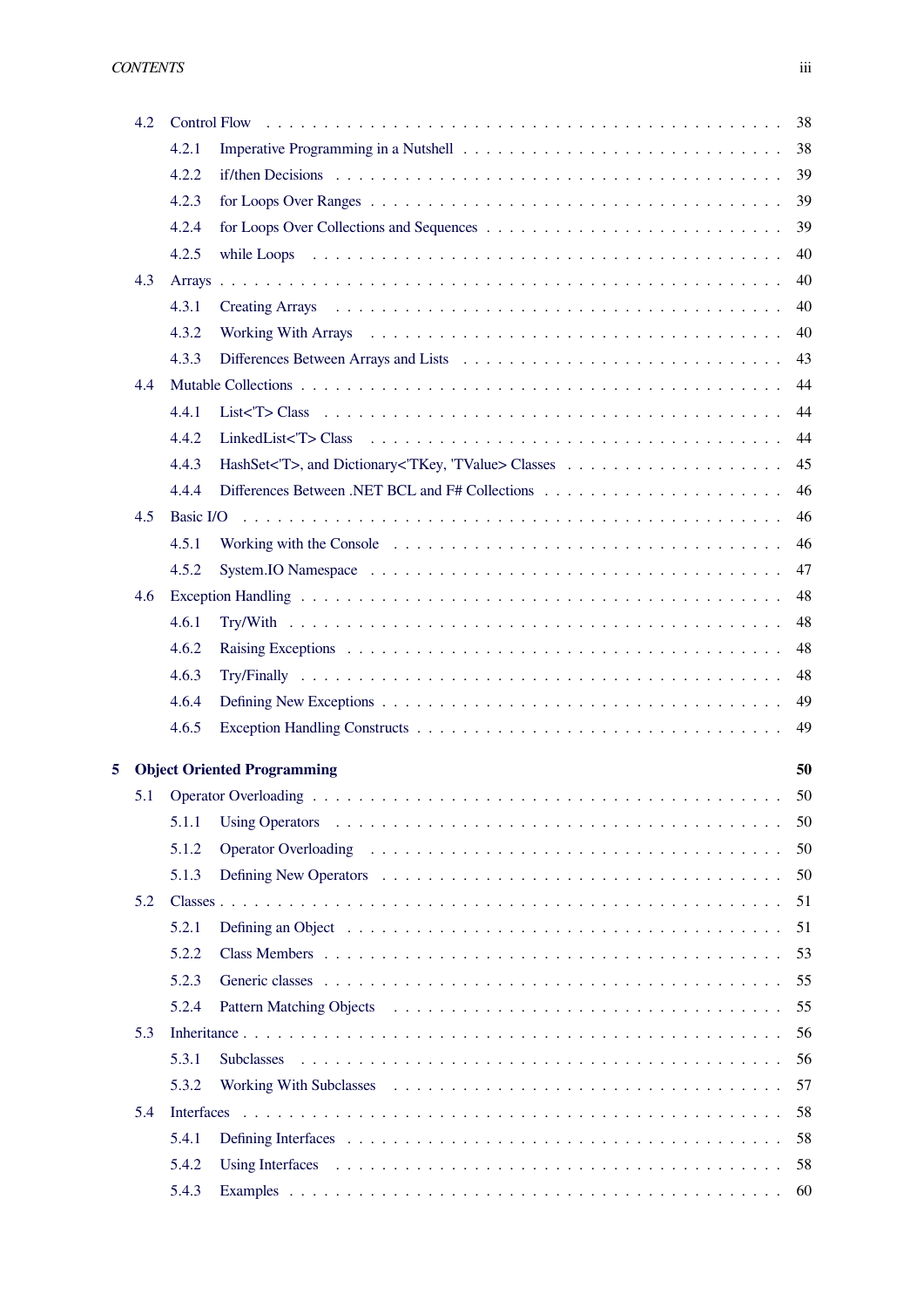- 4.2 Control Flow . . . . . 38
  - 4.2.1 Imperative Programming in a Nutshell . . . . . 38
  - 4.2.2 if/then Decisions . . . . . 39
  - 4.2.3 for Loops Over Ranges . . . . . 39
  - 4.2.4 for Loops Over Collections and Sequences . . . . . 39
  - 4.2.5 while Loops . . . . . 40
- 4.3 Arrays . . . . . 40
  - 4.3.1 Creating Arrays . . . . . 40
  - 4.3.2 Working With Arrays . . . . . 40
  - 4.3.3 Differences Between Arrays and Lists . . . . . 43
- 4.4 Mutable Collections . . . . . 44
  - 4.4.1 List<'T> Class . . . . . 44
  - 4.4.2 LinkedList<'T> Class . . . . . 44
  - 4.4.3 HashSet<'T>, and Dictionary<'TKey, 'TValue> Classes . . . . . 45
  - 4.4.4 Differences Between .NET BCL and F# Collections . . . . . 46
- 4.5 Basic I/O . . . . . 46
  - 4.5.1 Working with the Console . . . . . 46
  - 4.5.2 System.IO Namespace . . . . . 47
- 4.6 Exception Handling . . . . . 48
  - 4.6.1 Try/With . . . . . 48
  - 4.6.2 Raising Exceptions . . . . . 48
  - 4.6.3 Try/Finally . . . . . 48
  - 4.6.4 Defining New Exceptions . . . . . 49
  - 4.6.5 Exception Handling Constructs . . . . . 49

**5 Object Oriented Programming** **50**

- 5.1 Operator Overloading . . . . . 50
  - 5.1.1 Using Operators . . . . . 50
  - 5.1.2 Operator Overloading . . . . . 50
  - 5.1.3 Defining New Operators . . . . . 50
- 5.2 Classes . . . . . 51
  - 5.2.1 Defining an Object . . . . . 51
  - 5.2.2 Class Members . . . . . 53
  - 5.2.3 Generic classes . . . . . 55
  - 5.2.4 Pattern Matching Objects . . . . . 55
- 5.3 Inheritance . . . . . 56
  - 5.3.1 Subclasses . . . . . 56
  - 5.3.2 Working With Subclasses . . . . . 57
- 5.4 Interfaces . . . . . 58
  - 5.4.1 Defining Interfaces . . . . . 58
  - 5.4.2 Using Interfaces . . . . . 58
  - 5.4.3 Examples . . . . . 60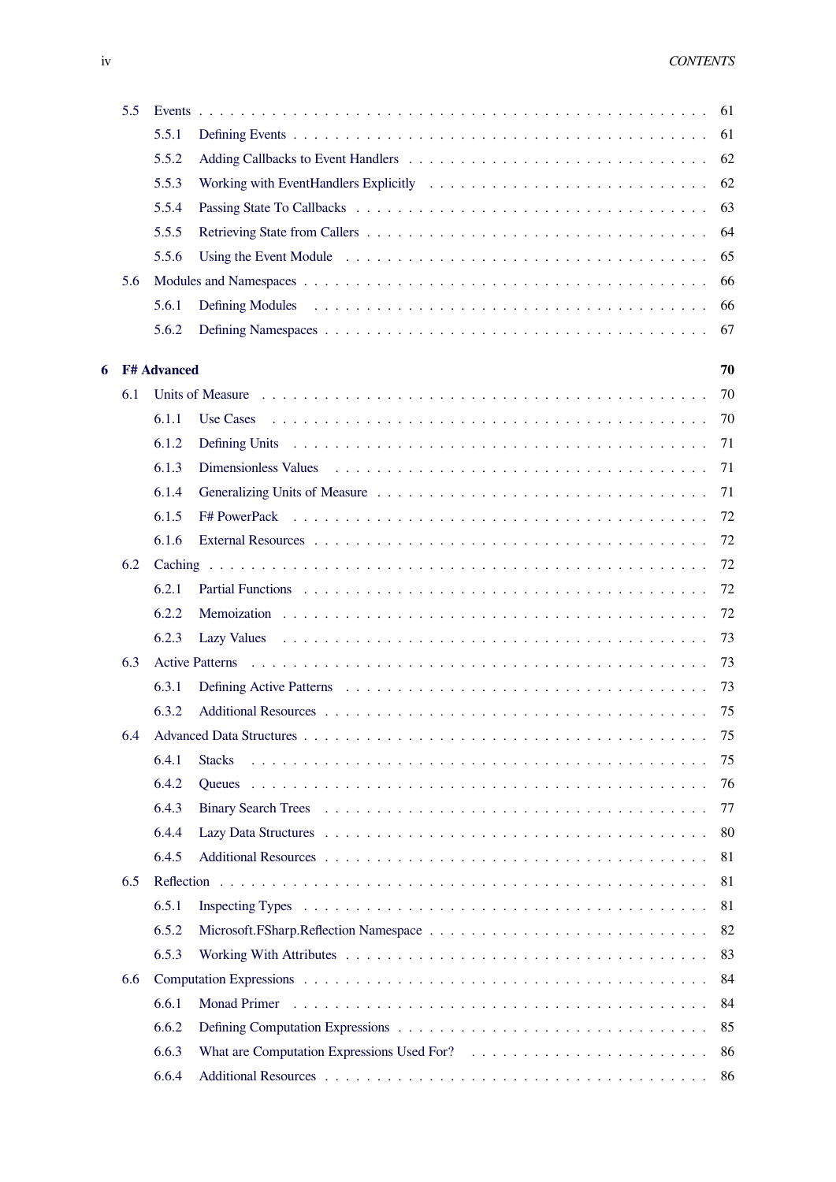- 5.5 Events . . . 61
  - 5.5.1 Defining Events . . . 61
  - 5.5.2 Adding Callbacks to Event Handlers . . . 62
  - 5.5.3 Working with EventHandlers Explicitly . . . 62
  - 5.5.4 Passing State To Callbacks . . . 63
  - 5.5.5 Retrieving State from Callers . . . 64
  - 5.5.6 Using the Event Module . . . 65
- 5.6 Modules and Namespaces . . . 66
  - 5.6.1 Defining Modules . . . 66
  - 5.6.2 Defining Namespaces . . . 67

**6 F# Advanced** **70**

- 6.1 Units of Measure . . . 70
  - 6.1.1 Use Cases . . . 70
  - 6.1.2 Defining Units . . . 71
  - 6.1.3 Dimensionless Values . . . 71
  - 6.1.4 Generalizing Units of Measure . . . 71
  - 6.1.5 F# PowerPack . . . 72
  - 6.1.6 External Resources . . . 72
- 6.2 Caching . . . 72
  - 6.2.1 Partial Functions . . . 72
  - 6.2.2 Memoization . . . 72
  - 6.2.3 Lazy Values . . . 73
- 6.3 Active Patterns . . . 73
  - 6.3.1 Defining Active Patterns . . . 73
  - 6.3.2 Additional Resources . . . 75
- 6.4 Advanced Data Structures . . . 75
  - 6.4.1 Stacks . . . 75
  - 6.4.2 Queues . . . 76
  - 6.4.3 Binary Search Trees . . . 77
  - 6.4.4 Lazy Data Structures . . . 80
  - 6.4.5 Additional Resources . . . 81
- 6.5 Reflection . . . 81
  - 6.5.1 Inspecting Types . . . 81
  - 6.5.2 Microsoft.FSharp.Reflection Namespace . . . 82
  - 6.5.3 Working With Attributes . . . 83
- 6.6 Computation Expressions . . . 84
  - 6.6.1 Monad Primer . . . 84
  - 6.6.2 Defining Computation Expressions . . . 85
  - 6.6.3 What are Computation Expressions Used For? . . . 86
  - 6.6.4 Additional Resources . . . 86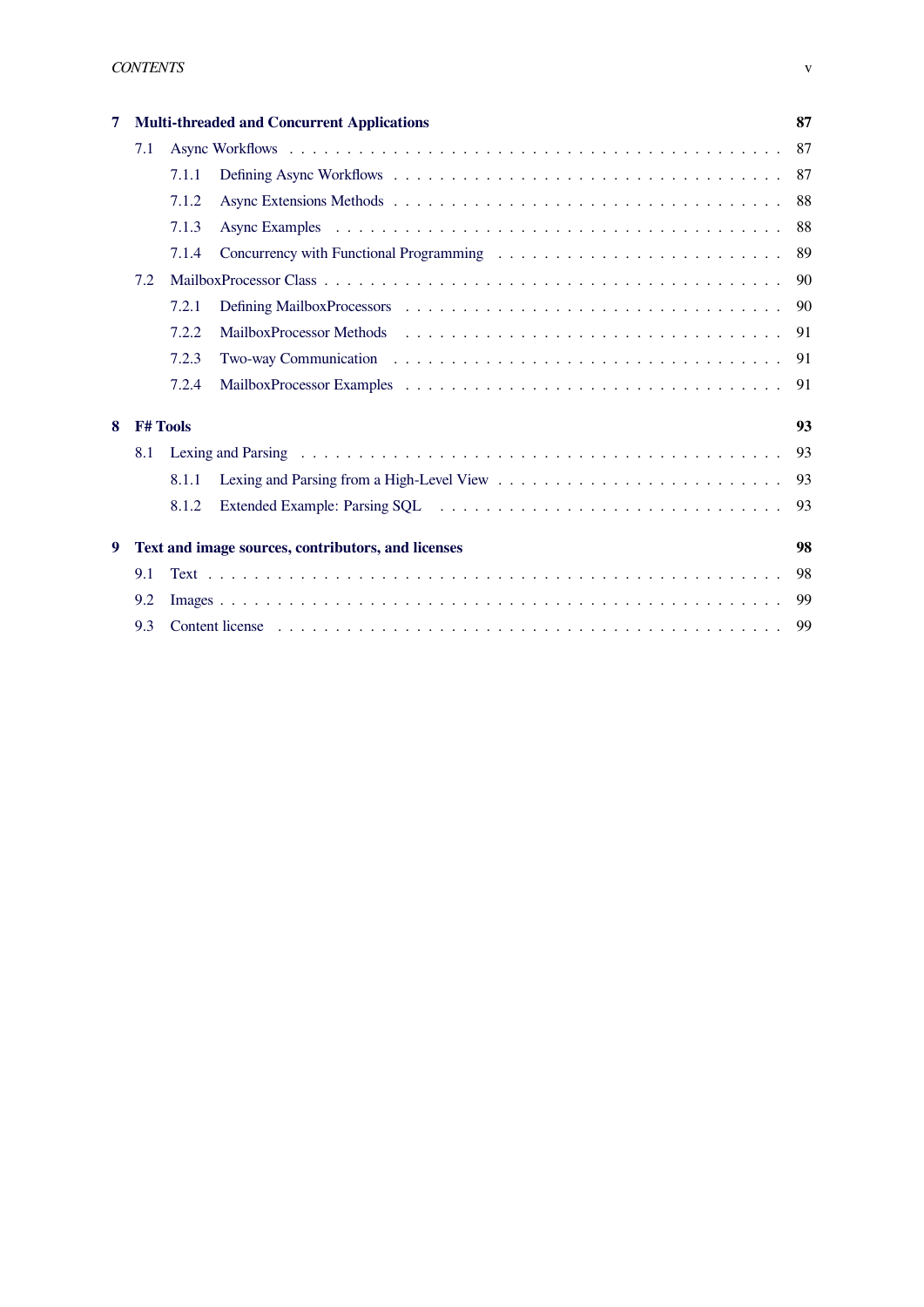**7 Multi-threaded and Concurrent Applications** — 87

- 7.1 Async Workflows — 87
  - 7.1.1 Defining Async Workflows — 87
  - 7.1.2 Async Extensions Methods — 88
  - 7.1.3 Async Examples — 88
  - 7.1.4 Concurrency with Functional Programming — 89
- 7.2 MailboxProcessor Class — 90
  - 7.2.1 Defining MailboxProcessors — 90
  - 7.2.2 MailboxProcessor Methods — 91
  - 7.2.3 Two-way Communication — 91
  - 7.2.4 MailboxProcessor Examples — 91

**8 F# Tools** — 93

- 8.1 Lexing and Parsing — 93
  - 8.1.1 Lexing and Parsing from a High-Level View — 93
  - 8.1.2 Extended Example: Parsing SQL — 93

**9 Text and image sources, contributors, and licenses** — 98

- 9.1 Text — 98
- 9.2 Images — 99
- 9.3 Content license — 99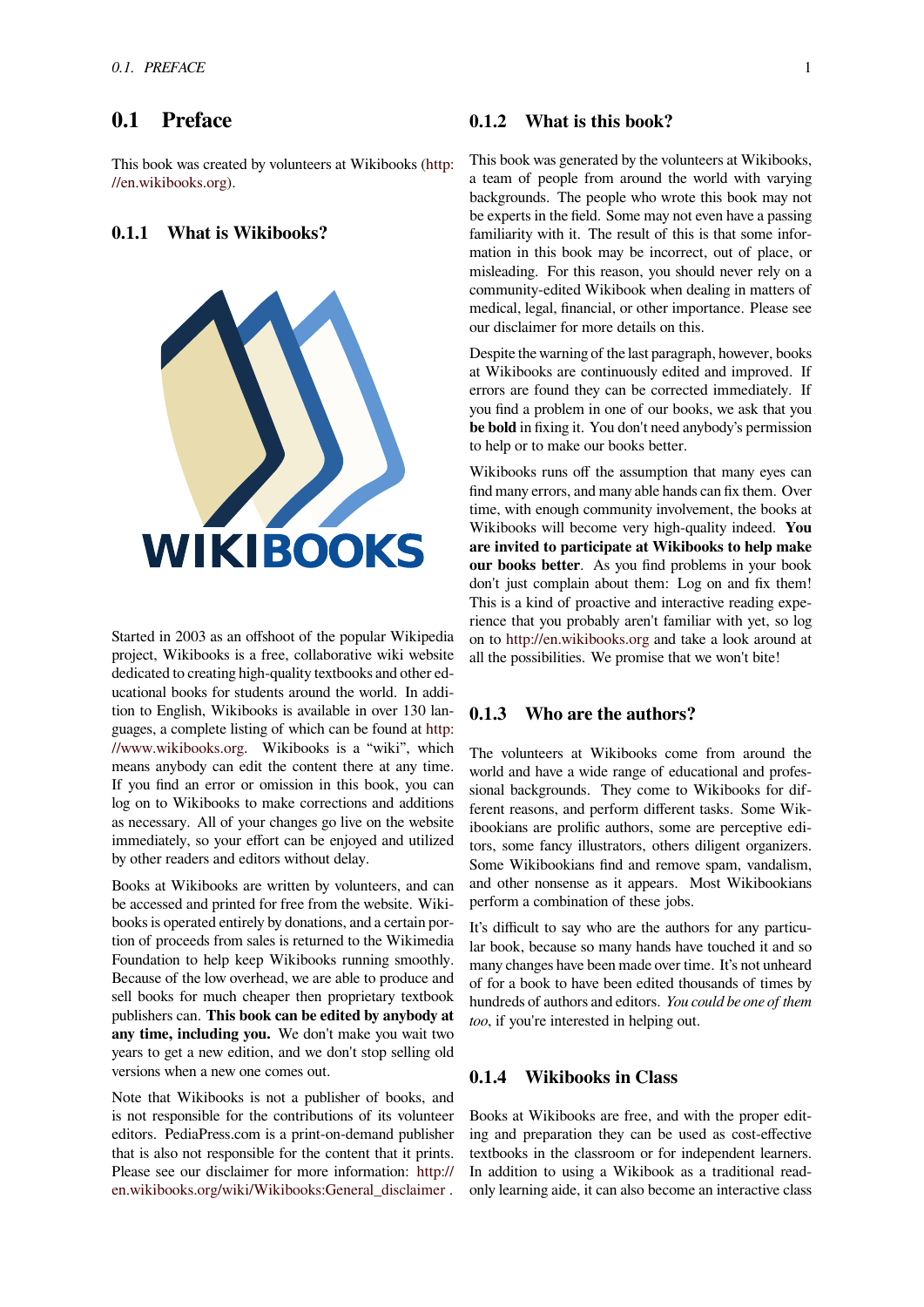## 0.1 Preface

This book was created by volunteers at Wikibooks (http://en.wikibooks.org).

### 0.1.1 What is Wikibooks?

Started in 2003 as an offshoot of the popular Wikipedia project, Wikibooks is a free, collaborative wiki website dedicated to creating high-quality textbooks and other educational books for students around the world. In addition to English, Wikibooks is available in over 130 languages, a complete listing of which can be found at http://www.wikibooks.org. Wikibooks is a "wiki", which means anybody can edit the content there at any time. If you find an error or omission in this book, you can log on to Wikibooks to make corrections and additions as necessary. All of your changes go live on the website immediately, so your effort can be enjoyed and utilized by other readers and editors without delay.

Books at Wikibooks are written by volunteers, and can be accessed and printed for free from the website. Wikibooks is operated entirely by donations, and a certain portion of proceeds from sales is returned to the Wikimedia Foundation to help keep Wikibooks running smoothly. Because of the low overhead, we are able to produce and sell books for much cheaper then proprietary textbook publishers can. **This book can be edited by anybody at any time, including you.** We don't make you wait two years to get a new edition, and we don't stop selling old versions when a new one comes out.

Note that Wikibooks is not a publisher of books, and is not responsible for the contributions of its volunteer editors. PediaPress.com is a print-on-demand publisher that is also not responsible for the content that it prints. Please see our disclaimer for more information: http://en.wikibooks.org/wiki/Wikibooks:General_disclaimer .

### 0.1.2 What is this book?

This book was generated by the volunteers at Wikibooks, a team of people from around the world with varying backgrounds. The people who wrote this book may not be experts in the field. Some may not even have a passing familiarity with it. The result of this is that some information in this book may be incorrect, out of place, or misleading. For this reason, you should never rely on a community-edited Wikibook when dealing in matters of medical, legal, financial, or other importance. Please see our disclaimer for more details on this.

Despite the warning of the last paragraph, however, books at Wikibooks are continuously edited and improved. If errors are found they can be corrected immediately. If you find a problem in one of our books, we ask that you **be bold** in fixing it. You don't need anybody's permission to help or to make our books better.

Wikibooks runs off the assumption that many eyes can find many errors, and many able hands can fix them. Over time, with enough community involvement, the books at Wikibooks will become very high-quality indeed. **You are invited to participate at Wikibooks to help make our books better**. As you find problems in your book don't just complain about them: Log on and fix them! This is a kind of proactive and interactive reading experience that you probably aren't familiar with yet, so log on to http://en.wikibooks.org and take a look around at all the possibilities. We promise that we won't bite!

### 0.1.3 Who are the authors?

The volunteers at Wikibooks come from around the world and have a wide range of educational and professional backgrounds. They come to Wikibooks for different reasons, and perform different tasks. Some Wikibookians are prolific authors, some are perceptive editors, some fancy illustrators, others diligent organizers. Some Wikibookians find and remove spam, vandalism, and other nonsense as it appears. Most Wikibookians perform a combination of these jobs.

It's difficult to say who are the authors for any particular book, because so many hands have touched it and so many changes have been made over time. It's not unheard of for a book to have been edited thousands of times by hundreds of authors and editors. *You could be one of them too*, if you're interested in helping out.

### 0.1.4 Wikibooks in Class

Books at Wikibooks are free, and with the proper editing and preparation they can be used as cost-effective textbooks in the classroom or for independent learners. In addition to using a Wikibook as a traditional read-only learning aide, it can also become an interactive class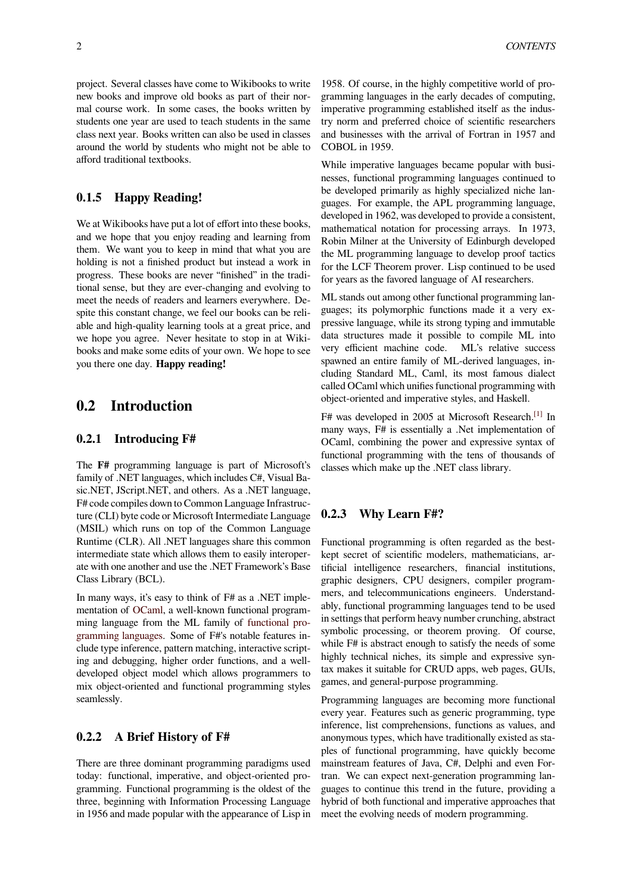project. Several classes have come to Wikibooks to write new books and improve old books as part of their normal course work. In some cases, the books written by students one year are used to teach students in the same class next year. Books written can also be used in classes around the world by students who might not be able to afford traditional textbooks.

### 0.1.5 Happy Reading!

We at Wikibooks have put a lot of effort into these books, and we hope that you enjoy reading and learning from them. We want you to keep in mind that what you are holding is not a finished product but instead a work in progress. These books are never "finished" in the traditional sense, but they are ever-changing and evolving to meet the needs of readers and learners everywhere. Despite this constant change, we feel our books can be reliable and high-quality learning tools at a great price, and we hope you agree. Never hesitate to stop in at Wikibooks and make some edits of your own. We hope to see you there one day. **Happy reading!**

## 0.2 Introduction

### 0.2.1 Introducing F#

The **F#** programming language is part of Microsoft's family of .NET languages, which includes C#, Visual Basic.NET, JScript.NET, and others. As a .NET language, F# code compiles down to Common Language Infrastructure (CLI) byte code or Microsoft Intermediate Language (MSIL) which runs on top of the Common Language Runtime (CLR). All .NET languages share this common intermediate state which allows them to easily interoperate with one another and use the .NET Framework's Base Class Library (BCL).

In many ways, it's easy to think of F# as a .NET implementation of OCaml, a well-known functional programming language from the ML family of functional programming languages. Some of F#'s notable features include type inference, pattern matching, interactive scripting and debugging, higher order functions, and a well-developed object model which allows programmers to mix object-oriented and functional programming styles seamlessly.

### 0.2.2 A Brief History of F#

There are three dominant programming paradigms used today: functional, imperative, and object-oriented programming. Functional programming is the oldest of the three, beginning with Information Processing Language in 1956 and made popular with the appearance of Lisp in 1958. Of course, in the highly competitive world of programming languages in the early decades of computing, imperative programming established itself as the industry norm and preferred choice of scientific researchers and businesses with the arrival of Fortran in 1957 and COBOL in 1959.

While imperative languages became popular with businesses, functional programming languages continued to be developed primarily as highly specialized niche languages. For example, the APL programming language, developed in 1962, was developed to provide a consistent, mathematical notation for processing arrays. In 1973, Robin Milner at the University of Edinburgh developed the ML programming language to develop proof tactics for the LCF Theorem prover. Lisp continued to be used for years as the favored language of AI researchers.

ML stands out among other functional programming languages; its polymorphic functions made it a very expressive language, while its strong typing and immutable data structures made it possible to compile ML into very efficient machine code. ML's relative success spawned an entire family of ML-derived languages, including Standard ML, Caml, its most famous dialect called OCaml which unifies functional programming with object-oriented and imperative styles, and Haskell.

F# was developed in 2005 at Microsoft Research.[1] In many ways, F# is essentially a .Net implementation of OCaml, combining the power and expressive syntax of functional programming with the tens of thousands of classes which make up the .NET class library.

### 0.2.3 Why Learn F#?

Functional programming is often regarded as the best-kept secret of scientific modelers, mathematicians, artificial intelligence researchers, financial institutions, graphic designers, CPU designers, compiler programmers, and telecommunications engineers. Understandably, functional programming languages tend to be used in settings that perform heavy number crunching, abstract symbolic processing, or theorem proving. Of course, while F# is abstract enough to satisfy the needs of some highly technical niches, its simple and expressive syntax makes it suitable for CRUD apps, web pages, GUIs, games, and general-purpose programming.

Programming languages are becoming more functional every year. Features such as generic programming, type inference, list comprehensions, functions as values, and anonymous types, which have traditionally existed as staples of functional programming, have quickly become mainstream features of Java, C#, Delphi and even Fortran. We can expect next-generation programming languages to continue this trend in the future, providing a hybrid of both functional and imperative approaches that meet the evolving needs of modern programming.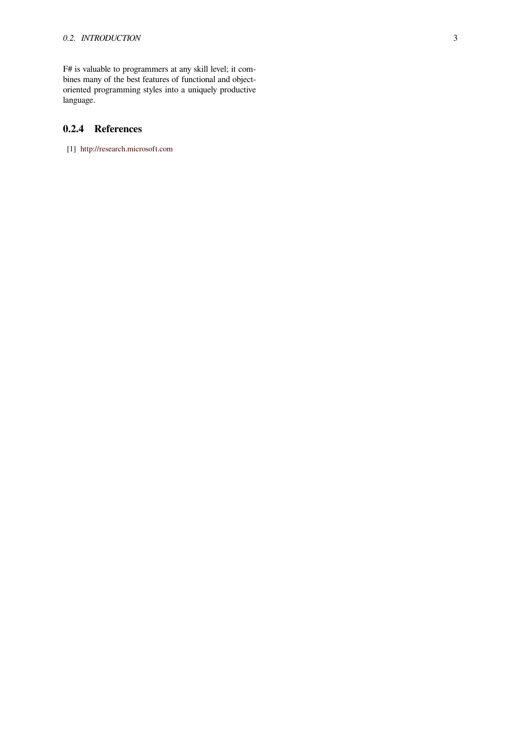F# is valuable to programmers at any skill level; it combines many of the best features of functional and object-oriented programming styles into a uniquely productive language.

### 0.2.4 References

[1] http://research.microsoft.com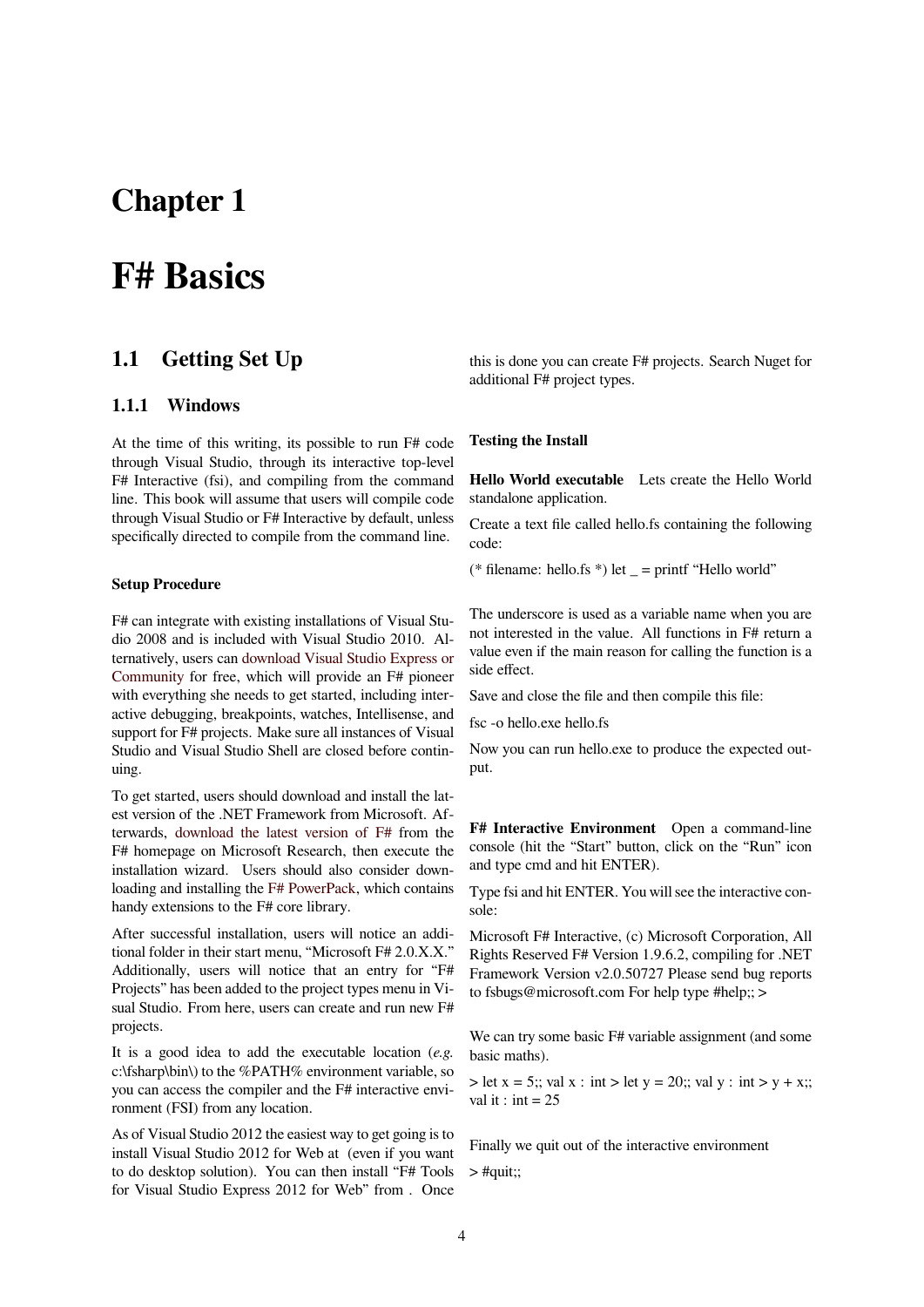# Chapter 1

# F# Basics

## 1.1 Getting Set Up

### 1.1.1 Windows

At the time of this writing, its possible to run F# code through Visual Studio, through its interactive top-level F# Interactive (fsi), and compiling from the command line. This book will assume that users will compile code through Visual Studio or F# Interactive by default, unless specifically directed to compile from the command line.

#### Setup Procedure

F# can integrate with existing installations of Visual Studio 2008 and is included with Visual Studio 2010. Alternatively, users can download Visual Studio Express or Community for free, which will provide an F# pioneer with everything she needs to get started, including interactive debugging, breakpoints, watches, Intellisense, and support for F# projects. Make sure all instances of Visual Studio and Visual Studio Shell are closed before continuing.

To get started, users should download and install the latest version of the .NET Framework from Microsoft. Afterwards, download the latest version of F# from the F# homepage on Microsoft Research, then execute the installation wizard. Users should also consider downloading and installing the F# PowerPack, which contains handy extensions to the F# core library.

After successful installation, users will notice an additional folder in their start menu, "Microsoft F# 2.0.X.X." Additionally, users will notice that an entry for "F# Projects" has been added to the project types menu in Visual Studio. From here, users can create and run new F# projects.

It is a good idea to add the executable location (*e.g.* c:\fsharp\bin\) to the %PATH% environment variable, so you can access the compiler and the F# interactive environment (FSI) from any location.

As of Visual Studio 2012 the easiest way to get going is to install Visual Studio 2012 for Web at (even if you want to do desktop solution). You can then install "F# Tools for Visual Studio Express 2012 for Web" from . Once this is done you can create F# projects. Search Nuget for additional F# project types.

#### Testing the Install

**Hello World executable** Lets create the Hello World standalone application.

Create a text file called hello.fs containing the following code:

```
(* filename: hello.fs *) let _ = printf "Hello world"
```

The underscore is used as a variable name when you are not interested in the value. All functions in F# return a value even if the main reason for calling the function is a side effect.

Save and close the file and then compile this file:

```
fsc -o hello.exe hello.fs
```

Now you can run hello.exe to produce the expected output.

**F# Interactive Environment** Open a command-line console (hit the "Start" button, click on the "Run" icon and type cmd and hit ENTER).

Type fsi and hit ENTER. You will see the interactive console:

```
Microsoft F# Interactive, (c) Microsoft Corporation, All Rights Reserved F# Version 1.9.6.2, compiling for .NET Framework Version v2.0.50727 Please send bug reports to fsbugs@microsoft.com For help type #help;; >
```

We can try some basic F# variable assignment (and some basic maths).

```
> let x = 5;; val x : int > let y = 20;; val y : int > y + x;; val it : int = 25
```

Finally we quit out of the interactive environment

```
> #quit;;
```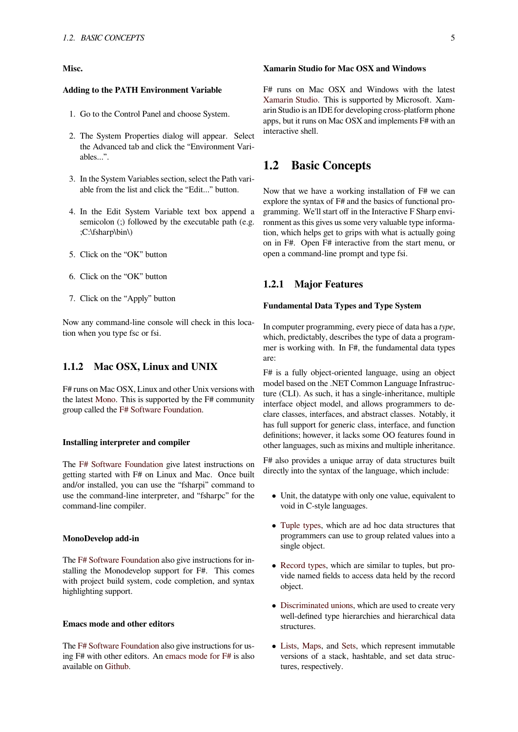#### Misc.

#### Adding to the PATH Environment Variable

1. Go to the Control Panel and choose System.
2. The System Properties dialog will appear. Select the Advanced tab and click the "Environment Variables...".
3. In the System Variables section, select the Path variable from the list and click the "Edit..." button.
4. In the Edit System Variable text box append a semicolon (;) followed by the executable path (e.g. ;C:\fsharp\bin\)
5. Click on the "OK" button
6. Click on the "OK" button
7. Click on the "Apply" button

Now any command-line console will check in this location when you type fsc or fsi.

### 1.1.2 Mac OSX, Linux and UNIX

F# runs on Mac OSX, Linux and other Unix versions with the latest Mono. This is supported by the F# community group called the F# Software Foundation.

#### Installing interpreter and compiler

The F# Software Foundation give latest instructions on getting started with F# on Linux and Mac. Once built and/or installed, you can use the "fsharpi" command to use the command-line interpreter, and "fsharpc" for the command-line compiler.

#### MonoDevelop add-in

The F# Software Foundation also give instructions for installing the Monodevelop support for F#. This comes with project build system, code completion, and syntax highlighting support.

#### Emacs mode and other editors

The F# Software Foundation also give instructions for using F# with other editors. An emacs mode for F# is also available on Github.

#### Xamarin Studio for Mac OSX and Windows

F# runs on Mac OSX and Windows with the latest Xamarin Studio. This is supported by Microsoft. Xamarin Studio is an IDE for developing cross-platform phone apps, but it runs on Mac OSX and implements F# with an interactive shell.

## 1.2 Basic Concepts

Now that we have a working installation of F# we can explore the syntax of F# and the basics of functional programming. We'll start off in the Interactive F Sharp environment as this gives us some very valuable type information, which helps get to grips with what is actually going on in F#. Open F# interactive from the start menu, or open a command-line prompt and type fsi.

### 1.2.1 Major Features

#### Fundamental Data Types and Type System

In computer programming, every piece of data has a *type*, which, predictably, describes the type of data a programmer is working with. In F#, the fundamental data types are:

F# is a fully object-oriented language, using an object model based on the .NET Common Language Infrastructure (CLI). As such, it has a single-inheritance, multiple interface object model, and allows programmers to declare classes, interfaces, and abstract classes. Notably, it has full support for generic class, interface, and function definitions; however, it lacks some OO features found in other languages, such as mixins and multiple inheritance.

F# also provides a unique array of data structures built directly into the syntax of the language, which include:

- Unit, the datatype with only one value, equivalent to void in C-style languages.
- Tuple types, which are ad hoc data structures that programmers can use to group related values into a single object.
- Record types, which are similar to tuples, but provide named fields to access data held by the record object.
- Discriminated unions, which are used to create very well-defined type hierarchies and hierarchical data structures.
- Lists, Maps, and Sets, which represent immutable versions of a stack, hashtable, and set data structures, respectively.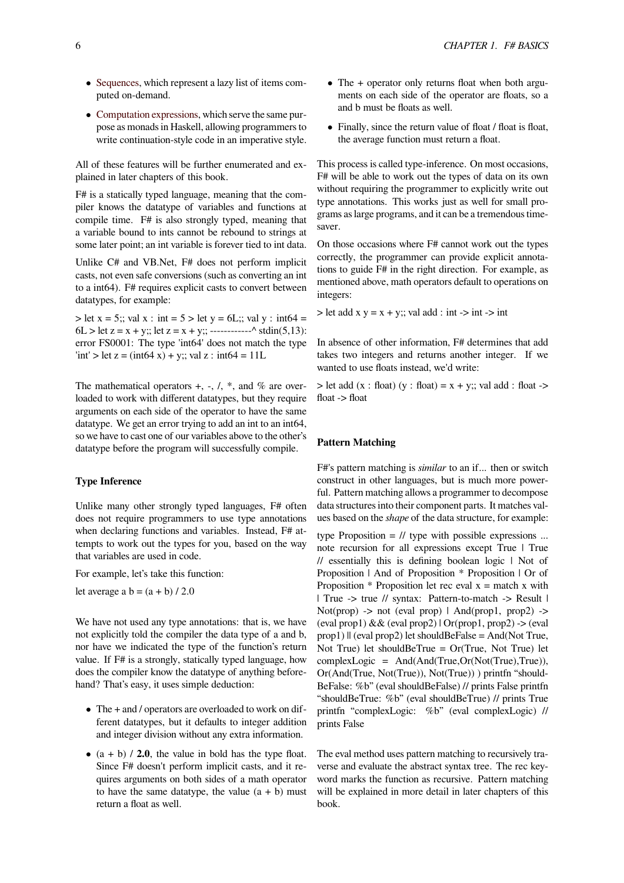- Sequences, which represent a lazy list of items computed on-demand.
- Computation expressions, which serve the same purpose as monads in Haskell, allowing programmers to write continuation-style code in an imperative style.

All of these features will be further enumerated and explained in later chapters of this book.

F# is a statically typed language, meaning that the compiler knows the datatype of variables and functions at compile time. F# is also strongly typed, meaning that a variable bound to ints cannot be rebound to strings at some later point; an int variable is forever tied to int data.

Unlike C# and VB.Net, F# does not perform implicit casts, not even safe conversions (such as converting an int to a int64). F# requires explicit casts to convert between datatypes, for example:

> let x = 5;; val x : int = 5 > let y = 6L;; val y : int64 = 6L > let z = x + y;; let z = x + y;; ------------^ stdin(5,13): error FS0001: The type 'int64' does not match the type 'int' > let z = (int64 x) + y;; val z : int64 = 11L

The mathematical operators +, -, /, *, and % are overloaded to work with different datatypes, but they require arguments on each side of the operator to have the same datatype. We get an error trying to add an int to an int64, so we have to cast one of our variables above to the other's datatype before the program will successfully compile.

#### Type Inference

Unlike many other strongly typed languages, F# often does not require programmers to use type annotations when declaring functions and variables. Instead, F# attempts to work out the types for you, based on the way that variables are used in code.

For example, let's take this function:

let average a b = (a + b) / 2.0

We have not used any type annotations: that is, we have not explicitly told the compiler the data type of a and b, nor have we indicated the type of the function's return value. If F# is a strongly, statically typed language, how does the compiler know the datatype of anything beforehand? That's easy, it uses simple deduction:

- The + and / operators are overloaded to work on different datatypes, but it defaults to integer addition and integer division without any extra information.
- (a + b) / **2.0**, the value in bold has the type float. Since F# doesn't perform implicit casts, and it requires arguments on both sides of a math operator to have the same datatype, the value (a + b) must return a float as well.
- The + operator only returns float when both arguments on each side of the operator are floats, so a and b must be floats as well.
- Finally, since the return value of float / float is float, the average function must return a float.

This process is called type-inference. On most occasions, F# will be able to work out the types of data on its own without requiring the programmer to explicitly write out type annotations. This works just as well for small programs as large programs, and it can be a tremendous time-saver.

On those occasions where F# cannot work out the types correctly, the programmer can provide explicit annotations to guide F# in the right direction. For example, as mentioned above, math operators default to operations on integers:

> let add x y = x + y;; val add : int -> int -> int

In absence of other information, F# determines that add takes two integers and returns another integer. If we wanted to use floats instead, we'd write:

> let add (x : float) (y : float) = x + y;; val add : float -> float -> float

#### Pattern Matching

F#'s pattern matching is *similar* to an if... then or switch construct in other languages, but is much more powerful. Pattern matching allows a programmer to decompose data structures into their component parts. It matches values based on the *shape* of the data structure, for example:

type Proposition = // type with possible expressions ... note recursion for all expressions except True | True // essentially this is defining boolean logic | Not of Proposition | And of Proposition * Proposition | Or of Proposition * Proposition let rec eval x = match x with | True -> true // syntax: Pattern-to-match -> Result | Not(prop) -> not (eval prop) | And(prop1, prop2) -> (eval prop1) && (eval prop2) | Or(prop1, prop2) -> (eval prop1) || (eval prop2) let shouldBeFalse = And(Not True, Not True) let shouldBeTrue = Or(True, Not True) let complexLogic = And(And(True,Or(Not(True),True)), Or(And(True, Not(True)), Not(True)) ) printfn "shouldBeFalse: %b" (eval shouldBeFalse) // prints False printfn "shouldBeTrue: %b" (eval shouldBeTrue) // prints True printfn "complexLogic: %b" (eval complexLogic) // prints False

The eval method uses pattern matching to recursively traverse and evaluate the abstract syntax tree. The rec keyword marks the function as recursive. Pattern matching will be explained in more detail in later chapters of this book.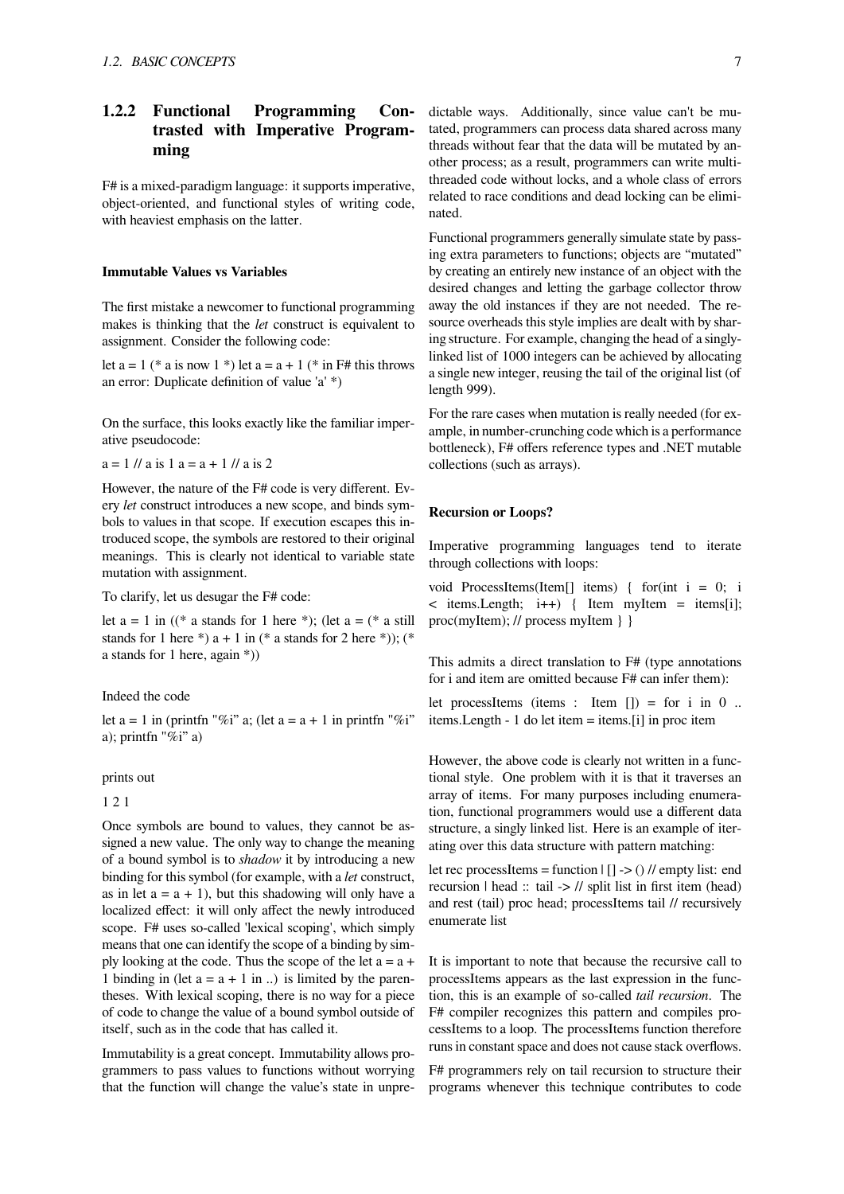### 1.2.2 Functional Programming Contrasted with Imperative Programming

F# is a mixed-paradigm language: it supports imperative, object-oriented, and functional styles of writing code, with heaviest emphasis on the latter.

#### Immutable Values vs Variables

The first mistake a newcomer to functional programming makes is thinking that the *let* construct is equivalent to assignment. Consider the following code:

```
let a = 1 (* a is now 1 *) let a = a + 1 (* in F# this throws an error: Duplicate definition of value 'a' *)
```

On the surface, this looks exactly like the familiar imperative pseudocode:

```
a = 1 // a is 1 a = a + 1 // a is 2
```

However, the nature of the F# code is very different. Every *let* construct introduces a new scope, and binds symbols to values in that scope. If execution escapes this introduced scope, the symbols are restored to their original meanings. This is clearly not identical to variable state mutation with assignment.

To clarify, let us desugar the F# code:

```
let a = 1 in ((* a stands for 1 here *); (let a = (* a still stands for 1 here *) a + 1 in (* a stands for 2 here *)); (* a stands for 1 here, again *))
```

Indeed the code

```
let a = 1 in (printfn "%i" a; (let a = a + 1 in printfn "%i" a); printfn "%i" a)
```

prints out

```
1 2 1
```

Once symbols are bound to values, they cannot be assigned a new value. The only way to change the meaning of a bound symbol is to *shadow* it by introducing a new binding for this symbol (for example, with a *let* construct, as in let a = a + 1), but this shadowing will only have a localized effect: it will only affect the newly introduced scope. F# uses so-called 'lexical scoping', which simply means that one can identify the scope of a binding by simply looking at the code. Thus the scope of the let a = a + 1 binding in (let a = a + 1 in ..) is limited by the parentheses. With lexical scoping, there is no way for a piece of code to change the value of a bound symbol outside of itself, such as in the code that has called it.

Immutability is a great concept. Immutability allows programmers to pass values to functions without worrying that the function will change the value's state in unpredictable ways. Additionally, since value can't be mutated, programmers can process data shared across many threads without fear that the data will be mutated by another process; as a result, programmers can write multithreaded code without locks, and a whole class of errors related to race conditions and dead locking can be eliminated.

Functional programmers generally simulate state by passing extra parameters to functions; objects are "mutated" by creating an entirely new instance of an object with the desired changes and letting the garbage collector throw away the old instances if they are not needed. The resource overheads this style implies are dealt with by sharing structure. For example, changing the head of a singly-linked list of 1000 integers can be achieved by allocating a single new integer, reusing the tail of the original list (of length 999).

For the rare cases when mutation is really needed (for example, in number-crunching code which is a performance bottleneck), F# offers reference types and .NET mutable collections (such as arrays).

#### Recursion or Loops?

Imperative programming languages tend to iterate through collections with loops:

```
void ProcessItems(Item[] items) { for(int i = 0; i < items.Length; i++) { Item myItem = items[i]; proc(myItem); // process myItem } }
```

This admits a direct translation to F# (type annotations for i and item are omitted because F# can infer them):

```
let processItems (items : Item []) = for i in 0 .. items.Length - 1 do let item = items.[i] in proc item
```

However, the above code is clearly not written in a functional style. One problem with it is that it traverses an array of items. For many purposes including enumeration, functional programmers would use a different data structure, a singly linked list. Here is an example of iterating over this data structure with pattern matching:

```
let rec processItems = function | [] -> () // empty list: end recursion | head :: tail -> // split list in first item (head) and rest (tail) proc head; processItems tail // recursively enumerate list
```

It is important to note that because the recursive call to processItems appears as the last expression in the function, this is an example of so-called *tail recursion*. The F# compiler recognizes this pattern and compiles processItems to a loop. The processItems function therefore runs in constant space and does not cause stack overflows.

F# programmers rely on tail recursion to structure their programs whenever this technique contributes to code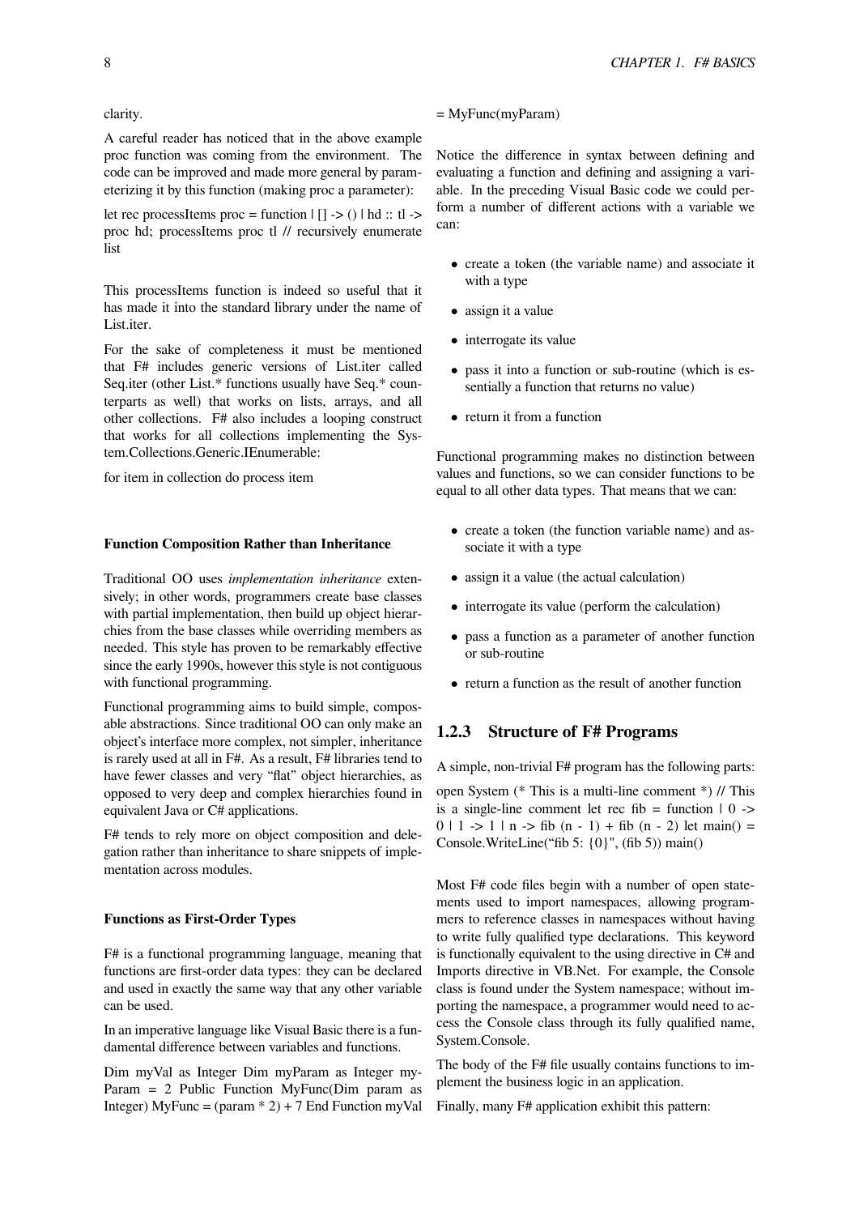clarity.

A careful reader has noticed that in the above example proc function was coming from the environment. The code can be improved and made more general by parameterizing it by this function (making proc a parameter):

let rec processItems proc = function | [] -> () | hd :: tl -> proc hd; processItems proc tl // recursively enumerate list

This processItems function is indeed so useful that it has made it into the standard library under the name of List.iter.

For the sake of completeness it must be mentioned that F# includes generic versions of List.iter called Seq.iter (other List.* functions usually have Seq.* counterparts as well) that works on lists, arrays, and all other collections. F# also includes a looping construct that works for all collections implementing the System.Collections.Generic.IEnumerable:

for item in collection do process item

#### Function Composition Rather than Inheritance

Traditional OO uses *implementation inheritance* extensively; in other words, programmers create base classes with partial implementation, then build up object hierarchies from the base classes while overriding members as needed. This style has proven to be remarkably effective since the early 1990s, however this style is not contiguous with functional programming.

Functional programming aims to build simple, composable abstractions. Since traditional OO can only make an object's interface more complex, not simpler, inheritance is rarely used at all in F#. As a result, F# libraries tend to have fewer classes and very "flat" object hierarchies, as opposed to very deep and complex hierarchies found in equivalent Java or C# applications.

F# tends to rely more on object composition and delegation rather than inheritance to share snippets of implementation across modules.

#### Functions as First-Order Types

F# is a functional programming language, meaning that functions are first-order data types: they can be declared and used in exactly the same way that any other variable can be used.

In an imperative language like Visual Basic there is a fundamental difference between variables and functions.

Dim myVal as Integer Dim myParam as Integer myParam = 2 Public Function MyFunc(Dim param as Integer) MyFunc = (param * 2) + 7 End Function myVal = MyFunc(myParam)

Notice the difference in syntax between defining and evaluating a function and defining and assigning a variable. In the preceding Visual Basic code we could perform a number of different actions with a variable we can:

- create a token (the variable name) and associate it with a type
- assign it a value
- interrogate its value
- pass it into a function or sub-routine (which is essentially a function that returns no value)
- return it from a function

Functional programming makes no distinction between values and functions, so we can consider functions to be equal to all other data types. That means that we can:

- create a token (the function variable name) and associate it with a type
- assign it a value (the actual calculation)
- interrogate its value (perform the calculation)
- pass a function as a parameter of another function or sub-routine
- return a function as the result of another function

### 1.2.3 Structure of F# Programs

A simple, non-trivial F# program has the following parts:

open System (* This is a multi-line comment *) // This is a single-line comment let rec fib = function | 0 -> 0 | 1 -> 1 | n -> fib (n - 1) + fib (n - 2) let main() = Console.WriteLine("fib 5: {0}", (fib 5)) main()

Most F# code files begin with a number of open statements used to import namespaces, allowing programmers to reference classes in namespaces without having to write fully qualified type declarations. This keyword is functionally equivalent to the using directive in C# and Imports directive in VB.Net. For example, the Console class is found under the System namespace; without importing the namespace, a programmer would need to access the Console class through its fully qualified name, System.Console.

The body of the F# file usually contains functions to implement the business logic in an application.

Finally, many F# application exhibit this pattern: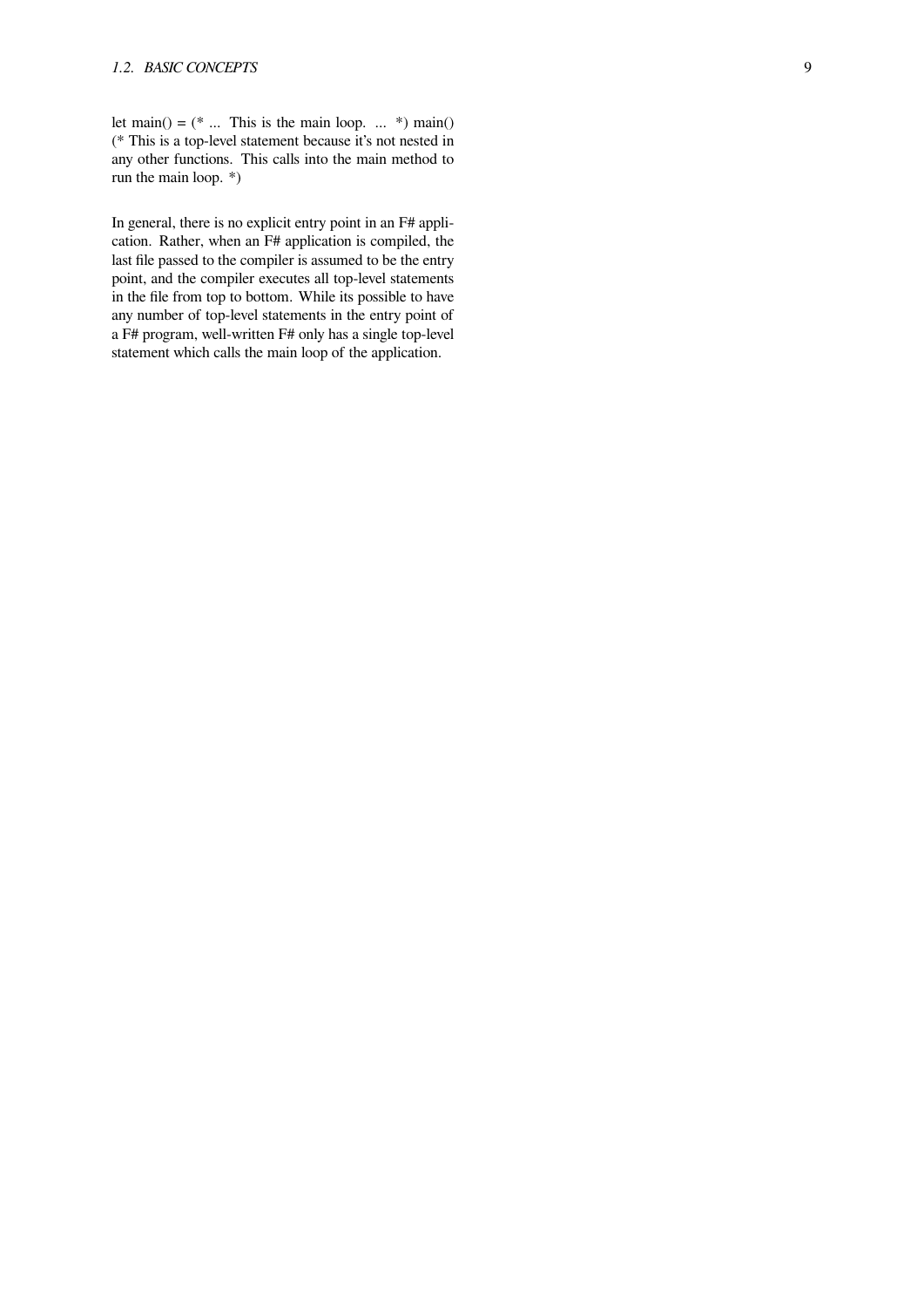let main() = (* ... This is the main loop. ... *) main() (* This is a top-level statement because it's not nested in any other functions. This calls into the main method to run the main loop. *)

In general, there is no explicit entry point in an F# application. Rather, when an F# application is compiled, the last file passed to the compiler is assumed to be the entry point, and the compiler executes all top-level statements in the file from top to bottom. While its possible to have any number of top-level statements in the entry point of a F# program, well-written F# only has a single top-level statement which calls the main loop of the application.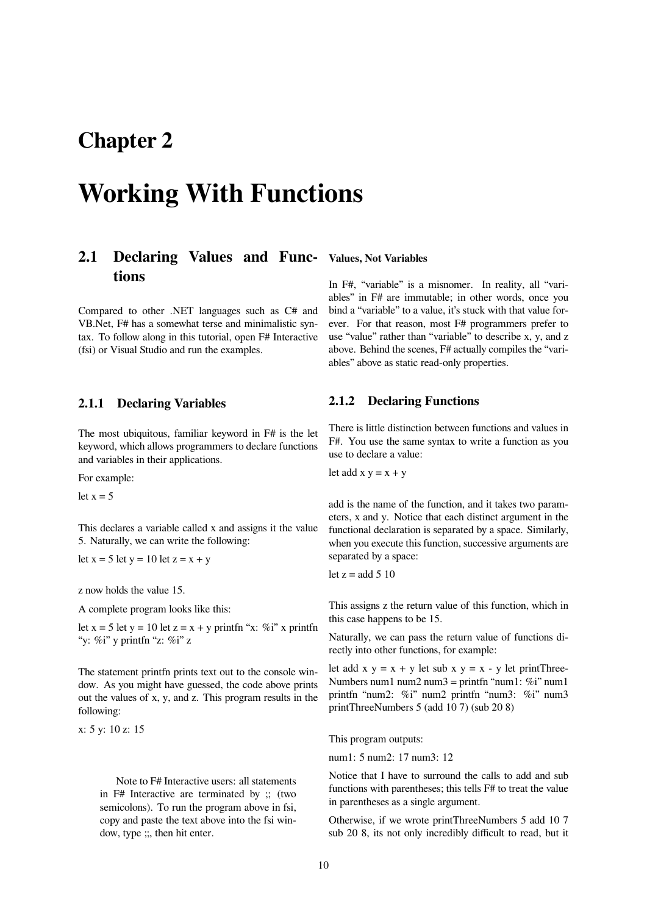# Chapter 2

# Working With Functions

## 2.1 Declaring Values and Functions

Compared to other .NET languages such as C# and VB.Net, F# has a somewhat terse and minimalistic syntax. To follow along in this tutorial, open F# Interactive (fsi) or Visual Studio and run the examples.

### 2.1.1 Declaring Variables

The most ubiquitous, familiar keyword in F# is the let keyword, which allows programmers to declare functions and variables in their applications.

For example:

let x = 5

This declares a variable called x and assigns it the value 5. Naturally, we can write the following:

let x = 5 let y = 10 let z = x + y

z now holds the value 15.

A complete program looks like this:

let x = 5 let y = 10 let z = x + y printfn "x: %i" x printfn "y: %i" y printfn "z: %i" z

The statement printfn prints text out to the console window. As you might have guessed, the code above prints out the values of x, y, and z. This program results in the following:

x: 5 y: 10 z: 15

> Note to F# Interactive users: all statements in F# Interactive are terminated by ;; (two semicolons). To run the program above in fsi, copy and paste the text above into the fsi window, type ;;, then hit enter.

#### Values, Not Variables

In F#, "variable" is a misnomer. In reality, all "variables" in F# are immutable; in other words, once you bind a "variable" to a value, it's stuck with that value forever. For that reason, most F# programmers prefer to use "value" rather than "variable" to describe x, y, and z above. Behind the scenes, F# actually compiles the "variables" above as static read-only properties.

### 2.1.2 Declaring Functions

There is little distinction between functions and values in F#. You use the same syntax to write a function as you use to declare a value:

let add x y = x + y

add is the name of the function, and it takes two parameters, x and y. Notice that each distinct argument in the functional declaration is separated by a space. Similarly, when you execute this function, successive arguments are separated by a space:

let z = add 5 10

This assigns z the return value of this function, which in this case happens to be 15.

Naturally, we can pass the return value of functions directly into other functions, for example:

let add x y = x + y let sub x y = x - y let printThreeNumbers num1 num2 num3 = printfn "num1: %i" num1 printfn "num2: %i" num2 printfn "num3: %i" num3 printThreeNumbers 5 (add 10 7) (sub 20 8)

This program outputs:

num1: 5 num2: 17 num3: 12

Notice that I have to surround the calls to add and sub functions with parentheses; this tells F# to treat the value in parentheses as a single argument.

Otherwise, if we wrote printThreeNumbers 5 add 10 7 sub 20 8, its not only incredibly difficult to read, but it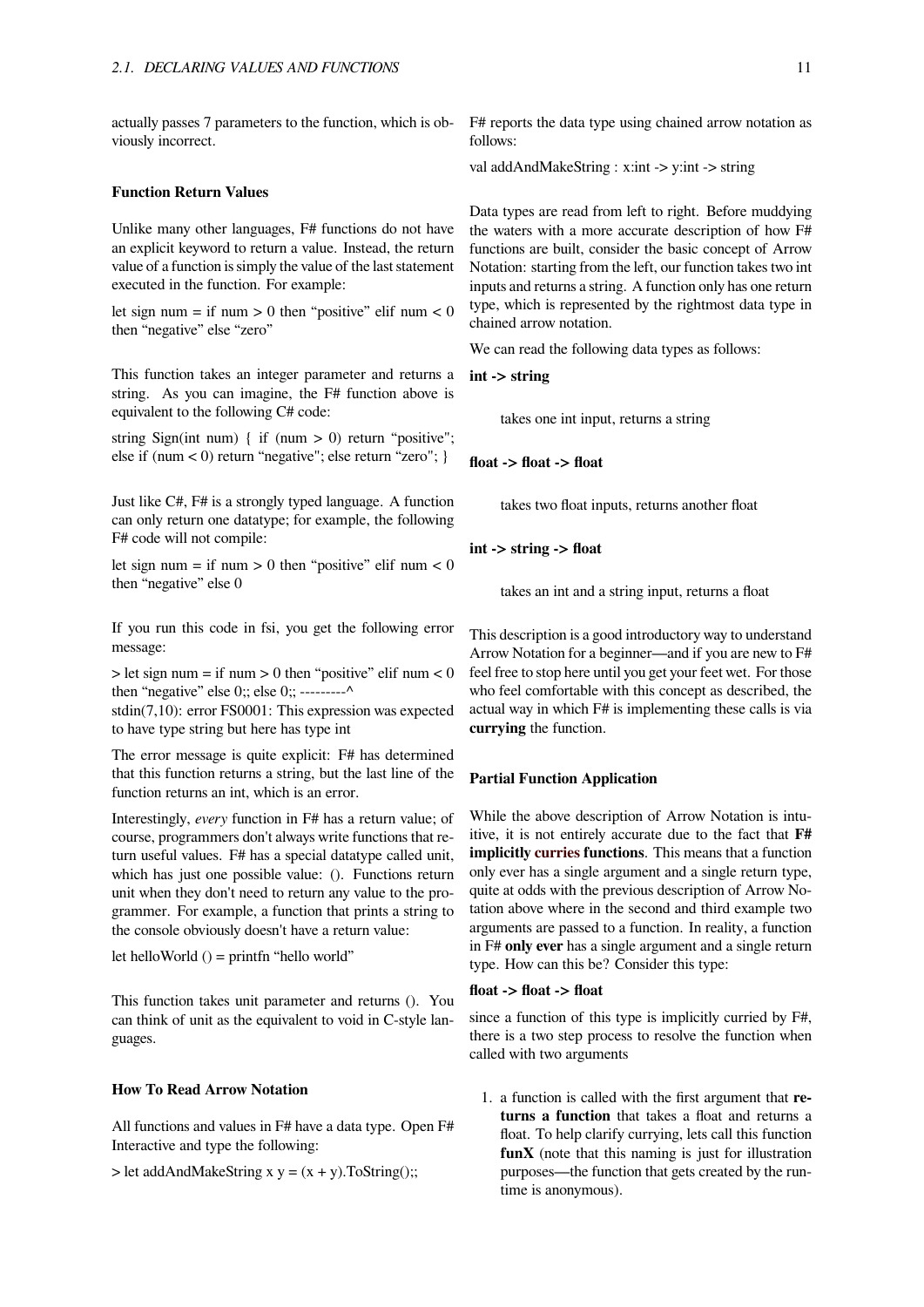actually passes 7 parameters to the function, which is obviously incorrect.

### Function Return Values

Unlike many other languages, F# functions do not have an explicit keyword to return a value. Instead, the return value of a function is simply the value of the last statement executed in the function. For example:

```
let sign num = if num > 0 then "positive" elif num < 0 then "negative" else "zero"
```

This function takes an integer parameter and returns a string. As you can imagine, the F# function above is equivalent to the following C# code:

```
string Sign(int num) { if (num > 0) return "positive"; else if (num < 0) return "negative"; else return "zero"; }
```

Just like C#, F# is a strongly typed language. A function can only return one datatype; for example, the following F# code will not compile:

```
let sign num = if num > 0 then "positive" elif num < 0 then "negative" else 0
```

If you run this code in fsi, you get the following error message:

```
> let sign num = if num > 0 then "positive" elif num < 0 then "negative" else 0;; else 0;; ---------^
stdin(7,10): error FS0001: This expression was expected to have type string but here has type int
```

The error message is quite explicit: F# has determined that this function returns a string, but the last line of the function returns an int, which is an error.

Interestingly, *every* function in F# has a return value; of course, programmers don't always write functions that return useful values. F# has a special datatype called unit, which has just one possible value: (). Functions return unit when they don't need to return any value to the programmer. For example, a function that prints a string to the console obviously doesn't have a return value:

```
let helloWorld () = printfn "hello world"
```

This function takes unit parameter and returns (). You can think of unit as the equivalent to void in C-style languages.

### How To Read Arrow Notation

All functions and values in F# have a data type. Open F# Interactive and type the following:

```
> let addAndMakeString x y = (x + y).ToString();;
```

F# reports the data type using chained arrow notation as follows:

```
val addAndMakeString : x:int -> y:int -> string
```

Data types are read from left to right. Before muddying the waters with a more accurate description of how F# functions are built, consider the basic concept of Arrow Notation: starting from the left, our function takes two int inputs and returns a string. A function only has one return type, which is represented by the rightmost data type in chained arrow notation.

We can read the following data types as follows:

**int -> string**

takes one int input, returns a string

**float -> float -> float**

takes two float inputs, returns another float

**int -> string -> float**

takes an int and a string input, returns a float

This description is a good introductory way to understand Arrow Notation for a beginner—and if you are new to F# feel free to stop here until you get your feet wet. For those who feel comfortable with this concept as described, the actual way in which F# is implementing these calls is via **currying** the function.

### Partial Function Application

While the above description of Arrow Notation is intuitive, it is not entirely accurate due to the fact that **F# implicitly curries functions**. This means that a function only ever has a single argument and a single return type, quite at odds with the previous description of Arrow Notation above where in the second and third example two arguments are passed to a function. In reality, a function in F# **only ever** has a single argument and a single return type. How can this be? Consider this type:

**float -> float -> float**

since a function of this type is implicitly curried by F#, there is a two step process to resolve the function when called with two arguments

1. a function is called with the first argument that **returns a function** that takes a float and returns a float. To help clarify currying, lets call this function **funX** (note that this naming is just for illustration purposes—the function that gets created by the runtime is anonymous).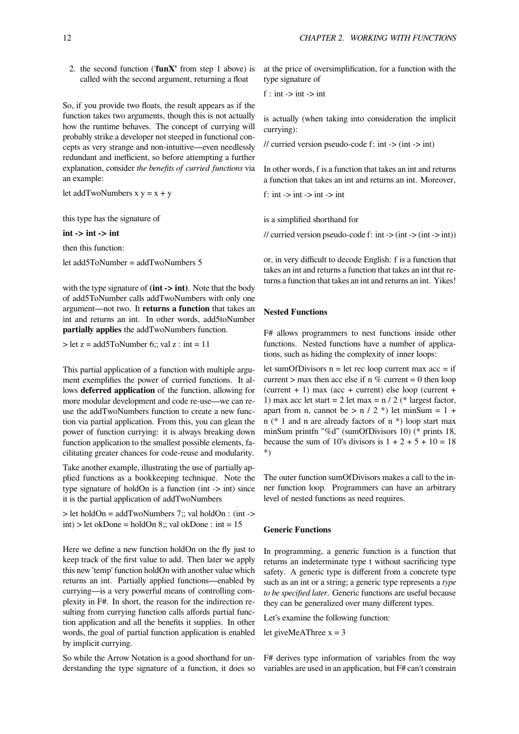2. the second function ('**funX'** from step 1 above) is called with the second argument, returning a float

So, if you provide two floats, the result appears as if the function takes two arguments, though this is not actually how the runtime behaves. The concept of currying will probably strike a developer not steeped in functional concepts as very strange and non-intuitive—even needlessly redundant and inefficient, so before attempting a further explanation, consider *the benefits of curried functions* via an example:

let addTwoNumbers x y = x + y

this type has the signature of

**int -> int -> int**

then this function:

let add5ToNumber = addTwoNumbers 5

with the type signature of **(int -> int)**. Note that the body of add5ToNumber calls addTwoNumbers with only one argument—not two. It **returns a function** that takes an int and returns an int. In other words, add5toNumber **partially applies** the addTwoNumbers function.

> let z = add5ToNumber 6;; val z : int = 11

This partial application of a function with multiple argument exemplifies the power of curried functions. It allows **deferred application** of the function, allowing for more modular development and code re-use—we can re-use the addTwoNumbers function to create a new function via partial application. From this, you can glean the power of function currying: it is always breaking down function application to the smallest possible elements, facilitating greater chances for code-reuse and modularity.

Take another example, illustrating the use of partially applied functions as a bookkeeping technique. Note the type signature of holdOn is a function (int -> int) since it is the partial application of addTwoNumbers

> let holdOn = addTwoNumbers 7;; val holdOn : (int -> int) > let okDone = holdOn 8;; val okDone : int = 15

Here we define a new function holdOn on the fly just to keep track of the first value to add. Then later we apply this new 'temp' function holdOn with another value which returns an int. Partially applied functions—enabled by currying—is a very powerful means of controlling complexity in F#. In short, the reason for the indirection resulting from currying function calls affords partial function application and all the benefits it supplies. In other words, the goal of partial function application is enabled by implicit currying.

So while the Arrow Notation is a good shorthand for understanding the type signature of a function, it does so at the price of oversimplification, for a function with the type signature of

f : int -> int -> int

is actually (when taking into consideration the implicit currying):

// curried version pseudo-code f: int -> (int -> int)

In other words, f is a function that takes an int and returns a function that takes an int and returns an int. Moreover,

f: int -> int -> int -> int

is a simplified shorthand for

// curried version pseudo-code f: int -> (int -> (int -> int))

or, in very difficult to decode English: f is a function that takes an int and returns a function that takes an int that returns a function that takes an int and returns an int. Yikes!

### Nested Functions

F# allows programmers to nest functions inside other functions. Nested functions have a number of applications, such as hiding the complexity of inner loops:

let sumOfDivisors n = let rec loop current max acc = if current > max then acc else if n % current = 0 then loop (current + 1) max (acc + current) else loop (current + 1) max acc let start = 2 let max = n / 2 (* largest factor, apart from n, cannot be > n / 2 *) let minSum = 1 + n (* 1 and n are already factors of n *) loop start max minSum printfn "%d" (sumOfDivisors 10) (* prints 18, because the sum of 10's divisors is 1 + 2 + 5 + 10 = 18 *)

The outer function sumOfDivisors makes a call to the inner function loop. Programmers can have an arbitrary level of nested functions as need requires.

### Generic Functions

In programming, a generic function is a function that returns an indeterminate type t without sacrificing type safety. A generic type is different from a concrete type such as an int or a string; a generic type represents a *type to be specified later*. Generic functions are useful because they can be generalized over many different types.

Let's examine the following function:

let giveMeAThree x = 3

F# derives type information of variables from the way variables are used in an application, but F# can't constrain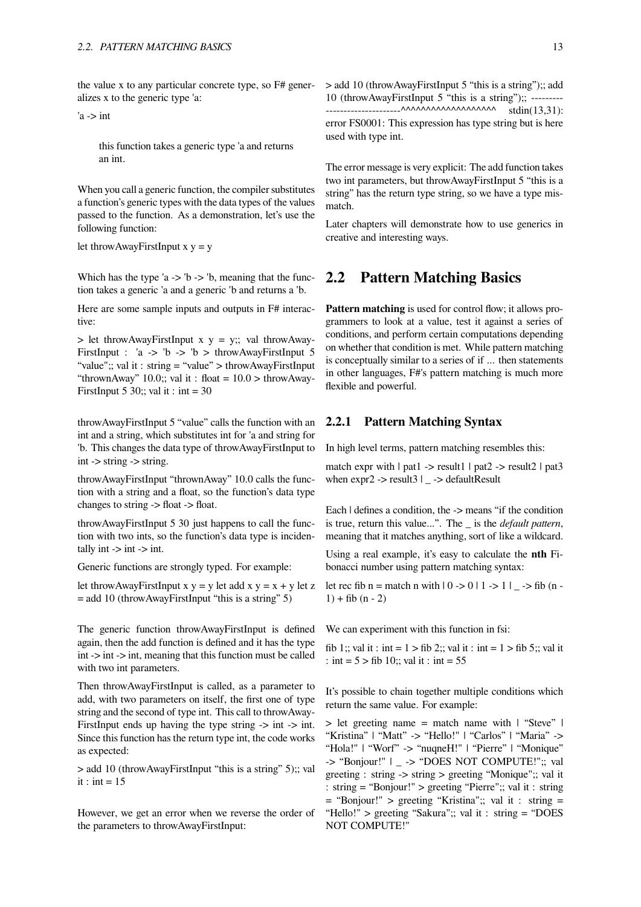the value x to any particular concrete type, so F# generalizes x to the generic type 'a:

'a -> int

> this function takes a generic type 'a and returns an int.

When you call a generic function, the compiler substitutes a function's generic types with the data types of the values passed to the function. As a demonstration, let's use the following function:

let throwAwayFirstInput x y = y

Which has the type 'a -> 'b -> 'b, meaning that the function takes a generic 'a and a generic 'b and returns a 'b.

Here are some sample inputs and outputs in F# interactive:

> let throwAwayFirstInput x y = y;; val throwAwayFirstInput : 'a -> 'b -> 'b > throwAwayFirstInput 5 "value";; val it : string = "value" > throwAwayFirstInput "thrownAway" 10.0;; val it : float = 10.0 > throwAwayFirstInput 5 30;; val it : int = 30

throwAwayFirstInput 5 "value" calls the function with an int and a string, which substitutes int for 'a and string for 'b. This changes the data type of throwAwayFirstInput to int -> string -> string.

throwAwayFirstInput "thrownAway" 10.0 calls the function with a string and a float, so the function's data type changes to string -> float -> float.

throwAwayFirstInput 5 30 just happens to call the function with two ints, so the function's data type is incidentally int -> int -> int.

Generic functions are strongly typed. For example:

let throwAwayFirstInput x y = y let add x y = x + y let z = add 10 (throwAwayFirstInput "this is a string" 5)

The generic function throwAwayFirstInput is defined again, then the add function is defined and it has the type int -> int -> int, meaning that this function must be called with two int parameters.

Then throwAwayFirstInput is called, as a parameter to add, with two parameters on itself, the first one of type string and the second of type int. This call to throwAwayFirstInput ends up having the type string -> int -> int. Since this function has the return type int, the code works as expected:

> add 10 (throwAwayFirstInput "this is a string" 5);; val it : int = 15

However, we get an error when we reverse the order of the parameters to throwAwayFirstInput:

> add 10 (throwAwayFirstInput 5 "this is a string");; add 10 (throwAwayFirstInput 5 "this is a string");; ------------------------------^^^^^^^^^^^^^^^^^^^ stdin(13,31): error FS0001: This expression has type string but is here used with type int.

The error message is very explicit: The add function takes two int parameters, but throwAwayFirstInput 5 "this is a string" has the return type string, so we have a type mismatch.

Later chapters will demonstrate how to use generics in creative and interesting ways.

## 2.2 Pattern Matching Basics

**Pattern matching** is used for control flow; it allows programmers to look at a value, test it against a series of conditions, and perform certain computations depending on whether that condition is met. While pattern matching is conceptually similar to a series of if ... then statements in other languages, F#'s pattern matching is much more flexible and powerful.

### 2.2.1 Pattern Matching Syntax

In high level terms, pattern matching resembles this:

match expr with | pat1 -> result1 | pat2 -> result2 | pat3 when expr2 -> result3 | _ -> defaultResult

Each | defines a condition, the -> means "if the condition is true, return this value...". The _ is the *default pattern*, meaning that it matches anything, sort of like a wildcard.

Using a real example, it's easy to calculate the **nth** Fibonacci number using pattern matching syntax:

let rec fib n = match n with | 0 -> 0 | 1 -> 1 | _ -> fib (n - 1) + fib (n - 2)

We can experiment with this function in fsi:

fib 1;; val it : int = 1 > fib 2;; val it : int = 1 > fib 5;; val it : int = 5 > fib 10;; val it : int = 55

It's possible to chain together multiple conditions which return the same value. For example:

> let greeting name = match name with | "Steve" | "Kristina" | "Matt" -> "Hello!" | "Carlos" | "Maria" -> "Hola!" | "Worf" -> "nuqneH!" | "Pierre" | "Monique" -> "Bonjour!" | _ -> "DOES NOT COMPUTE!";; val greeting : string -> string > greeting "Monique";; val it : string = "Bonjour!" > greeting "Pierre";; val it : string = "Bonjour!" > greeting "Kristina";; val it : string = "Hello!" > greeting "Sakura";; val it : string = "DOES NOT COMPUTE!"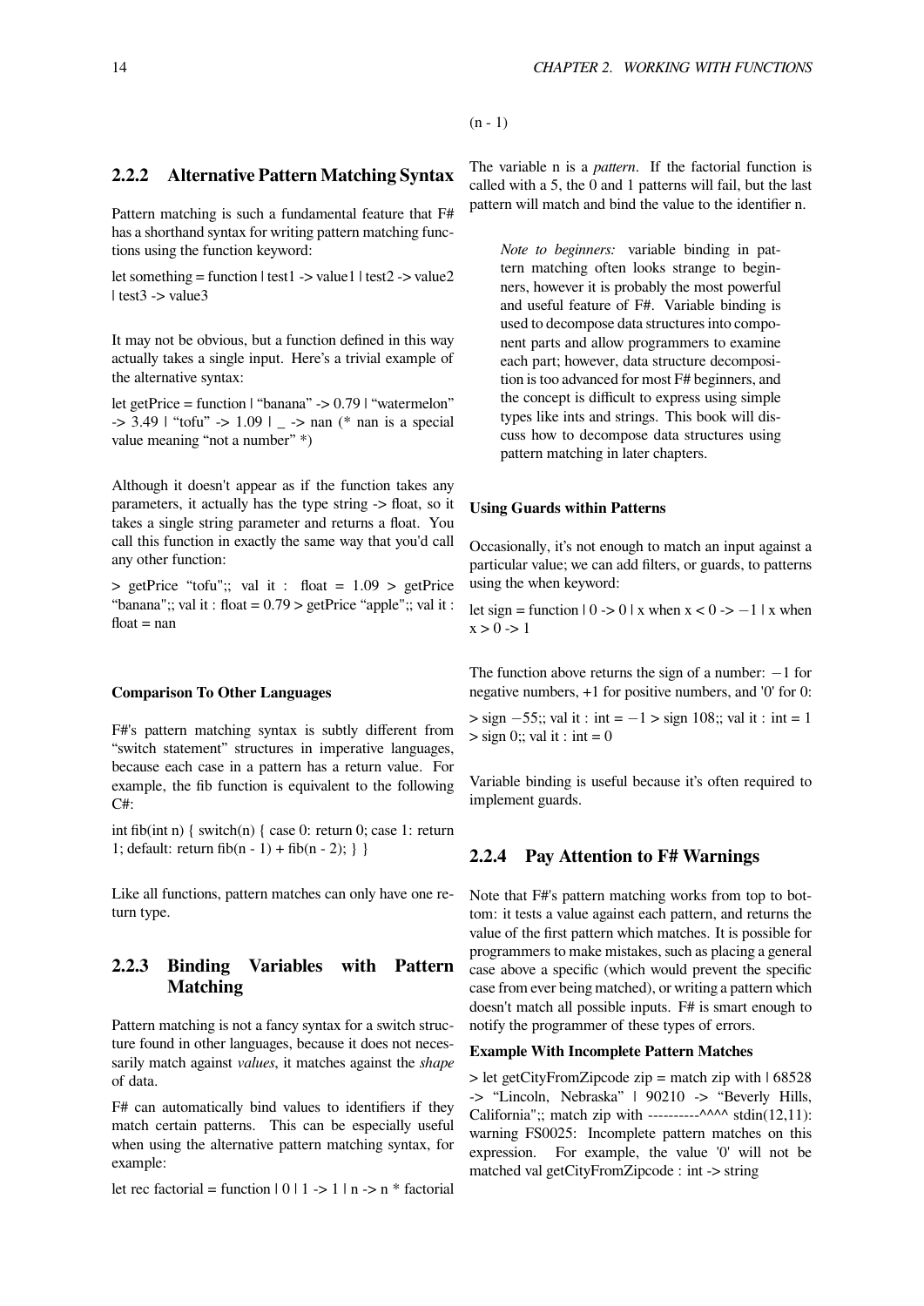### 2.2.2 Alternative Pattern Matching Syntax

Pattern matching is such a fundamental feature that F# has a shorthand syntax for writing pattern matching functions using the function keyword:

let something = function | test1 -> value1 | test2 -> value2 | test3 -> value3

It may not be obvious, but a function defined in this way actually takes a single input. Here's a trivial example of the alternative syntax:

let getPrice = function | "banana" -> 0.79 | "watermelon" -> 3.49 | "tofu" -> 1.09 | _ -> nan (* nan is a special value meaning "not a number" *)

Although it doesn't appear as if the function takes any parameters, it actually has the type string -> float, so it takes a single string parameter and returns a float. You call this function in exactly the same way that you'd call any other function:

> getPrice "tofu";; val it : float = 1.09 > getPrice "banana";; val it : float = 0.79 > getPrice "apple";; val it : float = nan

#### Comparison To Other Languages

F#'s pattern matching syntax is subtly different from "switch statement" structures in imperative languages, because each case in a pattern has a return value. For example, the fib function is equivalent to the following C#:

int fib(int n) { switch(n) { case 0: return 0; case 1: return 1; default: return fib(n - 1) + fib(n - 2); } }

Like all functions, pattern matches can only have one return type.

### 2.2.3 Binding Variables with Pattern Matching

Pattern matching is not a fancy syntax for a switch structure found in other languages, because it does not necessarily match against *values*, it matches against the *shape* of data.

F# can automatically bind values to identifiers if they match certain patterns. This can be especially useful when using the alternative pattern matching syntax, for example:

let rec factorial = function | 0 | 1 -> 1 | n -> n * factorial (n - 1)

The variable n is a *pattern*. If the factorial function is called with a 5, the 0 and 1 patterns will fail, but the last pattern will match and bind the value to the identifier n.

> *Note to beginners:* variable binding in pattern matching often looks strange to beginners, however it is probably the most powerful and useful feature of F#. Variable binding is used to decompose data structures into component parts and allow programmers to examine each part; however, data structure decomposition is too advanced for most F# beginners, and the concept is difficult to express using simple types like ints and strings. This book will discuss how to decompose data structures using pattern matching in later chapters.

#### Using Guards within Patterns

Occasionally, it's not enough to match an input against a particular value; we can add filters, or guards, to patterns using the when keyword:

let sign = function | 0 -> 0 | x when x < 0 -> −1 | x when x > 0 -> 1

The function above returns the sign of a number: −1 for negative numbers, +1 for positive numbers, and '0' for 0:

> sign −55;; val it : int = −1 > sign 108;; val it : int = 1 > sign 0;; val it : int = 0

Variable binding is useful because it's often required to implement guards.

### 2.2.4 Pay Attention to F# Warnings

Note that F#'s pattern matching works from top to bottom: it tests a value against each pattern, and returns the value of the first pattern which matches. It is possible for programmers to make mistakes, such as placing a general case above a specific (which would prevent the specific case from ever being matched), or writing a pattern which doesn't match all possible inputs. F# is smart enough to notify the programmer of these types of errors.

#### Example With Incomplete Pattern Matches

> let getCityFromZipcode zip = match zip with | 68528 -> "Lincoln, Nebraska" | 90210 -> "Beverly Hills, California";; match zip with ----------^^^^ stdin(12,11): warning FS0025: Incomplete pattern matches on this expression. For example, the value '0' will not be matched val getCityFromZipcode : int -> string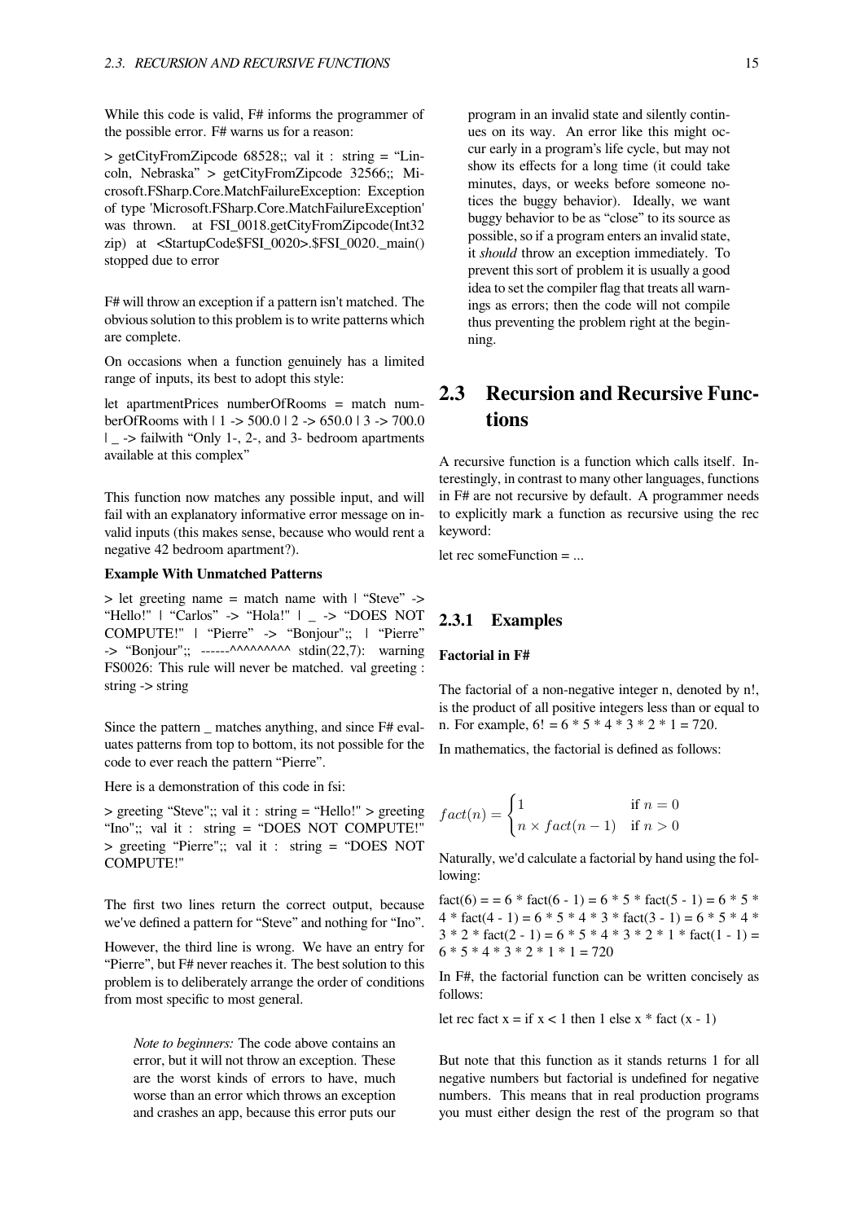While this code is valid, F# informs the programmer of the possible error. F# warns us for a reason:

> getCityFromZipcode 68528;; val it : string = “Lincoln, Nebraska” > getCityFromZipcode 32566;; Microsoft.FSharp.Core.MatchFailureException: Exception of type 'Microsoft.FSharp.Core.MatchFailureException' was thrown. at FSI_0018.getCityFromZipcode(Int32 zip) at <StartupCode$FSI_0020>.$FSI_0020._main() stopped due to error

F# will throw an exception if a pattern isn't matched. The obvious solution to this problem is to write patterns which are complete.

On occasions when a function genuinely has a limited range of inputs, its best to adopt this style:

let apartmentPrices numberOfRooms = match numberOfRooms with | 1 -> 500.0 | 2 -> 650.0 | 3 -> 700.0 | _ -> failwith “Only 1-, 2-, and 3- bedroom apartments available at this complex”

This function now matches any possible input, and will fail with an explanatory informative error message on invalid inputs (this makes sense, because who would rent a negative 42 bedroom apartment?).

**Example With Unmatched Patterns**

> let greeting name = match name with | “Steve” -> “Hello!" | “Carlos” -> “Hola!" | _ -> “DOES NOT COMPUTE!" | “Pierre” -> “Bonjour";; | “Pierre” -> “Bonjour";; ------^^^^^^^^^ stdin(22,7): warning FS0026: This rule will never be matched. val greeting : string -> string

Since the pattern _ matches anything, and since F# evaluates patterns from top to bottom, its not possible for the code to ever reach the pattern “Pierre”.

Here is a demonstration of this code in fsi:

> greeting “Steve";; val it : string = “Hello!" > greeting “Ino";; val it : string = “DOES NOT COMPUTE!" > greeting “Pierre";; val it : string = “DOES NOT COMPUTE!"

The first two lines return the correct output, because we've defined a pattern for “Steve” and nothing for “Ino”.

However, the third line is wrong. We have an entry for “Pierre”, but F# never reaches it. The best solution to this problem is to deliberately arrange the order of conditions from most specific to most general.

> *Note to beginners:* The code above contains an error, but it will not throw an exception. These are the worst kinds of errors to have, much worse than an error which throws an exception and crashes an app, because this error puts our program in an invalid state and silently continues on its way. An error like this might occur early in a program's life cycle, but may not show its effects for a long time (it could take minutes, days, or weeks before someone notices the buggy behavior). Ideally, we want buggy behavior to be as “close” to its source as possible, so if a program enters an invalid state, it *should* throw an exception immediately. To prevent this sort of problem it is usually a good idea to set the compiler flag that treats all warnings as errors; then the code will not compile thus preventing the problem right at the beginning.

## 2.3 Recursion and Recursive Functions

A recursive function is a function which calls itself. Interestingly, in contrast to many other languages, functions in F# are not recursive by default. A programmer needs to explicitly mark a function as recursive using the rec keyword:

let rec someFunction = ...

### 2.3.1 Examples

**Factorial in F#**

The factorial of a non-negative integer n, denoted by n!, is the product of all positive integers less than or equal to n. For example, 6! = 6 * 5 * 4 * 3 * 2 * 1 = 720.

In mathematics, the factorial is defined as follows:

$$fact(n) = \begin{cases} 1 & \text{if } n = 0 \\ n \times fact(n-1) & \text{if } n > 0 \end{cases}$$

Naturally, we'd calculate a factorial by hand using the following:

fact(6) = = 6 * fact(6 - 1) = 6 * 5 * fact(5 - 1) = 6 * 5 * 4 * fact(4 - 1) = 6 * 5 * 4 * 3 * fact(3 - 1) = 6 * 5 * 4 * 3 * 2 * fact(2 - 1) = 6 * 5 * 4 * 3 * 2 * 1 * fact(1 - 1) = 6 * 5 * 4 * 3 * 2 * 1 * 1 = 720

In F#, the factorial function can be written concisely as follows:

let rec fact x = if x < 1 then 1 else x * fact (x - 1)

But note that this function as it stands returns 1 for all negative numbers but factorial is undefined for negative numbers. This means that in real production programs you must either design the rest of the program so that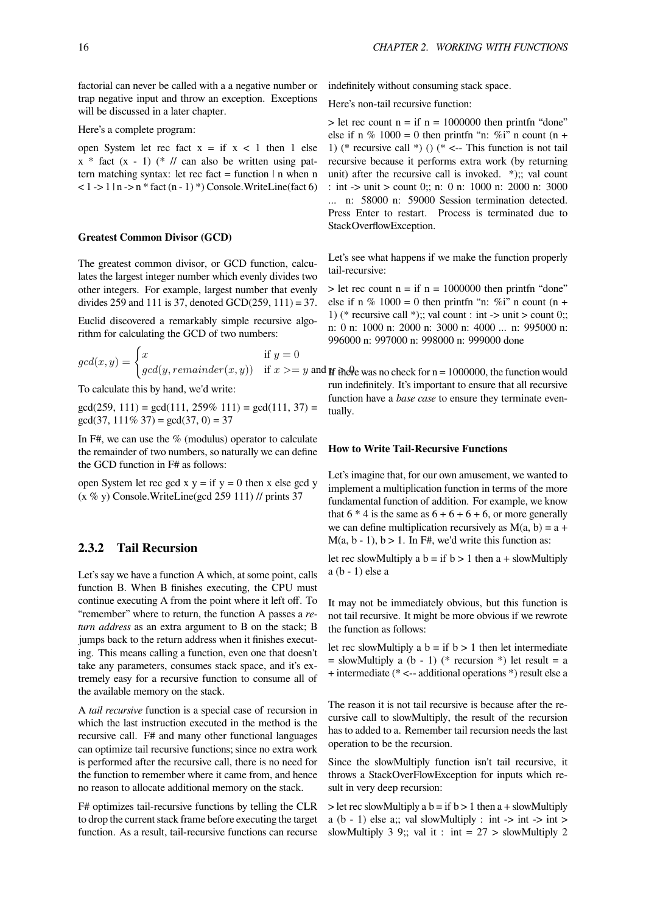factorial can never be called with a a negative number or trap negative input and throw an exception. Exceptions will be discussed in a later chapter.

Here's a complete program:

open System let rec fact x = if x < 1 then 1 else x * fact (x - 1) (* // can also be written using pattern matching syntax: let rec fact = function | n when n < 1 -> 1 | n -> n * fact (n - 1) *) Console.WriteLine(fact 6)

#### Greatest Common Divisor (GCD)

The greatest common divisor, or GCD function, calculates the largest integer number which evenly divides two other integers. For example, largest number that evenly divides 259 and 111 is 37, denoted GCD(259, 111) = 37.

Euclid discovered a remarkably simple recursive algorithm for calculating the GCD of two numbers:

$$gcd(x, y) = \begin{cases} x & \text{if } y = 0 \\ gcd(y, remainder(x, y)) & \text{if } x >= y \text{ and } y > 0 \end{cases}$$

To calculate this by hand, we'd write:

gcd(259, 111) = gcd(111, 259% 111) = gcd(111, 37) = gcd(37, 111% 37) = gcd(37, 0) = 37

In F#, we can use the % (modulus) operator to calculate the remainder of two numbers, so naturally we can define the GCD function in F# as follows:

open System let rec gcd x y = if y = 0 then x else gcd y (x % y) Console.WriteLine(gcd 259 111) // prints 37

### 2.3.2 Tail Recursion

Let's say we have a function A which, at some point, calls function B. When B finishes executing, the CPU must continue executing A from the point where it left off. To "remember" where to return, the function A passes a *return address* as an extra argument to B on the stack; B jumps back to the return address when it finishes executing. This means calling a function, even one that doesn't take any parameters, consumes stack space, and it's extremely easy for a recursive function to consume all of the available memory on the stack.

A *tail recursive* function is a special case of recursion in which the last instruction executed in the method is the recursive call. F# and many other functional languages can optimize tail recursive functions; since no extra work is performed after the recursive call, there is no need for the function to remember where it came from, and hence no reason to allocate additional memory on the stack.

F# optimizes tail-recursive functions by telling the CLR to drop the current stack frame before executing the target function. As a result, tail-recursive functions can recurse indefinitely without consuming stack space.

Here's non-tail recursive function:

> let rec count n = if n = 1000000 then printfn "done" else if n % 1000 = 0 then printfn "n: %i" n count (n + 1) (* recursive call *) () (* <-- This function is not tail recursive because it performs extra work (by returning unit) after the recursive call is invoked. *);; val count : int -> unit > count 0;; n: 0 n: 1000 n: 2000 n: 3000 ... n: 58000 n: 59000 Session termination detected. Press Enter to restart. Process is terminated due to StackOverflowException.

Let's see what happens if we make the function properly tail-recursive:

> let rec count n = if n = 1000000 then printfn "done" else if n % 1000 = 0 then printfn "n: %i" n count (n + 1) (* recursive call *);; val count : int -> unit > count 0;; n: 0 n: 1000 n: 2000 n: 3000 n: 4000 ... n: 995000 n: 996000 n: 997000 n: 998000 n: 999000 done

If there was no check for n = 1000000, the function would run indefinitely. It's important to ensure that all recursive function have a *base case* to ensure they terminate eventually.

#### How to Write Tail-Recursive Functions

Let's imagine that, for our own amusement, we wanted to implement a multiplication function in terms of the more fundamental function of addition. For example, we know that 6 * 4 is the same as 6 + 6 + 6 + 6, or more generally we can define multiplication recursively as M(a, b) = a + M(a, b - 1), b > 1. In F#, we'd write this function as:

let rec slowMultiply a b = if b > 1 then a + slowMultiply a (b - 1) else a

It may not be immediately obvious, but this function is not tail recursive. It might be more obvious if we rewrote the function as follows:

let rec slowMultiply a b = if b > 1 then let intermediate = slowMultiply a (b - 1) (* recursion *) let result = a + intermediate (* <-- additional operations *) result else a

The reason it is not tail recursive is because after the recursive call to slowMultiply, the result of the recursion has to added to a. Remember tail recursion needs the last operation to be the recursion.

Since the slowMultiply function isn't tail recursive, it throws a StackOverFlowException for inputs which result in very deep recursion:

> let rec slowMultiply a b = if b > 1 then a + slowMultiply a (b - 1) else a;; val slowMultiply : int -> int -> int > slowMultiply 3 9;; val it : int = 27 > slowMultiply 2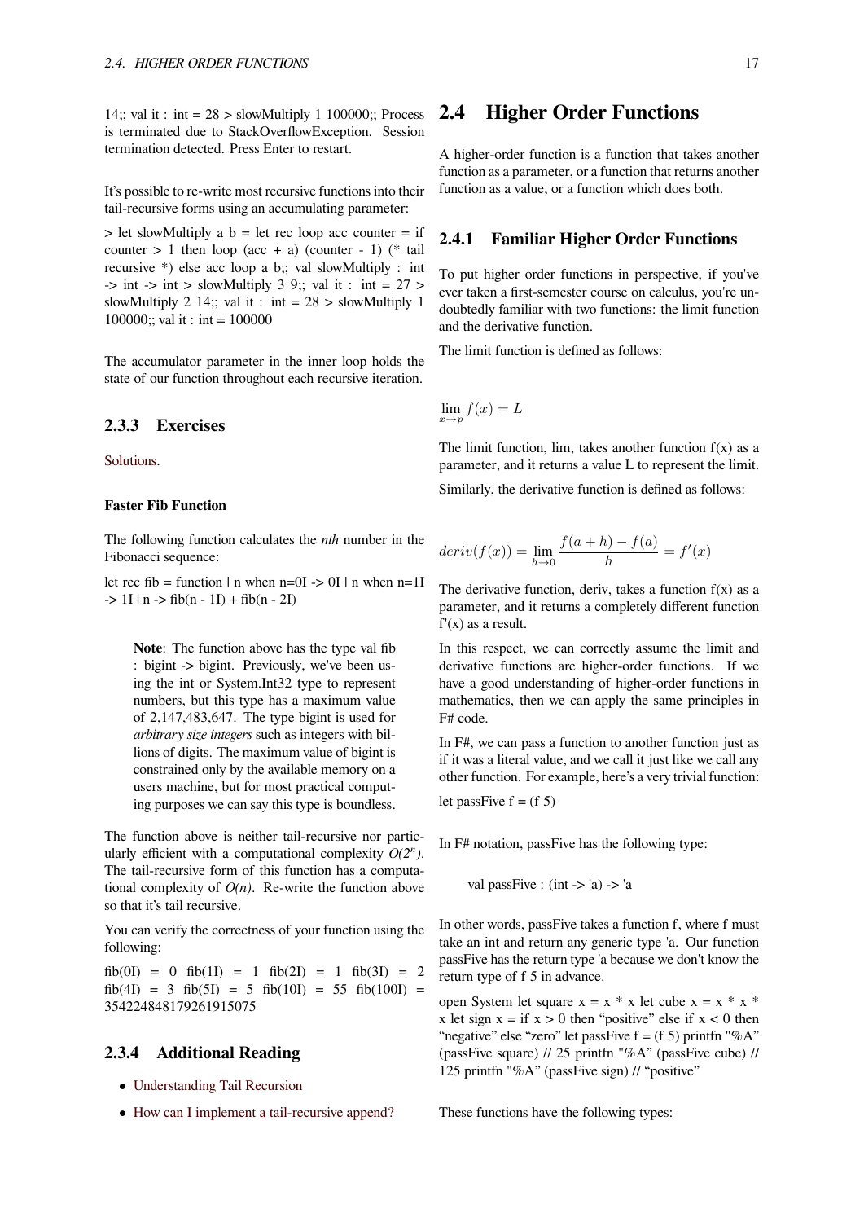14;; val it : int = 28 > slowMultiply 1 100000;; Process is terminated due to StackOverflowException. Session termination detected. Press Enter to restart.

It's possible to re-write most recursive functions into their tail-recursive forms using an accumulating parameter:

> let slowMultiply a b = let rec loop acc counter = if counter > 1 then loop (acc + a) (counter - 1) (* tail recursive *) else acc loop a b;; val slowMultiply : int -> int -> int > slowMultiply 3 9;; val it : int = 27 > slowMultiply 2 14;; val it : int = 28 > slowMultiply 1 100000;; val it : int = 100000

The accumulator parameter in the inner loop holds the state of our function throughout each recursive iteration.

### 2.3.3 Exercises

Solutions.

#### Faster Fib Function

The following function calculates the *nth* number in the Fibonacci sequence:

let rec fib = function | n when n=0I -> 0I | n when n=1I -> 1I | n -> fib(n - 1I) + fib(n - 2I)

> **Note**: The function above has the type val fib : bigint -> bigint. Previously, we've been using the int or System.Int32 type to represent numbers, but this type has a maximum value of 2,147,483,647. The type bigint is used for *arbitrary size integers* such as integers with billions of digits. The maximum value of bigint is constrained only by the available memory on a users machine, but for most practical computing purposes we can say this type is boundless.

The function above is neither tail-recursive nor particularly efficient with a computational complexity $O(2^n)$. The tail-recursive form of this function has a computational complexity of $O(n)$. Re-write the function above so that it's tail recursive.

You can verify the correctness of your function using the following:

fib(0I) = 0 fib(1I) = 1 fib(2I) = 1 fib(3I) = 2 fib(4I) = 3 fib(5I) = 5 fib(10I) = 55 fib(100I) = 354224848179261915075

### 2.3.4 Additional Reading

- Understanding Tail Recursion
- How can I implement a tail-recursive append?

## 2.4 Higher Order Functions

A higher-order function is a function that takes another function as a parameter, or a function that returns another function as a value, or a function which does both.

### 2.4.1 Familiar Higher Order Functions

To put higher order functions in perspective, if you've ever taken a first-semester course on calculus, you're undoubtedly familiar with two functions: the limit function and the derivative function.

The limit function is defined as follows:

$$\lim_{x \to p} f(x) = L$$

The limit function, lim, takes another function f(x) as a parameter, and it returns a value L to represent the limit.

Similarly, the derivative function is defined as follows:

$$deriv(f(x)) = \lim_{h \to 0} \frac{f(a+h) - f(a)}{h} = f'(x)$$

The derivative function, deriv, takes a function f(x) as a parameter, and it returns a completely different function f'(x) as a result.

In this respect, we can correctly assume the limit and derivative functions are higher-order functions. If we have a good understanding of higher-order functions in mathematics, then we can apply the same principles in F# code.

In F#, we can pass a function to another function just as if it was a literal value, and we call it just like we call any other function. For example, here's a very trivial function:

let passFive f = (f 5)

In F# notation, passFive has the following type:

> val passFive : (int -> 'a) -> 'a

In other words, passFive takes a function f, where f must take an int and return any generic type 'a. Our function passFive has the return type 'a because we don't know the return type of f 5 in advance.

open System let square x = x * x let cube x = x * x * x let sign x = if x > 0 then “positive” else if x < 0 then “negative” else “zero” let passFive f = (f 5) printfn "%A" (passFive square) // 25 printfn "%A" (passFive cube) // 125 printfn "%A" (passFive sign) // “positive”

These functions have the following types: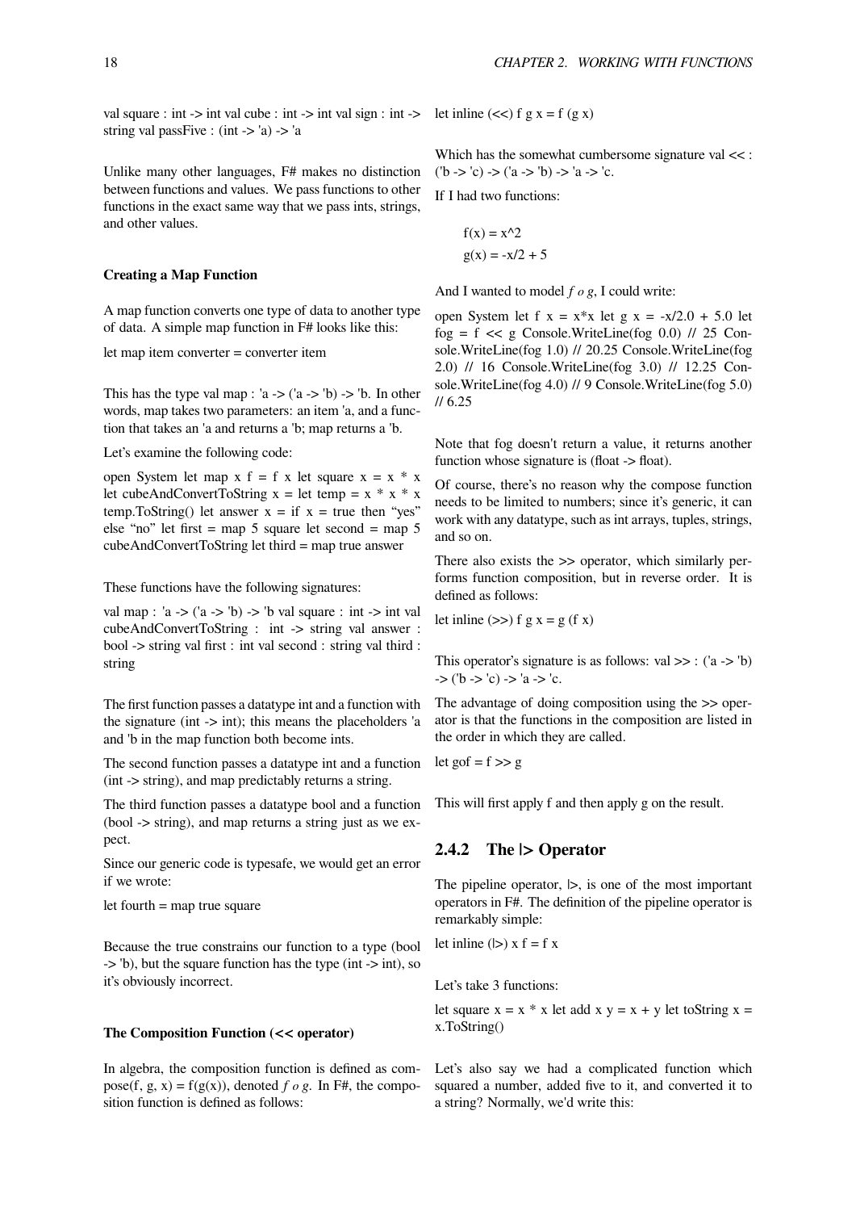```
val square : int -> int val cube : int -> int val sign : int -> string val passFive : (int -> 'a) -> 'a
```

Unlike many other languages, F# makes no distinction between functions and values. We pass functions to other functions in the exact same way that we pass ints, strings, and other values.

#### Creating a Map Function

A map function converts one type of data to another type of data. A simple map function in F# looks like this:

```
let map item converter = converter item
```

This has the type val map : 'a -> ('a -> 'b) -> 'b. In other words, map takes two parameters: an item 'a, and a function that takes an 'a and returns a 'b; map returns a 'b.

Let's examine the following code:

```
open System let map x f = f x let square x = x * x let cubeAndConvertToString x = let temp = x * x * x temp.ToString() let answer x = if x = true then "yes" else "no" let first = map 5 square let second = map 5 cubeAndConvertToString let third = map true answer
```

These functions have the following signatures:

```
val map : 'a -> ('a -> 'b) -> 'b val square : int -> int val cubeAndConvertToString : int -> string val answer : bool -> string val first : int val second : string val third : string
```

The first function passes a datatype int and a function with the signature (int -> int); this means the placeholders 'a and 'b in the map function both become ints.

The second function passes a datatype int and a function (int -> string), and map predictably returns a string.

The third function passes a datatype bool and a function (bool -> string), and map returns a string just as we expect.

Since our generic code is typesafe, we would get an error if we wrote:

```
let fourth = map true square
```

Because the true constrains our function to a type (bool -> 'b), but the square function has the type (int -> int), so it's obviously incorrect.

#### The Composition Function (<< operator)

In algebra, the composition function is defined as compose(f, g, x) = f(g(x)), denoted $f \circ g$. In F#, the composition function is defined as follows:

```
let inline (<<) f g x = f (g x)
```

Which has the somewhat cumbersome signature val << : ('b -> 'c) -> ('a -> 'b) -> 'a -> 'c.

If I had two functions:

> f(x) = x^2
>
> g(x) = -x/2 + 5

And I wanted to model $f \circ g$, I could write:

```
open System let f x = x*x let g x = -x/2.0 + 5.0 let fog = f << g Console.WriteLine(fog 0.0) // 25 Console.WriteLine(fog 1.0) // 20.25 Console.WriteLine(fog 2.0) // 16 Console.WriteLine(fog 3.0) // 12.25 Console.WriteLine(fog 4.0) // 9 Console.WriteLine(fog 5.0) // 6.25
```

Note that fog doesn't return a value, it returns another function whose signature is (float -> float).

Of course, there's no reason why the compose function needs to be limited to numbers; since it's generic, it can work with any datatype, such as int arrays, tuples, strings, and so on.

There also exists the >> operator, which similarly performs function composition, but in reverse order. It is defined as follows:

```
let inline (>>) f g x = g (f x)
```

This operator's signature is as follows: val >> : ('a -> 'b) -> ('b -> 'c) -> 'a -> 'c.

The advantage of doing composition using the >> operator is that the functions in the composition are listed in the order in which they are called.

```
let gof = f >> g
```

This will first apply f and then apply g on the result.

### 2.4.2 The |> Operator

The pipeline operator, |>, is one of the most important operators in F#. The definition of the pipeline operator is remarkably simple:

```
let inline (|>) x f = f x
```

Let's take 3 functions:

```
let square x = x * x let add x y = x + y let toString x = x.ToString()
```

Let's also say we had a complicated function which squared a number, added five to it, and converted it to a string? Normally, we'd write this: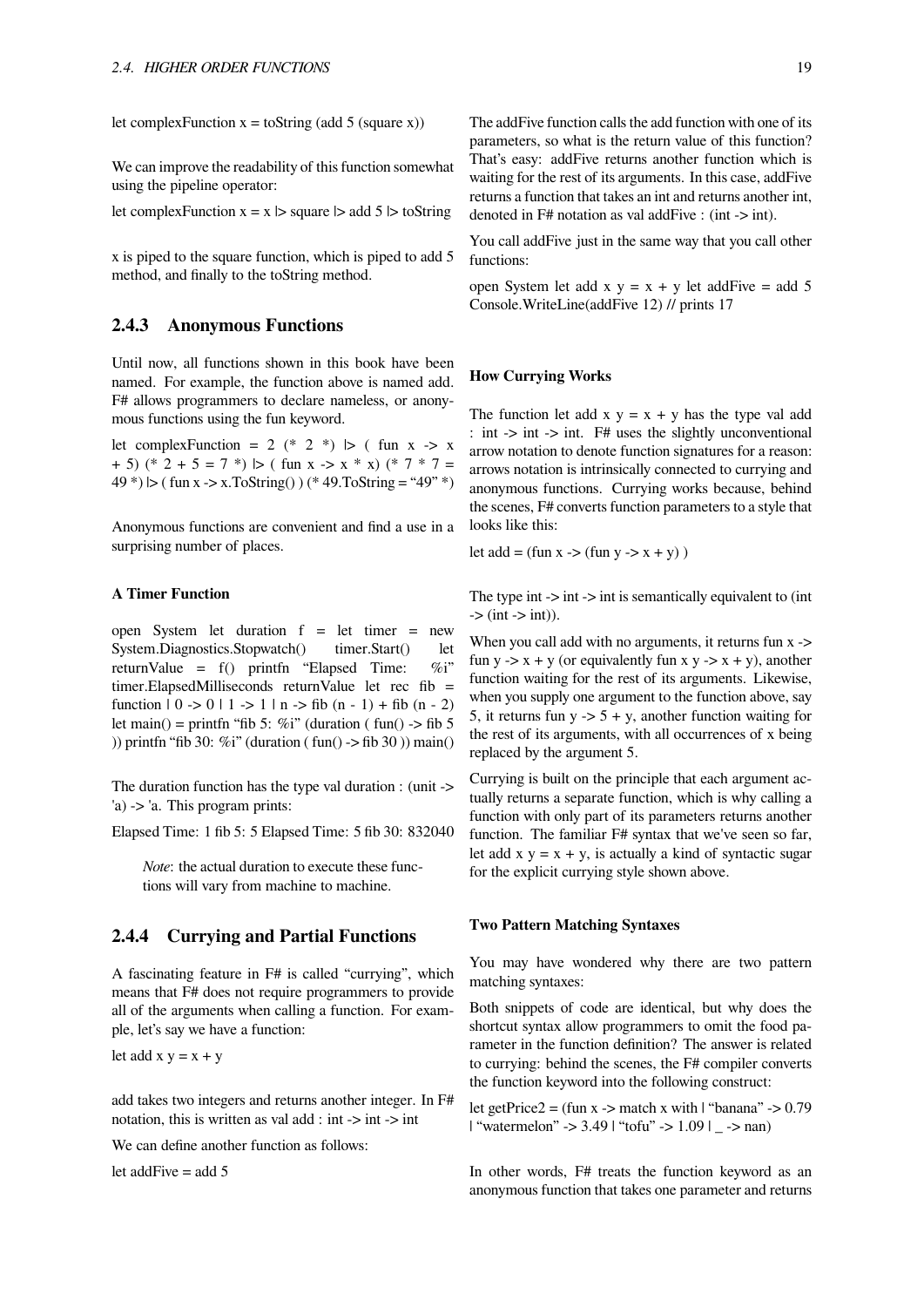```
let complexFunction x = toString (add 5 (square x))
```

We can improve the readability of this function somewhat using the pipeline operator:

```
let complexFunction x = x |> square |> add 5 |> toString
```

x is piped to the square function, which is piped to add 5 method, and finally to the toString method.

### 2.4.3 Anonymous Functions

Until now, all functions shown in this book have been named. For example, the function above is named add. F# allows programmers to declare nameless, or anonymous functions using the fun keyword.

```
let complexFunction = 2 (* 2 *) |> ( fun x -> x + 5) (* 2 + 5 = 7 *) |> ( fun x -> x * x) (* 7 * 7 = 49 *) |> ( fun x -> x.ToString() ) (* 49.ToString = "49" *)
```

Anonymous functions are convenient and find a use in a surprising number of places.

#### A Timer Function

```
open System let duration f = let timer = new System.Diagnostics.Stopwatch() timer.Start() let returnValue = f() printfn "Elapsed Time: %i" timer.ElapsedMilliseconds returnValue let rec fib = function | 0 -> 0 | 1 -> 1 | n -> fib (n - 1) + fib (n - 2) let main() = printfn "fib 5: %i" (duration ( fun() -> fib 5 )) printfn "fib 30: %i" (duration ( fun() -> fib 30 )) main()
```

The duration function has the type val duration : (unit -> 'a) -> 'a. This program prints:

```
Elapsed Time: 1 fib 5: 5 Elapsed Time: 5 fib 30: 832040
```

> *Note*: the actual duration to execute these functions will vary from machine to machine.

### 2.4.4 Currying and Partial Functions

A fascinating feature in F# is called "currying", which means that F# does not require programmers to provide all of the arguments when calling a function. For example, let's say we have a function:

```
let add x y = x + y
```

add takes two integers and returns another integer. In F# notation, this is written as val add : int -> int -> int

We can define another function as follows:

```
let addFive = add 5
```

The addFive function calls the add function with one of its parameters, so what is the return value of this function? That's easy: addFive returns another function which is waiting for the rest of its arguments. In this case, addFive returns a function that takes an int and returns another int, denoted in F# notation as val addFive : (int -> int).

You call addFive just in the same way that you call other functions:

```
open System let add x y = x + y let addFive = add 5 Console.WriteLine(addFive 12) // prints 17
```

#### How Currying Works

The function let add x y = x + y has the type val add : int -> int -> int. F# uses the slightly unconventional arrow notation to denote function signatures for a reason: arrows notation is intrinsically connected to currying and anonymous functions. Currying works because, behind the scenes, F# converts function parameters to a style that looks like this:

```
let add = (fun x -> (fun y -> x + y) )
```

The type int -> int -> int is semantically equivalent to (int -> (int -> int)).

When you call add with no arguments, it returns fun x -> fun y -> x + y (or equivalently fun x y -> x + y), another function waiting for the rest of its arguments. Likewise, when you supply one argument to the function above, say 5, it returns fun y -> 5 + y, another function waiting for the rest of its arguments, with all occurrences of x being replaced by the argument 5.

Currying is built on the principle that each argument actually returns a separate function, which is why calling a function with only part of its parameters returns another function. The familiar F# syntax that we've seen so far, let add x y = x + y, is actually a kind of syntactic sugar for the explicit currying style shown above.

#### Two Pattern Matching Syntaxes

You may have wondered why there are two pattern matching syntaxes:

Both snippets of code are identical, but why does the shortcut syntax allow programmers to omit the food parameter in the function definition? The answer is related to currying: behind the scenes, the F# compiler converts the function keyword into the following construct:

```
let getPrice2 = (fun x -> match x with | "banana" -> 0.79 | "watermelon" -> 3.49 | "tofu" -> 1.09 | _ -> nan)
```

In other words, F# treats the function keyword as an anonymous function that takes one parameter and returns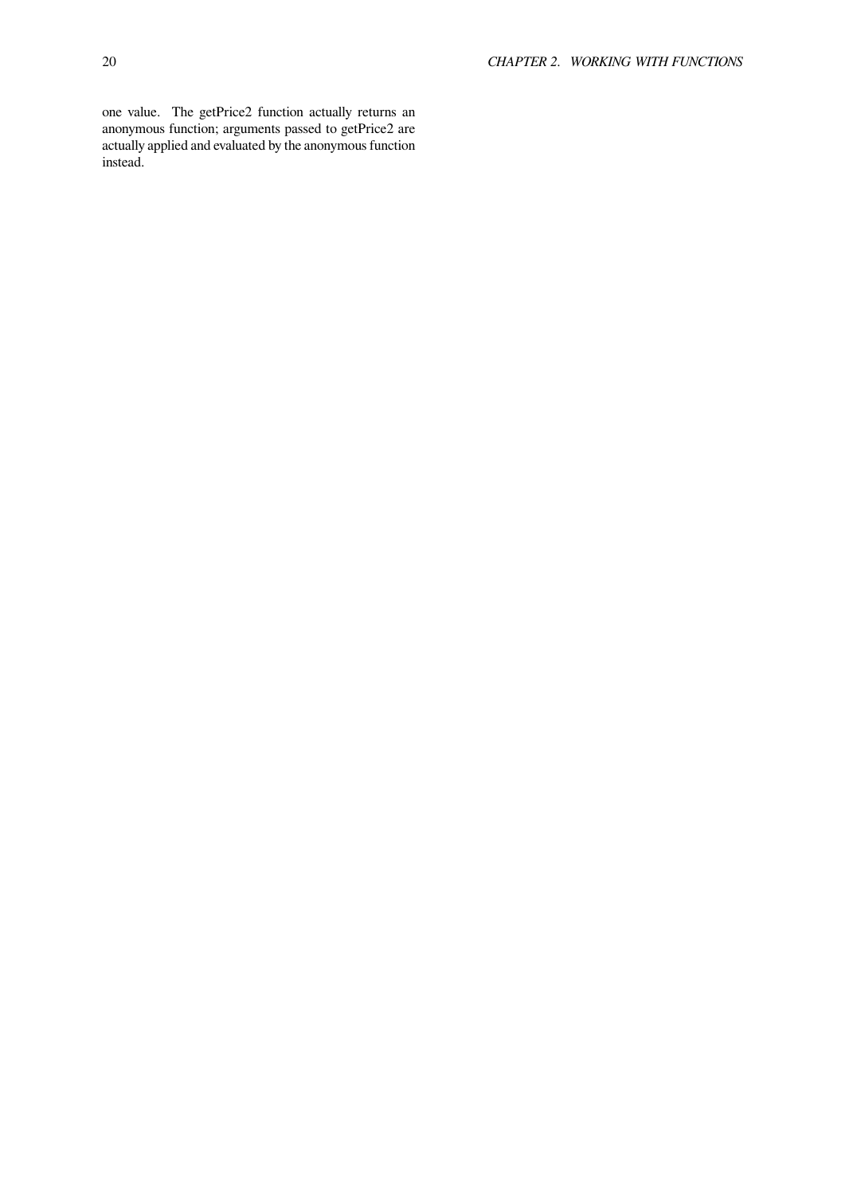one value. The getPrice2 function actually returns an anonymous function; arguments passed to getPrice2 are actually applied and evaluated by the anonymous function instead.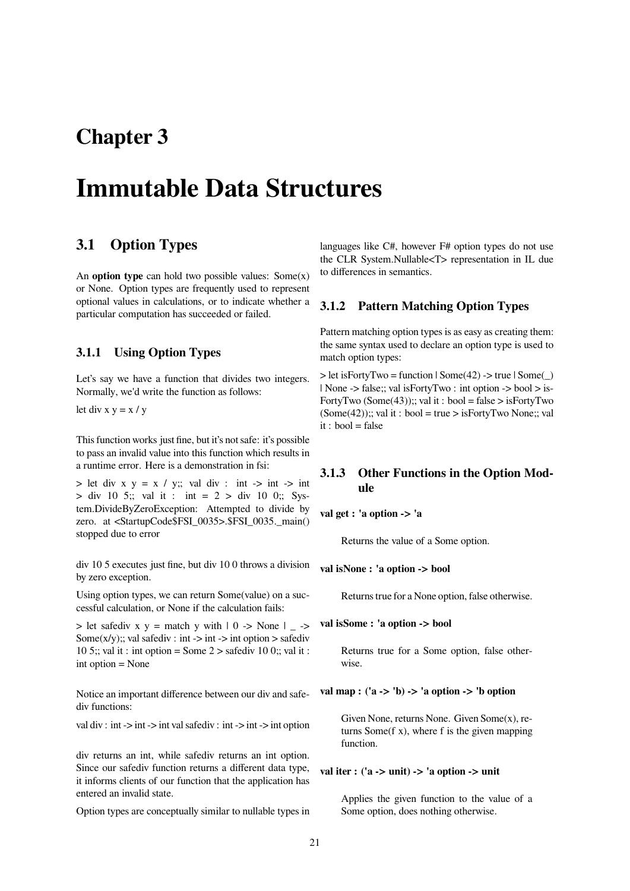# Chapter 3

# Immutable Data Structures

## 3.1 Option Types

An **option type** can hold two possible values: Some(x) or None. Option types are frequently used to represent optional values in calculations, or to indicate whether a particular computation has succeeded or failed.

### 3.1.1 Using Option Types

Let's say we have a function that divides two integers. Normally, we'd write the function as follows:

let div x y = x / y

This function works just fine, but it's not safe: it's possible to pass an invalid value into this function which results in a runtime error. Here is a demonstration in fsi:

> let div x y = x / y;; val div : int -> int -> int > div 10 5;; val it : int = 2 > div 10 0;; System.DivideByZeroException: Attempted to divide by zero. at <StartupCode$FSI_0035>.$FSI_0035._main() stopped due to error

div 10 5 executes just fine, but div 10 0 throws a division by zero exception.

Using option types, we can return Some(value) on a successful calculation, or None if the calculation fails:

> let safediv x y = match y with | 0 -> None | _ -> Some(x/y);; val safediv : int -> int -> int option > safediv 10 5;; val it : int option = Some 2 > safediv 10 0;; val it : int option = None

Notice an important difference between our div and safediv functions:

val div : int -> int -> int val safediv : int -> int -> int option

div returns an int, while safediv returns an int option. Since our safediv function returns a different data type, it informs clients of our function that the application has entered an invalid state.

Option types are conceptually similar to nullable types in languages like C#, however F# option types do not use the CLR System.Nullable<T> representation in IL due to differences in semantics.

### 3.1.2 Pattern Matching Option Types

Pattern matching option types is as easy as creating them: the same syntax used to declare an option type is used to match option types:

> let isFortyTwo = function | Some(42) -> true | Some(_) | None -> false;; val isFortyTwo : int option -> bool > isFortyTwo (Some(43));; val it : bool = false > isFortyTwo (Some(42));; val it : bool = true > isFortyTwo None;; val it : bool = false

### 3.1.3 Other Functions in the Option Module

**val get : 'a option -> 'a**

Returns the value of a Some option.

**val isNone : 'a option -> bool**

Returns true for a None option, false otherwise.

**val isSome : 'a option -> bool**

Returns true for a Some option, false otherwise.

**val map : ('a -> 'b) -> 'a option -> 'b option**

Given None, returns None. Given Some(x), returns Some(f x), where f is the given mapping function.

**val iter : ('a -> unit) -> 'a option -> unit**

Applies the given function to the value of a Some option, does nothing otherwise.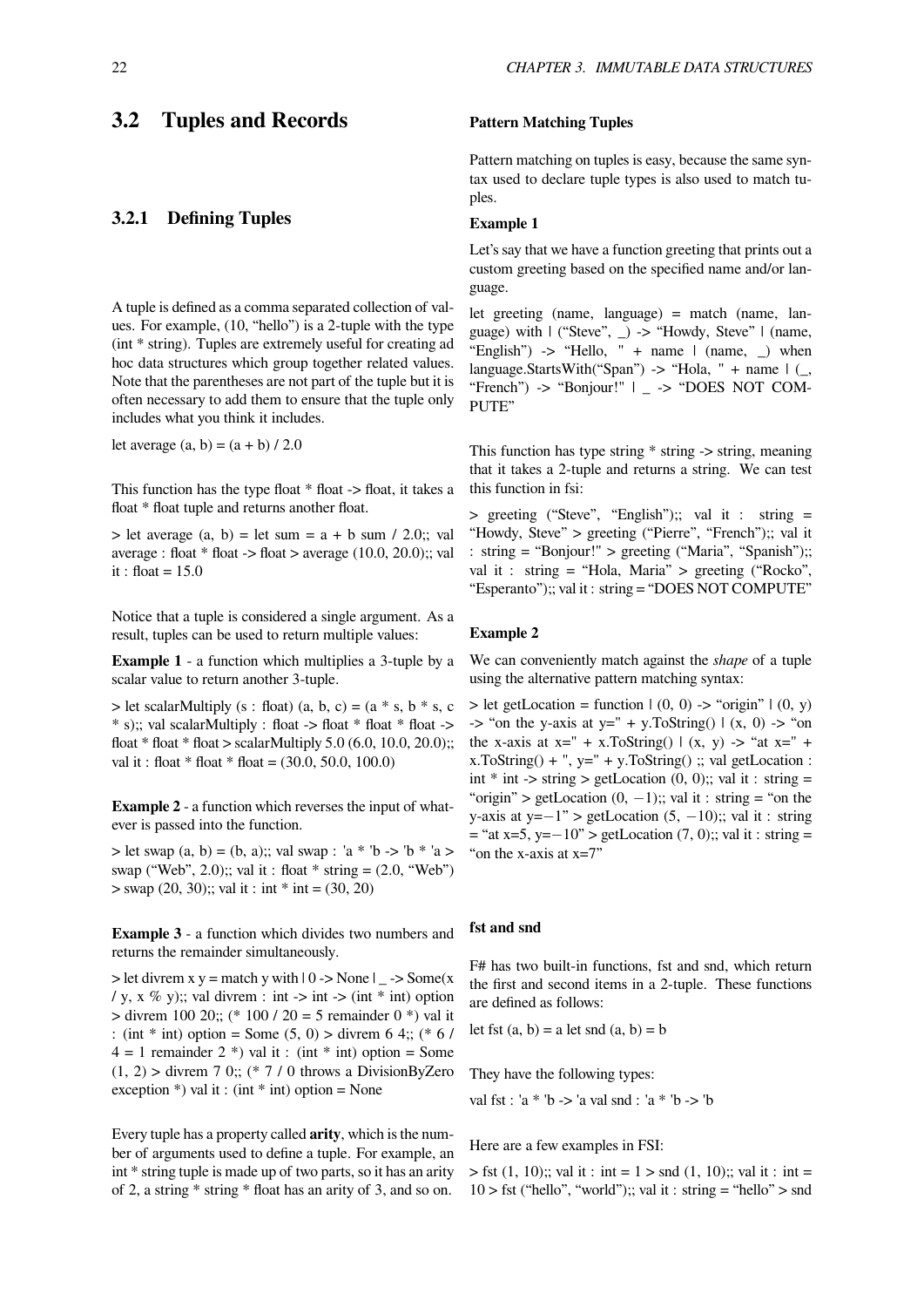## 3.2 Tuples and Records

### 3.2.1 Defining Tuples

A tuple is defined as a comma separated collection of values. For example, (10, "hello") is a 2-tuple with the type (int * string). Tuples are extremely useful for creating ad hoc data structures which group together related values. Note that the parentheses are not part of the tuple but it is often necessary to add them to ensure that the tuple only includes what you think it includes.

let average (a, b) = (a + b) / 2.0

This function has the type float * float -> float, it takes a float * float tuple and returns another float.

> let average (a, b) = let sum = a + b sum / 2.0;; val average : float * float -> float > average (10.0, 20.0);; val it : float = 15.0

Notice that a tuple is considered a single argument. As a result, tuples can be used to return multiple values:

**Example 1** - a function which multiplies a 3-tuple by a scalar value to return another 3-tuple.

> let scalarMultiply (s : float) (a, b, c) = (a * s, b * s, c * s);; val scalarMultiply : float -> float * float * float -> float * float * float > scalarMultiply 5.0 (6.0, 10.0, 20.0);; val it : float * float * float = (30.0, 50.0, 100.0)

**Example 2** - a function which reverses the input of whatever is passed into the function.

> let swap (a, b) = (b, a);; val swap : 'a * 'b -> 'b * 'a > swap ("Web", 2.0);; val it : float * string = (2.0, "Web") > swap (20, 30);; val it : int * int = (30, 20)

**Example 3** - a function which divides two numbers and returns the remainder simultaneously.

> let divrem x y = match y with | 0 -> None | _ -> Some(x / y, x % y);; val divrem : int -> int -> (int * int) option > divrem 100 20;; (* 100 / 20 = 5 remainder 0 *) val it : (int * int) option = Some (5, 0) > divrem 6 4;; (* 6 / 4 = 1 remainder 2 *) val it : (int * int) option = Some (1, 2) > divrem 7 0;; (* 7 / 0 throws a DivisionByZero exception *) val it : (int * int) option = None

Every tuple has a property called **arity**, which is the number of arguments used to define a tuple. For example, an int * string tuple is made up of two parts, so it has an arity of 2, a string * string * float has an arity of 3, and so on.

#### Pattern Matching Tuples

Pattern matching on tuples is easy, because the same syntax used to declare tuple types is also used to match tuples.

#### Example 1

Let's say that we have a function greeting that prints out a custom greeting based on the specified name and/or language.

let greeting (name, language) = match (name, language) with | ("Steve", _) -> "Howdy, Steve" | (name, "English") -> "Hello, " + name | (name, _) when language.StartsWith("Span") -> "Hola, " + name | (_, "French") -> "Bonjour!" | _ -> "DOES NOT COMPUTE"

This function has type string * string -> string, meaning that it takes a 2-tuple and returns a string. We can test this function in fsi:

> greeting ("Steve", "English");; val it : string = "Howdy, Steve" > greeting ("Pierre", "French");; val it : string = "Bonjour!" > greeting ("Maria", "Spanish");; val it : string = "Hola, Maria" > greeting ("Rocko", "Esperanto");; val it : string = "DOES NOT COMPUTE"

#### Example 2

We can conveniently match against the *shape* of a tuple using the alternative pattern matching syntax:

> let getLocation = function | (0, 0) -> "origin" | (0, y) -> "on the y-axis at y=" + y.ToString() | (x, 0) -> "on the x-axis at x=" + x.ToString() | (x, y) -> "at x=" + x.ToString() + ", y=" + y.ToString() ;; val getLocation : int * int -> string > getLocation (0, 0);; val it : string = "origin" > getLocation (0, −1);; val it : string = "on the y-axis at y=−1" > getLocation (5, −10);; val it : string = "at x=5, y=−10" > getLocation (7, 0);; val it : string = "on the x-axis at x=7"

#### fst and snd

F# has two built-in functions, fst and snd, which return the first and second items in a 2-tuple. These functions are defined as follows:

let fst (a, b) = a let snd (a, b) = b

They have the following types:

val fst : 'a * 'b -> 'a val snd : 'a * 'b -> 'b

Here are a few examples in FSI:

> fst (1, 10);; val it : int = 1 > snd (1, 10);; val it : int = 10 > fst ("hello", "world");; val it : string = "hello" > snd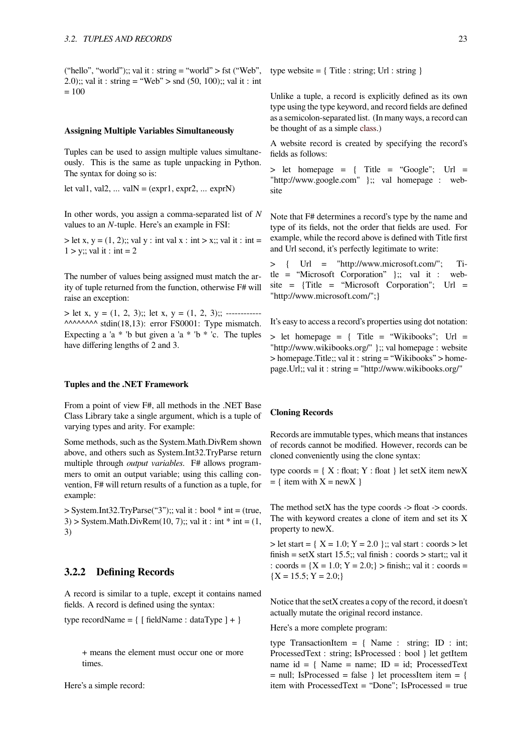("hello", "world");; val it : string = "world" > fst ("Web", 2.0);; val it : string = "Web" > snd (50, 100);; val it : int = 100

#### Assigning Multiple Variables Simultaneously

Tuples can be used to assign multiple values simultaneously. This is the same as tuple unpacking in Python. The syntax for doing so is:

let val1, val2, ... valN = (expr1, expr2, ... exprN)

In other words, you assign a comma-separated list of *N* values to an *N*-tuple. Here's an example in FSI:

> let x, y = (1, 2);; val y : int val x : int > x;; val it : int = 1 > y;; val it : int = 2

The number of values being assigned must match the arity of tuple returned from the function, otherwise F# will raise an exception:

> let x, y = (1, 2, 3);; let x, y = (1, 2, 3);; ------------ ^^^^^^^^ stdin(18,13): error FS0001: Type mismatch. Expecting a 'a * 'b but given a 'a * 'b * 'c. The tuples have differing lengths of 2 and 3.

#### Tuples and the .NET Framework

From a point of view F#, all methods in the .NET Base Class Library take a single argument, which is a tuple of varying types and arity. For example:

Some methods, such as the System.Math.DivRem shown above, and others such as System.Int32.TryParse return multiple through *output variables*. F# allows programmers to omit an output variable; using this calling convention, F# will return results of a function as a tuple, for example:

> System.Int32.TryParse("3");; val it : bool * int = (true, 3) > System.Math.DivRem(10, 7);; val it : int * int = (1, 3)

### 3.2.2 Defining Records

A record is similar to a tuple, except it contains named fields. A record is defined using the syntax:

type recordName = { [ fieldName : dataType ] + }

> + means the element must occur one or more times.

Here's a simple record:

type website = { Title : string; Url : string }

Unlike a tuple, a record is explicitly defined as its own type using the type keyword, and record fields are defined as a semicolon-separated list. (In many ways, a record can be thought of as a simple class.)

A website record is created by specifying the record's fields as follows:

> let homepage = { Title = "Google"; Url = "http://www.google.com" };; val homepage : website

Note that F# determines a record's type by the name and type of its fields, not the order that fields are used. For example, while the record above is defined with Title first and Url second, it's perfectly legitimate to write:

> { Url = "http://www.microsoft.com/"; Title = "Microsoft Corporation" };; val it : website = {Title = "Microsoft Corporation"; Url = "http://www.microsoft.com/";}

It's easy to access a record's properties using dot notation:

> let homepage = { Title = "Wikibooks"; Url = "http://www.wikibooks.org/" };; val homepage : website > homepage.Title;; val it : string = "Wikibooks" > homepage.Url;; val it : string = "http://www.wikibooks.org/"

#### Cloning Records

Records are immutable types, which means that instances of records cannot be modified. However, records can be cloned conveniently using the clone syntax:

type coords = { X : float; Y : float } let setX item newX = { item with X = newX }

The method setX has the type coords -> float -> coords. The with keyword creates a clone of item and set its X property to newX.

> let start = { X = 1.0; Y = 2.0 };; val start : coords > let finish = setX start 15.5;; val finish : coords > start;; val it : coords = {X = 1.0; Y = 2.0;} > finish;; val it : coords = {X = 15.5; Y = 2.0;}

Notice that the setX creates a copy of the record, it doesn't actually mutate the original record instance.

Here's a more complete program:

type TransactionItem = { Name : string; ID : int; ProcessedText : string; IsProcessed : bool } let getItem name id = { Name = name; ID = id; ProcessedText = null; IsProcessed = false } let processItem item = { item with ProcessedText = "Done"; IsProcessed = true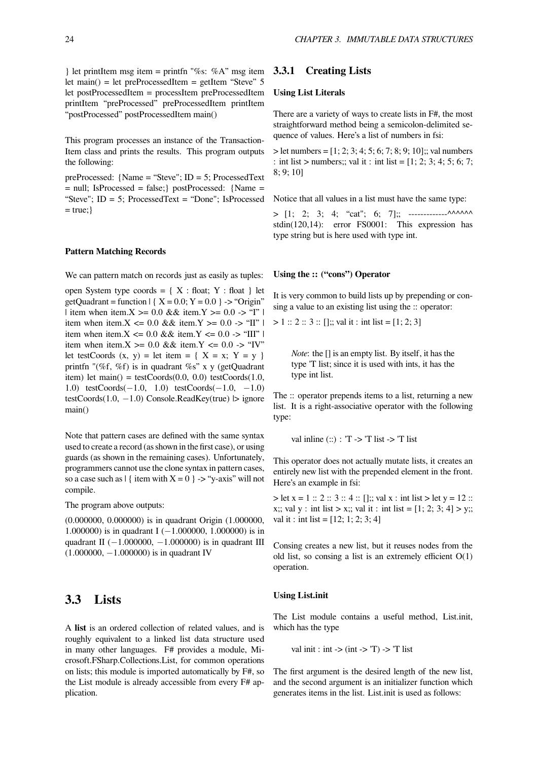} let printItem msg item = printfn "%s: %A" msg item let main() = let preProcessedItem = getItem "Steve" 5 let postProcessedItem = processItem preProcessedItem printItem "preProcessed" preProcessedItem printItem "postProcessed" postProcessedItem main()

This program processes an instance of the TransactionItem class and prints the results. This program outputs the following:

preProcessed: {Name = "Steve"; ID = 5; ProcessedText = null; IsProcessed = false;} postProcessed: {Name = "Steve"; ID = 5; ProcessedText = "Done"; IsProcessed = true;}

#### Pattern Matching Records

We can pattern match on records just as easily as tuples:

open System type coords = { X : float; Y : float } let getQuadrant = function | { X = 0.0; Y = 0.0 } -> "Origin" | item when item.X >= 0.0 && item.Y >= 0.0 -> "I" | item when item.X <= 0.0 && item.Y >= 0.0 -> "II" | item when item.X <= 0.0 && item.Y <= 0.0 -> "III" | item when item.X >= 0.0 && item.Y <= 0.0 -> "IV" let testCoords (x, y) = let item = { X = x; Y = y } printfn "(%f, %f) is in quadrant %s" x y (getQuadrant item) let main() = testCoords(0.0, 0.0) testCoords(1.0, 1.0) testCoords(−1.0, 1.0) testCoords(−1.0, −1.0) testCoords(1.0, −1.0) Console.ReadKey(true) |> ignore main()

Note that pattern cases are defined with the same syntax used to create a record (as shown in the first case), or using guards (as shown in the remaining cases). Unfortunately, programmers cannot use the clone syntax in pattern cases, so a case such as | { item with X = 0 } -> "y-axis" will not compile.

The program above outputs:

(0.000000, 0.000000) is in quadrant Origin (1.000000, 1.000000) is in quadrant I (−1.000000, 1.000000) is in quadrant II (−1.000000, −1.000000) is in quadrant III (1.000000, −1.000000) is in quadrant IV

## 3.3 Lists

A **list** is an ordered collection of related values, and is roughly equivalent to a linked list data structure used in many other languages. F# provides a module, Microsoft.FSharp.Collections.List, for common operations on lists; this module is imported automatically by F#, so the List module is already accessible from every F# application.

### 3.3.1 Creating Lists

#### Using List Literals

There are a variety of ways to create lists in F#, the most straightforward method being a semicolon-delimited sequence of values. Here's a list of numbers in fsi:

> let numbers = [1; 2; 3; 4; 5; 6; 7; 8; 9; 10];; val numbers : int list > numbers;; val it : int list = [1; 2; 3; 4; 5; 6; 7; 8; 9; 10]

Notice that all values in a list must have the same type:

> [1; 2; 3; 4; "cat"; 6; 7];; -------------^^^^^^ stdin(120,14): error FS0001: This expression has type string but is here used with type int.

#### Using the :: ("cons") Operator

It is very common to build lists up by prepending or consing a value to an existing list using the :: operator:

> 1 :: 2 :: 3 :: [];; val it : int list = [1; 2; 3]

> *Note*: the [] is an empty list. By itself, it has the type 'T list; since it is used with ints, it has the type int list.

The :: operator prepends items to a list, returning a new list. It is a right-associative operator with the following type:

> val inline (::) : 'T -> 'T list -> 'T list

This operator does not actually mutate lists, it creates an entirely new list with the prepended element in the front. Here's an example in fsi:

> let x = 1 :: 2 :: 3 :: 4 :: [];; val x : int list > let y = 12 :: x;; val y : int list > x;; val it : int list = [1; 2; 3; 4] > y;; val it : int list = [12; 1; 2; 3; 4]

Consing creates a new list, but it reuses nodes from the old list, so consing a list is an extremely efficient O(1) operation.

#### Using List.init

The List module contains a useful method, List.init, which has the type

> val init : int -> (int -> 'T) -> 'T list

The first argument is the desired length of the new list, and the second argument is an initializer function which generates items in the list. List.init is used as follows: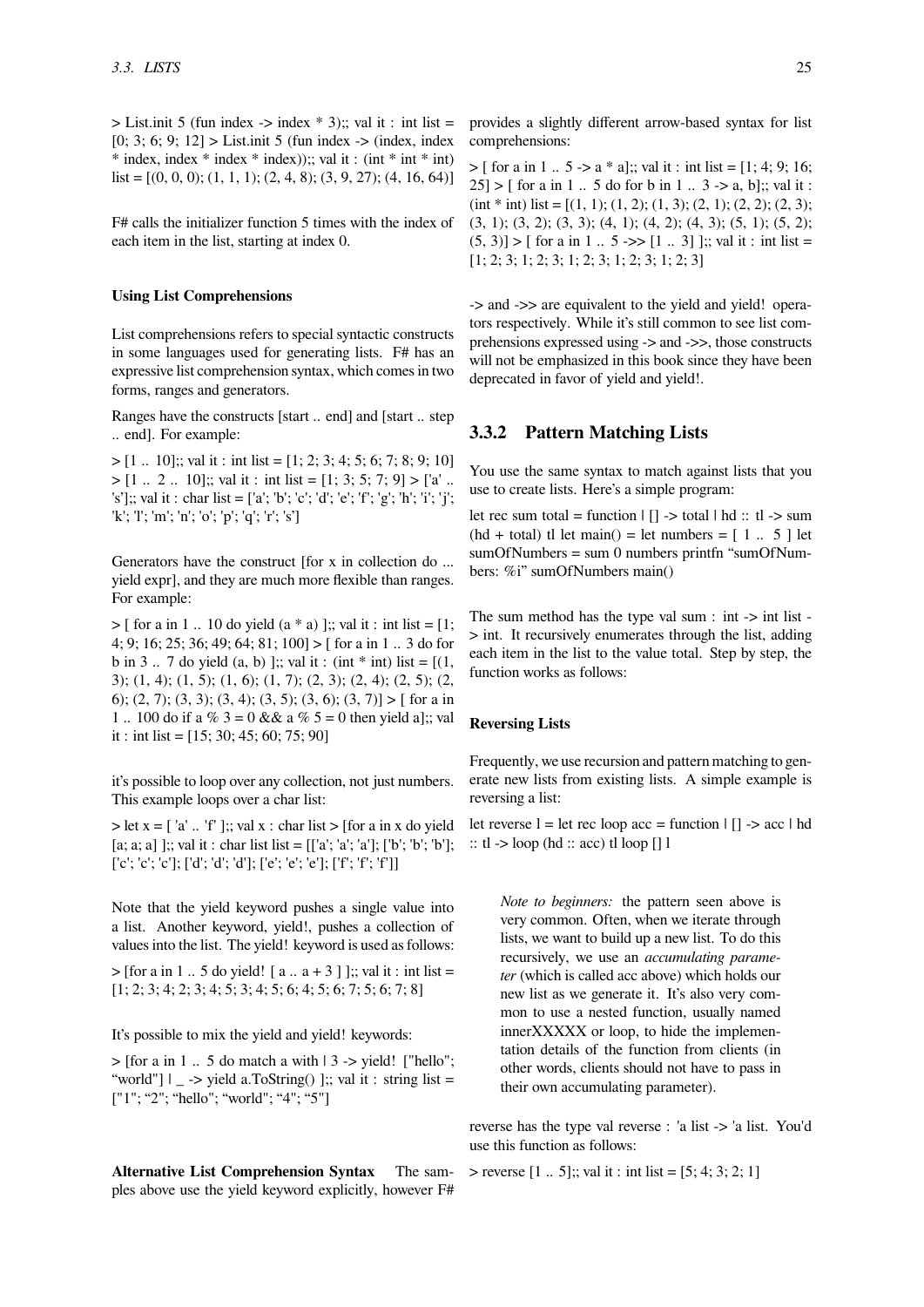> List.init 5 (fun index -> index * 3);; val it : int list = [0; 3; 6; 9; 12] > List.init 5 (fun index -> (index, index * index, index * index * index));; val it : (int * int * int) list = [(0, 0, 0); (1, 1, 1); (2, 4, 8); (3, 9, 27); (4, 16, 64)]

F# calls the initializer function 5 times with the index of each item in the list, starting at index 0.

#### Using List Comprehensions

List comprehensions refers to special syntactic constructs in some languages used for generating lists. F# has an expressive list comprehension syntax, which comes in two forms, ranges and generators.

Ranges have the constructs [start .. end] and [start .. step .. end]. For example:

> [1 .. 10];; val it : int list = [1; 2; 3; 4; 5; 6; 7; 8; 9; 10] > [1 .. 2 .. 10];; val it : int list = [1; 3; 5; 7; 9] > ['a' .. 's'];; val it : char list = ['a'; 'b'; 'c'; 'd'; 'e'; 'f'; 'g'; 'h'; 'i'; 'j'; 'k'; 'l'; 'm'; 'n'; 'o'; 'p'; 'q'; 'r'; 's']

Generators have the construct [for x in collection do ... yield expr], and they are much more flexible than ranges. For example:

> [ for a in 1 .. 10 do yield (a * a) ];; val it : int list = [1; 4; 9; 16; 25; 36; 49; 64; 81; 100] > [ for a in 1 .. 3 do for b in 3 .. 7 do yield (a, b) ];; val it : (int * int) list = [(1, 3); (1, 4); (1, 5); (1, 6); (1, 7); (2, 3); (2, 4); (2, 5); (2, 6); (2, 7); (3, 3); (3, 4); (3, 5); (3, 6); (3, 7)] > [ for a in 1 .. 100 do if a % 3 = 0 && a % 5 = 0 then yield a];; val it : int list = [15; 30; 45; 60; 75; 90]

it's possible to loop over any collection, not just numbers. This example loops over a char list:

> let x = [ 'a' .. 'f' ];; val x : char list > [for a in x do yield [a; a; a] ];; val it : char list list = [['a'; 'a'; 'a']; ['b'; 'b'; 'b']; ['c'; 'c'; 'c']; ['d'; 'd'; 'd']; ['e'; 'e'; 'e']; ['f'; 'f'; 'f']]

Note that the yield keyword pushes a single value into a list. Another keyword, yield!, pushes a collection of values into the list. The yield! keyword is used as follows:

> [for a in 1 .. 5 do yield! [ a .. a + 3 ] ];; val it : int list = [1; 2; 3; 4; 2; 3; 4; 5; 3; 4; 5; 6; 4; 5; 6; 7; 5; 6; 7; 8]

It's possible to mix the yield and yield! keywords:

> [for a in 1 .. 5 do match a with | 3 -> yield! ["hello"; "world"] | _ -> yield a.ToString() ];; val it : string list = ["1"; "2"; "hello"; "world"; "4"; "5"]

**Alternative List Comprehension Syntax** The samples above use the yield keyword explicitly, however F# provides a slightly different arrow-based syntax for list comprehensions:

> [ for a in 1 .. 5 -> a * a];; val it : int list = [1; 4; 9; 16; 25] > [ for a in 1 .. 5 do for b in 1 .. 3 -> a, b];; val it : (int * int) list = [(1, 1); (1, 2); (1, 3); (2, 1); (2, 2); (2, 3); (3, 1); (3, 2); (3, 3); (4, 1); (4, 2); (4, 3); (5, 1); (5, 2); (5, 3)] > [ for a in 1 .. 5 ->> [1 .. 3] ];; val it : int list = [1; 2; 3; 1; 2; 3; 1; 2; 3; 1; 2; 3; 1; 2; 3]

-> and ->> are equivalent to the yield and yield! operators respectively. While it's still common to see list comprehensions expressed using -> and ->>, those constructs will not be emphasized in this book since they have been deprecated in favor of yield and yield!.

### 3.3.2 Pattern Matching Lists

You use the same syntax to match against lists that you use to create lists. Here's a simple program:

let rec sum total = function | [] -> total | hd :: tl -> sum (hd + total) tl let main() = let numbers = [ 1 .. 5 ] let sumOfNumbers = sum 0 numbers printfn "sumOfNumbers: %i" sumOfNumbers main()

The sum method has the type val sum : int -> int list -> int. It recursively enumerates through the list, adding each item in the list to the value total. Step by step, the function works as follows:

#### Reversing Lists

Frequently, we use recursion and pattern matching to generate new lists from existing lists. A simple example is reversing a list:

let reverse l = let rec loop acc = function | [] -> acc | hd :: tl -> loop (hd :: acc) tl loop [] l

> *Note to beginners:* the pattern seen above is very common. Often, when we iterate through lists, we want to build up a new list. To do this recursively, we use an *accumulating parameter* (which is called acc above) which holds our new list as we generate it. It's also very common to use a nested function, usually named innerXXXXX or loop, to hide the implementation details of the function from clients (in other words, clients should not have to pass in their own accumulating parameter).

reverse has the type val reverse : 'a list -> 'a list. You'd use this function as follows:

> reverse [1 .. 5];; val it : int list = [5; 4; 3; 2; 1]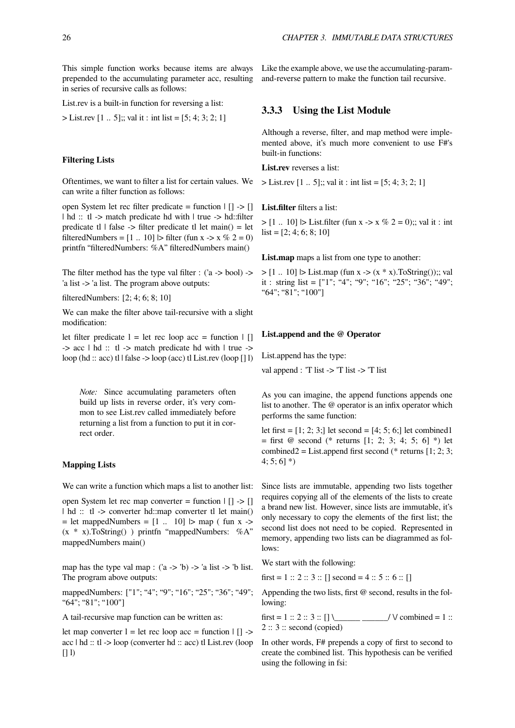This simple function works because items are always prepended to the accumulating parameter acc, resulting in series of recursive calls as follows:

List.rev is a built-in function for reversing a list:

> List.rev [1 .. 5];; val it : int list = [5; 4; 3; 2; 1]

#### Filtering Lists

Oftentimes, we want to filter a list for certain values. We can write a filter function as follows:

open System let rec filter predicate = function | [] -> [] | hd :: tl -> match predicate hd with | true -> hd::filter predicate tl | false -> filter predicate tl let main() = let filteredNumbers = [1 .. 10] |> filter (fun x -> x % 2 = 0) printfn "filteredNumbers: %A" filteredNumbers main()

The filter method has the type val filter : ('a -> bool) -> 'a list -> 'a list. The program above outputs:

filteredNumbers: [2; 4; 6; 8; 10]

We can make the filter above tail-recursive with a slight modification:

let filter predicate l = let rec loop acc = function | [] -> acc | hd :: tl -> match predicate hd with | true -> loop (hd :: acc) tl | false -> loop (acc) tl List.rev (loop [] l)

> *Note:* Since accumulating parameters often build up lists in reverse order, it's very common to see List.rev called immediately before returning a list from a function to put it in correct order.

#### Mapping Lists

We can write a function which maps a list to another list:

open System let rec map converter = function | [] -> [] | hd :: tl -> converter hd::map converter tl let main() = let mappedNumbers = [1 .. 10] |> map ( fun x -> (x * x).ToString() ) printfn "mappedNumbers: %A" mappedNumbers main()

map has the type val map : ('a -> 'b) -> 'a list -> 'b list. The program above outputs:

mappedNumbers: ["1"; "4"; "9"; "16"; "25"; "36"; "49"; "64"; "81"; "100"]

A tail-recursive map function can be written as:

let map converter l = let rec loop acc = function | [] -> acc | hd :: tl -> loop (converter hd :: acc) tl List.rev (loop [] l)

Like the example above, we use the accumulating-param-and-reverse pattern to make the function tail recursive.

### 3.3.3 Using the List Module

Although a reverse, filter, and map method were implemented above, it's much more convenient to use F#'s built-in functions:

**List.rev** reverses a list:

> List.rev [1 .. 5];; val it : int list = [5; 4; 3; 2; 1]

**List.filter** filters a list:

> [1 .. 10] |> List.filter (fun x -> x % 2 = 0);; val it : int list = [2; 4; 6; 8; 10]

**List.map** maps a list from one type to another:

> [1 .. 10] |> List.map (fun x -> (x * x).ToString());; val it : string list = ["1"; "4"; "9"; "16"; "25"; "36"; "49"; "64"; "81"; "100"]

#### List.append and the @ Operator

List.append has the type:

val append : 'T list -> 'T list -> 'T list

As you can imagine, the append functions appends one list to another. The @ operator is an infix operator which performs the same function:

let first = [1; 2; 3;] let second = [4; 5; 6;] let combined1 = first @ second (* returns [1; 2; 3; 4; 5; 6] *) let combined2 = List.append first second (* returns [1; 2; 3; 4; 5; 6] *)

Since lists are immutable, appending two lists together requires copying all of the elements of the lists to create a brand new list. However, since lists are immutable, it's only necessary to copy the elements of the first list; the second list does not need to be copied. Represented in memory, appending two lists can be diagrammed as follows:

We start with the following:

first = 1 :: 2 :: 3 :: [] second = 4 :: 5 :: 6 :: []

Appending the two lists, first @ second, results in the following:

first = 1 :: 2 :: 3 :: [] \\______ ______/ \/ combined = 1 :: 2 :: 3 :: second (copied)

In other words, F# prepends a copy of first to second to create the combined list. This hypothesis can be verified using the following in fsi: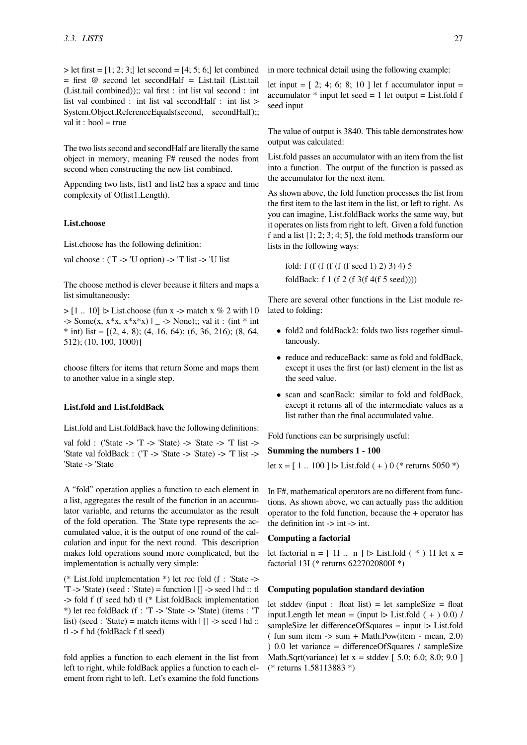```
> let first = [1; 2; 3;] let second = [4; 5; 6;] let combined = first @ second let secondHalf = List.tail (List.tail (List.tail combined));; val first : int list val second : int list val combined : int list val secondHalf : int list > System.Object.ReferenceEquals(second, secondHalf);; val it : bool = true
```

The two lists second and secondHalf are literally the same object in memory, meaning F# reused the nodes from second when constructing the new list combined.

Appending two lists, list1 and list2 has a space and time complexity of O(list1.Length).

#### List.choose

List.choose has the following definition:

```
val choose : ('T -> 'U option) -> 'T list -> 'U list
```

The choose method is clever because it filters and maps a list simultaneously:

```
> [1 .. 10] |> List.choose (fun x -> match x % 2 with | 0 -> Some(x, x*x, x*x*x) | _ -> None);; val it : (int * int * int) list = [(2, 4, 8); (4, 16, 64); (6, 36, 216); (8, 64, 512); (10, 100, 1000)]
```

choose filters for items that return Some and maps them to another value in a single step.

#### List.fold and List.foldBack

List.fold and List.foldBack have the following definitions:

```
val fold : ('State -> 'T -> 'State) -> 'State -> 'T list -> 'State val foldBack : ('T -> 'State -> 'State) -> 'T list -> 'State -> 'State
```

A "fold" operation applies a function to each element in a list, aggregates the result of the function in an accumulator variable, and returns the accumulator as the result of the fold operation. The 'State type represents the accumulated value, it is the output of one round of the calculation and input for the next round. This description makes fold operations sound more complicated, but the implementation is actually very simple:

```
(* List.fold implementation *) let rec fold (f : 'State -> 'T -> 'State) (seed : 'State) = function | [] -> seed | hd :: tl -> fold f (f seed hd) tl (* List.foldBack implementation *) let rec foldBack (f : 'T -> 'State -> 'State) (items : 'T list) (seed : 'State) = match items with | [] -> seed | hd :: tl -> f hd (foldBack f tl seed)
```

fold applies a function to each element in the list from left to right, while foldBack applies a function to each element from right to left. Let's examine the fold functions in more technical detail using the following example:

```
let input = [ 2; 4; 6; 8; 10 ] let f accumulator input = accumulator * input let seed = 1 let output = List.fold f seed input
```

The value of output is 3840. This table demonstrates how output was calculated:

List.fold passes an accumulator with an item from the list into a function. The output of the function is passed as the accumulator for the next item.

As shown above, the fold function processes the list from the first item to the last item in the list, or left to right. As you can imagine, List.foldBack works the same way, but it operates on lists from right to left. Given a fold function f and a list [1; 2; 3; 4; 5], the fold methods transform our lists in the following ways:

> fold: f (f (f (f (f (f seed 1) 2) 3) 4) 5
>
> foldBack: f 1 (f 2 (f 3(f 4(f 5 seed))))

There are several other functions in the List module related to folding:

- fold2 and foldBack2: folds two lists together simultaneously.
- reduce and reduceBack: same as fold and foldBack, except it uses the first (or last) element in the list as the seed value.
- scan and scanBack: similar to fold and foldBack, except it returns all of the intermediate values as a list rather than the final accumulated value.

Fold functions can be surprisingly useful:

**Summing the numbers 1 - 100**

```
let x = [ 1 .. 100 ] |> List.fold ( + ) 0 (* returns 5050 *)
```

In F#, mathematical operators are no different from functions. As shown above, we can actually pass the addition operator to the fold function, because the + operator has the definition int -> int -> int.

**Computing a factorial**

```
let factorial n = [ 1I .. n ] |> List.fold ( * ) 1I let x = factorial 13I (* returns 6227020800I *)
```

**Computing population standard deviation**

```
let stddev (input : float list) = let sampleSize = float input.Length let mean = (input |> List.fold ( + ) 0.0) / sampleSize let differenceOfSquares = input |> List.fold ( fun sum item -> sum + Math.Pow(item - mean, 2.0) ) 0.0 let variance = differenceOfSquares / sampleSize Math.Sqrt(variance) let x = stddev [ 5.0; 6.0; 8.0; 9.0 ] (* returns 1.58113883 *)
```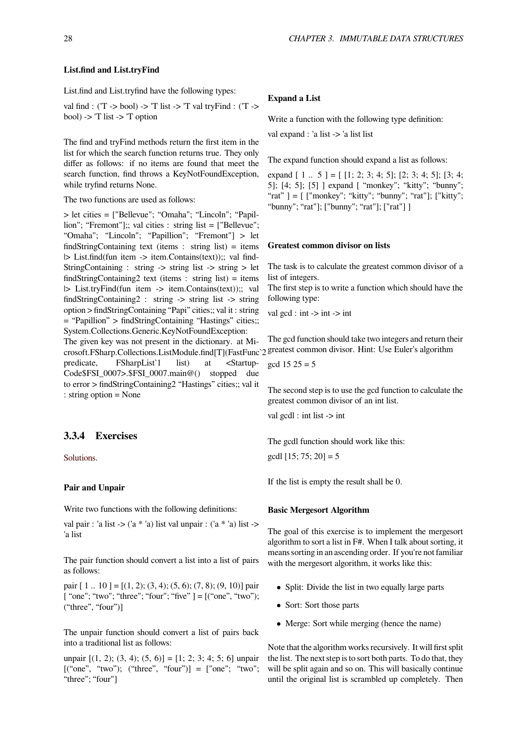#### List.find and List.tryFind

List.find and List.tryfind have the following types:

val find : ('T -> bool) -> 'T list -> 'T val tryFind : ('T -> bool) -> 'T list -> 'T option

The find and tryFind methods return the first item in the list for which the search function returns true. They only differ as follows: if no items are found that meet the search function, find throws a KeyNotFoundException, while tryfind returns None.

The two functions are used as follows:

> let cities = ["Bellevue"; "Omaha"; "Lincoln"; "Papillion"; "Fremont"];; val cities : string list = ["Bellevue"; "Omaha"; "Lincoln"; "Papillion"; "Fremont"] > let findStringContaining text (items : string list) = items |> List.find(fun item -> item.Contains(text));; val findStringContaining : string -> string list -> string > let findStringContaining2 text (items : string list) = items |> List.tryFind(fun item -> item.Contains(text));; val findStringContaining2 : string -> string list -> string option > findStringContaining "Papi" cities;; val it : string = "Papillion" > findStringContaining "Hastings" cities;; System.Collections.Generic.KeyNotFoundException: The given key was not present in the dictionary. at Microsoft.FSharp.Collections.ListModule.find[T](FastFunc`2 predicate, FSharpList`1 list) at <StartupCode$FSI_0007>.$FSI_0007.main@() stopped due to error > findStringContaining2 "Hastings" cities;; val it : string option = None

### 3.3.4 Exercises

Solutions.

#### Pair and Unpair

Write two functions with the following definitions:

val pair : 'a list -> ('a * 'a) list val unpair : ('a * 'a) list -> 'a list

The pair function should convert a list into a list of pairs as follows:

pair [ 1 .. 10 ] = [(1, 2); (3, 4); (5, 6); (7, 8); (9, 10)] pair [ "one"; "two"; "three"; "four"; "five" ] = [("one", "two"); ("three", "four")]

The unpair function should convert a list of pairs back into a traditional list as follows:

unpair [(1, 2); (3, 4); (5, 6)] = [1; 2; 3; 4; 5; 6] unpair [("one", "two"); ("three", "four")] = ["one"; "two"; "three"; "four"]

#### Expand a List

Write a function with the following type definition:

val expand : 'a list -> 'a list list

The expand function should expand a list as follows:

expand [ 1 .. 5 ] = [ [1; 2; 3; 4; 5]; [2; 3; 4; 5]; [3; 4; 5]; [4; 5]; [5] ] expand [ "monkey"; "kitty"; "bunny"; "rat" ] = [ ["monkey"; "kitty"; "bunny"; "rat"]; ["kitty"; "bunny"; "rat"]; ["bunny"; "rat"]; ["rat"] ]

#### Greatest common divisor on lists

The task is to calculate the greatest common divisor of a list of integers.
The first step is to write a function which should have the following type:

val gcd : int -> int -> int

The gcd function should take two integers and return their greatest common divisor. Hint: Use Euler's algorithm

gcd 15 25 = 5

The second step is to use the gcd function to calculate the greatest common divisor of an int list.

val gcdl : int list -> int

The gcdl function should work like this:

gcdl [15; 75; 20] = 5

If the list is empty the result shall be 0.

#### Basic Mergesort Algorithm

The goal of this exercise is to implement the mergesort algorithm to sort a list in F#. When I talk about sorting, it means sorting in an ascending order. If you're not familiar with the mergesort algorithm, it works like this:

- Split: Divide the list in two equally large parts
- Sort: Sort those parts
- Merge: Sort while merging (hence the name)

Note that the algorithm works recursively. It will first split the list. The next step is to sort both parts. To do that, they will be split again and so on. This will basically continue until the original list is scrambled up completely. Then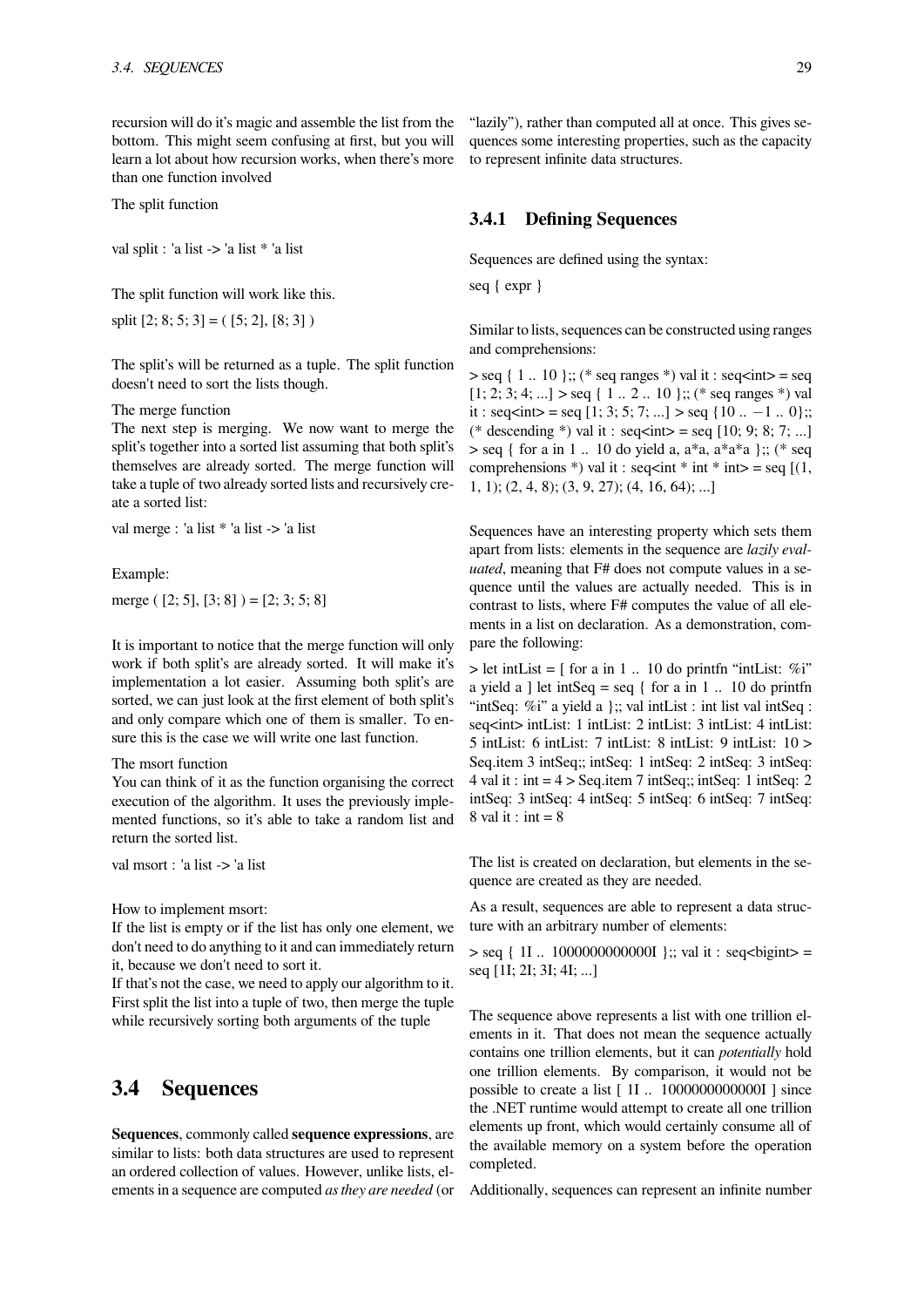recursion will do it's magic and assemble the list from the bottom. This might seem confusing at first, but you will learn a lot about how recursion works, when there's more than one function involved

The split function

val split : 'a list -> 'a list * 'a list

The split function will work like this.

split [2; 8; 5; 3] = ( [5; 2], [8; 3] )

The split's will be returned as a tuple. The split function doesn't need to sort the lists though.

The merge function
The next step is merging. We now want to merge the split's together into a sorted list assuming that both split's themselves are already sorted. The merge function will take a tuple of two already sorted lists and recursively create a sorted list:

val merge : 'a list * 'a list -> 'a list

Example:

merge ( [2; 5], [3; 8] ) = [2; 3; 5; 8]

It is important to notice that the merge function will only work if both split's are already sorted. It will make it's implementation a lot easier. Assuming both split's are sorted, we can just look at the first element of both split's and only compare which one of them is smaller. To ensure this is the case we will write one last function.

The msort function
You can think of it as the function organising the correct execution of the algorithm. It uses the previously implemented functions, so it's able to take a random list and return the sorted list.

val msort : 'a list -> 'a list

How to implement msort:
If the list is empty or if the list has only one element, we don't need to do anything to it and can immediately return it, because we don't need to sort it.
If that's not the case, we need to apply our algorithm to it. First split the list into a tuple of two, then merge the tuple while recursively sorting both arguments of the tuple

## 3.4 Sequences

**Sequences**, commonly called **sequence expressions**, are similar to lists: both data structures are used to represent an ordered collection of values. However, unlike lists, elements in a sequence are computed *as they are needed* (or "lazily"), rather than computed all at once. This gives sequences some interesting properties, such as the capacity to represent infinite data structures.

### 3.4.1 Defining Sequences

Sequences are defined using the syntax:

seq { expr }

Similar to lists, sequences can be constructed using ranges and comprehensions:

> seq { 1 .. 10 };; (* seq ranges *) val it : seq<int> = seq [1; 2; 3; 4; ...] > seq { 1 .. 2 .. 10 };; (* seq ranges *) val it : seq<int> = seq [1; 3; 5; 7; ...] > seq {10 .. −1 .. 0};; (* descending *) val it : seq<int> = seq [10; 9; 8; 7; ...] > seq { for a in 1 .. 10 do yield a, a*a, a*a*a };; (* seq comprehensions *) val it : seq<int * int * int> = seq [(1, 1, 1); (2, 4, 8); (3, 9, 27); (4, 16, 64); ...]

Sequences have an interesting property which sets them apart from lists: elements in the sequence are *lazily evaluated*, meaning that F# does not compute values in a sequence until the values are actually needed. This is in contrast to lists, where F# computes the value of all elements in a list on declaration. As a demonstration, compare the following:

> let intList = [ for a in 1 .. 10 do printfn "intList: %i" a yield a ] let intSeq = seq { for a in 1 .. 10 do printfn "intSeq: %i" a yield a };; val intList : int list val intSeq : seq<int> intList: 1 intList: 2 intList: 3 intList: 4 intList: 5 intList: 6 intList: 7 intList: 8 intList: 9 intList: 10 > Seq.item 3 intSeq;; intSeq: 1 intSeq: 2 intSeq: 3 intSeq: 4 val it : int = 4 > Seq.item 7 intSeq;; intSeq: 1 intSeq: 2 intSeq: 3 intSeq: 4 intSeq: 5 intSeq: 6 intSeq: 7 intSeq: 8 val it : int = 8

The list is created on declaration, but elements in the sequence are created as they are needed.

As a result, sequences are able to represent a data structure with an arbitrary number of elements:

> seq { 1I .. 1000000000000I };; val it : seq<bigint> = seq [1I; 2I; 3I; 4I; ...]

The sequence above represents a list with one trillion elements in it. That does not mean the sequence actually contains one trillion elements, but it can *potentially* hold one trillion elements. By comparison, it would not be possible to create a list [ 1I .. 1000000000000I ] since the .NET runtime would attempt to create all one trillion elements up front, which would certainly consume all of the available memory on a system before the operation completed.

Additionally, sequences can represent an infinite number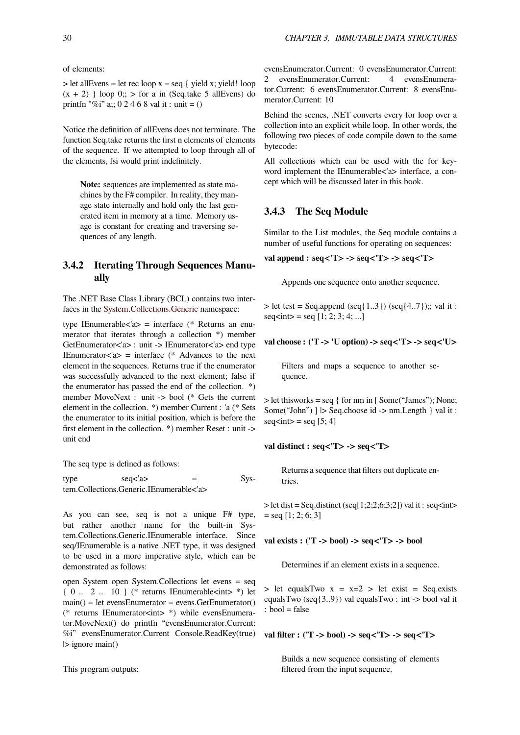of elements:

> let allEvens = let rec loop x = seq { yield x; yield! loop (x + 2) } loop 0;; > for a in (Seq.take 5 allEvens) do printfn "%i" a;; 0 2 4 6 8 val it : unit = ()

Notice the definition of allEvens does not terminate. The function Seq.take returns the first n elements of elements of the sequence. If we attempted to loop through all of the elements, fsi would print indefinitely.

> **Note:** sequences are implemented as state machines by the F# compiler. In reality, they manage state internally and hold only the last generated item in memory at a time. Memory usage is constant for creating and traversing sequences of any length.

### 3.4.2 Iterating Through Sequences Manually

The .NET Base Class Library (BCL) contains two interfaces in the System.Collections.Generic namespace:

type IEnumerable<'a> = interface (* Returns an enumerator that iterates through a collection *) member GetEnumerator<'a> : unit -> IEnumerator<'a> end type IEnumerator<'a> = interface (* Advances to the next element in the sequences. Returns true if the enumerator was successfully advanced to the next element; false if the enumerator has passed the end of the collection. *) member MoveNext : unit -> bool (* Gets the current element in the collection. *) member Current : 'a (* Sets the enumerator to its initial position, which is before the first element in the collection. *) member Reset : unit -> unit end

The seq type is defined as follows:

type seq<'a> = System.Collections.Generic.IEnumerable<'a>

As you can see, seq is not a unique F# type, but rather another name for the built-in System.Collections.Generic.IEnumerable interface. Since seq/IEnumerable is a native .NET type, it was designed to be used in a more imperative style, which can be demonstrated as follows:

open System open System.Collections let evens = seq { 0 .. 2 .. 10 } (* returns IEnumerable<int> *) let main() = let evensEnumerator = evens.GetEnumerator() (* returns IEnumerator<int> *) while evensEnumerator.MoveNext() do printfn "evensEnumerator.Current: %i" evensEnumerator.Current Console.ReadKey(true) |> ignore main()

This program outputs:

evensEnumerator.Current: 0 evensEnumerator.Current: 2 evensEnumerator.Current: 4 evensEnumerator.Current: 6 evensEnumerator.Current: 8 evensEnumerator.Current: 10

Behind the scenes, .NET converts every for loop over a collection into an explicit while loop. In other words, the following two pieces of code compile down to the same bytecode:

All collections which can be used with the for keyword implement the IEnumerable<'a> interface, a concept which will be discussed later in this book.

### 3.4.3 The Seq Module

Similar to the List modules, the Seq module contains a number of useful functions for operating on sequences:

**val append : seq<'T> -> seq<'T> -> seq<'T>**

> Appends one sequence onto another sequence.

> let test = Seq.append (seq{1..3}) (seq{4..7});; val it : seq<int> = seq [1; 2; 3; 4; ...]

**val choose : ('T -> 'U option) -> seq<'T> -> seq<'U>**

> Filters and maps a sequence to another sequence.

> let thisworks = seq { for nm in [ Some("James"); None; Some("John") ] |> Seq.choose id -> nm.Length } val it : seq<int> = seq [5; 4]

**val distinct : seq<'T> -> seq<'T>**

> Returns a sequence that filters out duplicate entries.

> let dist = Seq.distinct (seq[1;2;2;6;3;2]) val it : seq<int> = seq [1; 2; 6; 3]

**val exists : ('T -> bool) -> seq<'T> -> bool**

> Determines if an element exists in a sequence.

> let equalsTwo x = x=2 > let exist = Seq.exists equalsTwo (seq{3..9}) val equalsTwo : int -> bool val it : bool = false

**val filter : ('T -> bool) -> seq<'T> -> seq<'T>**

> Builds a new sequence consisting of elements filtered from the input sequence.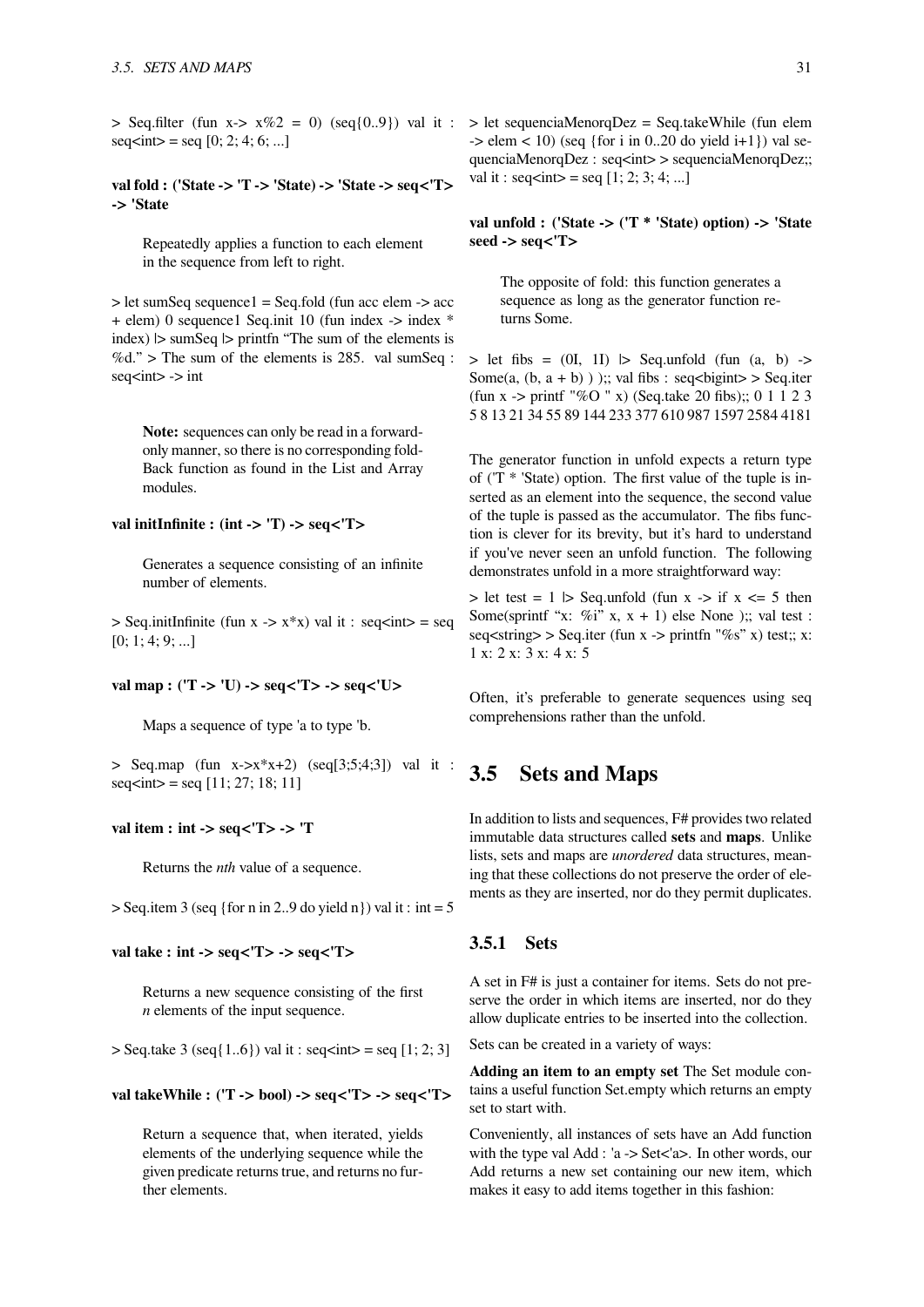> Seq.filter (fun x-> x%2 = 0) (seq{0..9}) val it : seq<int> = seq [0; 2; 4; 6; ...]

**val fold : ('State -> 'T -> 'State) -> 'State -> seq<'T> -> 'State**

Repeatedly applies a function to each element in the sequence from left to right.

> let sumSeq sequence1 = Seq.fold (fun acc elem -> acc + elem) 0 sequence1 Seq.init 10 (fun index -> index * index) |> sumSeq |> printfn "The sum of the elements is %d." > The sum of the elements is 285. val sumSeq : seq<int> -> int

**Note:** sequences can only be read in a forward-only manner, so there is no corresponding foldBack function as found in the List and Array modules.

**val initInfinite : (int -> 'T) -> seq<'T>**

Generates a sequence consisting of an infinite number of elements.

> Seq.initInfinite (fun x -> x*x) val it : seq<int> = seq [0; 1; 4; 9; ...]

**val map : ('T -> 'U) -> seq<'T> -> seq<'U>**

Maps a sequence of type 'a to type 'b.

> Seq.map (fun x->x*x+2) (seq[3;5;4;3]) val it : seq<int> = seq [11; 27; 18; 11]

**val item : int -> seq<'T> -> 'T**

Returns the *nth* value of a sequence.

> Seq.item 3 (seq {for n in 2..9 do yield n}) val it : int = 5

**val take : int -> seq<'T> -> seq<'T>**

Returns a new sequence consisting of the first *n* elements of the input sequence.

> Seq.take 3 (seq{1..6}) val it : seq<int> = seq [1; 2; 3]

**val takeWhile : ('T -> bool) -> seq<'T> -> seq<'T>**

Return a sequence that, when iterated, yields elements of the underlying sequence while the given predicate returns true, and returns no further elements.

> let sequenciaMenorqDez = Seq.takeWhile (fun elem -> elem < 10) (seq {for i in 0..20 do yield i+1}) val sequenciaMenorqDez : seq<int> > sequenciaMenorqDez;; val it : seq<int> = seq [1; 2; 3; 4; ...]

**val unfold : ('State -> ('T * 'State) option) -> 'State seed -> seq<'T>**

The opposite of fold: this function generates a sequence as long as the generator function returns Some.

> let fibs = (0I, 1I) |> Seq.unfold (fun (a, b) -> Some(a, (b, a + b) ) );; val fibs : seq<bigint> > Seq.iter (fun x -> printf "%O " x) (Seq.take 20 fibs);; 0 1 1 2 3 5 8 13 21 34 55 89 144 233 377 610 987 1597 2584 4181

The generator function in unfold expects a return type of ('T * 'State) option. The first value of the tuple is inserted as an element into the sequence, the second value of the tuple is passed as the accumulator. The fibs function is clever for its brevity, but it's hard to understand if you've never seen an unfold function. The following demonstrates unfold in a more straightforward way:

> let test = 1 |> Seq.unfold (fun x -> if x <= 5 then Some(sprintf "x: %i" x, x + 1) else None );; val test : seq<string> > Seq.iter (fun x -> printfn "%s" x) test;; x: 1 x: 2 x: 3 x: 4 x: 5

Often, it's preferable to generate sequences using seq comprehensions rather than the unfold.

## 3.5 Sets and Maps

In addition to lists and sequences, F# provides two related immutable data structures called **sets** and **maps**. Unlike lists, sets and maps are *unordered* data structures, meaning that these collections do not preserve the order of elements as they are inserted, nor do they permit duplicates.

### 3.5.1 Sets

A set in F# is just a container for items. Sets do not preserve the order in which items are inserted, nor do they allow duplicate entries to be inserted into the collection.

Sets can be created in a variety of ways:

**Adding an item to an empty set** The Set module contains a useful function Set.empty which returns an empty set to start with.

Conveniently, all instances of sets have an Add function with the type val Add : 'a -> Set<'a>. In other words, our Add returns a new set containing our new item, which makes it easy to add items together in this fashion: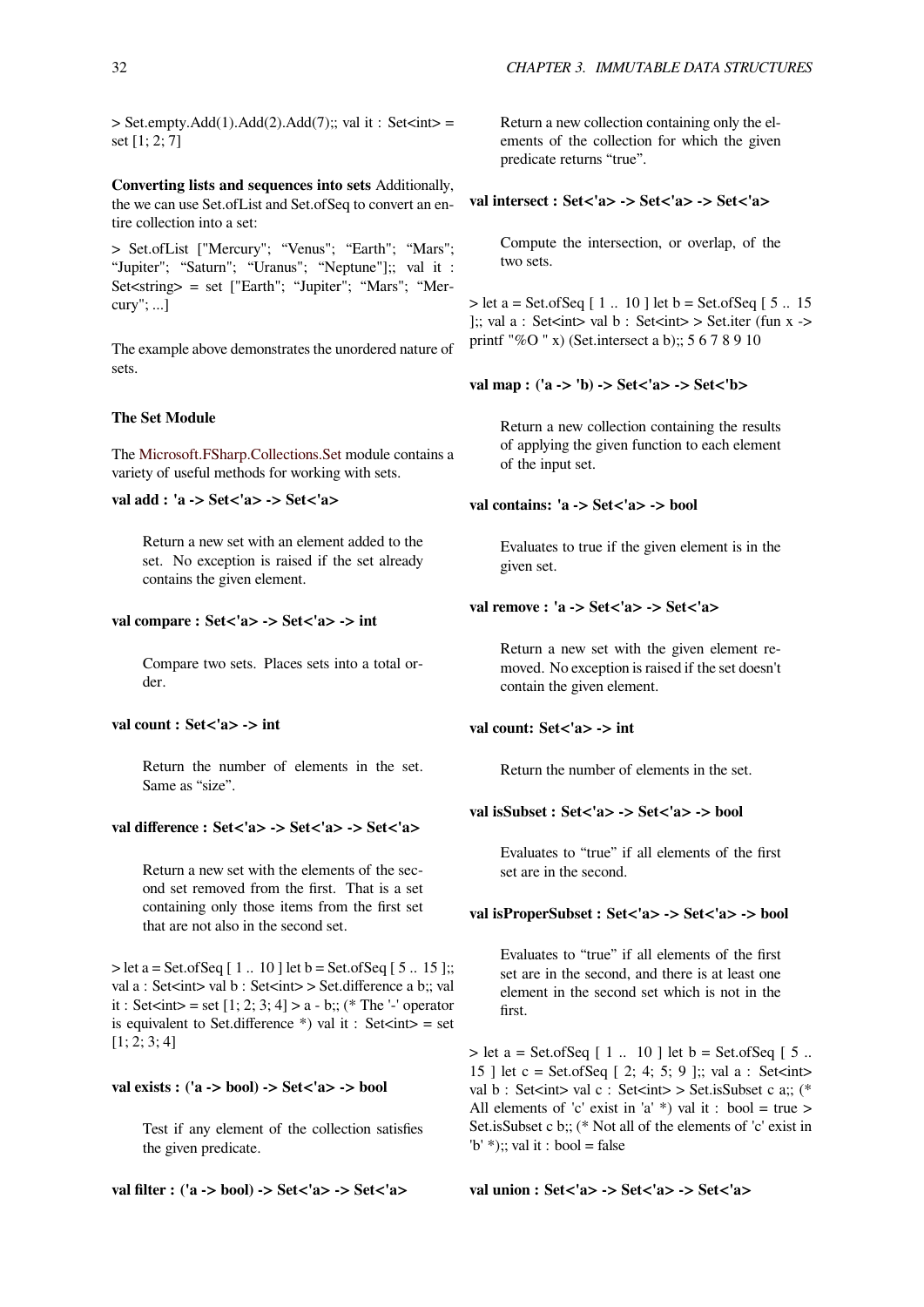> Set.empty.Add(1).Add(2).Add(7);; val it : Set<int> = set [1; 2; 7]

**Converting lists and sequences into sets** Additionally, the we can use Set.ofList and Set.ofSeq to convert an entire collection into a set:

> Set.ofList ["Mercury"; "Venus"; "Earth"; "Mars"; "Jupiter"; "Saturn"; "Uranus"; "Neptune"];; val it : Set<string> = set ["Earth"; "Jupiter"; "Mars"; "Mercury"; ...]

The example above demonstrates the unordered nature of sets.

**The Set Module**

The Microsoft.FSharp.Collections.Set module contains a variety of useful methods for working with sets.

**val add : 'a -> Set<'a> -> Set<'a>**

Return a new set with an element added to the set. No exception is raised if the set already contains the given element.

**val compare : Set<'a> -> Set<'a> -> int**

Compare two sets. Places sets into a total order.

**val count : Set<'a> -> int**

Return the number of elements in the set. Same as "size".

**val difference : Set<'a> -> Set<'a> -> Set<'a>**

Return a new set with the elements of the second set removed from the first. That is a set containing only those items from the first set that are not also in the second set.

> let a = Set.ofSeq [ 1 .. 10 ] let b = Set.ofSeq [ 5 .. 15 ];; val a : Set<int> val b : Set<int> > Set.difference a b;; val it : Set<int> = set [1; 2; 3; 4] > a - b;; (* The '-' operator is equivalent to Set.difference *) val it : Set<int> = set [1; 2; 3; 4]

**val exists : ('a -> bool) -> Set<'a> -> bool**

Test if any element of the collection satisfies the given predicate.

**val filter : ('a -> bool) -> Set<'a> -> Set<'a>**

Return a new collection containing only the elements of the collection for which the given predicate returns "true".

**val intersect : Set<'a> -> Set<'a> -> Set<'a>**

Compute the intersection, or overlap, of the two sets.

> let a = Set.ofSeq [ 1 .. 10 ] let b = Set.ofSeq [ 5 .. 15 ];; val a : Set<int> val b : Set<int> > Set.iter (fun x -> printf "%O " x) (Set.intersect a b);; 5 6 7 8 9 10

**val map : ('a -> 'b) -> Set<'a> -> Set<'b>**

Return a new collection containing the results of applying the given function to each element of the input set.

**val contains: 'a -> Set<'a> -> bool**

Evaluates to true if the given element is in the given set.

**val remove : 'a -> Set<'a> -> Set<'a>**

Return a new set with the given element removed. No exception is raised if the set doesn't contain the given element.

**val count: Set<'a> -> int**

Return the number of elements in the set.

**val isSubset : Set<'a> -> Set<'a> -> bool**

Evaluates to "true" if all elements of the first set are in the second.

**val isProperSubset : Set<'a> -> Set<'a> -> bool**

Evaluates to "true" if all elements of the first set are in the second, and there is at least one element in the second set which is not in the first.

> let a = Set.ofSeq [ 1 .. 10 ] let b = Set.ofSeq [ 5 .. 15 ] let c = Set.ofSeq [ 2; 4; 5; 9 ];; val a : Set<int> val b : Set<int> val c : Set<int> > Set.isSubset c a;; (* All elements of 'c' exist in 'a' *) val it : bool = true > Set.isSubset c b;; (* Not all of the elements of 'c' exist in 'b' *);; val it : bool = false

**val union : Set<'a> -> Set<'a> -> Set<'a>**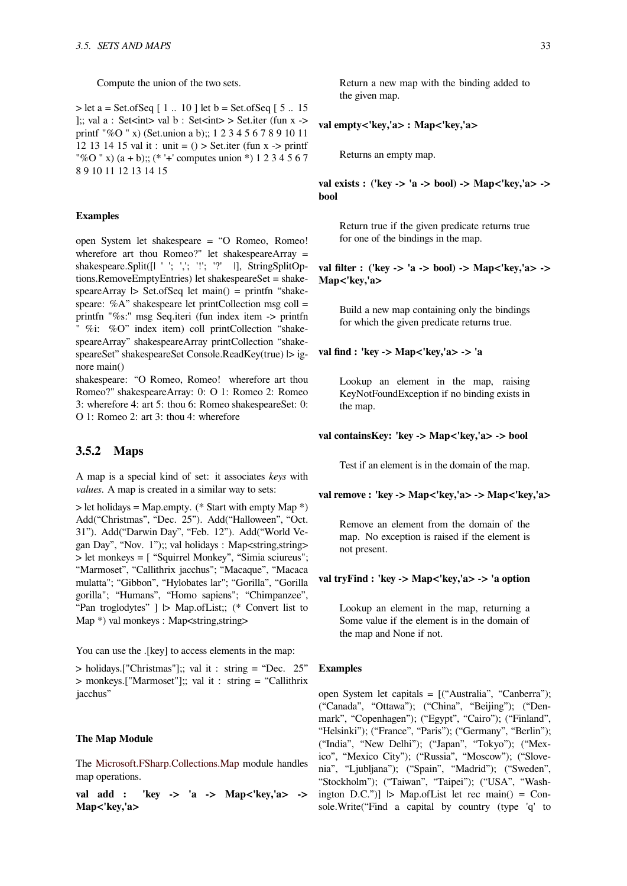Compute the union of the two sets.

> let a = Set.ofSeq [ 1 .. 10 ] let b = Set.ofSeq [ 5 .. 15 ];; val a : Set<int> val b : Set<int> > Set.iter (fun x -> printf "%O " x) (Set.union a b);; 1 2 3 4 5 6 7 8 9 10 11 12 13 14 15 val it : unit = () > Set.iter (fun x -> printf "%O " x) (a + b);; (* '+' computes union *) 1 2 3 4 5 6 7 8 9 10 11 12 13 14 15

#### Examples

open System let shakespeare = “O Romeo, Romeo! wherefore art thou Romeo?" let shakespeareArray = shakespeare.Split([| ' '; ','; '!'; '?' |], StringSplitOptions.RemoveEmptyEntries) let shakespeareSet = shakespeareArray |> Set.ofSeq let main() = printfn “shakespeare: %A” shakespeare let printCollection msg coll = printfn "%s:" msg Seq.iteri (fun index item -> printfn " %i: %O” index item) coll printCollection “shakespeareArray” shakespeareArray printCollection “shakespeareSet” shakespeareSet Console.ReadKey(true) |> ignore main()

shakespeare: “O Romeo, Romeo! wherefore art thou Romeo?" shakespeareArray: 0: O 1: Romeo 2: Romeo 3: wherefore 4: art 5: thou 6: Romeo shakespeareSet: 0: O 1: Romeo 2: art 3: thou 4: wherefore

### 3.5.2 Maps

A map is a special kind of set: it associates *keys* with *values.* A map is created in a similar way to sets:

> let holidays = Map.empty. (* Start with empty Map *) Add(“Christmas”, “Dec. 25”). Add(“Halloween”, “Oct. 31”). Add(“Darwin Day”, “Feb. 12”). Add(“World Vegan Day”, “Nov. 1”);; val holidays : Map<string,string> > let monkeys = [ “Squirrel Monkey”, “Simia sciureus"; “Marmoset”, “Callithrix jacchus"; “Macaque”, “Macaca mulatta"; “Gibbon”, “Hylobates lar"; “Gorilla”, “Gorilla gorilla"; “Humans”, “Homo sapiens"; “Chimpanzee”, “Pan troglodytes” ] |> Map.ofList;; (* Convert list to Map *) val monkeys : Map<string,string>

You can use the .[key] to access elements in the map:

> holidays.["Christmas"];; val it : string = “Dec. 25” > monkeys.["Marmoset"];; val it : string = “Callithrix jacchus”

#### The Map Module

The Microsoft.FSharp.Collections.Map module handles map operations.

**val add : 'key -> 'a -> Map<'key,'a> -> Map<'key,'a>**

Return a new map with the binding added to the given map.

**val empty<'key,'a> : Map<'key,'a>**

Returns an empty map.

**val exists : ('key -> 'a -> bool) -> Map<'key,'a> -> bool**

Return true if the given predicate returns true for one of the bindings in the map.

**val filter : ('key -> 'a -> bool) -> Map<'key,'a> -> Map<'key,'a>**

Build a new map containing only the bindings for which the given predicate returns true.

**val find : 'key -> Map<'key,'a> -> 'a**

Lookup an element in the map, raising KeyNotFoundException if no binding exists in the map.

**val containsKey: 'key -> Map<'key,'a> -> bool**

Test if an element is in the domain of the map.

**val remove : 'key -> Map<'key,'a> -> Map<'key,'a>**

Remove an element from the domain of the map. No exception is raised if the element is not present.

**val tryFind : 'key -> Map<'key,'a> -> 'a option**

Lookup an element in the map, returning a Some value if the element is in the domain of the map and None if not.

#### Examples

open System let capitals = [(“Australia”, “Canberra”); (“Canada”, “Ottawa”); (“China”, “Beijing”); (“Denmark”, “Copenhagen”); (“Egypt”, “Cairo”); (“Finland”, “Helsinki”); (“France”, “Paris”); (“Germany”, “Berlin”); (“India”, “New Delhi”); (“Japan”, “Tokyo”); (“Mexico”, “Mexico City”); (“Russia”, “Moscow”); (“Slovenia”, “Ljubljana”); (“Spain”, “Madrid”); (“Sweden”, “Stockholm”); (“Taiwan”, “Taipei”); (“USA”, “Washington D.C.”)] |> Map.ofList let rec main() = Console.Write(“Find a capital by country (type 'q' to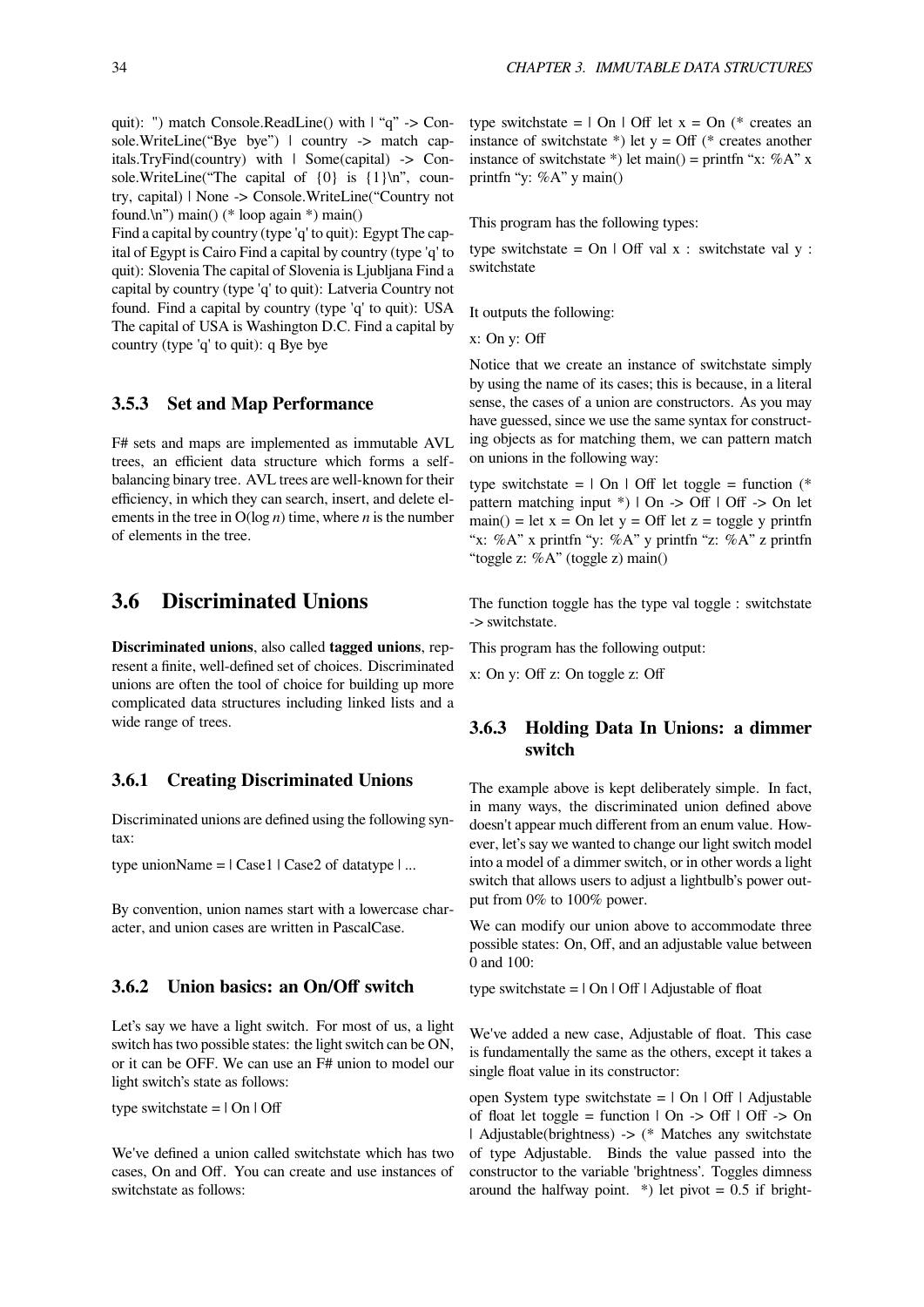quit): ") match Console.ReadLine() with | "q" -> Console.WriteLine("Bye bye") | country -> match capitals.TryFind(country) with | Some(capital) -> Console.WriteLine("The capital of {0} is {1}\n", country, capital) | None -> Console.WriteLine("Country not found.\n") main() (* loop again *) main()

Find a capital by country (type 'q' to quit): Egypt The capital of Egypt is Cairo Find a capital by country (type 'q' to quit): Slovenia The capital of Slovenia is Ljubljana Find a capital by country (type 'q' to quit): Latveria Country not found. Find a capital by country (type 'q' to quit): USA The capital of USA is Washington D.C. Find a capital by country (type 'q' to quit): q Bye bye

### 3.5.3 Set and Map Performance

F# sets and maps are implemented as immutable AVL trees, an efficient data structure which forms a self-balancing binary tree. AVL trees are well-known for their efficiency, in which they can search, insert, and delete elements in the tree in O(log *n*) time, where *n* is the number of elements in the tree.

## 3.6 Discriminated Unions

**Discriminated unions**, also called **tagged unions**, represent a finite, well-defined set of choices. Discriminated unions are often the tool of choice for building up more complicated data structures including linked lists and a wide range of trees.

### 3.6.1 Creating Discriminated Unions

Discriminated unions are defined using the following syntax:

type unionName = | Case1 | Case2 of datatype | ...

By convention, union names start with a lowercase character, and union cases are written in PascalCase.

### 3.6.2 Union basics: an On/Off switch

Let's say we have a light switch. For most of us, a light switch has two possible states: the light switch can be ON, or it can be OFF. We can use an F# union to model our light switch's state as follows:

type switchstate = | On | Off

We've defined a union called switchstate which has two cases, On and Off. You can create and use instances of switchstate as follows:

type switchstate = | On | Off let x = On (* creates an instance of switchstate *) let y = Off (* creates another instance of switchstate *) let main() = printfn "x: %A" x printfn "y: %A" y main()

This program has the following types:

type switchstate = On | Off val x : switchstate val y : switchstate

It outputs the following:

x: On y: Off

Notice that we create an instance of switchstate simply by using the name of its cases; this is because, in a literal sense, the cases of a union are constructors. As you may have guessed, since we use the same syntax for constructing objects as for matching them, we can pattern match on unions in the following way:

type switchstate = | On | Off let toggle = function (* pattern matching input *) | On -> Off | Off -> On let main() = let x = On let y = Off let z = toggle y printfn "x: %A" x printfn "y: %A" y printfn "z: %A" z printfn "toggle z: %A" (toggle z) main()

The function toggle has the type val toggle : switchstate -> switchstate.

This program has the following output:

x: On y: Off z: On toggle z: Off

### 3.6.3 Holding Data In Unions: a dimmer switch

The example above is kept deliberately simple. In fact, in many ways, the discriminated union defined above doesn't appear much different from an enum value. However, let's say we wanted to change our light switch model into a model of a dimmer switch, or in other words a light switch that allows users to adjust a lightbulb's power output from 0% to 100% power.

We can modify our union above to accommodate three possible states: On, Off, and an adjustable value between 0 and 100:

type switchstate = | On | Off | Adjustable of float

We've added a new case, Adjustable of float. This case is fundamentally the same as the others, except it takes a single float value in its constructor:

open System type switchstate = | On | Off | Adjustable of float let toggle = function | On -> Off | Off -> On | Adjustable(brightness) -> (* Matches any switchstate of type Adjustable. Binds the value passed into the constructor to the variable 'brightness'. Toggles dimness around the halfway point. *) let pivot = 0.5 if bright-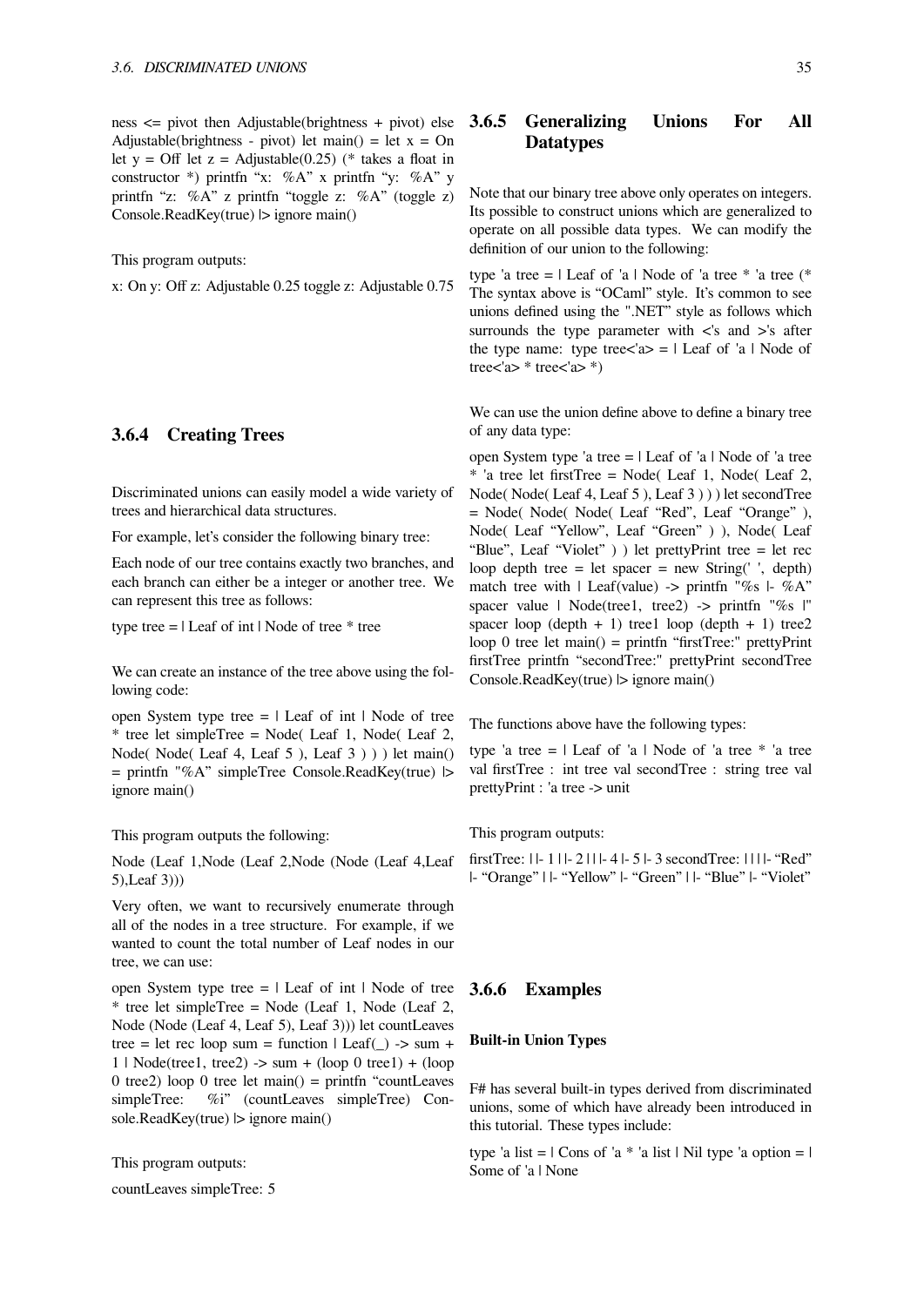ness <= pivot then Adjustable(brightness + pivot) else Adjustable(brightness - pivot) let main() = let x = On let y = Off let z = Adjustable(0.25) (* takes a float in constructor *) printfn "x: %A" x printfn "y: %A" y printfn "z: %A" z printfn "toggle z: %A" (toggle z) Console.ReadKey(true) |> ignore main()

This program outputs:

x: On y: Off z: Adjustable 0.25 toggle z: Adjustable 0.75

### 3.6.4 Creating Trees

Discriminated unions can easily model a wide variety of trees and hierarchical data structures.

For example, let's consider the following binary tree:

Each node of our tree contains exactly two branches, and each branch can either be a integer or another tree. We can represent this tree as follows:

type tree = | Leaf of int | Node of tree * tree

We can create an instance of the tree above using the following code:

open System type tree = | Leaf of int | Node of tree * tree let simpleTree = Node( Leaf 1, Node( Leaf 2, Node( Node( Leaf 4, Leaf 5 ), Leaf 3 ) ) ) let main() = printfn "%A" simpleTree Console.ReadKey(true) |> ignore main()

This program outputs the following:

Node (Leaf 1,Node (Leaf 2,Node (Node (Leaf 4,Leaf 5),Leaf 3)))

Very often, we want to recursively enumerate through all of the nodes in a tree structure. For example, if we wanted to count the total number of Leaf nodes in our tree, we can use:

open System type tree = | Leaf of int | Node of tree * tree let simpleTree = Node (Leaf 1, Node (Leaf 2, Node (Node (Leaf 4, Leaf 5), Leaf 3))) let countLeaves tree = let rec loop sum = function | Leaf(_) -> sum + 1 | Node(tree1, tree2) -> sum + (loop 0 tree1) + (loop 0 tree2) loop 0 tree let main() = printfn "countLeaves simpleTree: %i" (countLeaves simpleTree) Console.ReadKey(true) |> ignore main()

This program outputs:

countLeaves simpleTree: 5

### 3.6.5 Generalizing Unions For All Datatypes

Note that our binary tree above only operates on integers. Its possible to construct unions which are generalized to operate on all possible data types. We can modify the definition of our union to the following:

type 'a tree = | Leaf of 'a | Node of 'a tree * 'a tree (* The syntax above is "OCaml" style. It's common to see unions defined using the ".NET" style as follows which surrounds the type parameter with <'s and >'s after the type name: type tree<'a> = | Leaf of 'a | Node of tree<'a> * tree<'a> *)

We can use the union define above to define a binary tree of any data type:

open System type 'a tree = | Leaf of 'a | Node of 'a tree * 'a tree let firstTree = Node( Leaf 1, Node( Leaf 2, Node( Node( Leaf 4, Leaf 5 ), Leaf 3 ) ) ) let secondTree = Node( Node( Node( Leaf "Red", Leaf "Orange" ), Node( Leaf "Yellow", Leaf "Green" ) ), Node( Leaf "Blue", Leaf "Violet" ) ) let prettyPrint tree = let rec loop depth tree = let spacer = new String(' ', depth) match tree with | Leaf(value) -> printfn "%s |- %A" spacer value | Node(tree1, tree2) -> printfn "%s |" spacer loop (depth + 1) tree1 loop (depth + 1) tree2 loop 0 tree let main() = printfn "firstTree:" prettyPrint firstTree printfn "secondTree:" prettyPrint secondTree Console.ReadKey(true) |> ignore main()

The functions above have the following types:

type 'a tree = | Leaf of 'a | Node of 'a tree * 'a tree val firstTree : int tree val secondTree : string tree val prettyPrint : 'a tree -> unit

This program outputs:

firstTree: | |- 1 | | |- 2 | | | |- 4 |- 5 |- 3 secondTree: | | | | |- "Red" |- "Orange" | |- "Yellow" |- "Green" | |- "Blue" |- "Violet"

### 3.6.6 Examples

#### Built-in Union Types

F# has several built-in types derived from discriminated unions, some of which have already been introduced in this tutorial. These types include:

type 'a list = | Cons of 'a * 'a list | Nil type 'a option = | Some of 'a | None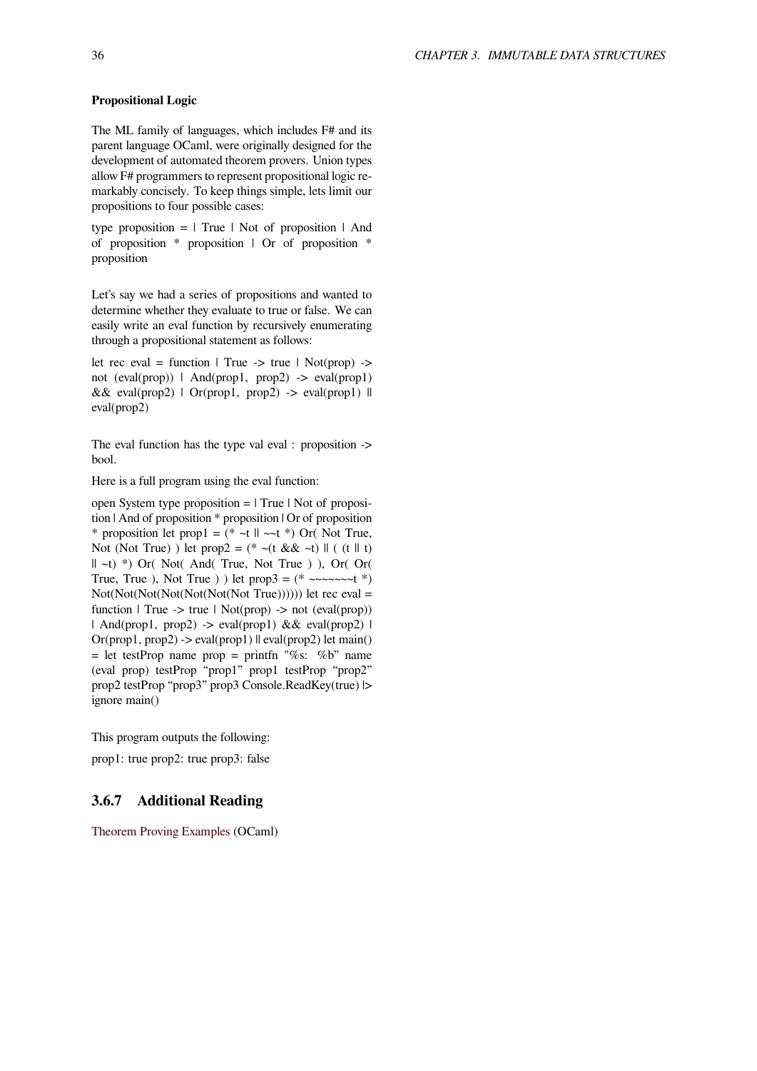**Propositional Logic**

The ML family of languages, which includes F# and its parent language OCaml, were originally designed for the development of automated theorem provers. Union types allow F# programmers to represent propositional logic remarkably concisely. To keep things simple, lets limit our propositions to four possible cases:

```
type proposition = | True | Not of proposition | And of proposition * proposition | Or of proposition * proposition
```

Let's say we had a series of propositions and wanted to determine whether they evaluate to true or false. We can easily write an eval function by recursively enumerating through a propositional statement as follows:

```
let rec eval = function | True -> true | Not(prop) -> not (eval(prop)) | And(prop1, prop2) -> eval(prop1) && eval(prop2) | Or(prop1, prop2) -> eval(prop1) || eval(prop2)
```

The eval function has the type val eval : proposition -> bool.

Here is a full program using the eval function:

```
open System type proposition = | True | Not of proposition | And of proposition * proposition | Or of proposition * proposition let prop1 = (* ~t || ~~t *) Or( Not True, Not (Not True) ) let prop2 = (* ~(t && ~t) || ( (t || t) || ~t) *) Or( Not( And( True, Not True ) ), Or( Or( True, True ), Not True ) ) let prop3 = (* ~~~~~~~t *) Not(Not(Not(Not(Not(Not(Not True)))))) let rec eval = function | True -> true | Not(prop) -> not (eval(prop)) | And(prop1, prop2) -> eval(prop1) && eval(prop2) | Or(prop1, prop2) -> eval(prop1) || eval(prop2) let main() = let testProp name prop = printfn "%s: %b" name (eval prop) testProp "prop1" prop1 testProp "prop2" prop2 testProp "prop3" prop3 Console.ReadKey(true) |> ignore main()
```

This program outputs the following:

```
prop1: true prop2: true prop3: false
```

### 3.6.7 Additional Reading

Theorem Proving Examples (OCaml)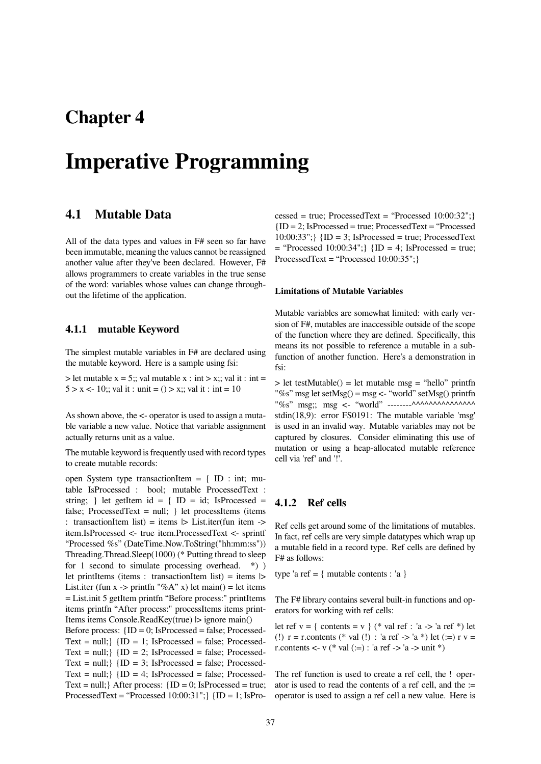# Chapter 4

# Imperative Programming

## 4.1 Mutable Data

All of the data types and values in F# seen so far have been immutable, meaning the values cannot be reassigned another value after they've been declared. However, F# allows programmers to create variables in the true sense of the word: variables whose values can change throughout the lifetime of the application.

### 4.1.1 mutable Keyword

The simplest mutable variables in F# are declared using the mutable keyword. Here is a sample using fsi:

```
> let mutable x = 5;; val mutable x : int > x;; val it : int = 5 > x <- 10;; val it : unit = () > x;; val it : int = 10
```

As shown above, the <- operator is used to assign a mutable variable a new value. Notice that variable assignment actually returns unit as a value.

The mutable keyword is frequently used with record types to create mutable records:

```
open System type transactionItem = { ID : int; mutable IsProcessed : bool; mutable ProcessedText : string; } let getItem id = { ID = id; IsProcessed = false; ProcessedText = null; } let processItems (items : transactionItem list) = items |> List.iter(fun item -> item.IsProcessed <- true item.ProcessedText <- sprintf "Processed %s" (DateTime.Now.ToString("hh:mm:ss")) Threading.Thread.Sleep(1000) (* Putting thread to sleep for 1 second to simulate processing overhead. *) ) let printItems (items : transactionItem list) = items |> List.iter (fun x -> printfn "%A" x) let main() = let items = List.init 5 getItem printfn "Before process:" printItems items printfn "After process:" processItems items printItems items Console.ReadKey(true) |> ignore main()
```

```
Before process: {ID = 0; IsProcessed = false; ProcessedText = null;} {ID = 1; IsProcessed = false; ProcessedText = null;} {ID = 2; IsProcessed = false; ProcessedText = null;} {ID = 3; IsProcessed = false; ProcessedText = null;} {ID = 4; IsProcessed = false; ProcessedText = null;} After process: {ID = 0; IsProcessed = true; ProcessedText = "Processed 10:00:31";} {ID = 1; IsProcessed = true; ProcessedText = "Processed 10:00:32";} {ID = 2; IsProcessed = true; ProcessedText = "Processed 10:00:33";} {ID = 3; IsProcessed = true; ProcessedText = "Processed 10:00:34";} {ID = 4; IsProcessed = true; ProcessedText = "Processed 10:00:35";}
```

#### Limitations of Mutable Variables

Mutable variables are somewhat limited: with early version of F#, mutables are inaccessible outside of the scope of the function where they are defined. Specifically, this means its not possible to reference a mutable in a subfunction of another function. Here's a demonstration in fsi:

```
> let testMutable() = let mutable msg = "hello" printfn "%s" msg let setMsg() = msg <- "world" setMsg() printfn "%s" msg;; msg <- "world" --------^^^^^^^^^^^^^^^ stdin(18,9): error FS0191: The mutable variable 'msg' is used in an invalid way. Mutable variables may not be captured by closures. Consider eliminating this use of mutation or using a heap-allocated mutable reference cell via 'ref' and '!'.
```

### 4.1.2 Ref cells

Ref cells get around some of the limitations of mutables. In fact, ref cells are very simple datatypes which wrap up a mutable field in a record type. Ref cells are defined by F# as follows:

```
type 'a ref = { mutable contents : 'a }
```

The F# library contains several built-in functions and operators for working with ref cells:

```
let ref v = { contents = v } (* val ref : 'a -> 'a ref *) let (!) r = r.contents (* val (!) : 'a ref -> 'a *) let (:=) r v = r.contents <- v (* val (:=) : 'a ref -> 'a -> unit *)
```

The ref function is used to create a ref cell, the ! operator is used to read the contents of a ref cell, and the := operator is used to assign a ref cell a new value. Here is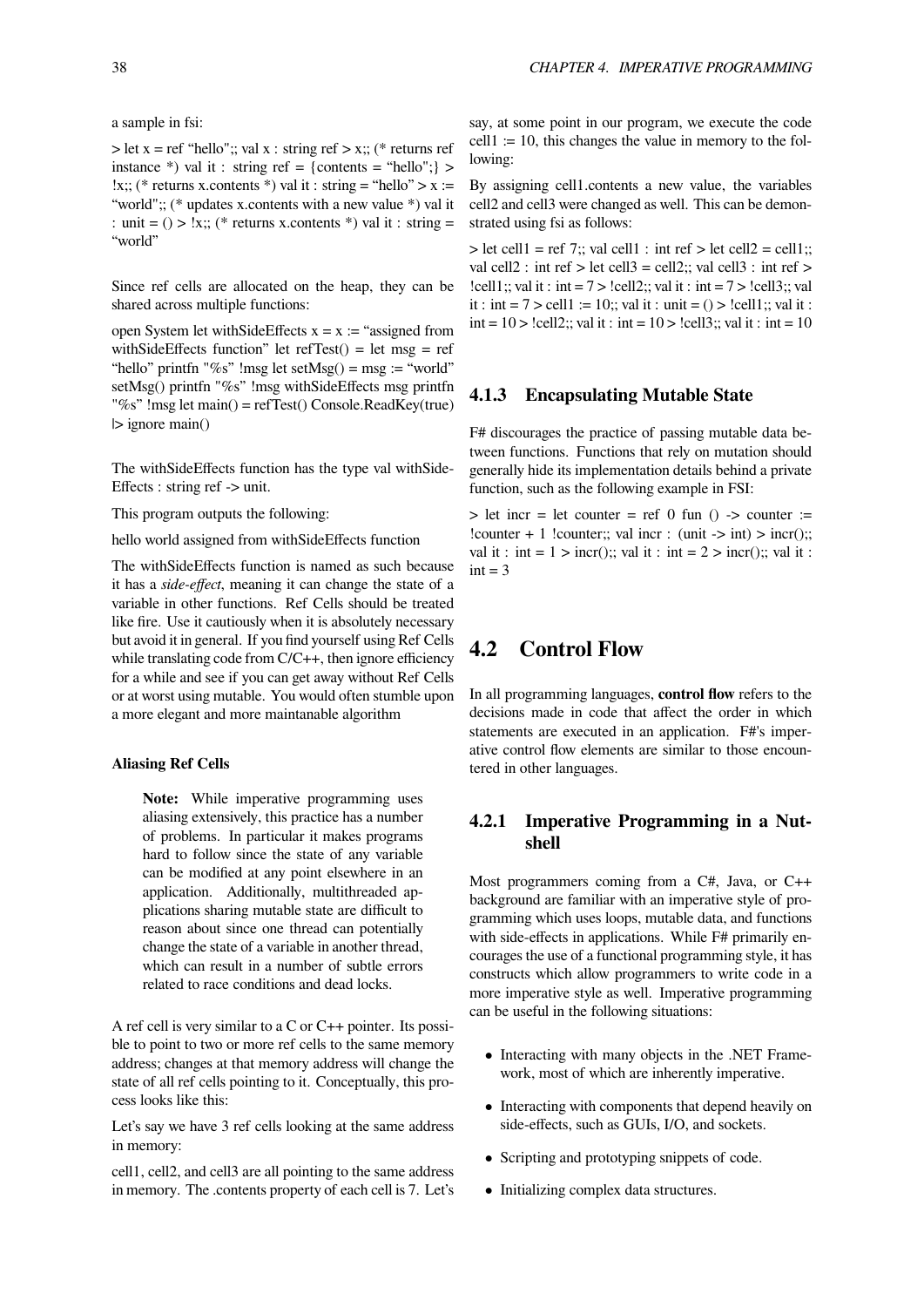a sample in fsi:

> let x = ref "hello";; val x : string ref > x;; (* returns ref instance *) val it : string ref = {contents = "hello";} > !x;; (* returns x.contents *) val it : string = "hello" > x := "world";; (* updates x.contents with a new value *) val it : unit = () > !x;; (* returns x.contents *) val it : string = "world"

Since ref cells are allocated on the heap, they can be shared across multiple functions:

open System let withSideEffects x = x := "assigned from withSideEffects function" let refTest() = let msg = ref "hello" printfn "%s" !msg let setMsg() = msg := "world" setMsg() printfn "%s" !msg withSideEffects msg printfn "%s" !msg let main() = refTest() Console.ReadKey(true) |> ignore main()

The withSideEffects function has the type val withSideEffects : string ref -> unit.

This program outputs the following:

hello world assigned from withSideEffects function

The withSideEffects function is named as such because it has a *side-effect*, meaning it can change the state of a variable in other functions. Ref Cells should be treated like fire. Use it cautiously when it is absolutely necessary but avoid it in general. If you find yourself using Ref Cells while translating code from C/C++, then ignore efficiency for a while and see if you can get away without Ref Cells or at worst using mutable. You would often stumble upon a more elegant and more maintanable algorithm

#### Aliasing Ref Cells

> **Note:** While imperative programming uses aliasing extensively, this practice has a number of problems. In particular it makes programs hard to follow since the state of any variable can be modified at any point elsewhere in an application. Additionally, multithreaded applications sharing mutable state are difficult to reason about since one thread can potentially change the state of a variable in another thread, which can result in a number of subtle errors related to race conditions and dead locks.

A ref cell is very similar to a C or C++ pointer. Its possible to point to two or more ref cells to the same memory address; changes at that memory address will change the state of all ref cells pointing to it. Conceptually, this process looks like this:

Let's say we have 3 ref cells looking at the same address in memory:

cell1, cell2, and cell3 are all pointing to the same address in memory. The .contents property of each cell is 7. Let's say, at some point in our program, we execute the code cell1 := 10, this changes the value in memory to the following:

By assigning cell1.contents a new value, the variables cell2 and cell3 were changed as well. This can be demonstrated using fsi as follows:

> let cell1 = ref 7;; val cell1 : int ref > let cell2 = cell1;; val cell2 : int ref > let cell3 = cell2;; val cell3 : int ref > !cell1;; val it : int = 7 > !cell2;; val it : int = 7 > !cell3;; val it : int = 7 > cell1 := 10;; val it : unit = () > !cell1;; val it : int = 10 > !cell2;; val it : int = 10 > !cell3;; val it : int = 10

### 4.1.3 Encapsulating Mutable State

F# discourages the practice of passing mutable data between functions. Functions that rely on mutation should generally hide its implementation details behind a private function, such as the following example in FSI:

> let incr = let counter = ref 0 fun () -> counter := !counter + 1 !counter;; val incr : (unit -> int) > incr();; val it : int = 1 > incr();; val it : int = 2 > incr();; val it : int = 3

## 4.2 Control Flow

In all programming languages, **control flow** refers to the decisions made in code that affect the order in which statements are executed in an application. F#'s imperative control flow elements are similar to those encountered in other languages.

### 4.2.1 Imperative Programming in a Nutshell

Most programmers coming from a C#, Java, or C++ background are familiar with an imperative style of programming which uses loops, mutable data, and functions with side-effects in applications. While F# primarily encourages the use of a functional programming style, it has constructs which allow programmers to write code in a more imperative style as well. Imperative programming can be useful in the following situations:

- Interacting with many objects in the .NET Framework, most of which are inherently imperative.
- Interacting with components that depend heavily on side-effects, such as GUIs, I/O, and sockets.
- Scripting and prototyping snippets of code.
- Initializing complex data structures.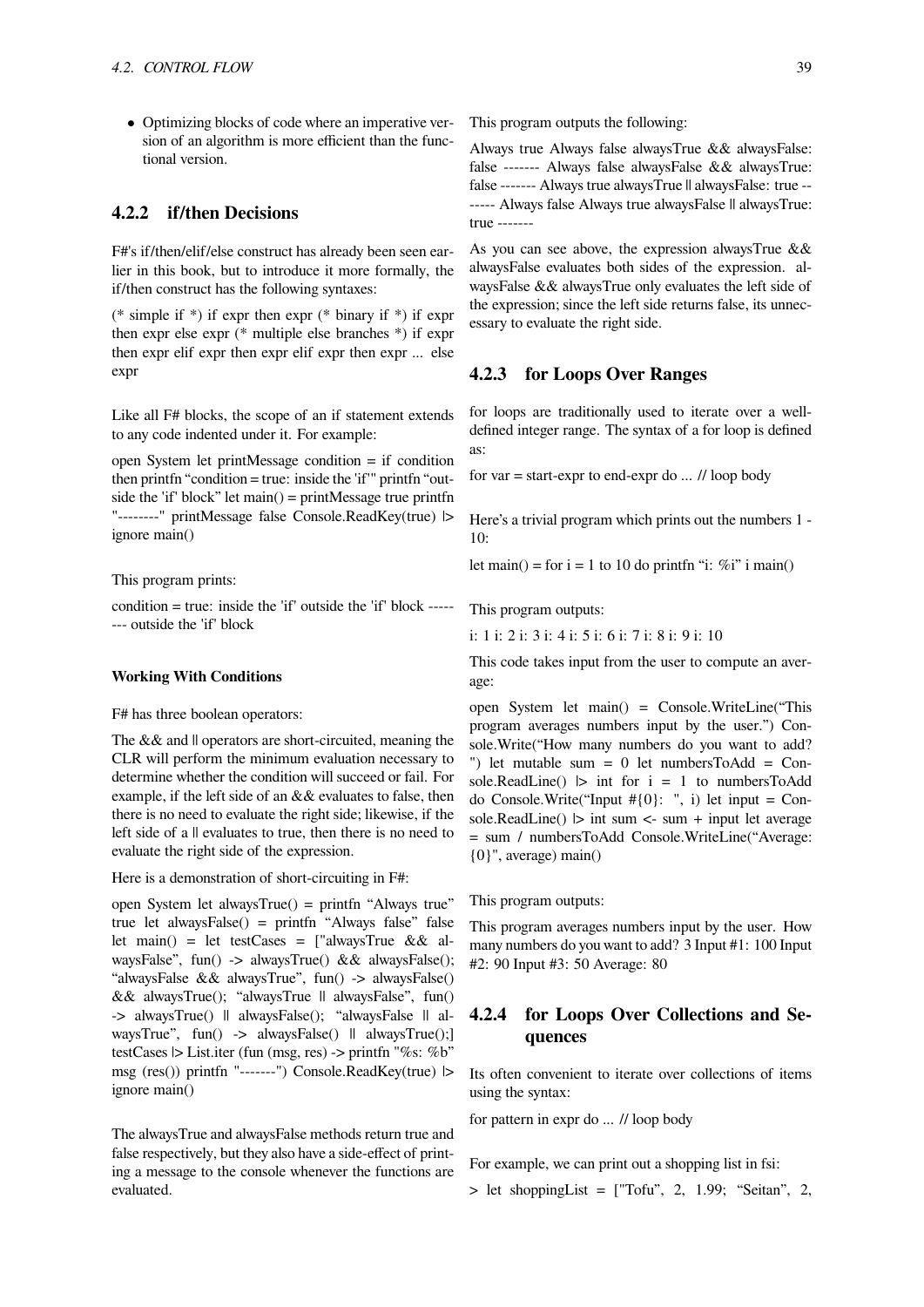- Optimizing blocks of code where an imperative version of an algorithm is more efficient than the functional version.

### 4.2.2 if/then Decisions

F#'s if/then/elif/else construct has already been seen earlier in this book, but to introduce it more formally, the if/then construct has the following syntaxes:

(* simple if *) if expr then expr (* binary if *) if expr then expr else expr (* multiple else branches *) if expr then expr elif expr then expr elif expr then expr ... else expr

Like all F# blocks, the scope of an if statement extends to any code indented under it. For example:

open System let printMessage condition = if condition then printfn "condition = true: inside the 'if'" printfn "outside the 'if' block" let main() = printMessage true printfn "--------" printMessage false Console.ReadKey(true) |> ignore main()

This program prints:

condition = true: inside the 'if' outside the 'if' block -------- outside the 'if' block

#### Working With Conditions

F# has three boolean operators:

The && and || operators are short-circuited, meaning the CLR will perform the minimum evaluation necessary to determine whether the condition will succeed or fail. For example, if the left side of an && evaluates to false, then there is no need to evaluate the right side; likewise, if the left side of a || evaluates to true, then there is no need to evaluate the right side of the expression.

Here is a demonstration of short-circuiting in F#:

open System let alwaysTrue() = printfn "Always true" true let alwaysFalse() = printfn "Always false" false let main() = let testCases = ["alwaysTrue && alwaysFalse", fun() -> alwaysTrue() && alwaysFalse(); "alwaysFalse && alwaysTrue", fun() -> alwaysFalse() && alwaysTrue(); "alwaysTrue || alwaysFalse", fun() -> alwaysTrue() || alwaysFalse(); "alwaysFalse || alwaysTrue", fun() -> alwaysFalse() || alwaysTrue();] testCases |> List.iter (fun (msg, res) -> printfn "%s: %b" msg (res()) printfn "-------") Console.ReadKey(true) |> ignore main()

The alwaysTrue and alwaysFalse methods return true and false respectively, but they also have a side-effect of printing a message to the console whenever the functions are evaluated.

This program outputs the following:

Always true Always false alwaysTrue && alwaysFalse: false ------- Always false alwaysFalse && alwaysTrue: false ------- Always true alwaysTrue || alwaysFalse: true ------- Always false Always true alwaysFalse || alwaysTrue: true -------

As you can see above, the expression alwaysTrue && alwaysFalse evaluates both sides of the expression. alwaysFalse && alwaysTrue only evaluates the left side of the expression; since the left side returns false, its unnecessary to evaluate the right side.

### 4.2.3 for Loops Over Ranges

for loops are traditionally used to iterate over a well-defined integer range. The syntax of a for loop is defined as:

for var = start-expr to end-expr do ... // loop body

Here's a trivial program which prints out the numbers 1 - 10:

let main() = for i = 1 to 10 do printfn "i: %i" i main()

This program outputs:

i: 1 i: 2 i: 3 i: 4 i: 5 i: 6 i: 7 i: 8 i: 9 i: 10

This code takes input from the user to compute an average:

open System let main() = Console.WriteLine("This program averages numbers input by the user.") Console.Write("How many numbers do you want to add? ") let mutable sum = 0 let numbersToAdd = Console.ReadLine() |> int for i = 1 to numbersToAdd do Console.Write("Input #{0}: ", i) let input = Console.ReadLine() |> int sum <- sum + input let average = sum / numbersToAdd Console.WriteLine("Average: {0}", average) main()

This program outputs:

This program averages numbers input by the user. How many numbers do you want to add? 3 Input #1: 100 Input #2: 90 Input #3: 50 Average: 80

### 4.2.4 for Loops Over Collections and Sequences

Its often convenient to iterate over collections of items using the syntax:

for pattern in expr do ... // loop body

For example, we can print out a shopping list in fsi:

> let shoppingList = ["Tofu", 2, 1.99; "Seitan", 2,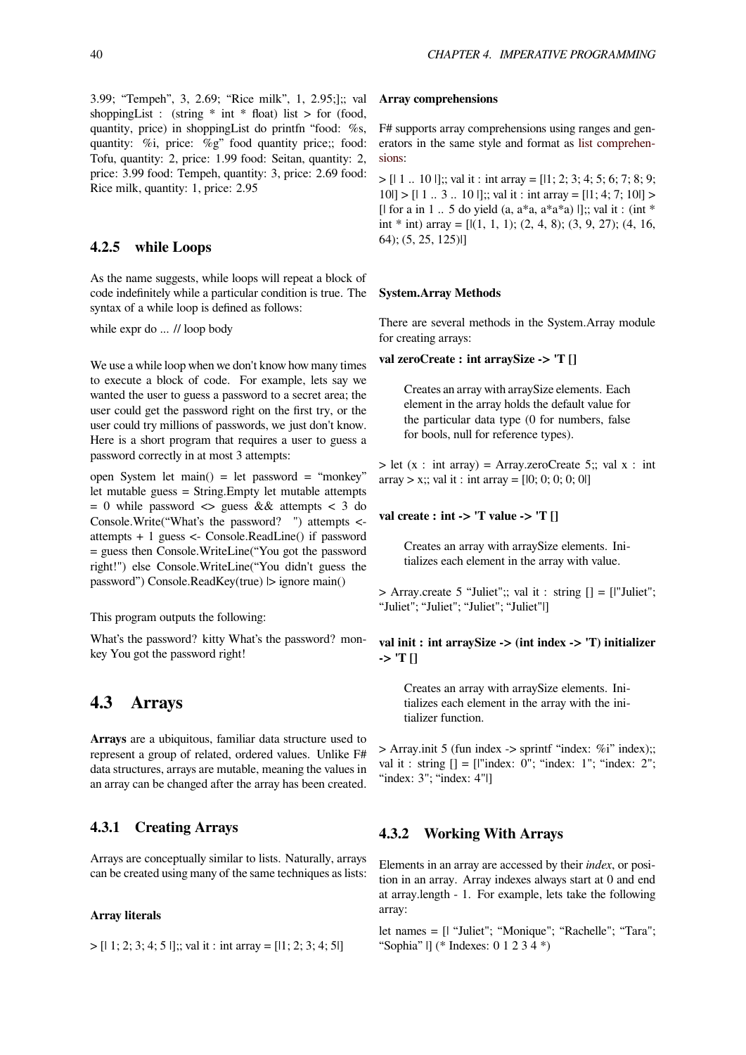3.99; "Tempeh", 3, 2.69; "Rice milk", 1, 2.95;];; val shoppingList : (string * int * float) list > for (food, quantity, price) in shoppingList do printfn "food: %s, quantity: %i, price: %g" food quantity price;; food: Tofu, quantity: 2, price: 1.99 food: Seitan, quantity: 2, price: 3.99 food: Tempeh, quantity: 3, price: 2.69 food: Rice milk, quantity: 1, price: 2.95

### 4.2.5 while Loops

As the name suggests, while loops will repeat a block of code indefinitely while a particular condition is true. The syntax of a while loop is defined as follows:

while expr do ... // loop body

We use a while loop when we don't know how many times to execute a block of code. For example, lets say we wanted the user to guess a password to a secret area; the user could get the password right on the first try, or the user could try millions of passwords, we just don't know. Here is a short program that requires a user to guess a password correctly in at most 3 attempts:

open System let main() = let password = "monkey" let mutable guess = String.Empty let mutable attempts = 0 while password <> guess && attempts < 3 do Console.Write("What's the password? ") attempts <- attempts + 1 guess <- Console.ReadLine() if password = guess then Console.WriteLine("You got the password right!") else Console.WriteLine("You didn't guess the password") Console.ReadKey(true) |> ignore main()

This program outputs the following:

What's the password? kitty What's the password? monkey You got the password right!

## 4.3 Arrays

**Arrays** are a ubiquitous, familiar data structure used to represent a group of related, ordered values. Unlike F# data structures, arrays are mutable, meaning the values in an array can be changed after the array has been created.

### 4.3.1 Creating Arrays

Arrays are conceptually similar to lists. Naturally, arrays can be created using many of the same techniques as lists:

#### Array literals

> [| 1; 2; 3; 4; 5 |];; val it : int array = [|1; 2; 3; 4; 5|]

#### Array comprehensions

F# supports array comprehensions using ranges and generators in the same style and format as list comprehensions:

> [| 1 .. 10 |];; val it : int array = [|1; 2; 3; 4; 5; 6; 7; 8; 9; 10|] > [| 1 .. 3 .. 10 |];; val it : int array = [|1; 4; 7; 10|] > [| for a in 1 .. 5 do yield (a, a*a, a*a*a) |];; val it : (int * int * int) array = [|(1, 1, 1); (2, 4, 8); (3, 9, 27); (4, 16, 64); (5, 25, 125)|]

#### System.Array Methods

There are several methods in the System.Array module for creating arrays:

**val zeroCreate : int arraySize -> 'T []**

> Creates an array with arraySize elements. Each element in the array holds the default value for the particular data type (0 for numbers, false for bools, null for reference types).

> let (x : int array) = Array.zeroCreate 5;; val x : int array > x;; val it : int array = [|0; 0; 0; 0; 0|]

**val create : int -> 'T value -> 'T []**

> Creates an array with arraySize elements. Initializes each element in the array with value.

> Array.create 5 "Juliet";; val it : string [] = [|"Juliet"; "Juliet"; "Juliet"; "Juliet"; "Juliet"|]

**val init : int arraySize -> (int index -> 'T) initializer -> 'T []**

> Creates an array with arraySize elements. Initializes each element in the array with the initializer function.

> Array.init 5 (fun index -> sprintf "index: %i" index);; val it : string [] = [|"index: 0"; "index: 1"; "index: 2"; "index: 3"; "index: 4"|]

### 4.3.2 Working With Arrays

Elements in an array are accessed by their *index*, or position in an array. Array indexes always start at 0 and end at array.length - 1. For example, lets take the following array:

let names = [| "Juliet"; "Monique"; "Rachelle"; "Tara"; "Sophia" |] (* Indexes: 0 1 2 3 4 *)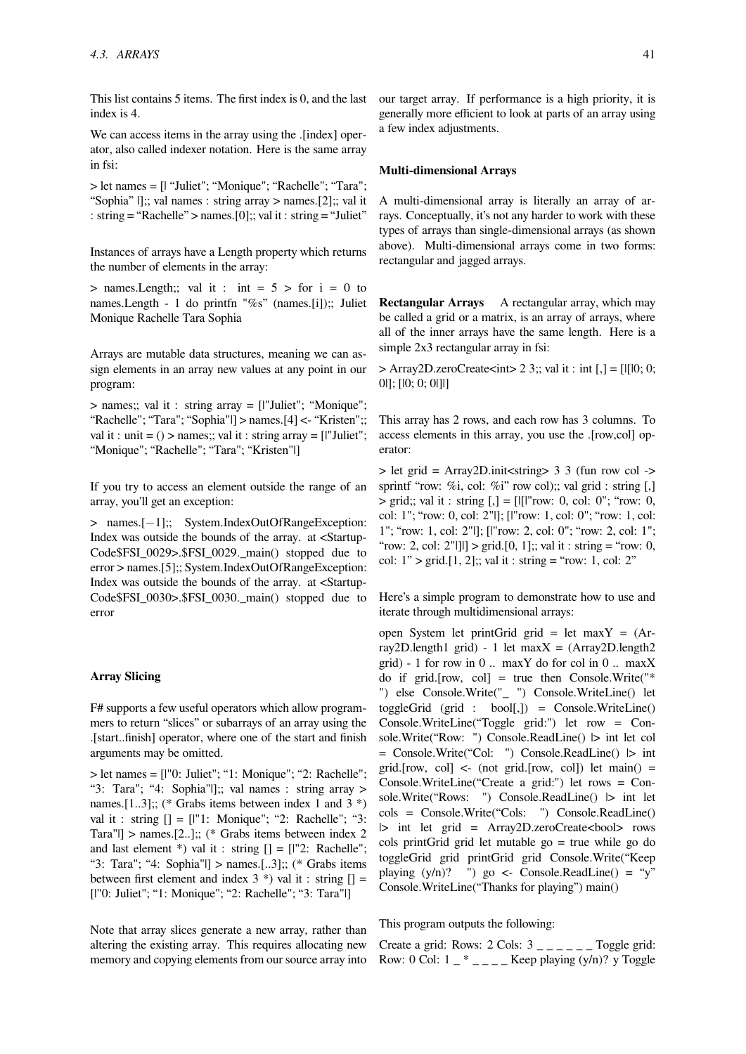This list contains 5 items. The first index is 0, and the last index is 4.

We can access items in the array using the .[index] operator, also called indexer notation. Here is the same array in fsi:

> let names = [| "Juliet"; "Monique"; "Rachelle"; "Tara"; "Sophia" |];; val names : string array > names.[2];; val it : string = "Rachelle" > names.[0];; val it : string = "Juliet"

Instances of arrays have a Length property which returns the number of elements in the array:

> names.Length;; val it : int = 5 > for i = 0 to names.Length - 1 do printfn "%s" (names.[i]);; Juliet Monique Rachelle Tara Sophia

Arrays are mutable data structures, meaning we can assign elements in an array new values at any point in our program:

> names;; val it : string array = [|"Juliet"; "Monique"; "Rachelle"; "Tara"; "Sophia"|] > names.[4] <- "Kristen";; val it : unit = () > names;; val it : string array = [|"Juliet"; "Monique"; "Rachelle"; "Tara"; "Kristen"|]

If you try to access an element outside the range of an array, you'll get an exception:

> names.[−1];; System.IndexOutOfRangeException: Index was outside the bounds of the array. at <StartupCode$FSI_0029>.$FSI_0029._main() stopped due to error > names.[5];; System.IndexOutOfRangeException: Index was outside the bounds of the array. at <StartupCode$FSI_0030>.$FSI_0030._main() stopped due to error

#### Array Slicing

F# supports a few useful operators which allow programmers to return "slices" or subarrays of an array using the .[start..finish] operator, where one of the start and finish arguments may be omitted.

> let names = [|"0: Juliet"; "1: Monique"; "2: Rachelle"; "3: Tara"; "4: Sophia"|];; val names : string array > names.[1..3];; (* Grabs items between index 1 and 3 *) val it : string [] = [|"1: Monique"; "2: Rachelle"; "3: Tara"|] > names.[2..];; (* Grabs items between index 2 and last element *) val it : string [] = [|"2: Rachelle"; "3: Tara"; "4: Sophia"|] > names.[..3];; (* Grabs items between first element and index 3 *) val it : string [] = [|"0: Juliet"; "1: Monique"; "2: Rachelle"; "3: Tara"|]

Note that array slices generate a new array, rather than altering the existing array. This requires allocating new memory and copying elements from our source array into our target array. If performance is a high priority, it is generally more efficient to look at parts of an array using a few index adjustments.

#### Multi-dimensional Arrays

A multi-dimensional array is literally an array of arrays. Conceptually, it's not any harder to work with these types of arrays than single-dimensional arrays (as shown above). Multi-dimensional arrays come in two forms: rectangular and jagged arrays.

**Rectangular Arrays** A rectangular array, which may be called a grid or a matrix, is an array of arrays, where all of the inner arrays have the same length. Here is a simple 2x3 rectangular array in fsi:

> Array2D.zeroCreate<int> 2 3;; val it : int [,] = [|[|0; 0; 0|]; [|0; 0; 0|]|]

This array has 2 rows, and each row has 3 columns. To access elements in this array, you use the .[row,col] operator:

> let grid = Array2D.init<string> 3 3 (fun row col -> sprintf "row: %i, col: %i" row col);; val grid : string [,] > grid;; val it : string [,] = [|[|"row: 0, col: 0"; "row: 0, col: 1"; "row: 0, col: 2"|]; [|"row: 1, col: 0"; "row: 1, col: 1"; "row: 1, col: 2"|]; [|"row: 2, col: 0"; "row: 2, col: 1"; "row: 2, col: 2"|]|] > grid.[0, 1];; val it : string = "row: 0, col: 1" > grid.[1, 2];; val it : string = "row: 1, col: 2"

Here's a simple program to demonstrate how to use and iterate through multidimensional arrays:

open System let printGrid grid = let maxY = (Array2D.length1 grid) - 1 let maxX = (Array2D.length2 grid) - 1 for row in 0 .. maxY do for col in 0 .. maxX do if grid.[row, col] = true then Console.Write("* ") else Console.Write("_ ") Console.WriteLine() let toggleGrid (grid : bool[,]) = Console.WriteLine() Console.WriteLine("Toggle grid:") let row = Console.Write("Row: ") Console.ReadLine() |> int let col = Console.Write("Col: ") Console.ReadLine() |> int grid.[row, col] <- (not grid.[row, col]) let main() = Console.WriteLine("Create a grid:") let rows = Console.Write("Rows: ") Console.ReadLine() |> int let cols = Console.Write("Cols: ") Console.ReadLine() |> int let grid = Array2D.zeroCreate<bool> rows cols printGrid grid let mutable go = true while go do toggleGrid grid printGrid grid Console.Write("Keep playing (y/n)? ") go <- Console.ReadLine() = "y" Console.WriteLine("Thanks for playing") main()

This program outputs the following:

Create a grid: Rows: 2 Cols: 3 _ _ _ _ _ _ Toggle grid: Row: 0 Col: 1 _ * _ _ _ _ Keep playing (y/n)? y Toggle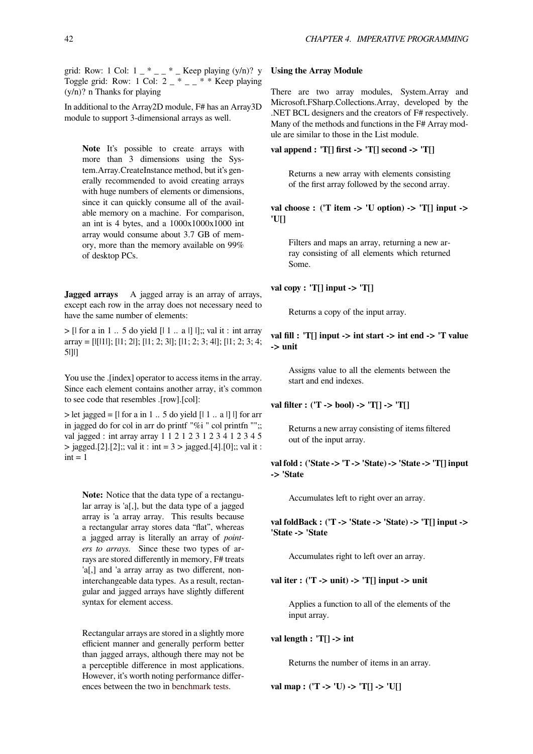grid: Row: 1 Col: 1 _ * _ _ * _ Keep playing (y/n)? y Toggle grid: Row: 1 Col: 2 _ * _ _ * * Keep playing (y/n)? n Thanks for playing

In additional to the Array2D module, F# has an Array3D module to support 3-dimensional arrays as well.

> **Note** It's possible to create arrays with more than 3 dimensions using the System.Array.CreateInstance method, but it's generally recommended to avoid creating arrays with huge numbers of elements or dimensions, since it can quickly consume all of the available memory on a machine. For comparison, an int is 4 bytes, and a 1000x1000x1000 int array would consume about 3.7 GB of memory, more than the memory available on 99% of desktop PCs.

**Jagged arrays** A jagged array is an array of arrays, except each row in the array does not necessary need to have the same number of elements:

> [| for a in 1 .. 5 do yield [| 1 .. a |] |];; val it : int array array = [|[|1|]; [|1; 2|]; [|1; 2; 3|]; [|1; 2; 3; 4|]; [|1; 2; 3; 4; 5|]|]

You use the .[index] operator to access items in the array. Since each element contains another array, it's common to see code that resembles .[row].[col]:

> let jagged = [| for a in 1 .. 5 do yield [| 1 .. a |] |] for arr in jagged do for col in arr do printf "%i " col printfn "";; val jagged : int array array 1 1 2 1 2 3 1 2 3 4 1 2 3 4 5 > jagged.[2].[2];; val it : int = 3 > jagged.[4].[0];; val it : int = 1

> **Note:** Notice that the data type of a rectangular array is 'a[,], but the data type of a jagged array is 'a array array. This results because a rectangular array stores data "flat", whereas a jagged array is literally an array of *pointers to arrays*. Since these two types of arrays are stored differently in memory, F# treats 'a[,] and 'a array array as two different, non-interchangeable data types. As a result, rectangular and jagged arrays have slightly different syntax for element access.
>
> Rectangular arrays are stored in a slightly more efficient manner and generally perform better than jagged arrays, although there may not be a perceptible difference in most applications. However, it's worth noting performance differences between the two in benchmark tests.

**Using the Array Module**

There are two array modules, System.Array and Microsoft.FSharp.Collections.Array, developed by the .NET BCL designers and the creators of F# respectively. Many of the methods and functions in the F# Array module are similar to those in the List module.

**val append : 'T[] first -> 'T[] second -> 'T[]**

Returns a new array with elements consisting of the first array followed by the second array.

**val choose : ('T item -> 'U option) -> 'T[] input -> 'U[]**

Filters and maps an array, returning a new array consisting of all elements which returned Some.

**val copy : 'T[] input -> 'T[]**

Returns a copy of the input array.

**val fill : 'T[] input -> int start -> int end -> 'T value -> unit**

Assigns value to all the elements between the start and end indexes.

**val filter : ('T -> bool) -> 'T[] -> 'T[]**

Returns a new array consisting of items filtered out of the input array.

**val fold : ('State -> 'T -> 'State) -> 'State -> 'T[] input -> 'State**

Accumulates left to right over an array.

**val foldBack : ('T -> 'State -> 'State) -> 'T[] input -> 'State -> 'State**

Accumulates right to left over an array.

**val iter : ('T -> unit) -> 'T[] input -> unit**

Applies a function to all of the elements of the input array.

**val length : 'T[] -> int**

Returns the number of items in an array.

**val map : ('T -> 'U) -> 'T[] -> 'U[]**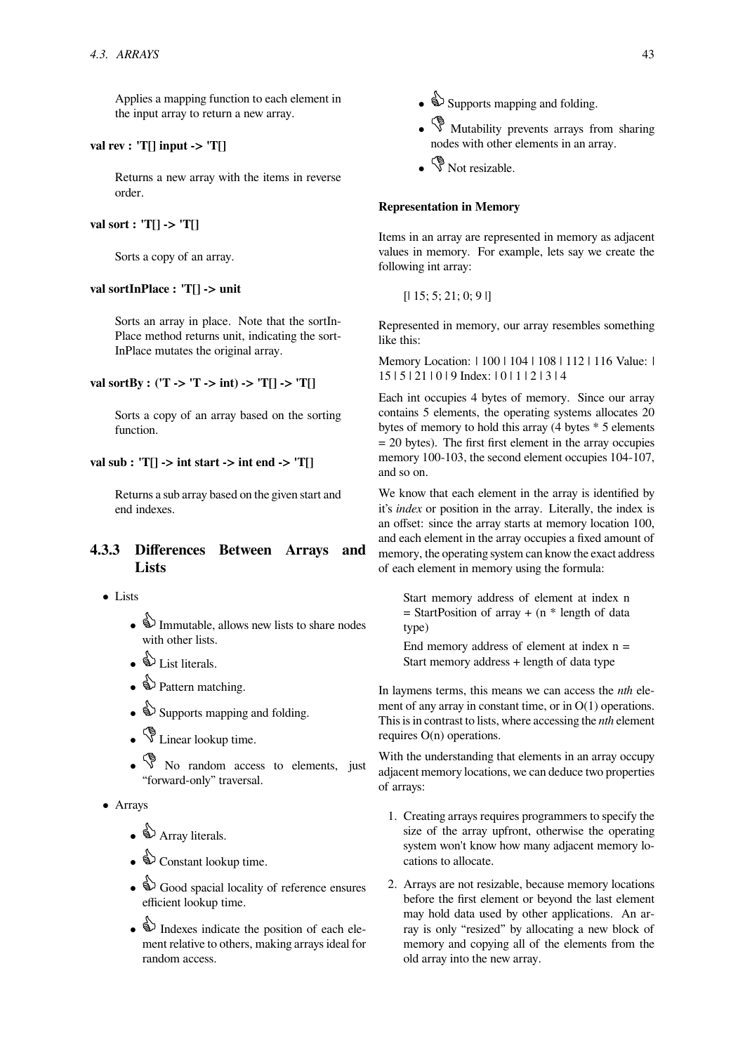Applies a mapping function to each element in the input array to return a new array.

**val rev : 'T[] input -> 'T[]**

Returns a new array with the items in reverse order.

**val sort : 'T[] -> 'T[]**

Sorts a copy of an array.

**val sortInPlace : 'T[] -> unit**

Sorts an array in place. Note that the sortInPlace method returns unit, indicating the sortInPlace mutates the original array.

**val sortBy : ('T -> 'T -> int) -> 'T[] -> 'T[]**

Sorts a copy of an array based on the sorting function.

**val sub : 'T[] -> int start -> int end -> 'T[]**

Returns a sub array based on the given start and end indexes.

### 4.3.3 Differences Between Arrays and Lists

- Lists
  - 👍 Immutable, allows new lists to share nodes with other lists.
  - 👍 List literals.
  - 👍 Pattern matching.
  - 👍 Supports mapping and folding.
  - 👎 Linear lookup time.
  - 👎 No random access to elements, just "forward-only" traversal.
- Arrays
  - 👍 Array literals.
  - 👍 Constant lookup time.
  - 👍 Good spacial locality of reference ensures efficient lookup time.
  - 👍 Indexes indicate the position of each element relative to others, making arrays ideal for random access.
  - 👍 Supports mapping and folding.
  - 👎 Mutability prevents arrays from sharing nodes with other elements in an array.
  - 👎 Not resizable.

**Representation in Memory**

Items in an array are represented in memory as adjacent values in memory. For example, lets say we create the following int array:

[| 15; 5; 21; 0; 9 |]

Represented in memory, our array resembles something like this:

Memory Location: | 100 | 104 | 108 | 112 | 116 Value: | 15 | 5 | 21 | 0 | 9 Index: | 0 | 1 | 2 | 3 | 4

Each int occupies 4 bytes of memory. Since our array contains 5 elements, the operating systems allocates 20 bytes of memory to hold this array (4 bytes * 5 elements = 20 bytes). The first first element in the array occupies memory 100-103, the second element occupies 104-107, and so on.

We know that each element in the array is identified by it's *index* or position in the array. Literally, the index is an offset: since the array starts at memory location 100, and each element in the array occupies a fixed amount of memory, the operating system can know the exact address of each element in memory using the formula:

Start memory address of element at index n = StartPosition of array + (n * length of data type)

End memory address of element at index n = Start memory address + length of data type

In laymens terms, this means we can access the *nth* element of any array in constant time, or in O(1) operations. This is in contrast to lists, where accessing the *nth* element requires O(n) operations.

With the understanding that elements in an array occupy adjacent memory locations, we can deduce two properties of arrays:

1. Creating arrays requires programmers to specify the size of the array upfront, otherwise the operating system won't know how many adjacent memory locations to allocate.
2. Arrays are not resizable, because memory locations before the first element or beyond the last element may hold data used by other applications. An array is only "resized" by allocating a new block of memory and copying all of the elements from the old array into the new array.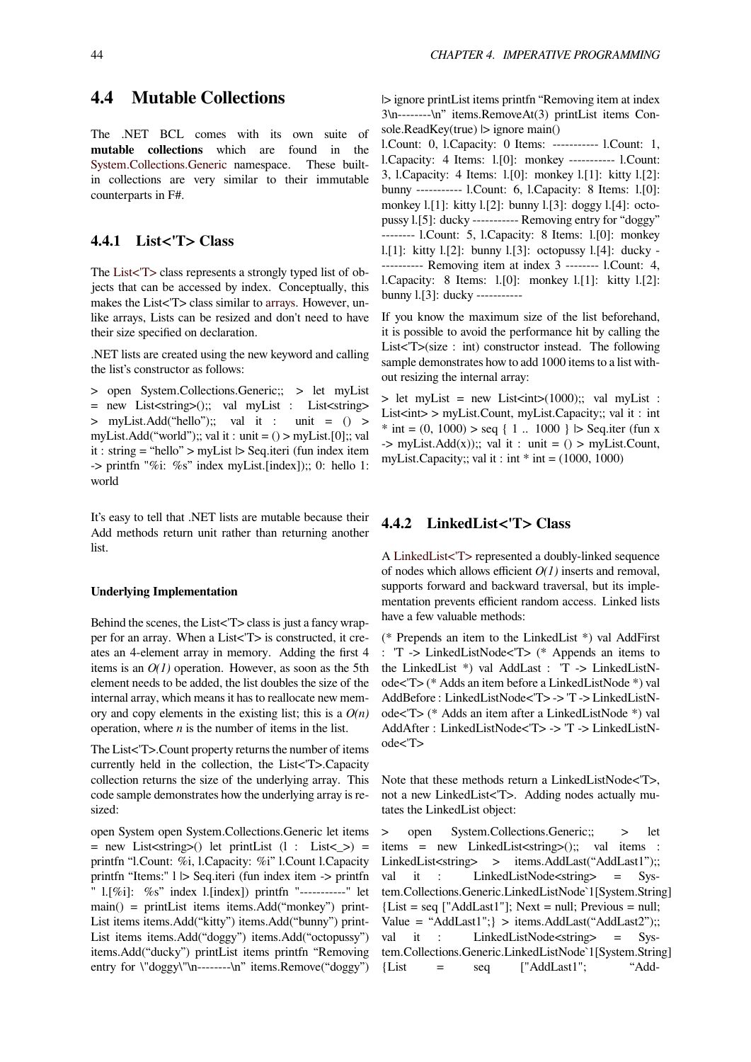## 4.4 Mutable Collections

The .NET BCL comes with its own suite of **mutable collections** which are found in the System.Collections.Generic namespace. These built-in collections are very similar to their immutable counterparts in F#.

### 4.4.1 List<'T> Class

The List<'T> class represents a strongly typed list of objects that can be accessed by index. Conceptually, this makes the List<'T> class similar to arrays. However, unlike arrays, Lists can be resized and don't need to have their size specified on declaration.

.NET lists are created using the new keyword and calling the list's constructor as follows:

> open System.Collections.Generic;; > let myList = new List<string>();; val myList : List<string> > myList.Add("hello");; val it : unit = () > myList.Add("world");; val it : unit = () > myList.[0];; val it : string = "hello" > myList |> Seq.iteri (fun index item -> printfn "%i: %s" index myList.[index]);; 0: hello 1: world

It's easy to tell that .NET lists are mutable because their Add methods return unit rather than returning another list.

#### Underlying Implementation

Behind the scenes, the List<'T> class is just a fancy wrapper for an array. When a List<'T> is constructed, it creates an 4-element array in memory. Adding the first 4 items is an *O(1)* operation. However, as soon as the 5th element needs to be added, the list doubles the size of the internal array, which means it has to reallocate new memory and copy elements in the existing list; this is a *O(n)* operation, where *n* is the number of items in the list.

The List<'T>.Count property returns the number of items currently held in the collection, the List<'T>.Capacity collection returns the size of the underlying array. This code sample demonstrates how the underlying array is resized:

open System open System.Collections.Generic let items = new List<string>() let printList (l : List<_>) = printfn "l.Count: %i, l.Capacity: %i" l.Count l.Capacity printfn "Items:" l |> Seq.iteri (fun index item -> printfn " l.[%i]: %s" index l.[index]) printfn "-----------" let main() = printList items items.Add("monkey") printList items items.Add("kitty") items.Add("bunny") printList items items.Add("doggy") items.Add("octopussy") items.Add("ducky") printList items printfn "Removing entry for \"doggy\"\n--------\n" items.Remove("doggy") |> ignore printList items printfn "Removing item at index 3\n--------\n" items.RemoveAt(3) printList items Console.ReadKey(true) |> ignore main()

l.Count: 0, l.Capacity: 0 Items: ----------- l.Count: 1, l.Capacity: 4 Items: l.[0]: monkey ----------- l.Count: 3, l.Capacity: 4 Items: l.[0]: monkey l.[1]: kitty l.[2]: bunny ----------- l.Count: 6, l.Capacity: 8 Items: l.[0]: monkey l.[1]: kitty l.[2]: bunny l.[3]: doggy l.[4]: octopussy l.[5]: ducky ----------- Removing entry for "doggy" -------- l.Count: 5, l.Capacity: 8 Items: l.[0]: monkey l.[1]: kitty l.[2]: bunny l.[3]: octopussy l.[4]: ducky ----------- Removing item at index 3 -------- l.Count: 4, l.Capacity: 8 Items: l.[0]: monkey l.[1]: kitty l.[2]: bunny l.[3]: ducky -----------

If you know the maximum size of the list beforehand, it is possible to avoid the performance hit by calling the List<'T>(size : int) constructor instead. The following sample demonstrates how to add 1000 items to a list without resizing the internal array:

> let myList = new List<int>(1000);; val myList : List<int> > myList.Count, myList.Capacity;; val it : int * int = (0, 1000) > seq { 1 .. 1000 } |> Seq.iter (fun x -> myList.Add(x));; val it : unit = () > myList.Count, myList.Capacity;; val it : int * int = (1000, 1000)

### 4.4.2 LinkedList<'T> Class

A LinkedList<'T> represented a doubly-linked sequence of nodes which allows efficient *O(1)* inserts and removal, supports forward and backward traversal, but its implementation prevents efficient random access. Linked lists have a few valuable methods:

(* Prepends an item to the LinkedList *) val AddFirst : 'T -> LinkedListNode<'T> (* Appends an items to the LinkedList *) val AddLast : 'T -> LinkedListNode<'T> (* Adds an item before a LinkedListNode *) val AddBefore : LinkedListNode<'T> -> 'T -> LinkedListNode<'T> (* Adds an item after a LinkedListNode *) val AddAfter : LinkedListNode<'T> -> 'T -> LinkedListNode<'T>

Note that these methods return a LinkedListNode<'T>, not a new LinkedList<'T>. Adding nodes actually mutates the LinkedList object:

> open System.Collections.Generic;; > let items = new LinkedList<string>();; val items : LinkedList<string> > items.AddLast("AddLast1");; val it : LinkedListNode<string> = System.Collections.Generic.LinkedListNode`1[System.String] {List = seq ["AddLast1"]; Next = null; Previous = null; Value = "AddLast1";} > items.AddLast("AddLast2");; val it : LinkedListNode<string> = System.Collections.Generic.LinkedListNode`1[System.String] {List = seq ["AddLast1"; "Add-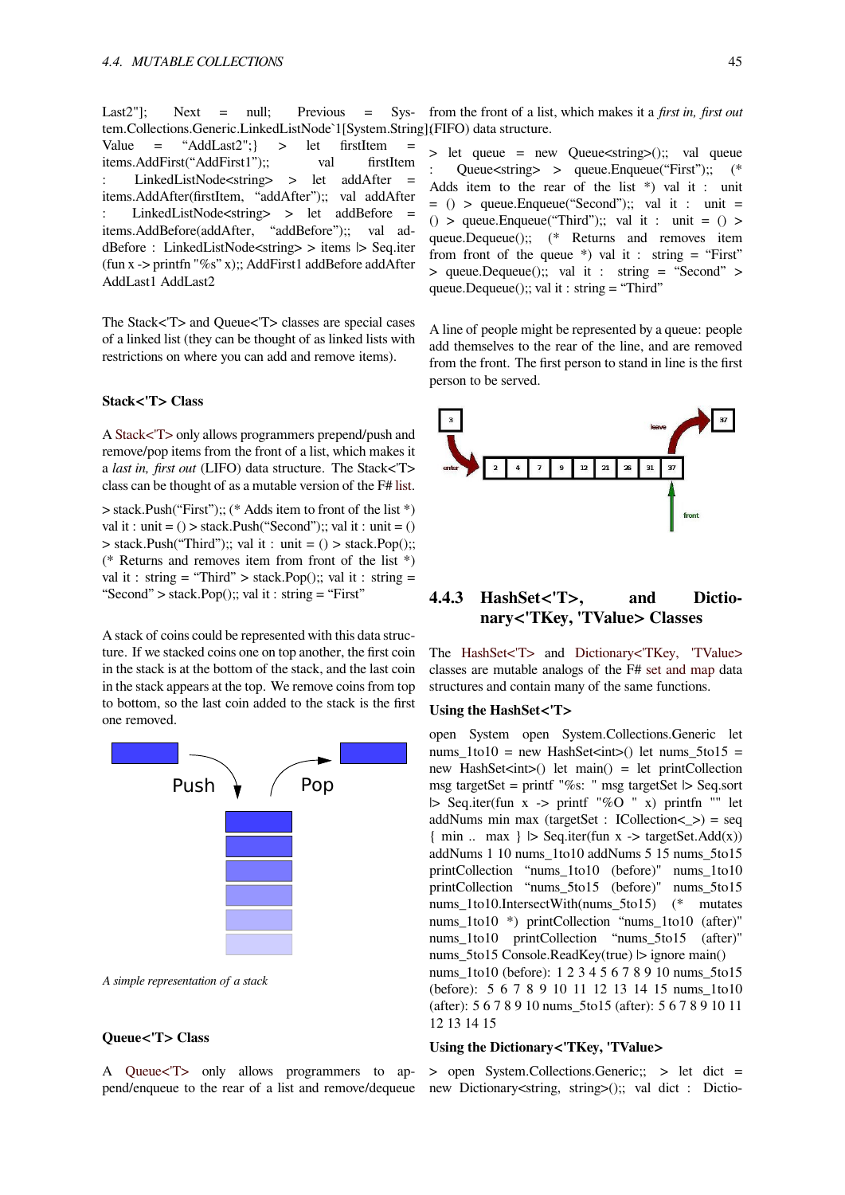Last2"]; Next = null; Previous = System.Collections.Generic.LinkedListNode`1[System.String] Value = "AddLast2";} > let firstItem = items.AddFirst("AddFirst1");; val firstItem : LinkedListNode<string> > let addAfter = items.AddAfter(firstItem, "addAfter");; val addAfter : LinkedListNode<string> > let addBefore = items.AddBefore(addAfter, "addBefore");; val addBefore : LinkedListNode<string> > items |> Seq.iter (fun x -> printfn "%s" x);; AddFirst1 addBefore addAfter AddLast1 AddLast2

The Stack<'T> and Queue<'T> classes are special cases of a linked list (they can be thought of as linked lists with restrictions on where you can add and remove items).

**Stack<'T> Class**

A Stack<'T> only allows programmers prepend/push and remove/pop items from the front of a list, which makes it a *last in, first out* (LIFO) data structure. The Stack<'T> class can be thought of as a mutable version of the F# list.

> stack.Push("First");; (* Adds item to front of the list *) val it : unit = () > stack.Push("Second");; val it : unit = () > stack.Push("Third");; val it : unit = () > stack.Pop();; (* Returns and removes item from front of the list *) val it : string = "Third" > stack.Pop();; val it : string = "Second" > stack.Pop();; val it : string = "First"

A stack of coins could be represented with this data structure. If we stacked coins one on top another, the first coin in the stack is at the bottom of the stack, and the last coin in the stack appears at the top. We remove coins from top to bottom, so the last coin added to the stack is the first one removed.

*A simple representation of a stack*

**Queue<'T> Class**

A Queue<'T> only allows programmers to append/enqueue to the rear of a list and remove/dequeue from the front of a list, which makes it a *first in, first out* (FIFO) data structure.

> let queue = new Queue<string>();; val queue : Queue<string> > queue.Enqueue("First");; (* Adds item to the rear of the list *) val it : unit = () > queue.Enqueue("Second");; val it : unit = () > queue.Enqueue("Third");; val it : unit = () > queue.Dequeue();; (* Returns and removes item from front of the queue *) val it : string = "First" > queue.Dequeue();; val it : string = "Second" > queue.Dequeue();; val it : string = "Third"

A line of people might be represented by a queue: people add themselves to the rear of the line, and are removed from the front. The first person to stand in line is the first person to be served.

## 4.4.3 HashSet<'T>, and Dictionary<'TKey, 'TValue> Classes

The HashSet<'T> and Dictionary<'TKey, 'TValue> classes are mutable analogs of the F# set and map data structures and contain many of the same functions.

**Using the HashSet<'T>**

open System open System.Collections.Generic let nums_1to10 = new HashSet<int>() let nums_5to15 = new HashSet<int>() let main() = let printCollection msg targetSet = printf "%s: " msg targetSet |> Seq.sort |> Seq.iter(fun x -> printf "%O " x) printfn "" let addNums min max (targetSet : ICollection<_>) = seq { min .. max } |> Seq.iter(fun x -> targetSet.Add(x)) addNums 1 10 nums_1to10 addNums 5 15 nums_5to15 printCollection "nums_1to10 (before)" nums_1to10 printCollection "nums_5to15 (before)" nums_5to15 nums_1to10.IntersectWith(nums_5to15) (* mutates nums_1to10 *) printCollection "nums_1to10 (after)" nums_1to10 printCollection "nums_5to15 (after)" nums_5to15 Console.ReadKey(true) |> ignore main() nums_1to10 (before): 1 2 3 4 5 6 7 8 9 10 nums_5to15 (before): 5 6 7 8 9 10 11 12 13 14 15 nums_1to10 (after): 5 6 7 8 9 10 nums_5to15 (after): 5 6 7 8 9 10 11 12 13 14 15

**Using the Dictionary<'TKey, 'TValue>**

> open System.Collections.Generic;; > let dict = new Dictionary<string, string>();; val dict : Dictio-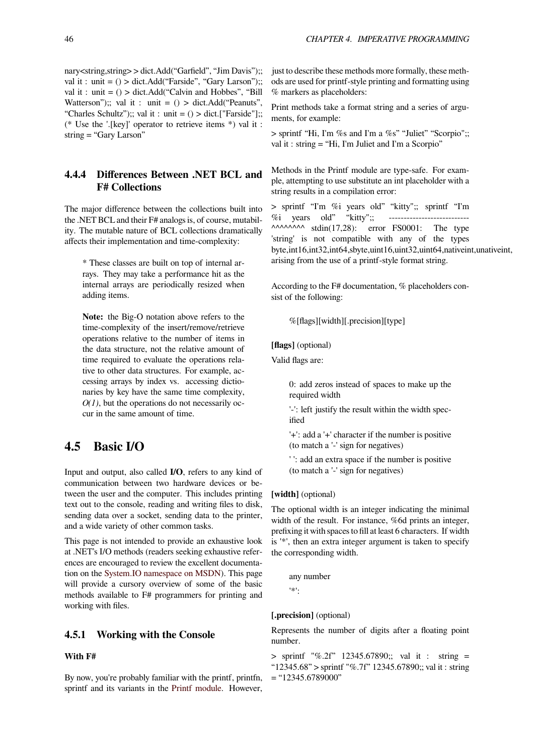nary<string,string> > dict.Add("Garfield", "Jim Davis");; val it : unit = () > dict.Add("Farside", "Gary Larson");; val it : unit = () > dict.Add("Calvin and Hobbes", "Bill Watterson");; val it : unit = () > dict.Add("Peanuts", "Charles Schultz");; val it : unit = () > dict.["Farside"];; (* Use the '.[key]' operator to retrieve items *) val it : string = "Gary Larson"

### 4.4.4 Differences Between .NET BCL and F# Collections

The major difference between the collections built into the .NET BCL and their F# analogs is, of course, mutability. The mutable nature of BCL collections dramatically affects their implementation and time-complexity:

> * These classes are built on top of internal arrays. They may take a performance hit as the internal arrays are periodically resized when adding items.
>
> **Note:** the Big-O notation above refers to the time-complexity of the insert/remove/retrieve operations relative to the number of items in the data structure, not the relative amount of time required to evaluate the operations relative to other data structures. For example, accessing arrays by index vs. accessing dictionaries by key have the same time complexity, *O(1)*, but the operations do not necessarily occur in the same amount of time.

## 4.5 Basic I/O

Input and output, also called **I/O**, refers to any kind of communication between two hardware devices or between the user and the computer. This includes printing text out to the console, reading and writing files to disk, sending data over a socket, sending data to the printer, and a wide variety of other common tasks.

This page is not intended to provide an exhaustive look at .NET's I/O methods (readers seeking exhaustive references are encouraged to review the excellent documentation on the System.IO namespace on MSDN). This page will provide a cursory overview of some of the basic methods available to F# programmers for printing and working with files.

### 4.5.1 Working with the Console

**With F#**

By now, you're probably familiar with the printf, printfn, sprintf and its variants in the Printf module. However, just to describe these methods more formally, these methods are used for printf-style printing and formatting using % markers as placeholders:

Print methods take a format string and a series of arguments, for example:

> sprintf "Hi, I'm %s and I'm a %s" "Juliet" "Scorpio";; val it : string = "Hi, I'm Juliet and I'm a Scorpio"

Methods in the Printf module are type-safe. For example, attempting to use substitute an int placeholder with a string results in a compilation error:

> sprintf "I'm %i years old" "kitty";; sprintf "I'm %i years old" "kitty";; --------------------------- ^^^^^^^^ stdin(17,28): error FS0001: The type 'string' is not compatible with any of the types byte,int16,int32,int64,sbyte,uint16,uint32,uint64,nativeint,unativeint, arising from the use of a printf-style format string.

According to the F# documentation, % placeholders consist of the following:

> %[flags][width][.precision][type]

**[flags]** (optional)

Valid flags are:

> 0: add zeros instead of spaces to make up the required width
>
> '-': left justify the result within the width specified
>
> '+': add a '+' character if the number is positive (to match a '-' sign for negatives)
>
> ' ': add an extra space if the number is positive (to match a '-' sign for negatives)

**[width]** (optional)

The optional width is an integer indicating the minimal width of the result. For instance, %6d prints an integer, prefixing it with spaces to fill at least 6 characters. If width is '*', then an extra integer argument is taken to specify the corresponding width.

> any number
>
> '*':

**[.precision]** (optional)

Represents the number of digits after a floating point number.

> sprintf "%.2f" 12345.67890;; val it : string = "12345.68" > sprintf "%.7f" 12345.67890;; val it : string = "12345.6789000"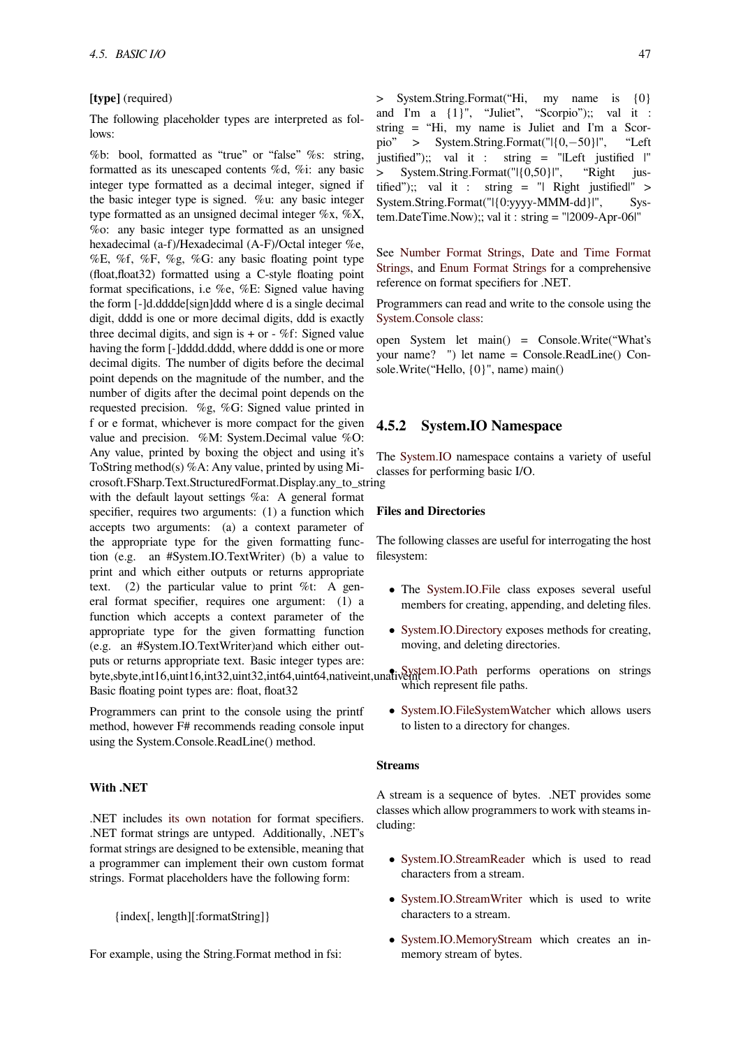**[type]** (required)

The following placeholder types are interpreted as follows:

%b: bool, formatted as "true" or "false" %s: string, formatted as its unescaped contents %d, %i: any basic integer type formatted as a decimal integer, signed if the basic integer type is signed. %u: any basic integer type formatted as an unsigned decimal integer %x, %X, %o: any basic integer type formatted as an unsigned hexadecimal (a-f)/Hexadecimal (A-F)/Octal integer %e, %E, %f, %F, %g, %G: any basic floating point type (float,float32) formatted using a C-style floating point format specifications, i.e %e, %E: Signed value having the form [-]d.dddde[sign]ddd where d is a single decimal digit, dddd is one or more decimal digits, ddd is exactly three decimal digits, and sign is + or - %f: Signed value having the form [-]dddd.dddd, where dddd is one or more decimal digits. The number of digits before the decimal point depends on the magnitude of the number, and the number of digits after the decimal point depends on the requested precision. %g, %G: Signed value printed in f or e format, whichever is more compact for the given value and precision. %M: System.Decimal value %O: Any value, printed by boxing the object and using it's ToString method(s) %A: Any value, printed by using Microsoft.FSharp.Text.StructuredFormat.Display.any_to_string with the default layout settings %a: A general format specifier, requires two arguments: (1) a function which accepts two arguments: (a) a context parameter of the appropriate type for the given formatting function (e.g. an #System.IO.TextWriter) (b) a value to print and which either outputs or returns appropriate text. (2) the particular value to print %t: A general format specifier, requires one argument: (1) a function which accepts a context parameter of the appropriate type for the given formatting function (e.g. an #System.IO.TextWriter)and which either outputs or returns appropriate text. Basic integer types are: byte,sbyte,int16,uint16,int32,uint32,int64,uint64,nativeint,unativeint Basic floating point types are: float, float32

Programmers can print to the console using the printf method, however F# recommends reading console input using the System.Console.ReadLine() method.

#### With .NET

.NET includes its own notation for format specifiers. .NET format strings are untyped. Additionally, .NET's format strings are designed to be extensible, meaning that a programmer can implement their own custom format strings. Format placeholders have the following form:

{index[, length][:formatString]}

For example, using the String.Format method in fsi:

> System.String.Format("Hi, my name is {0} and I'm a {1}", "Juliet", "Scorpio");; val it : string = "Hi, my name is Juliet and I'm a Scorpio" > System.String.Format("|{0,−50}|", "Left justified");; val it : string = "|Left justified |" > System.String.Format("|{0,50}|", "Right justified");; val it : string = "| Right justified|" > System.String.Format("|{0:yyyy-MMM-dd}|", System.DateTime.Now);; val it : string = "|2009-Apr-06|"

See Number Format Strings, Date and Time Format Strings, and Enum Format Strings for a comprehensive reference on format specifiers for .NET.

Programmers can read and write to the console using the System.Console class:

open System let main() = Console.Write("What's your name? ") let name = Console.ReadLine() Console.Write("Hello, {0}", name) main()

### 4.5.2 System.IO Namespace

The System.IO namespace contains a variety of useful classes for performing basic I/O.

#### Files and Directories

The following classes are useful for interrogating the host filesystem:

- The System.IO.File class exposes several useful members for creating, appending, and deleting files.
- System.IO.Directory exposes methods for creating, moving, and deleting directories.
- System.IO.Path performs operations on strings which represent file paths.
- System.IO.FileSystemWatcher which allows users to listen to a directory for changes.

#### Streams

A stream is a sequence of bytes. .NET provides some classes which allow programmers to work with steams including:

- System.IO.StreamReader which is used to read characters from a stream.
- System.IO.StreamWriter which is used to write characters to a stream.
- System.IO.MemoryStream which creates an in-memory stream of bytes.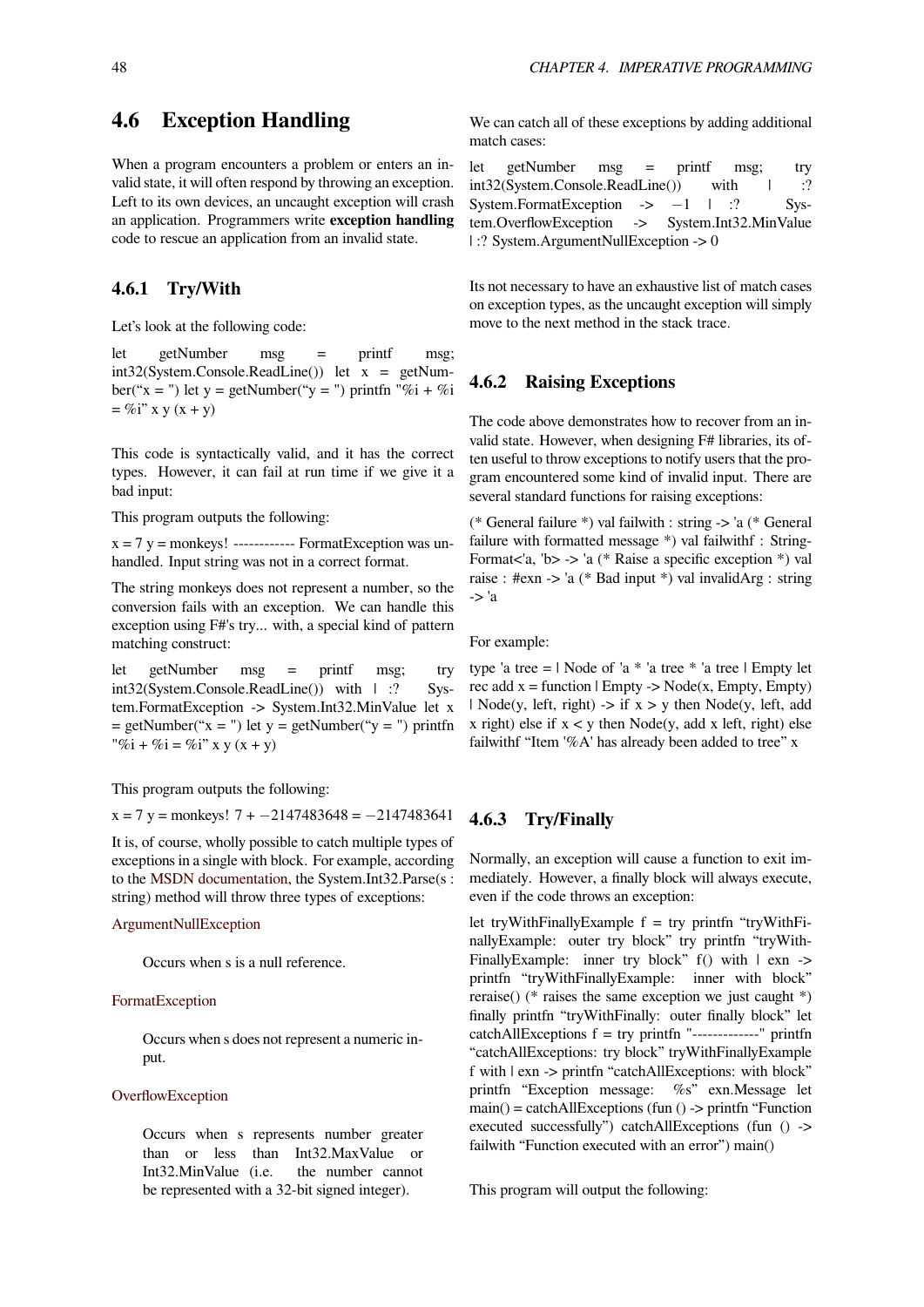## 4.6 Exception Handling

When a program encounters a problem or enters an invalid state, it will often respond by throwing an exception. Left to its own devices, an uncaught exception will crash an application. Programmers write **exception handling** code to rescue an application from an invalid state.

### 4.6.1 Try/With

Let's look at the following code:

let getNumber msg = printf msg; int32(System.Console.ReadLine()) let x = getNumber("x = ") let y = getNumber("y = ") printfn "%i + %i = %i" x y (x + y)

This code is syntactically valid, and it has the correct types. However, it can fail at run time if we give it a bad input:

This program outputs the following:

x = 7 y = monkeys! ------------ FormatException was unhandled. Input string was not in a correct format.

The string monkeys does not represent a number, so the conversion fails with an exception. We can handle this exception using F#'s try... with, a special kind of pattern matching construct:

let getNumber msg = printf msg; try int32(System.Console.ReadLine()) with | :? System.FormatException -> System.Int32.MinValue let x = getNumber("x = ") let y = getNumber("y = ") printfn "%i + %i = %i" x y (x + y)

This program outputs the following:

x = 7 y = monkeys! 7 + −2147483648 = −2147483641

It is, of course, wholly possible to catch multiple types of exceptions in a single with block. For example, according to the MSDN documentation, the System.Int32.Parse(s : string) method will throw three types of exceptions:

ArgumentNullException

> Occurs when s is a null reference.

FormatException

> Occurs when s does not represent a numeric input.

OverflowException

> Occurs when s represents number greater than or less than Int32.MaxValue or Int32.MinValue (i.e. the number cannot be represented with a 32-bit signed integer).

We can catch all of these exceptions by adding additional match cases:

let getNumber msg = printf msg; try int32(System.Console.ReadLine()) with | :? System.FormatException -> −1 | :? System.OverflowException -> System.Int32.MinValue | :? System.ArgumentNullException -> 0

Its not necessary to have an exhaustive list of match cases on exception types, as the uncaught exception will simply move to the next method in the stack trace.

### 4.6.2 Raising Exceptions

The code above demonstrates how to recover from an invalid state. However, when designing F# libraries, its often useful to throw exceptions to notify users that the program encountered some kind of invalid input. There are several standard functions for raising exceptions:

(* General failure *) val failwith : string -> 'a (* General failure with formatted message *) val failwithf : StringFormat<'a, 'b> -> 'a (* Raise a specific exception *) val raise : #exn -> 'a (* Bad input *) val invalidArg : string -> 'a

For example:

type 'a tree = | Node of 'a * 'a tree * 'a tree | Empty let rec add x = function | Empty -> Node(x, Empty, Empty) | Node(y, left, right) -> if x > y then Node(y, left, add x right) else if x < y then Node(y, add x left, right) else failwithf "Item '%A' has already been added to tree" x

### 4.6.3 Try/Finally

Normally, an exception will cause a function to exit immediately. However, a finally block will always execute, even if the code throws an exception:

let tryWithFinallyExample f = try printfn "tryWithFinallyExample: outer try block" try printfn "tryWithFinallyExample: inner try block" f() with | exn -> printfn "tryWithFinallyExample: inner with block" reraise() (* raises the same exception we just caught *) finally printfn "tryWithFinally: outer finally block" let catchAllExceptions f = try printfn "-------------" printfn "catchAllExceptions: try block" tryWithFinallyExample f with | exn -> printfn "catchAllExceptions: with block" printfn "Exception message: %s" exn.Message let main() = catchAllExceptions (fun () -> printfn "Function executed successfully") catchAllExceptions (fun () -> failwith "Function executed with an error") main()

This program will output the following: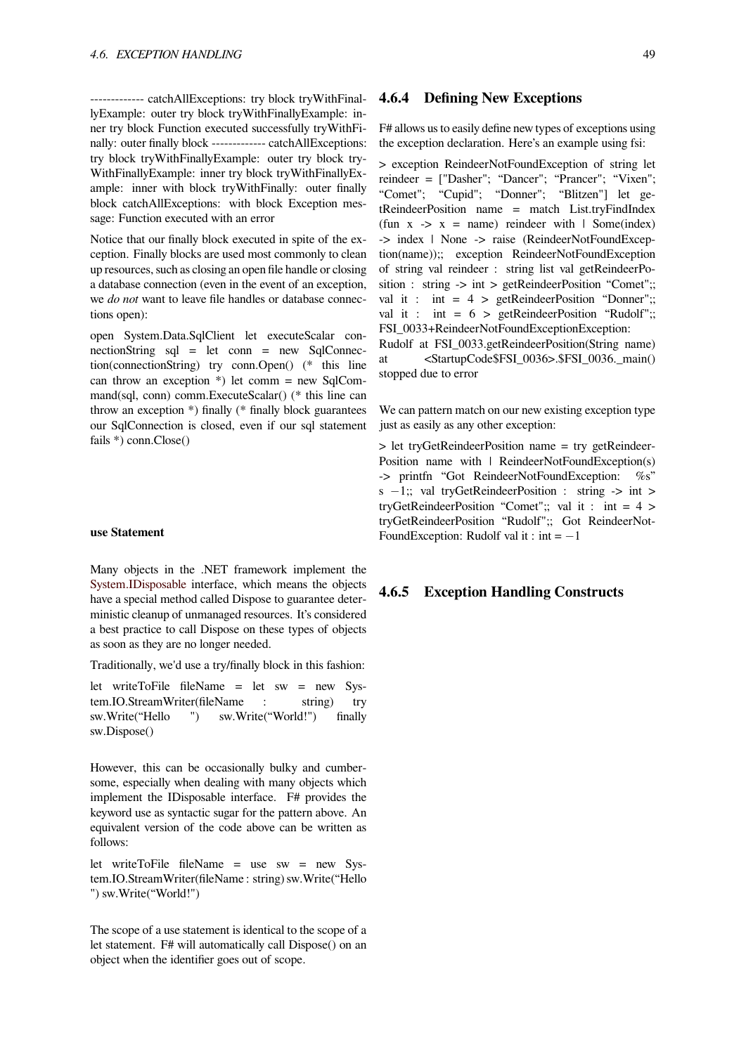------------- catchAllExceptions: try block tryWithFinallyExample: outer try block tryWithFinallyExample: inner try block Function executed successfully tryWithFinally: outer finally block ------------- catchAllExceptions: try block tryWithFinallyExample: outer try block tryWithFinallyExample: inner try block tryWithFinallyExample: inner with block tryWithFinally: outer finally block catchAllExceptions: with block Exception message: Function executed with an error

Notice that our finally block executed in spite of the exception. Finally blocks are used most commonly to clean up resources, such as closing an open file handle or closing a database connection (even in the event of an exception, we *do not* want to leave file handles or database connections open):

open System.Data.SqlClient let executeScalar connectionString sql = let conn = new SqlConnection(connectionString) try conn.Open() (* this line can throw an exception *) let comm = new SqlCommand(sql, conn) comm.ExecuteScalar() (* this line can throw an exception *) finally (* finally block guarantees our SqlConnection is closed, even if our sql statement fails *) conn.Close()

**use Statement**

Many objects in the .NET framework implement the System.IDisposable interface, which means the objects have a special method called Dispose to guarantee deterministic cleanup of unmanaged resources. It's considered a best practice to call Dispose on these types of objects as soon as they are no longer needed.

Traditionally, we'd use a try/finally block in this fashion:

let writeToFile fileName = let sw = new System.IO.StreamWriter(fileName : string) try sw.Write("Hello ") sw.Write("World!") finally sw.Dispose()

However, this can be occasionally bulky and cumbersome, especially when dealing with many objects which implement the IDisposable interface. F# provides the keyword use as syntactic sugar for the pattern above. An equivalent version of the code above can be written as follows:

let writeToFile fileName = use sw = new System.IO.StreamWriter(fileName : string) sw.Write("Hello ") sw.Write("World!")

The scope of a use statement is identical to the scope of a let statement. F# will automatically call Dispose() on an object when the identifier goes out of scope.

### 4.6.4 Defining New Exceptions

F# allows us to easily define new types of exceptions using the exception declaration. Here's an example using fsi:

> exception ReindeerNotFoundException of string let reindeer = ["Dasher"; "Dancer"; "Prancer"; "Vixen"; "Comet"; "Cupid"; "Donner"; "Blitzen"] let getReindeerPosition name = match List.tryFindIndex (fun x -> x = name) reindeer with | Some(index) -> index | None -> raise (ReindeerNotFoundException(name));; exception ReindeerNotFoundException of string val reindeer : string list val getReindeerPosition : string -> int > getReindeerPosition "Comet";; val it : int = 4 > getReindeerPosition "Donner";; val it : int = 6 > getReindeerPosition "Rudolf";; FSI_0033+ReindeerNotFoundExceptionException: Rudolf at FSI_0033.getReindeerPosition(String name) at <StartupCode$FSI_0036>.$FSI_0036._main() stopped due to error

We can pattern match on our new existing exception type just as easily as any other exception:

> let tryGetReindeerPosition name = try getReindeerPosition name with | ReindeerNotFoundException(s) -> printfn "Got ReindeerNotFoundException: %s" s −1;; val tryGetReindeerPosition : string -> int > tryGetReindeerPosition "Comet";; val it : int = 4 > tryGetReindeerPosition "Rudolf";; Got ReindeerNotFoundException: Rudolf val it : int = −1

### 4.6.5 Exception Handling Constructs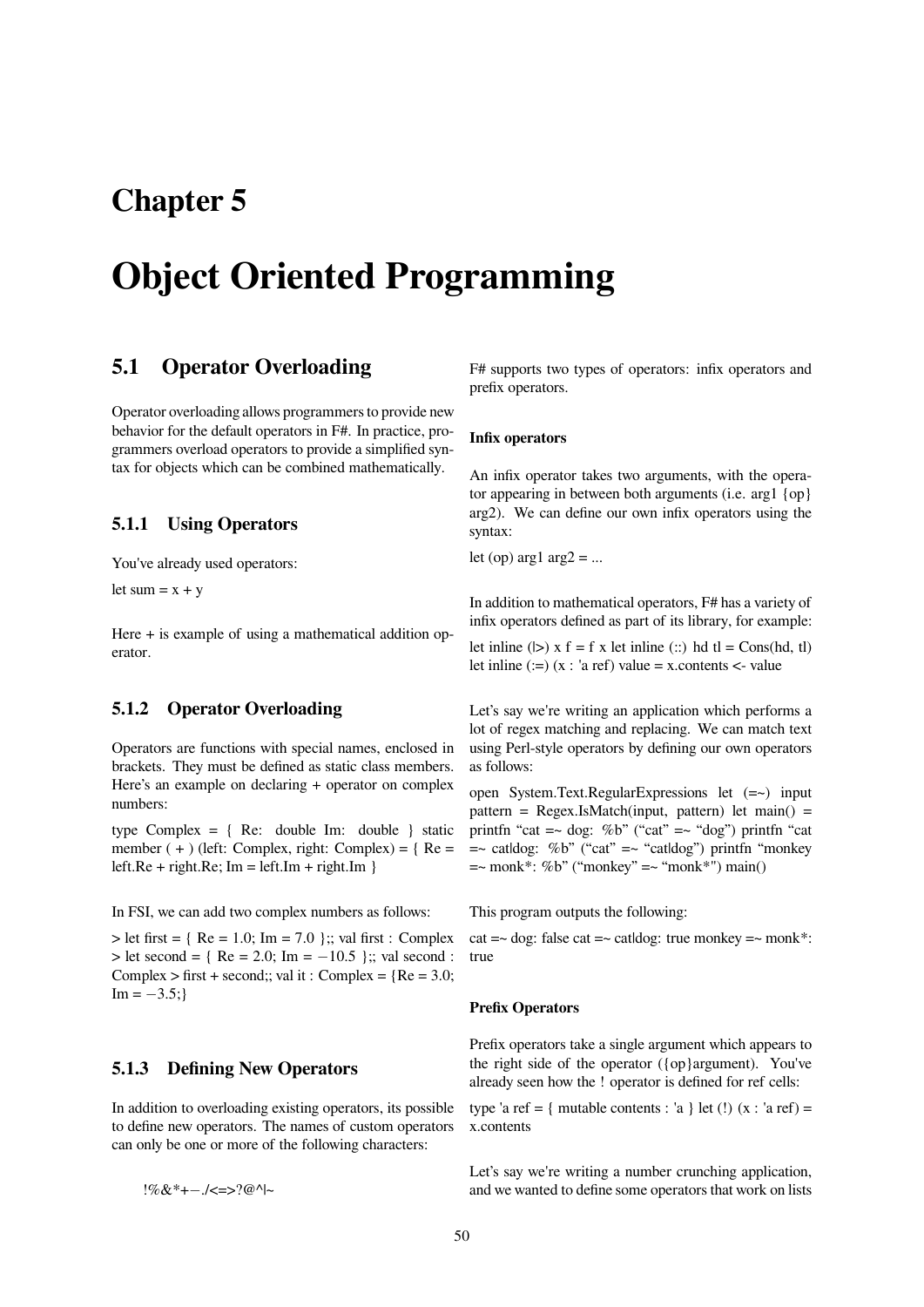# Chapter 5

# Object Oriented Programming

## 5.1 Operator Overloading

Operator overloading allows programmers to provide new behavior for the default operators in F#. In practice, programmers overload operators to provide a simplified syntax for objects which can be combined mathematically.

### 5.1.1 Using Operators

You've already used operators:

let sum = x + y

Here + is example of using a mathematical addition operator.

### 5.1.2 Operator Overloading

Operators are functions with special names, enclosed in brackets. They must be defined as static class members. Here's an example on declaring + operator on complex numbers:

type Complex = { Re: double Im: double } static member ( + ) (left: Complex, right: Complex) = { Re = left.Re + right.Re; Im = left.Im + right.Im }

In FSI, we can add two complex numbers as follows:

> let first = { Re = 1.0; Im = 7.0 };; val first : Complex > let second = { Re = 2.0; Im = −10.5 };; val second : Complex > first + second;; val it : Complex = {Re = 3.0; Im = −3.5;}

### 5.1.3 Defining New Operators

In addition to overloading existing operators, its possible to define new operators. The names of custom operators can only be one or more of the following characters:

!%&*+−./<=>?@^|~

F# supports two types of operators: infix operators and prefix operators.

#### Infix operators

An infix operator takes two arguments, with the operator appearing in between both arguments (i.e. arg1 {op} arg2). We can define our own infix operators using the syntax:

let (op) arg1 arg2 = ...

In addition to mathematical operators, F# has a variety of infix operators defined as part of its library, for example:

let inline (|>) x f = f x let inline (::) hd tl = Cons(hd, tl) let inline (:=) (x : 'a ref) value = x.contents <- value

Let's say we're writing an application which performs a lot of regex matching and replacing. We can match text using Perl-style operators by defining our own operators as follows:

open System.Text.RegularExpressions let (=~) input pattern = Regex.IsMatch(input, pattern) let main() = printfn "cat =~ dog: %b" ("cat" =~ "dog") printfn "cat =~ cat|dog: %b" ("cat" =~ "cat|dog") printfn "monkey =~ monk*: %b" ("monkey" =~ "monk*") main()

This program outputs the following:

cat =~ dog: false cat =~ cat|dog: true monkey =~ monk*: true

#### Prefix Operators

Prefix operators take a single argument which appears to the right side of the operator ({op}argument). You've already seen how the ! operator is defined for ref cells:

type 'a ref = { mutable contents : 'a } let (!) (x : 'a ref) = x.contents

Let's say we're writing a number crunching application, and we wanted to define some operators that work on lists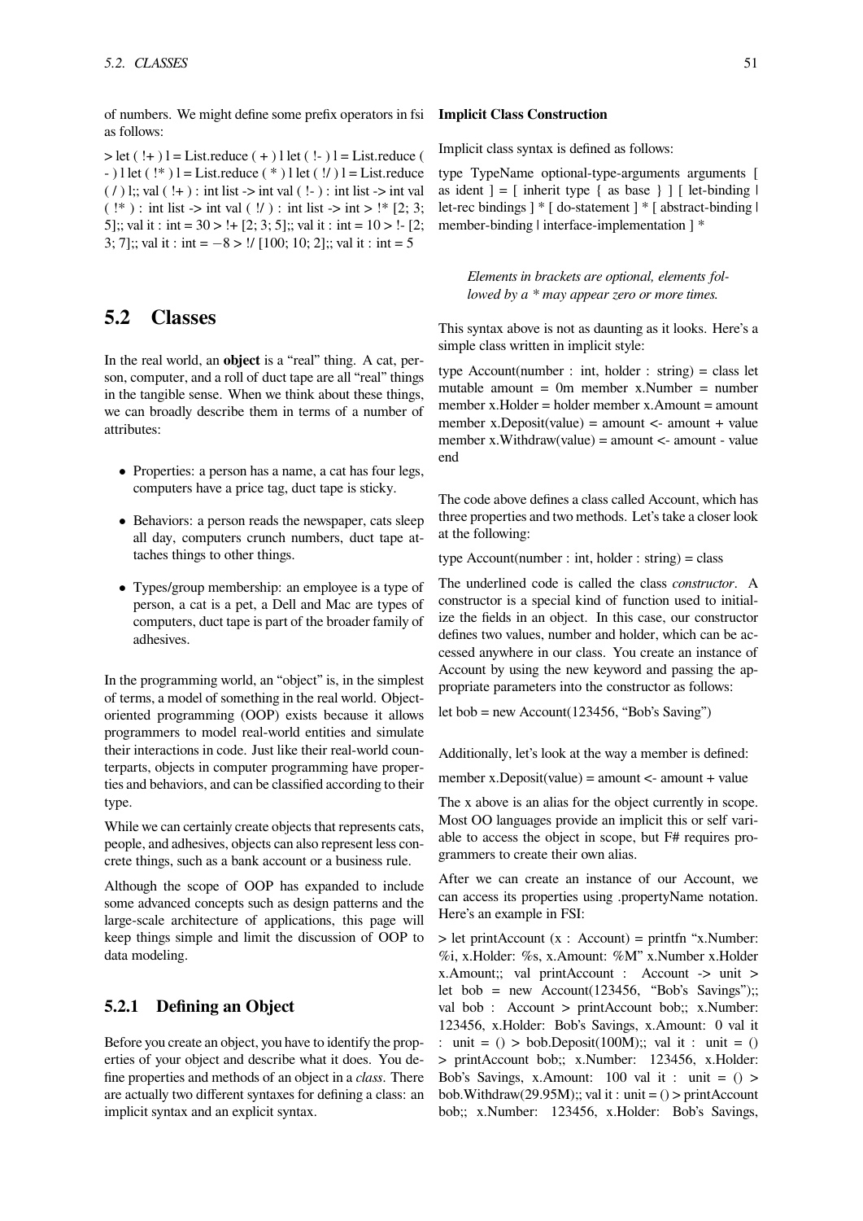of numbers. We might define some prefix operators in fsi as follows:

> let ( !+ ) l = List.reduce ( + ) l let ( !- ) l = List.reduce ( - ) l let ( !* ) l = List.reduce ( * ) l let ( !/ ) l = List.reduce ( / ) l;; val ( !+ ) : int list -> int val ( !- ) : int list -> int val ( !* ) : int list -> int val ( !/ ) : int list -> int > !* [2; 3; 5];; val it : int = 30 > !+ [2; 3; 5];; val it : int = 10 > !- [2; 3; 7];; val it : int = −8 > !/ [100; 10; 2];; val it : int = 5

## 5.2 Classes

In the real world, an **object** is a "real" thing. A cat, person, computer, and a roll of duct tape are all "real" things in the tangible sense. When we think about these things, we can broadly describe them in terms of a number of attributes:

- Properties: a person has a name, a cat has four legs, computers have a price tag, duct tape is sticky.
- Behaviors: a person reads the newspaper, cats sleep all day, computers crunch numbers, duct tape attaches things to other things.
- Types/group membership: an employee is a type of person, a cat is a pet, a Dell and Mac are types of computers, duct tape is part of the broader family of adhesives.

In the programming world, an "object" is, in the simplest of terms, a model of something in the real world. Object-oriented programming (OOP) exists because it allows programmers to model real-world entities and simulate their interactions in code. Just like their real-world counterparts, objects in computer programming have properties and behaviors, and can be classified according to their type.

While we can certainly create objects that represents cats, people, and adhesives, objects can also represent less concrete things, such as a bank account or a business rule.

Although the scope of OOP has expanded to include some advanced concepts such as design patterns and the large-scale architecture of applications, this page will keep things simple and limit the discussion of OOP to data modeling.

### 5.2.1 Defining an Object

Before you create an object, you have to identify the properties of your object and describe what it does. You define properties and methods of an object in a *class*. There are actually two different syntaxes for defining a class: an implicit syntax and an explicit syntax.

**Implicit Class Construction**

Implicit class syntax is defined as follows:

type TypeName optional-type-arguments arguments [ as ident ] = [ inherit type { as base } ] [ let-binding | let-rec bindings ] * [ do-statement ] * [ abstract-binding | member-binding | interface-implementation ] *

> *Elements in brackets are optional, elements followed by a * may appear zero or more times.*

This syntax above is not as daunting as it looks. Here's a simple class written in implicit style:

type Account(number : int, holder : string) = class let mutable amount = 0m member x.Number = number member x.Holder = holder member x.Amount = amount member x.Deposit(value) = amount <- amount + value member x.Withdraw(value) = amount <- amount - value end

The code above defines a class called Account, which has three properties and two methods. Let's take a closer look at the following:

type Account(number : int, holder : string) = class

The underlined code is called the class *constructor*. A constructor is a special kind of function used to initialize the fields in an object. In this case, our constructor defines two values, number and holder, which can be accessed anywhere in our class. You create an instance of Account by using the new keyword and passing the appropriate parameters into the constructor as follows:

let bob = new Account(123456, "Bob's Saving")

Additionally, let's look at the way a member is defined:

member x.Deposit(value) = amount <- amount + value

The x above is an alias for the object currently in scope. Most OO languages provide an implicit this or self variable to access the object in scope, but F# requires programmers to create their own alias.

After we can create an instance of our Account, we can access its properties using .propertyName notation. Here's an example in FSI:

> let printAccount (x : Account) = printfn "x.Number: %i, x.Holder: %s, x.Amount: %M" x.Number x.Holder x.Amount;; val printAccount : Account -> unit > let bob = new Account(123456, "Bob's Savings");; val bob : Account > printAccount bob;; x.Number: 123456, x.Holder: Bob's Savings, x.Amount: 0 val it : unit = () > bob.Deposit(100M);; val it : unit = () > printAccount bob;; x.Number: 123456, x.Holder: Bob's Savings, x.Amount: 100 val it : unit = () > bob.Withdraw(29.95M);; val it : unit = () > printAccount bob;; x.Number: 123456, x.Holder: Bob's Savings,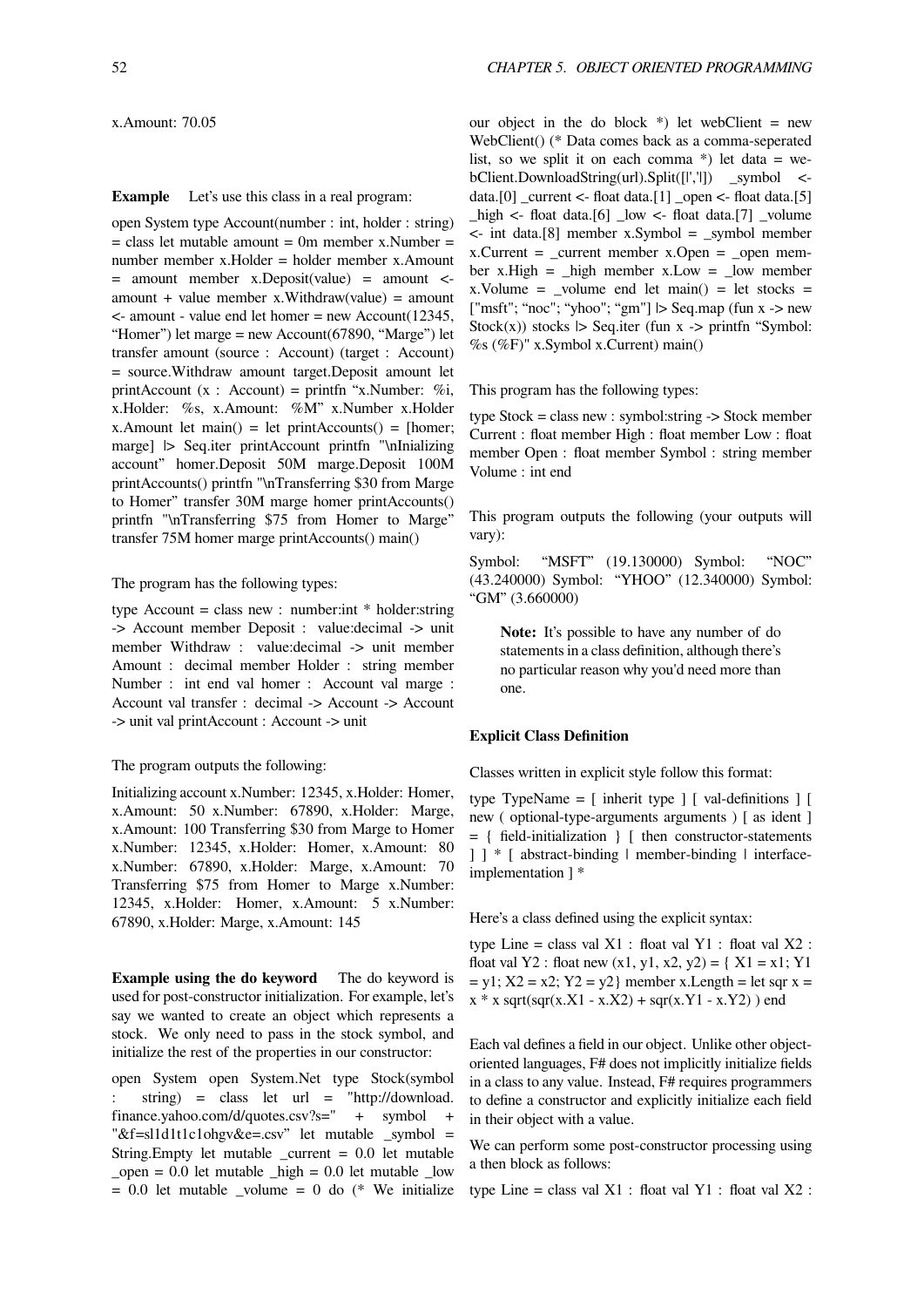x.Amount: 70.05

**Example** Let's use this class in a real program:

open System type Account(number : int, holder : string) = class let mutable amount = 0m member x.Number = number member x.Holder = holder member x.Amount = amount member x.Deposit(value) = amount <- amount + value member x.Withdraw(value) = amount <- amount - value end let homer = new Account(12345, "Homer") let marge = new Account(67890, "Marge") let transfer amount (source : Account) (target : Account) = source.Withdraw amount target.Deposit amount let printAccount (x : Account) = printfn "x.Number: %i, x.Holder: %s, x.Amount: %M" x.Number x.Holder x.Amount let main() = let printAccounts() = [homer; marge] |> Seq.iter printAccount printfn "\nInializing account" homer.Deposit 50M marge.Deposit 100M printAccounts() printfn "\nTransferring $30 from Marge to Homer" transfer 30M marge homer printAccounts() printfn "\nTransferring $75 from Homer to Marge" transfer 75M homer marge printAccounts() main()

The program has the following types:

type Account = class new : number:int * holder:string -> Account member Deposit : value:decimal -> unit member Withdraw : value:decimal -> unit member Amount : decimal member Holder : string member Number : int end val homer : Account val marge : Account val transfer : decimal -> Account -> Account -> unit val printAccount : Account -> unit

The program outputs the following:

Initializing account x.Number: 12345, x.Holder: Homer, x.Amount: 50 x.Number: 67890, x.Holder: Marge, x.Amount: 100 Transferring $30 from Marge to Homer x.Number: 12345, x.Holder: Homer, x.Amount: 80 x.Number: 67890, x.Holder: Marge, x.Amount: 70 Transferring $75 from Homer to Marge x.Number: 12345, x.Holder: Homer, x.Amount: 5 x.Number: 67890, x.Holder: Marge, x.Amount: 145

**Example using the do keyword** The do keyword is used for post-constructor initialization. For example, let's say we wanted to create an object which represents a stock. We only need to pass in the stock symbol, and initialize the rest of the properties in our constructor:

open System open System.Net type Stock(symbol : string) = class let url = "http://download.finance.yahoo.com/d/quotes.csv?s=" + symbol + "&f=sl1d1t1c1ohgv&e=.csv" let mutable _symbol = String.Empty let mutable _current = 0.0 let mutable _open = 0.0 let mutable _high = 0.0 let mutable _low = 0.0 let mutable _volume = 0 do (* We initialize our object in the do block *) let webClient = new WebClient() (* Data comes back as a comma-seperated list, so we split it on each comma *) let data = webClient.DownloadString(url).Split([|','|]) _symbol <- data.[0] _current <- float data.[1] _open <- float data.[5] _high <- float data.[6] _low <- float data.[7] _volume <- int data.[8] member x.Symbol = _symbol member x.Current = _current member x.Open = _open member x.High = _high member x.Low = _low member x.Volume = _volume end let main() = let stocks = ["msft"; "noc"; "yhoo"; "gm"] |> Seq.map (fun x -> new Stock(x)) stocks |> Seq.iter (fun x -> printfn "Symbol: %s (%F)" x.Symbol x.Current) main()

This program has the following types:

type Stock = class new : symbol:string -> Stock member Current : float member High : float member Low : float member Open : float member Symbol : string member Volume : int end

This program outputs the following (your outputs will vary):

Symbol: "MSFT" (19.130000) Symbol: "NOC" (43.240000) Symbol: "YHOO" (12.340000) Symbol: "GM" (3.660000)

> **Note:** It's possible to have any number of do statements in a class definition, although there's no particular reason why you'd need more than one.

#### Explicit Class Definition

Classes written in explicit style follow this format:

type TypeName = [ inherit type ] [ val-definitions ] [ new ( optional-type-arguments arguments ) [ as ident ] = { field-initialization } [ then constructor-statements ] ] * [ abstract-binding | member-binding | interface-implementation ] *

Here's a class defined using the explicit syntax:

type Line = class val X1 : float val Y1 : float val X2 : float val Y2 : float new (x1, y1, x2, y2) = { X1 = x1; Y1 = y1; X2 = x2; Y2 = y2} member x.Length = let sqr x = x * x sqrt(sqr(x.X1 - x.X2) + sqr(x.Y1 - x.Y2) ) end

Each val defines a field in our object. Unlike other object-oriented languages, F# does not implicitly initialize fields in a class to any value. Instead, F# requires programmers to define a constructor and explicitly initialize each field in their object with a value.

We can perform some post-constructor processing using a then block as follows:

type Line = class val X1 : float val Y1 : float val X2 :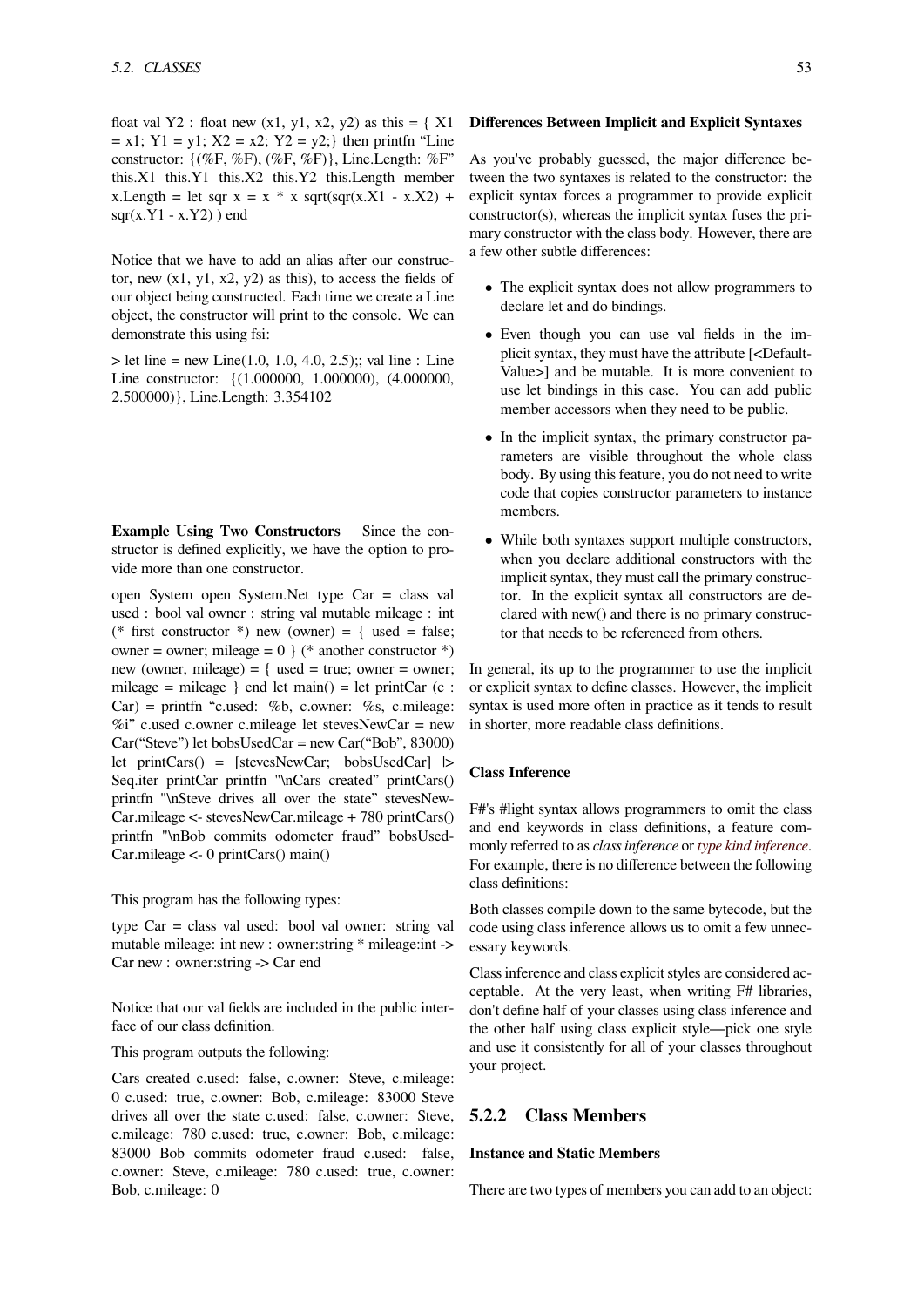float val Y2 : float new (x1, y1, x2, y2) as this = { X1 = x1; Y1 = y1; X2 = x2; Y2 = y2;} then printfn “Line constructor: {(%F, %F), (%F, %F)}, Line.Length: %F” this.X1 this.Y1 this.X2 this.Y2 this.Length member x.Length = let sqr x = x * x sqrt(sqr(x.X1 - x.X2) + sqr(x.Y1 - x.Y2) ) end

Notice that we have to add an alias after our constructor, new (x1, y1, x2, y2) as this), to access the fields of our object being constructed. Each time we create a Line object, the constructor will print to the console. We can demonstrate this using fsi:

> let line = new Line(1.0, 1.0, 4.0, 2.5);; val line : Line Line constructor: {(1.000000, 1.000000), (4.000000, 2.500000)}, Line.Length: 3.354102

**Example Using Two Constructors** Since the constructor is defined explicitly, we have the option to provide more than one constructor.

open System open System.Net type Car = class val used : bool val owner : string val mutable mileage : int (* first constructor *) new (owner) = { used = false; owner = owner; mileage = 0 } (* another constructor *) new (owner, mileage) = { used = true; owner = owner; mileage = mileage } end let main() = let printCar (c : Car) = printfn “c.used: %b, c.owner: %s, c.mileage: %i” c.used c.owner c.mileage let stevesNewCar = new Car(“Steve”) let bobsUsedCar = new Car(“Bob”, 83000) let printCars() = [stevesNewCar; bobsUsedCar] |> Seq.iter printCar printfn "\nCars created” printCars() printfn "\nSteve drives all over the state” stevesNewCar.mileage <- stevesNewCar.mileage + 780 printCars() printfn "\nBob commits odometer fraud” bobsUsedCar.mileage <- 0 printCars() main()

This program has the following types:

type Car = class val used: bool val owner: string val mutable mileage: int new : owner:string * mileage:int -> Car new : owner:string -> Car end

Notice that our val fields are included in the public interface of our class definition.

This program outputs the following:

Cars created c.used: false, c.owner: Steve, c.mileage: 0 c.used: true, c.owner: Bob, c.mileage: 83000 Steve drives all over the state c.used: false, c.owner: Steve, c.mileage: 780 c.used: true, c.owner: Bob, c.mileage: 83000 Bob commits odometer fraud c.used: false, c.owner: Steve, c.mileage: 780 c.used: true, c.owner: Bob, c.mileage: 0

**Differences Between Implicit and Explicit Syntaxes**

As you've probably guessed, the major difference between the two syntaxes is related to the constructor: the explicit syntax forces a programmer to provide explicit constructor(s), whereas the implicit syntax fuses the primary constructor with the class body. However, there are a few other subtle differences:

- The explicit syntax does not allow programmers to declare let and do bindings.
- Even though you can use val fields in the implicit syntax, they must have the attribute [<DefaultValue>] and be mutable. It is more convenient to use let bindings in this case. You can add public member accessors when they need to be public.
- In the implicit syntax, the primary constructor parameters are visible throughout the whole class body. By using this feature, you do not need to write code that copies constructor parameters to instance members.
- While both syntaxes support multiple constructors, when you declare additional constructors with the implicit syntax, they must call the primary constructor. In the explicit syntax all constructors are declared with new() and there is no primary constructor that needs to be referenced from others.

In general, its up to the programmer to use the implicit or explicit syntax to define classes. However, the implicit syntax is used more often in practice as it tends to result in shorter, more readable class definitions.

**Class Inference**

F#'s #light syntax allows programmers to omit the class and end keywords in class definitions, a feature commonly referred to as *class inference* or *type kind inference*. For example, there is no difference between the following class definitions:

Both classes compile down to the same bytecode, but the code using class inference allows us to omit a few unnecessary keywords.

Class inference and class explicit styles are considered acceptable. At the very least, when writing F# libraries, don't define half of your classes using class inference and the other half using class explicit style—pick one style and use it consistently for all of your classes throughout your project.

### 5.2.2 Class Members

**Instance and Static Members**

There are two types of members you can add to an object: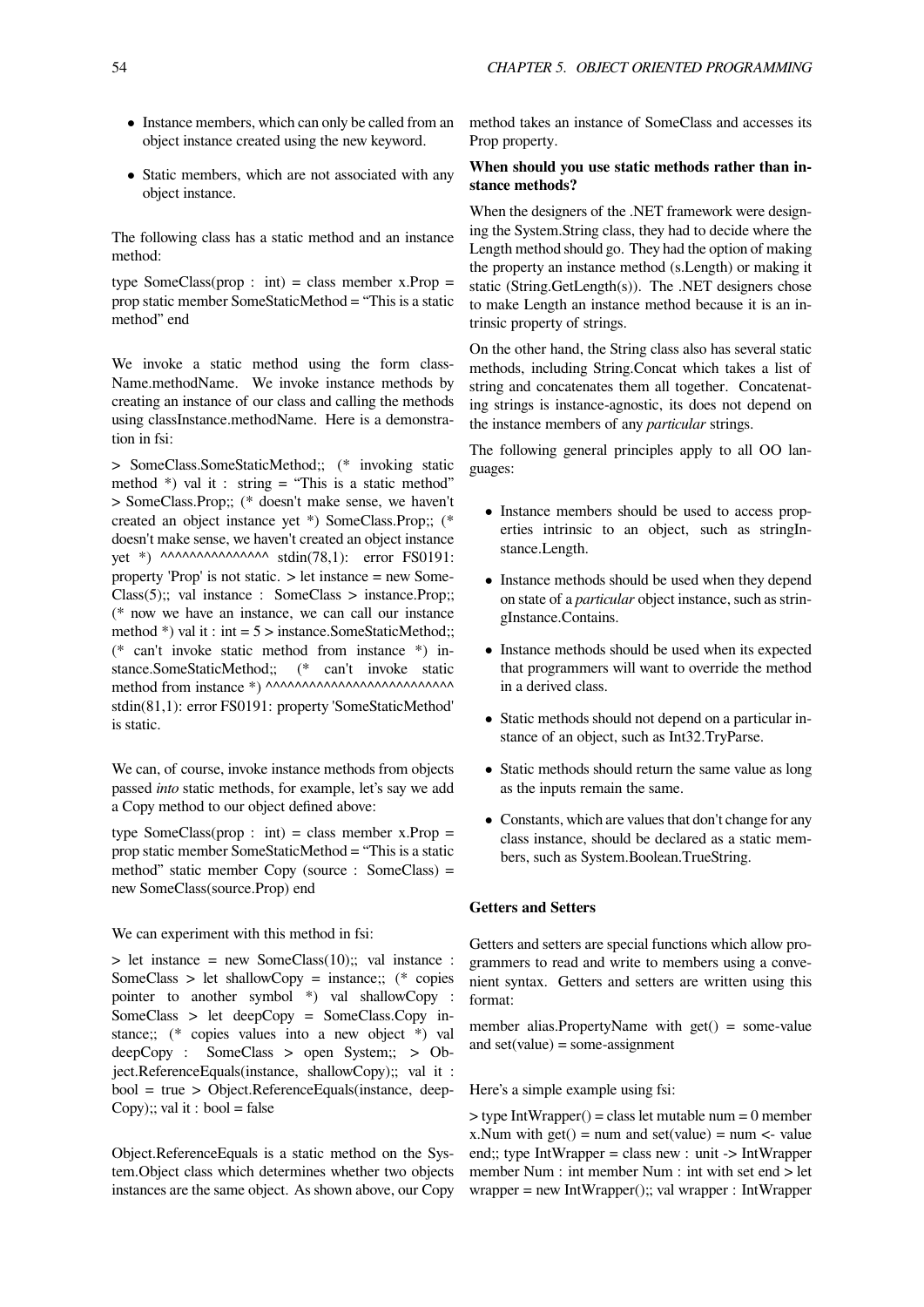- Instance members, which can only be called from an object instance created using the new keyword.
- Static members, which are not associated with any object instance.

The following class has a static method and an instance method:

type SomeClass(prop : int) = class member x.Prop = prop static member SomeStaticMethod = "This is a static method" end

We invoke a static method using the form className.methodName. We invoke instance methods by creating an instance of our class and calling the methods using classInstance.methodName. Here is a demonstration in fsi:

> SomeClass.SomeStaticMethod;; (* invoking static method *) val it : string = "This is a static method" > SomeClass.Prop;; (* doesn't make sense, we haven't created an object instance yet *) SomeClass.Prop;; (* doesn't make sense, we haven't created an object instance yet *) ^^^^^^^^^^^^^^^ stdin(78,1): error FS0191: property 'Prop' is not static. > let instance = new SomeClass(5);; val instance : SomeClass > instance.Prop;; (* now we have an instance, we can call our instance method *) val it : int = 5 > instance.SomeStaticMethod;; (* can't invoke static method from instance *) instance.SomeStaticMethod;; (* can't invoke static method from instance *) ^^^^^^^^^^^^^^^^^^^^^^^^^ stdin(81,1): error FS0191: property 'SomeStaticMethod' is static.

We can, of course, invoke instance methods from objects passed *into* static methods, for example, let's say we add a Copy method to our object defined above:

type SomeClass(prop : int) = class member x.Prop = prop static member SomeStaticMethod = "This is a static method" static member Copy (source : SomeClass) = new SomeClass(source.Prop) end

We can experiment with this method in fsi:

> let instance = new SomeClass(10);; val instance : SomeClass > let shallowCopy = instance;; (* copies pointer to another symbol *) val shallowCopy : SomeClass > let deepCopy = SomeClass.Copy instance;; (* copies values into a new object *) val deepCopy : SomeClass > open System;; > Object.ReferenceEquals(instance, shallowCopy);; val it : bool = true > Object.ReferenceEquals(instance, deepCopy);; val it : bool = false

Object.ReferenceEquals is a static method on the System.Object class which determines whether two objects instances are the same object. As shown above, our Copy method takes an instance of SomeClass and accesses its Prop property.

**When should you use static methods rather than instance methods?**

When the designers of the .NET framework were designing the System.String class, they had to decide where the Length method should go. They had the option of making the property an instance method (s.Length) or making it static (String.GetLength(s)). The .NET designers chose to make Length an instance method because it is an intrinsic property of strings.

On the other hand, the String class also has several static methods, including String.Concat which takes a list of string and concatenates them all together. Concatenating strings is instance-agnostic, its does not depend on the instance members of any *particular* strings.

The following general principles apply to all OO languages:

- Instance members should be used to access properties intrinsic to an object, such as stringInstance.Length.
- Instance methods should be used when they depend on state of a *particular* object instance, such as stringInstance.Contains.
- Instance methods should be used when its expected that programmers will want to override the method in a derived class.
- Static methods should not depend on a particular instance of an object, such as Int32.TryParse.
- Static methods should return the same value as long as the inputs remain the same.
- Constants, which are values that don't change for any class instance, should be declared as a static members, such as System.Boolean.TrueString.

### Getters and Setters

Getters and setters are special functions which allow programmers to read and write to members using a convenient syntax. Getters and setters are written using this format:

member alias.PropertyName with get() = some-value and set(value) = some-assignment

Here's a simple example using fsi:

> type IntWrapper() = class let mutable num = 0 member x.Num with get() = num and set(value) = num <- value end;; type IntWrapper = class new : unit -> IntWrapper member Num : int member Num : int with set end > let wrapper = new IntWrapper();; val wrapper : IntWrapper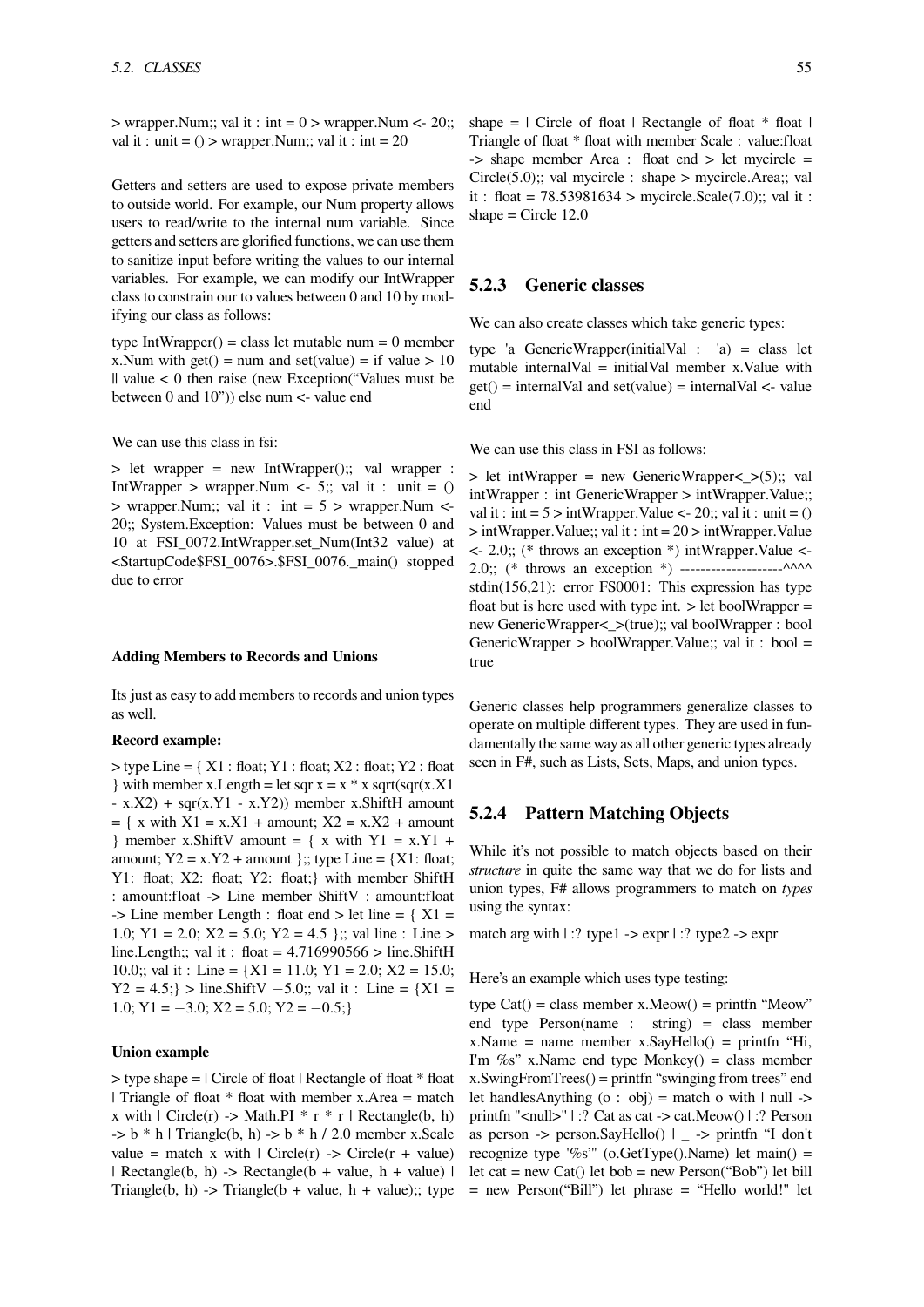> wrapper.Num;; val it : int = 0 > wrapper.Num <- 20;; val it : unit = () > wrapper.Num;; val it : int = 20

Getters and setters are used to expose private members to outside world. For example, our Num property allows users to read/write to the internal num variable. Since getters and setters are glorified functions, we can use them to sanitize input before writing the values to our internal variables. For example, we can modify our IntWrapper class to constrain our to values between 0 and 10 by modifying our class as follows:

type IntWrapper() = class let mutable num = 0 member x.Num with get() = num and set(value) = if value > 10 || value < 0 then raise (new Exception("Values must be between 0 and 10")) else num <- value end

We can use this class in fsi:

> let wrapper = new IntWrapper();; val wrapper : IntWrapper > wrapper.Num <- 5;; val it : unit = () > wrapper.Num;; val it : int = 5 > wrapper.Num <- 20;; System.Exception: Values must be between 0 and 10 at FSI_0072.IntWrapper.set_Num(Int32 value) at <StartupCode$FSI_0076>.$FSI_0076._main() stopped due to error

#### Adding Members to Records and Unions

Its just as easy to add members to records and union types as well.

**Record example:**

> type Line = { X1 : float; Y1 : float; X2 : float; Y2 : float } with member x.Length = let sqr x = x * x sqrt(sqr(x.X1 - x.X2) + sqr(x.Y1 - x.Y2)) member x.ShiftH amount = { x with X1 = x.X1 + amount; X2 = x.X2 + amount } member x.ShiftV amount = { x with Y1 = x.Y1 + amount; Y2 = x.Y2 + amount };; type Line = {X1: float; Y1: float; X2: float; Y2: float;} with member ShiftH : amount:float -> Line member ShiftV : amount:float -> Line member Length : float end > let line = { X1 = 1.0; Y1 = 2.0; X2 = 5.0; Y2 = 4.5 };; val line : Line > line.Length;; val it : float = 4.716990566 > line.ShiftH 10.0;; val it : Line = {X1 = 11.0; Y1 = 2.0; X2 = 15.0; Y2 = 4.5;} > line.ShiftV −5.0;; val it : Line = {X1 = 1.0; Y1 = −3.0; X2 = 5.0; Y2 = −0.5;}

**Union example**

> type shape = | Circle of float | Rectangle of float * float | Triangle of float * float with member x.Area = match x with | Circle(r) -> Math.PI * r * r | Rectangle(b, h) -> b * h | Triangle(b, h) -> b * h / 2.0 member x.Scale value = match x with | Circle(r) -> Circle(r + value) | Rectangle(b, h) -> Rectangle(b + value, h + value) | Triangle(b, h) -> Triangle(b + value, h + value);; type shape = | Circle of float | Rectangle of float * float | Triangle of float * float with member Scale : value:float -> shape member Area : float end > let mycircle = Circle(5.0);; val mycircle : shape > mycircle.Area;; val it : float = 78.53981634 > mycircle.Scale(7.0);; val it : shape = Circle 12.0

### 5.2.3 Generic classes

We can also create classes which take generic types:

type 'a GenericWrapper(initialVal : 'a) = class let mutable internalVal = initialVal member x.Value with get() = internalVal and set(value) = internalVal <- value end

We can use this class in FSI as follows:

> let intWrapper = new GenericWrapper<_>(5);; val intWrapper : int GenericWrapper > intWrapper.Value;; val it : int = 5 > intWrapper.Value <- 20;; val it : unit = () > intWrapper.Value;; val it : int = 20 > intWrapper.Value <- 2.0;; (* throws an exception *) intWrapper.Value <- 2.0;; (* throws an exception *) --------------------^^^^ stdin(156,21): error FS0001: This expression has type float but is here used with type int. > let boolWrapper = new GenericWrapper<_>(true);; val boolWrapper : bool GenericWrapper > boolWrapper.Value;; val it : bool = true

Generic classes help programmers generalize classes to operate on multiple different types. They are used in fundamentally the same way as all other generic types already seen in F#, such as Lists, Sets, Maps, and union types.

### 5.2.4 Pattern Matching Objects

While it's not possible to match objects based on their *structure* in quite the same way that we do for lists and union types, F# allows programmers to match on *types* using the syntax:

match arg with | :? type1 -> expr | :? type2 -> expr

Here's an example which uses type testing:

type Cat() = class member x.Meow() = printfn "Meow" end type Person(name : string) = class member x.Name = name member x.SayHello() = printfn "Hi, I'm %s" x.Name end type Monkey() = class member x.SwingFromTrees() = printfn "swinging from trees" end let handlesAnything (o : obj) = match o with | null -> printfn "<null>" | :? Cat as cat -> cat.Meow() | :? Person as person -> person.SayHello() | _ -> printfn "I don't recognize type '%s'" (o.GetType().Name) let main() = let cat = new Cat() let bob = new Person("Bob") let bill = new Person("Bill") let phrase = "Hello world!" let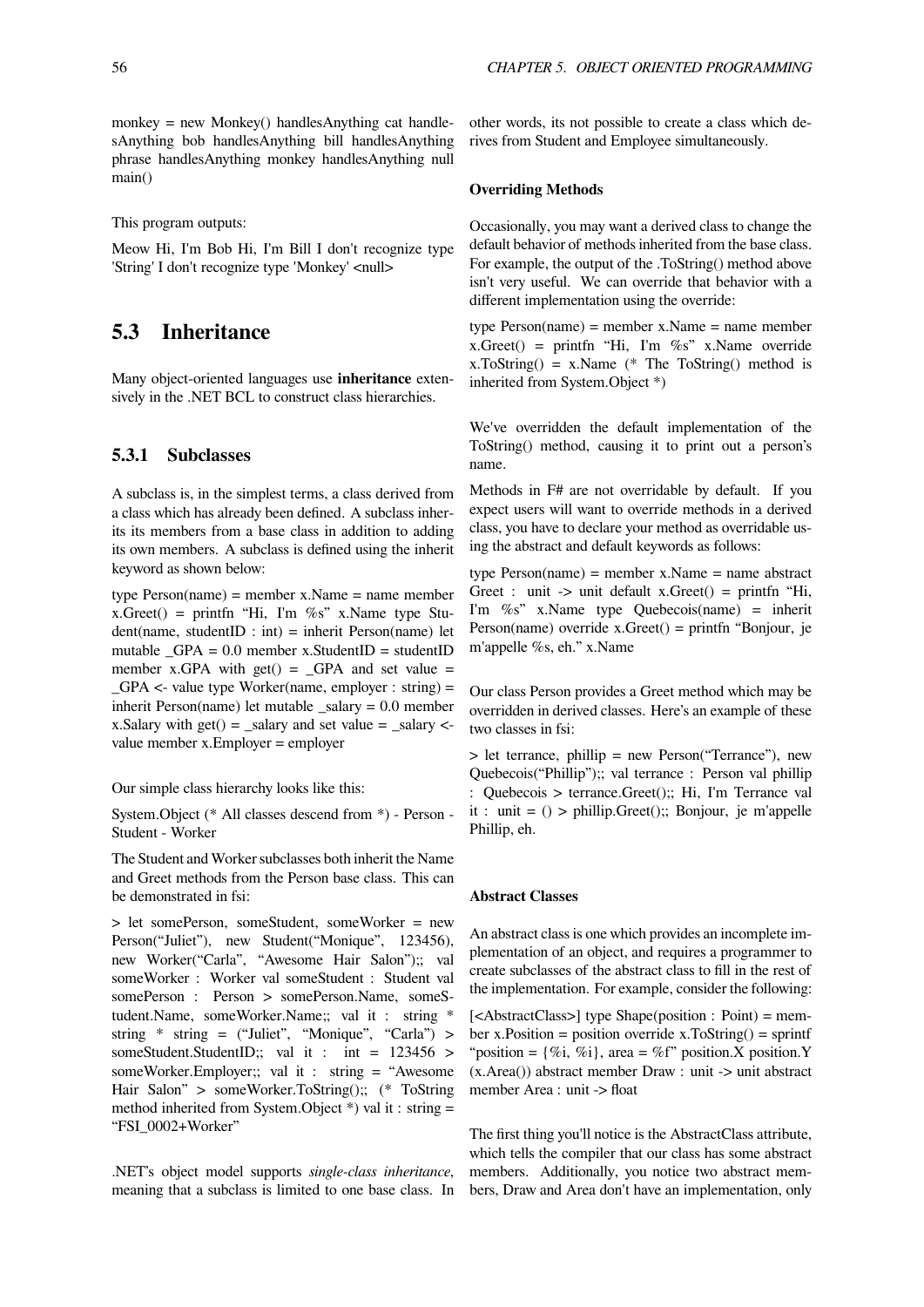monkey = new Monkey() handlesAnything cat handlesAnything bob handlesAnything bill handlesAnything phrase handlesAnything monkey handlesAnything null main()

This program outputs:

Meow Hi, I'm Bob Hi, I'm Bill I don't recognize type 'String' I don't recognize type 'Monkey' <null>

## 5.3 Inheritance

Many object-oriented languages use **inheritance** extensively in the .NET BCL to construct class hierarchies.

### 5.3.1 Subclasses

A subclass is, in the simplest terms, a class derived from a class which has already been defined. A subclass inherits its members from a base class in addition to adding its own members. A subclass is defined using the inherit keyword as shown below:

type Person(name) = member x.Name = name member x.Greet() = printfn "Hi, I'm %s" x.Name type Student(name, studentID : int) = inherit Person(name) let mutable _GPA = 0.0 member x.StudentID = studentID member x.GPA with get() = _GPA and set value = _GPA <- value type Worker(name, employer : string) = inherit Person(name) let mutable _salary = 0.0 member x.Salary with get() = _salary and set value = _salary <- value member x.Employer = employer

Our simple class hierarchy looks like this:

System.Object (* All classes descend from *) - Person - Student - Worker

The Student and Worker subclasses both inherit the Name and Greet methods from the Person base class. This can be demonstrated in fsi:

> let somePerson, someStudent, someWorker = new Person("Juliet"), new Student("Monique", 123456), new Worker("Carla", "Awesome Hair Salon");; val someWorker : Worker val someStudent : Student val somePerson : Person > somePerson.Name, someStudent.Name, someWorker.Name;; val it : string * string * string = ("Juliet", "Monique", "Carla") > someStudent.StudentID;; val it : int = 123456 > someWorker.Employer;; val it : string = "Awesome Hair Salon" > someWorker.ToString();; (* ToString method inherited from System.Object *) val it : string = "FSI_0002+Worker"

.NET's object model supports *single-class inheritance*, meaning that a subclass is limited to one base class. In other words, its not possible to create a class which derives from Student and Employee simultaneously.

#### Overriding Methods

Occasionally, you may want a derived class to change the default behavior of methods inherited from the base class. For example, the output of the .ToString() method above isn't very useful. We can override that behavior with a different implementation using the override:

type Person(name) = member x.Name = name member x.Greet() = printfn "Hi, I'm %s" x.Name override x.ToString() = x.Name (* The ToString() method is inherited from System.Object *)

We've overridden the default implementation of the ToString() method, causing it to print out a person's name.

Methods in F# are not overridable by default. If you expect users will want to override methods in a derived class, you have to declare your method as overridable using the abstract and default keywords as follows:

type Person(name) = member x.Name = name abstract Greet : unit -> unit default x.Greet() = printfn "Hi, I'm %s" x.Name type Quebecois(name) = inherit Person(name) override x.Greet() = printfn "Bonjour, je m'appelle %s, eh." x.Name

Our class Person provides a Greet method which may be overridden in derived classes. Here's an example of these two classes in fsi:

> let terrance, phillip = new Person("Terrance"), new Quebecois("Phillip");; val terrance : Person val phillip : Quebecois > terrance.Greet();; Hi, I'm Terrance val it : unit = () > phillip.Greet();; Bonjour, je m'appelle Phillip, eh.

#### Abstract Classes

An abstract class is one which provides an incomplete implementation of an object, and requires a programmer to create subclasses of the abstract class to fill in the rest of the implementation. For example, consider the following:

[<AbstractClass>] type Shape(position : Point) = member x.Position = position override x.ToString() = sprintf "position = {%i, %i}, area = %f" position.X position.Y (x.Area()) abstract member Draw : unit -> unit abstract member Area : unit -> float

The first thing you'll notice is the AbstractClass attribute, which tells the compiler that our class has some abstract members. Additionally, you notice two abstract members, Draw and Area don't have an implementation, only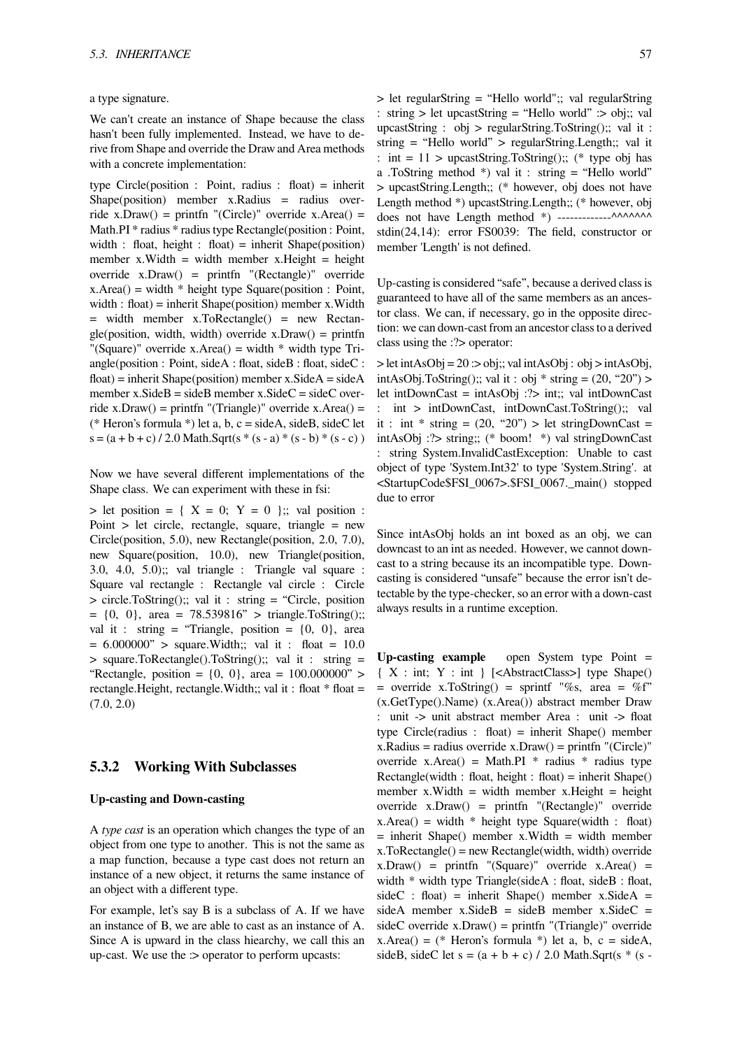a type signature.

We can't create an instance of Shape because the class hasn't been fully implemented. Instead, we have to derive from Shape and override the Draw and Area methods with a concrete implementation:

type Circle(position : Point, radius : float) = inherit Shape(position) member x.Radius = radius override x.Draw() = printfn "(Circle)" override x.Area() = Math.PI * radius * radius type Rectangle(position : Point, width : float, height : float) = inherit Shape(position) member x.Width = width member x.Height = height override x.Draw() = printfn "(Rectangle)" override x.Area() = width * height type Square(position : Point, width : float) = inherit Shape(position) member x.Width = width member x.ToRectangle() = new Rectangle(position, width, width) override x.Draw() = printfn "(Square)" override x.Area() = width * width type Triangle(position : Point, sideA : float, sideB : float, sideC : float) = inherit Shape(position) member x.SideA = sideA member x.SideB = sideB member x.SideC = sideC override x.Draw() = printfn "(Triangle)" override x.Area() = (* Heron's formula *) let a, b, c = sideA, sideB, sideC let s = (a + b + c) / 2.0 Math.Sqrt(s * (s - a) * (s - b) * (s - c) )

Now we have several different implementations of the Shape class. We can experiment with these in fsi:

> let position = { X = 0; Y = 0 };; val position : Point > let circle, rectangle, square, triangle = new Circle(position, 5.0), new Rectangle(position, 2.0, 7.0), new Square(position, 10.0), new Triangle(position, 3.0, 4.0, 5.0);; val triangle : Triangle val square : Square val rectangle : Rectangle val circle : Circle > circle.ToString();; val it : string = "Circle, position = {0, 0}, area = 78.539816" > triangle.ToString();; val it : string = "Triangle, position = {0, 0}, area = 6.000000" > square.Width;; val it : float = 10.0 > square.ToRectangle().ToString();; val it : string = "Rectangle, position = {0, 0}, area = 100.000000" > rectangle.Height, rectangle.Width;; val it : float * float = (7.0, 2.0)

### 5.3.2 Working With Subclasses

#### Up-casting and Down-casting

A *type cast* is an operation which changes the type of an object from one type to another. This is not the same as a map function, because a type cast does not return an instance of a new object, it returns the same instance of an object with a different type.

For example, let's say B is a subclass of A. If we have an instance of B, we are able to cast as an instance of A. Since A is upward in the class hiearchy, we call this an up-cast. We use the :> operator to perform upcasts:

> let regularString = "Hello world";; val regularString : string > let upcastString = "Hello world" :> obj;; val upcastString : obj > regularString.ToString();; val it : string = "Hello world" > regularString.Length;; val it : int = 11 > upcastString.ToString();; (* type obj has a .ToString method *) val it : string = "Hello world" > upcastString.Length;; (* however, obj does not have Length method *) upcastString.Length;; (* however, obj does not have Length method *) -------------^^^^^^^ stdin(24,14): error FS0039: The field, constructor or member 'Length' is not defined.

Up-casting is considered "safe", because a derived class is guaranteed to have all of the same members as an ancestor class. We can, if necessary, go in the opposite direction: we can down-cast from an ancestor class to a derived class using the :?> operator:

> let intAsObj = 20 :> obj;; val intAsObj : obj > intAsObj, intAsObj.ToString();; val it : obj * string = (20, "20") > let intDownCast = intAsObj :?> int;; val intDownCast : int > intDownCast, intDownCast.ToString();; val it : int * string = (20, "20") > let stringDownCast = intAsObj :?> string;; (* boom! *) val stringDownCast : string System.InvalidCastException: Unable to cast object of type 'System.Int32' to type 'System.String'. at <StartupCode$FSI_0067>.$FSI_0067._main() stopped due to error

Since intAsObj holds an int boxed as an obj, we can downcast to an int as needed. However, we cannot downcast to a string because its an incompatible type. Downcasting is considered "unsafe" because the error isn't detectable by the type-checker, so an error with a down-cast always results in a runtime exception.

**Up-casting example** open System type Point = { X : int; Y : int } [<AbstractClass>] type Shape() = override x.ToString() = sprintf "%s, area = %f" (x.GetType().Name) (x.Area()) abstract member Draw : unit -> unit abstract member Area : unit -> float type Circle(radius : float) = inherit Shape() member x.Radius = radius override x.Draw() = printfn "(Circle)" override x.Area() = Math.PI * radius * radius type Rectangle(width : float, height : float) = inherit Shape() member x.Width = width member x.Height = height override x.Draw() = printfn "(Rectangle)" override x.Area() = width * height type Square(width : float) = inherit Shape() member x.Width = width member x.ToRectangle() = new Rectangle(width, width) override x.Draw() = printfn "(Square)" override x.Area() = width * width type Triangle(sideA : float, sideB : float, sideC : float) = inherit Shape() member x.SideA = sideA member x.SideB = sideB member x.SideC = sideC override x.Draw() = printfn "(Triangle)" override x.Area() = (* Heron's formula *) let a, b, c = sideA, sideB, sideC let s = (a + b + c) / 2.0 Math.Sqrt(s * (s -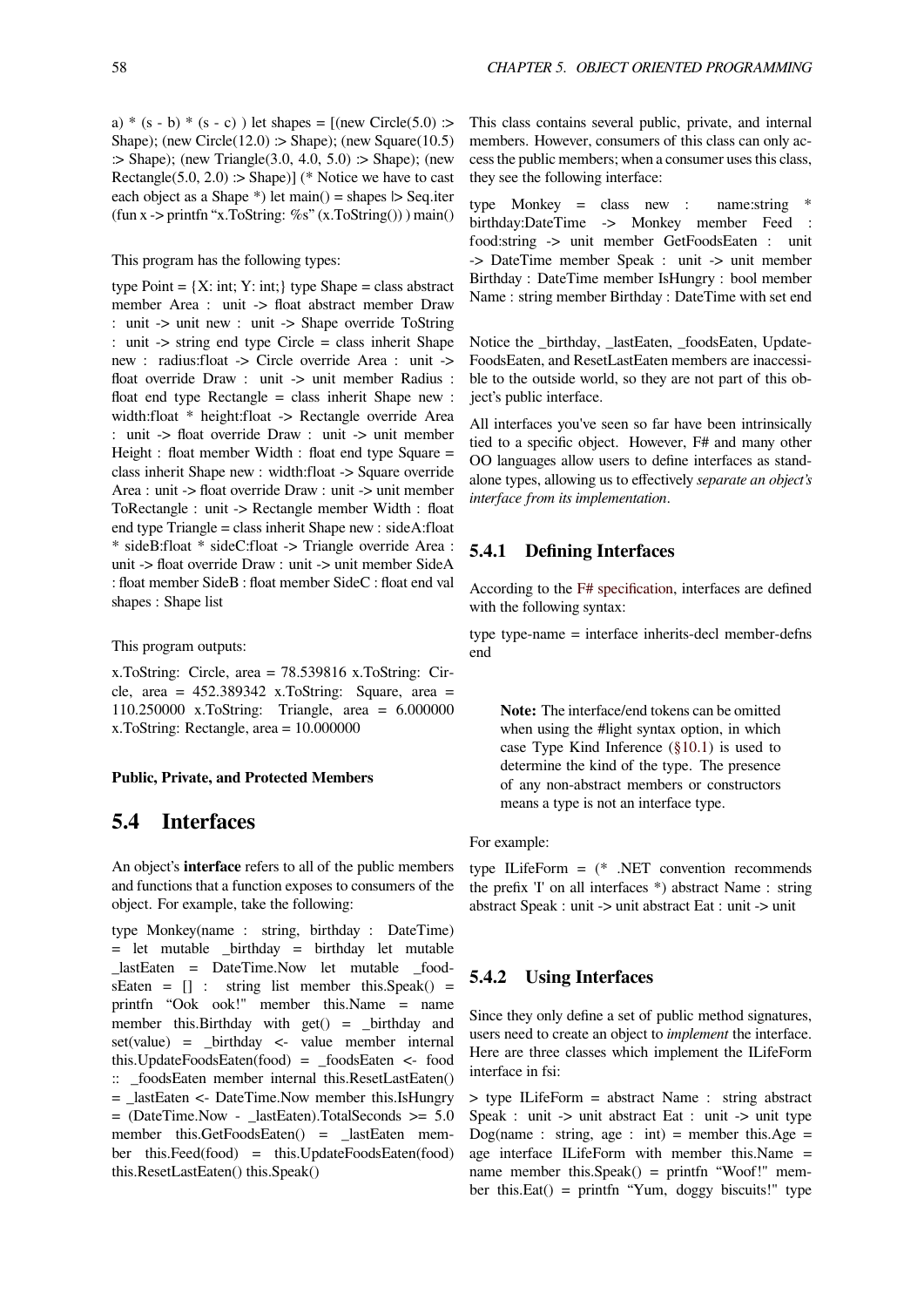a) * (s - b) * (s - c) ) let shapes = [(new Circle(5.0) :> Shape); (new Circle(12.0) :> Shape); (new Square(10.5) :> Shape); (new Triangle(3.0, 4.0, 5.0) :> Shape); (new Rectangle(5.0, 2.0) :> Shape)] (* Notice we have to cast each object as a Shape *) let main() = shapes |> Seq.iter (fun x -> printfn "x.ToString: %s" (x.ToString()) ) main()

This program has the following types:

type Point = {X: int; Y: int;} type Shape = class abstract member Area : unit -> float abstract member Draw : unit -> unit new : unit -> Shape override ToString : unit -> string end type Circle = class inherit Shape new : radius:float -> Circle override Area : unit -> float override Draw : unit -> unit member Radius : float end type Rectangle = class inherit Shape new : width:float * height:float -> Rectangle override Area : unit -> float override Draw : unit -> unit member Height : float member Width : float end type Square = class inherit Shape new : width:float -> Square override Area : unit -> float override Draw : unit -> unit member ToRectangle : unit -> Rectangle member Width : float end type Triangle = class inherit Shape new : sideA:float * sideB:float * sideC:float -> Triangle override Area : unit -> float override Draw : unit -> unit member SideA : float member SideB : float member SideC : float end val shapes : Shape list

This program outputs:

x.ToString: Circle, area = 78.539816 x.ToString: Circle, area = 452.389342 x.ToString: Square, area = 110.250000 x.ToString: Triangle, area = 6.000000 x.ToString: Rectangle, area = 10.000000

**Public, Private, and Protected Members**

## 5.4 Interfaces

An object's **interface** refers to all of the public members and functions that a function exposes to consumers of the object. For example, take the following:

type Monkey(name : string, birthday : DateTime) = let mutable _birthday = birthday let mutable _lastEaten = DateTime.Now let mutable _foodsEaten = [] : string list member this.Speak() = printfn "Ook ook!" member this.Name = name member this.Birthday with get() = _birthday and set(value) = _birthday <- value member internal this.UpdateFoodsEaten(food) = _foodsEaten <- food :: _foodsEaten member internal this.ResetLastEaten() = _lastEaten <- DateTime.Now member this.IsHungry = (DateTime.Now - _lastEaten).TotalSeconds >= 5.0 member this.GetFoodsEaten() = _lastEaten member this.Feed(food) = this.UpdateFoodsEaten(food) this.ResetLastEaten() this.Speak()

This class contains several public, private, and internal members. However, consumers of this class can only access the public members; when a consumer uses this class, they see the following interface:

type Monkey = class new : name:string * birthday:DateTime -> Monkey member Feed : food:string -> unit member GetFoodsEaten : unit -> DateTime member Speak : unit -> unit member Birthday : DateTime member IsHungry : bool member Name : string member Birthday : DateTime with set end

Notice the _birthday, _lastEaten, _foodsEaten, UpdateFoodsEaten, and ResetLastEaten members are inaccessible to the outside world, so they are not part of this object's public interface.

All interfaces you've seen so far have been intrinsically tied to a specific object. However, F# and many other OO languages allow users to define interfaces as stand-alone types, allowing us to effectively *separate an object's interface from its implementation*.

### 5.4.1 Defining Interfaces

According to the F# specification, interfaces are defined with the following syntax:

type type-name = interface inherits-decl member-defns end

> **Note:** The interface/end tokens can be omitted when using the #light syntax option, in which case Type Kind Inference (§10.1) is used to determine the kind of the type. The presence of any non-abstract members or constructors means a type is not an interface type.

For example:

type ILifeForm = (* .NET convention recommends the prefix 'I' on all interfaces *) abstract Name : string abstract Speak : unit -> unit abstract Eat : unit -> unit

### 5.4.2 Using Interfaces

Since they only define a set of public method signatures, users need to create an object to *implement* the interface. Here are three classes which implement the ILifeForm interface in fsi:

> type ILifeForm = abstract Name : string abstract Speak : unit -> unit abstract Eat : unit -> unit type Dog(name : string, age : int) = member this.Age = age interface ILifeForm with member this.Name = name member this.Speak() = printfn "Woof!" member this.Eat() = printfn "Yum, doggy biscuits!" type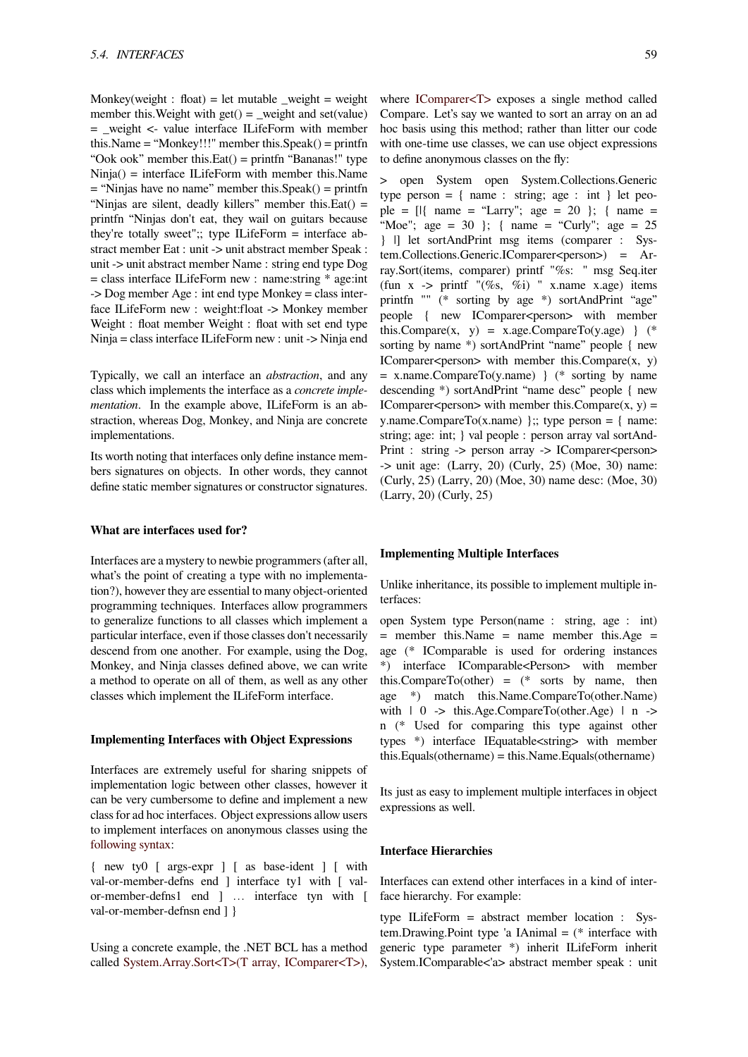Monkey(weight : float) = let mutable _weight = weight member this.Weight with get() = _weight and set(value) = _weight <- value interface ILifeForm with member this.Name = "Monkey!!!" member this.Speak() = printfn "Ook ook" member this.Eat() = printfn "Bananas!" type Ninja() = interface ILifeForm with member this.Name = "Ninjas have no name" member this.Speak() = printfn "Ninjas are silent, deadly killers" member this.Eat() = printfn "Ninjas don't eat, they wail on guitars because they're totally sweet";; type ILifeForm = interface abstract member Eat : unit -> unit abstract member Speak : unit -> unit abstract member Name : string end type Dog = class interface ILifeForm new : name:string * age:int -> Dog member Age : int end type Monkey = class interface ILifeForm new : weight:float -> Monkey member Weight : float member Weight : float with set end type Ninja = class interface ILifeForm new : unit -> Ninja end

Typically, we call an interface an *abstraction*, and any class which implements the interface as a *concrete implementation*. In the example above, ILifeForm is an abstraction, whereas Dog, Monkey, and Ninja are concrete implementations.

Its worth noting that interfaces only define instance members signatures on objects. In other words, they cannot define static member signatures or constructor signatures.

#### What are interfaces used for?

Interfaces are a mystery to newbie programmers (after all, what's the point of creating a type with no implementation?), however they are essential to many object-oriented programming techniques. Interfaces allow programmers to generalize functions to all classes which implement a particular interface, even if those classes don't necessarily descend from one another. For example, using the Dog, Monkey, and Ninja classes defined above, we can write a method to operate on all of them, as well as any other classes which implement the ILifeForm interface.

#### Implementing Interfaces with Object Expressions

Interfaces are extremely useful for sharing snippets of implementation logic between other classes, however it can be very cumbersome to define and implement a new class for ad hoc interfaces. Object expressions allow users to implement interfaces on anonymous classes using the following syntax:

{ new ty0 [ args-expr ] [ as base-ident ] [ with val-or-member-defns end ] interface ty1 with [ val-or-member-defns1 end ] … interface tyn with [ val-or-member-defnsn end ] }

Using a concrete example, the .NET BCL has a method called System.Array.Sort<T>(T array, IComparer<T>), where IComparer<T> exposes a single method called Compare. Let's say we wanted to sort an array on an ad hoc basis using this method; rather than litter our code with one-time use classes, we can use object expressions to define anonymous classes on the fly:

> open System open System.Collections.Generic type person = { name : string; age : int } let people = [|{ name = "Larry"; age = 20 }; { name = "Moe"; age = 30 }; { name = "Curly"; age = 25 } |] let sortAndPrint msg items (comparer : System.Collections.Generic.IComparer<person>) = Array.Sort(items, comparer) printf "%s: " msg Seq.iter (fun x -> printf "(%s, %i) " x.name x.age) items printfn "" (* sorting by age *) sortAndPrint "age" people { new IComparer<person> with member this.Compare(x, y) = x.age.CompareTo(y.age) } (* sorting by name *) sortAndPrint "name" people { new IComparer<person> with member this.Compare(x, y) = x.name.CompareTo(y.name) } (* sorting by name descending *) sortAndPrint "name desc" people { new IComparer<person> with member this.Compare(x, y) = y.name.CompareTo(x.name) };; type person = { name: string; age: int; } val people : person array val sortAndPrint : string -> person array -> IComparer<person> -> unit age: (Larry, 20) (Curly, 25) (Moe, 30) name: (Curly, 25) (Larry, 20) (Moe, 30) name desc: (Moe, 30) (Larry, 20) (Curly, 25)

#### Implementing Multiple Interfaces

Unlike inheritance, its possible to implement multiple interfaces:

open System type Person(name : string, age : int) = member this.Name = name member this.Age = age (* IComparable is used for ordering instances *) interface IComparable<Person> with member this.CompareTo(other) = (* sorts by name, then age *) match this.Name.CompareTo(other.Name) with | 0 -> this.Age.CompareTo(other.Age) | n -> n (* Used for comparing this type against other types *) interface IEquatable<string> with member this.Equals(othername) = this.Name.Equals(othername)

Its just as easy to implement multiple interfaces in object expressions as well.

#### Interface Hierarchies

Interfaces can extend other interfaces in a kind of interface hierarchy. For example:

type ILifeForm = abstract member location : System.Drawing.Point type 'a IAnimal = (* interface with generic type parameter *) inherit ILifeForm inherit System.IComparable<'a> abstract member speak : unit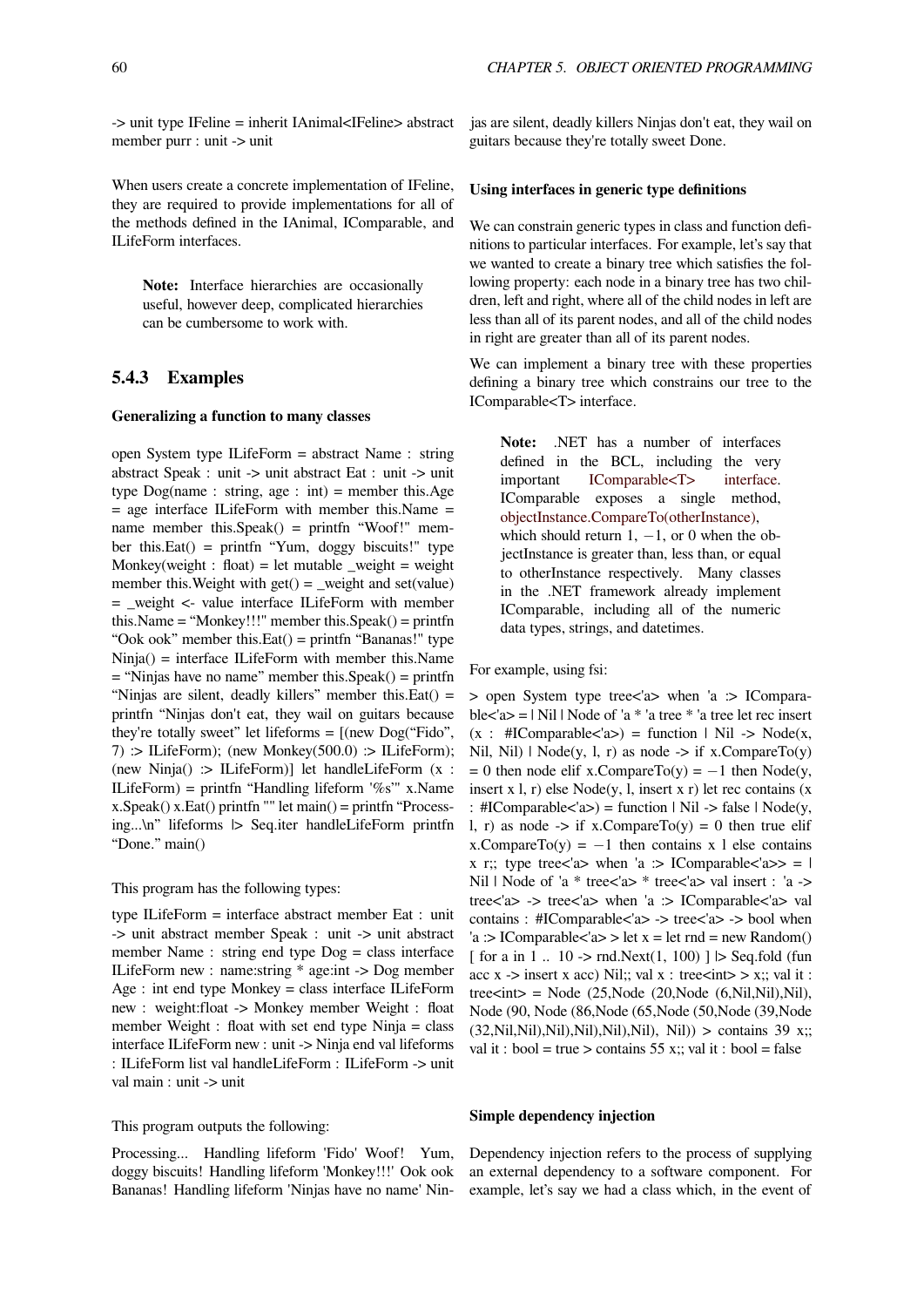-> unit type IFeline = inherit IAnimal<IFeline> abstract member purr : unit -> unit

When users create a concrete implementation of IFeline, they are required to provide implementations for all of the methods defined in the IAnimal, IComparable, and ILifeForm interfaces.

> **Note:** Interface hierarchies are occasionally useful, however deep, complicated hierarchies can be cumbersome to work with.

### 5.4.3 Examples

#### Generalizing a function to many classes

open System type ILifeForm = abstract Name : string abstract Speak : unit -> unit abstract Eat : unit -> unit type Dog(name : string, age : int) = member this.Age = age interface ILifeForm with member this.Name = name member this.Speak() = printfn "Woof!" member this.Eat() = printfn "Yum, doggy biscuits!" type Monkey(weight : float) = let mutable _weight = weight member this.Weight with get() = _weight and set(value) = _weight <- value interface ILifeForm with member this.Name = "Monkey!!!" member this.Speak() = printfn "Ook ook" member this.Eat() = printfn "Bananas!" type Ninja() = interface ILifeForm with member this.Name = "Ninjas have no name" member this.Speak() = printfn "Ninjas are silent, deadly killers" member this.Eat() = printfn "Ninjas don't eat, they wail on guitars because they're totally sweet" let lifeforms = [(new Dog("Fido", 7) :> ILifeForm); (new Monkey(500.0) :> ILifeForm); (new Ninja() :> ILifeForm)] let handleLifeForm (x : ILifeForm) = printfn "Handling lifeform '%s'" x.Name x.Speak() x.Eat() printfn "" let main() = printfn "Processing...\n" lifeforms |> Seq.iter handleLifeForm printfn "Done." main()

This program has the following types:

type ILifeForm = interface abstract member Eat : unit -> unit abstract member Speak : unit -> unit abstract member Name : string end type Dog = class interface ILifeForm new : name:string * age:int -> Dog member Age : int end type Monkey = class interface ILifeForm new : weight:float -> Monkey member Weight : float with set end type Ninja = class interface ILifeForm new : unit -> Ninja end val lifeforms : ILifeForm list val handleLifeForm : ILifeForm -> unit val main : unit -> unit

This program outputs the following:

Processing... Handling lifeform 'Fido' Woof! Yum, doggy biscuits! Handling lifeform 'Monkey!!!' Ook ook Bananas! Handling lifeform 'Ninjas have no name' Ninjas are silent, deadly killers Ninjas don't eat, they wail on guitars because they're totally sweet Done.

#### Using interfaces in generic type definitions

We can constrain generic types in class and function definitions to particular interfaces. For example, let's say that we wanted to create a binary tree which satisfies the following property: each node in a binary tree has two children, left and right, where all of the child nodes in left are less than all of its parent nodes, and all of the child nodes in right are greater than all of its parent nodes.

We can implement a binary tree with these properties defining a binary tree which constrains our tree to the IComparable<T> interface.

> **Note:** .NET has a number of interfaces defined in the BCL, including the very important IComparable<T> interface. IComparable exposes a single method, objectInstance.CompareTo(otherInstance), which should return 1, $-1$, or 0 when the objectInstance is greater than, less than, or equal to otherInstance respectively. Many classes in the .NET framework already implement IComparable, including all of the numeric data types, strings, and datetimes.

For example, using fsi:

> open System type tree<'a> when 'a :> IComparable<'a> = | Nil | Node of 'a * 'a tree * 'a tree let rec insert (x : #IComparable<'a>) = function | Nil -> Node(x, Nil, Nil) | Node(y, l, r) as node -> if x.CompareTo(y) = 0 then node elif x.CompareTo(y) = $-1$ then Node(y, insert x l, r) else Node(y, l, insert x r) let rec contains (x : #IComparable<'a>) = function | Nil -> false | Node(y, l, r) as node -> if x.CompareTo(y) = 0 then true elif x.CompareTo(y) = $-1$ then contains x l else contains x r;; type tree<'a> when 'a :> IComparable<'a>> = | Nil | Node of 'a * tree<'a> * tree<'a> val insert : 'a -> tree<'a> -> tree<'a> when 'a :> IComparable<'a> val contains : #IComparable<'a> -> tree<'a> -> bool when 'a :> IComparable<'a> > let x = let rnd = new Random() [ for a in 1 .. 10 -> rnd.Next(1, 100) ] |> Seq.fold (fun acc x -> insert x acc) Nil;; val x : tree<int> > x;; val it : tree<int> = Node (25,Node (20,Node (6,Nil,Nil),Nil), Node (90, Node (86,Node (65,Node (50,Node (39,Node (32,Nil,Nil),Nil),Nil),Nil),Nil), Nil)) > contains 39 x;; val it : bool = true > contains 55 x;; val it : bool = false

#### Simple dependency injection

Dependency injection refers to the process of supplying an external dependency to a software component. For example, let's say we had a class which, in the event of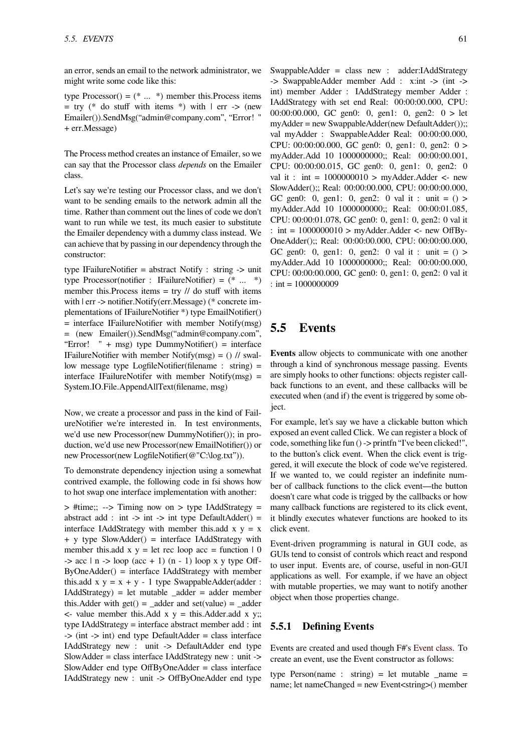an error, sends an email to the network administrator, we might write some code like this:

type Processor() = (* ... *) member this.Process items = try (* do stuff with items *) with | err -> (new Emailer()).SendMsg("admin@company.com", "Error! " + err.Message)

The Process method creates an instance of Emailer, so we can say that the Processor class *depends* on the Emailer class.

Let's say we're testing our Processor class, and we don't want to be sending emails to the network admin all the time. Rather than comment out the lines of code we don't want to run while we test, its much easier to substitute the Emailer dependency with a dummy class instead. We can achieve that by passing in our dependency through the constructor:

type IFailureNotifier = abstract Notify : string -> unit type Processor(notifier : IFailureNotifier) = (* ... *) member this.Process items = try // do stuff with items with | err -> notifier.Notify(err.Message) (* concrete implementations of IFailureNotifier *) type EmailNotifier() = interface IFailureNotifier with member Notify(msg) = (new Emailer()).SendMsg("admin@company.com", "Error! " + msg) type DummyNotifier() = interface IFailureNotifier with member Notify(msg) = () // swallow message type LogfileNotifier(filename : string) = interface IFailureNotifer with member Notify(msg) = System.IO.File.AppendAllText(filename, msg)

Now, we create a processor and pass in the kind of FailureNotifier we're interested in. In test environments, we'd use new Processor(new DummyNotifier()); in production, we'd use new Processor(new EmailNotifier()) or new Processor(new LogfileNotifier(@"C:\log.txt")).

To demonstrate dependency injection using a somewhat contrived example, the following code in fsi shows how to hot swap one interface implementation with another:

> #time;; --> Timing now on > type IAddStrategy = abstract add : int -> int -> int type DefaultAdder() = interface IAddStrategy with member this.add x y = x + y type SlowAdder() = interface IAddStrategy with member this.add x y = let rec loop acc = function | 0 -> acc | n -> loop (acc + 1) (n - 1) loop x y type OffByOneAdder() = interface IAddStrategy with member this.add x y = x + y - 1 type SwappableAdder(adder : IAddStrategy) = let mutable _adder = adder member this.Adder with get() = _adder and set(value) = _adder <- value member this.Add x y = this.Adder.add x y;; type IAddStrategy = interface abstract member add : int -> (int -> int) end type DefaultAdder = class interface IAddStrategy new : unit -> DefaultAdder end type SlowAdder = class interface IAddStrategy new : unit -> SlowAdder end type OffByOneAdder = class interface IAddStrategy new : unit -> OffByOneAdder end type SwappableAdder = class new : adder:IAddStrategy -> SwappableAdder member Add : x:int -> (int -> int) member Adder : IAddStrategy member Adder : IAddStrategy with set end Real: 00:00:00.000, CPU: 00:00:00.000, GC gen0: 0, gen1: 0, gen2: 0 > let myAdder = new SwappableAdder(new DefaultAdder());; val myAdder : SwappableAdder Real: 00:00:00.000, CPU: 00:00:00.000, GC gen0: 0, gen1: 0, gen2: 0 > myAdder.Add 10 1000000000;; Real: 00:00:00.001, CPU: 00:00:00.015, GC gen0: 0, gen1: 0, gen2: 0 val it : int = 1000000010 > myAdder.Adder <- new SlowAdder();; Real: 00:00:00.000, CPU: 00:00:00.000, GC gen0: 0, gen1: 0, gen2: 0 val it : unit = () > myAdder.Add 10 1000000000;; Real: 00:00:01.085, CPU: 00:00:01.078, GC gen0: 0, gen1: 0, gen2: 0 val it : int = 1000000010 > myAdder.Adder <- new OffByOneAdder();; Real: 00:00:00.000, CPU: 00:00:00.000, GC gen0: 0, gen1: 0, gen2: 0 val it : unit = () > myAdder.Add 10 1000000000;; Real: 00:00:00.000, CPU: 00:00:00.000, GC gen0: 0, gen1: 0, gen2: 0 val it : int = 1000000009

## 5.5 Events

**Events** allow objects to communicate with one another through a kind of synchronous message passing. Events are simply hooks to other functions: objects register callback functions to an event, and these callbacks will be executed when (and if) the event is triggered by some object.

For example, let's say we have a clickable button which exposed an event called Click. We can register a block of code, something like fun () -> printfn "I've been clicked!", to the button's click event. When the click event is triggered, it will execute the block of code we've registered. If we wanted to, we could register an indefinite number of callback functions to the click event—the button doesn't care what code is trigged by the callbacks or how many callback functions are registered to its click event, it blindly executes whatever functions are hooked to its click event.

Event-driven programming is natural in GUI code, as GUIs tend to consist of controls which react and respond to user input. Events are, of course, useful in non-GUI applications as well. For example, if we have an object with mutable properties, we may want to notify another object when those properties change.

### 5.5.1 Defining Events

Events are created and used though F#'s Event class. To create an event, use the Event constructor as follows:

type Person(name : string) = let mutable _name = name; let nameChanged = new Event<string>() member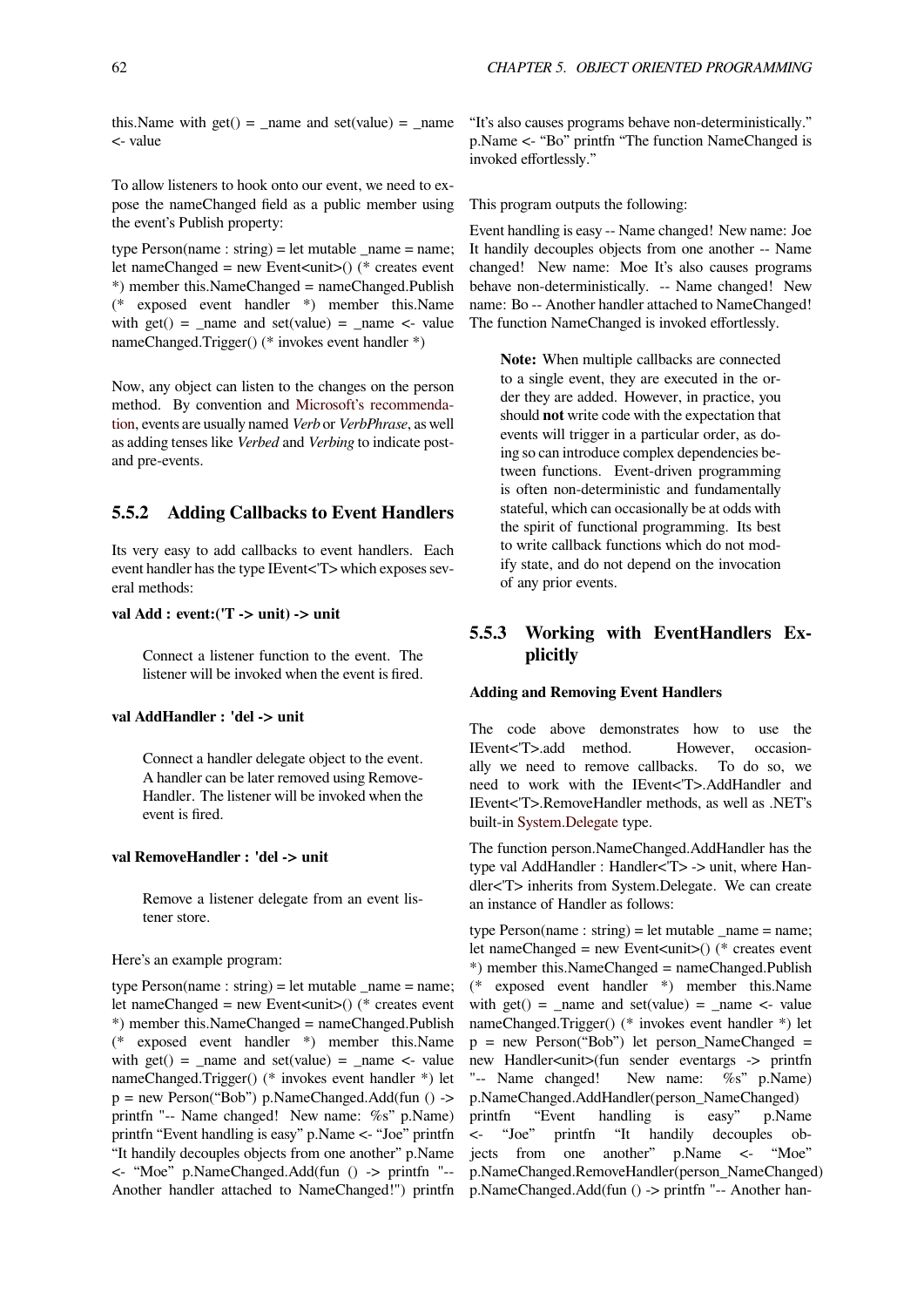this.Name with get() = _name and set(value) = _name <- value

To allow listeners to hook onto our event, we need to expose the nameChanged field as a public member using the event's Publish property:

type Person(name : string) = let mutable _name = name; let nameChanged = new Event<unit>() (* creates event *) member this.NameChanged = nameChanged.Publish (* exposed event handler *) member this.Name with get() = _name and set(value) = _name <- value nameChanged.Trigger() (* invokes event handler *)

Now, any object can listen to the changes on the person method. By convention and Microsoft's recommendation, events are usually named *Verb* or *VerbPhrase*, as well as adding tenses like *Verbed* and *Verbing* to indicate post- and pre-events.

### 5.5.2 Adding Callbacks to Event Handlers

Its very easy to add callbacks to event handlers. Each event handler has the type IEvent<'T> which exposes several methods:

**val Add : event:('T -> unit) -> unit**

> Connect a listener function to the event. The listener will be invoked when the event is fired.

**val AddHandler : 'del -> unit**

> Connect a handler delegate object to the event. A handler can be later removed using RemoveHandler. The listener will be invoked when the event is fired.

**val RemoveHandler : 'del -> unit**

> Remove a listener delegate from an event listener store.

Here's an example program:

type Person(name : string) = let mutable _name = name; let nameChanged = new Event<unit>() (* creates event *) member this.NameChanged = nameChanged.Publish (* exposed event handler *) member this.Name with get() = _name and set(value) = _name <- value nameChanged.Trigger() (* invokes event handler *) let p = new Person("Bob") p.NameChanged.Add(fun () -> printfn "-- Name changed! New name: %s" p.Name) printfn "Event handling is easy" p.Name <- "Joe" printfn "It handily decouples objects from one another" p.Name <- "Moe" p.NameChanged.Add(fun () -> printfn "-- Another handler attached to NameChanged!") printfn "It's also causes programs behave non-deterministically." p.Name <- "Bo" printfn "The function NameChanged is invoked effortlessly."

This program outputs the following:

Event handling is easy -- Name changed! New name: Joe It handily decouples objects from one another -- Name changed! New name: Moe It's also causes programs behave non-deterministically. -- Name changed! New name: Bo -- Another handler attached to NameChanged! The function NameChanged is invoked effortlessly.

> **Note:** When multiple callbacks are connected to a single event, they are executed in the order they are added. However, in practice, you should **not** write code with the expectation that events will trigger in a particular order, as doing so can introduce complex dependencies between functions. Event-driven programming is often non-deterministic and fundamentally stateful, which can occasionally be at odds with the spirit of functional programming. Its best to write callback functions which do not modify state, and do not depend on the invocation of any prior events.

### 5.5.3 Working with EventHandlers Explicitly

#### Adding and Removing Event Handlers

The code above demonstrates how to use the IEvent<'T>.add method. However, occasionally we need to remove callbacks. To do so, we need to work with the IEvent<'T>.AddHandler and IEvent<'T>.RemoveHandler methods, as well as .NET's built-in System.Delegate type.

The function person.NameChanged.AddHandler has the type val AddHandler : Handler<'T> -> unit, where Handler<'T> inherits from System.Delegate. We can create an instance of Handler as follows:

type Person(name : string) = let mutable _name = name; let nameChanged = new Event<unit>() (* creates event *) member this.NameChanged = nameChanged.Publish (* exposed event handler *) member this.Name with get() = _name and set(value) = _name <- value nameChanged.Trigger() (* invokes event handler *) let p = new Person("Bob") let person_NameChanged = new Handler<unit>(fun sender eventargs -> printfn "-- Name changed! New name: %s" p.Name) p.NameChanged.AddHandler(person_NameChanged) printfn "Event handling is easy" p.Name <- "Joe" printfn "It handily decouples objects from one another" p.Name <- "Moe" p.NameChanged.RemoveHandler(person_NameChanged) p.NameChanged.Add(fun () -> printfn "-- Another han-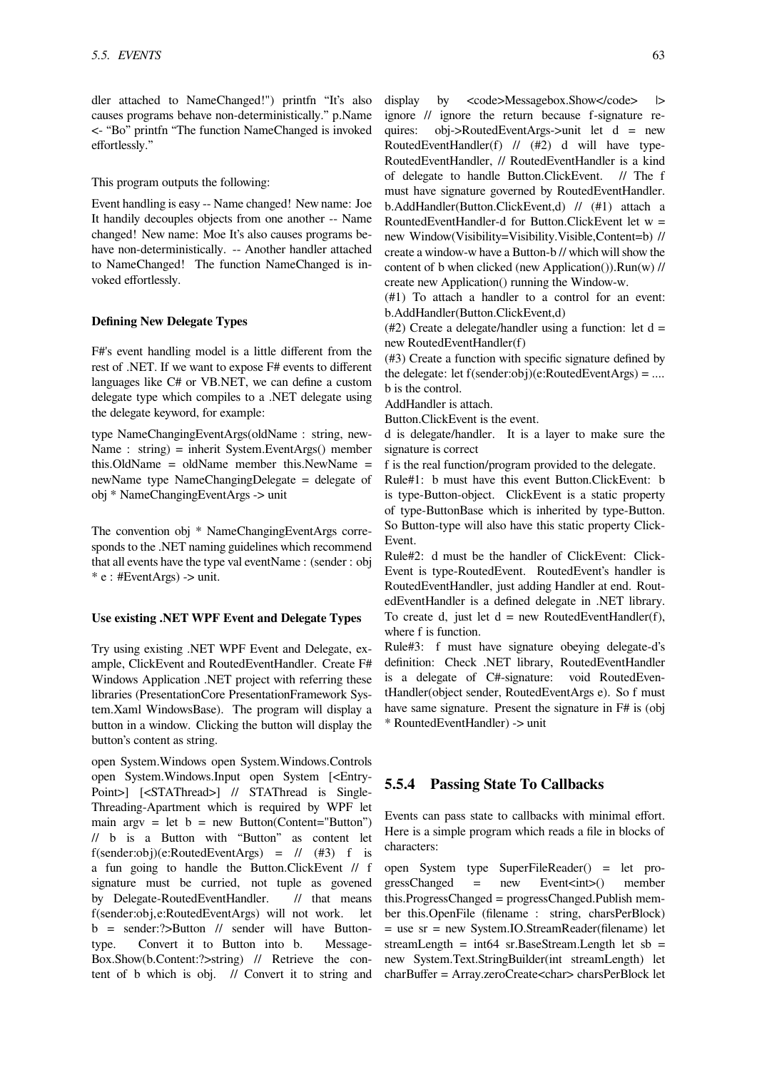dler attached to NameChanged!") printfn "It's also causes programs behave non-deterministically." p.Name <- "Bo" printfn "The function NameChanged is invoked effortlessly."

This program outputs the following:

Event handling is easy -- Name changed! New name: Joe It handily decouples objects from one another -- Name changed! New name: Moe It's also causes programs behave non-deterministically. -- Another handler attached to NameChanged! The function NameChanged is invoked effortlessly.

#### Defining New Delegate Types

F#'s event handling model is a little different from the rest of .NET. If we want to expose F# events to different languages like C# or VB.NET, we can define a custom delegate type which compiles to a .NET delegate using the delegate keyword, for example:

type NameChangingEventArgs(oldName : string, newName : string) = inherit System.EventArgs() member this.OldName = oldName member this.NewName = newName type NameChangingDelegate = delegate of obj * NameChangingEventArgs -> unit

The convention obj * NameChangingEventArgs corresponds to the .NET naming guidelines which recommend that all events have the type val eventName : (sender : obj * e : #EventArgs) -> unit.

#### Use existing .NET WPF Event and Delegate Types

Try using existing .NET WPF Event and Delegate, example, ClickEvent and RoutedEventHandler. Create F# Windows Application .NET project with referring these libraries (PresentationCore PresentationFramework System.Xaml WindowsBase). The program will display a button in a window. Clicking the button will display the button's content as string.

open System.Windows open System.Windows.Controls open System.Windows.Input open System [<EntryPoint>] [<STAThread>] // STAThread is Single-Threading-Apartment which is required by WPF let main argv = let b = new Button(Content="Button") // b is a Button with "Button" as content let f(sender:obj)(e:RoutedEventArgs) = // (#3) f is a fun going to handle the Button.ClickEvent // f signature must be curried, not tuple as govened by Delegate-RoutedEventHandler. // that means f(sender:obj,e:RoutedEventArgs) will not work. let b = sender:?>Button // sender will have Button-type. Convert it to Button into b. MessageBox.Show(b.Content:?>string) // Retrieve the content of b which is obj. // Convert it to string and display by <code>Messagebox.Show</code> |> ignore // ignore the return because f-signature requires: obj->RoutedEventArgs->unit let d = new RoutedEventHandler(f) // (#2) d will have type-RoutedEventHandler, // RoutedEventHandler is a kind of delegate to handle Button.ClickEvent. // The f must have signature governed by RoutedEventHandler. b.AddHandler(Button.ClickEvent,d) // (#1) attach a RountedEventHandler-d for Button.ClickEvent let w = new Window(Visibility=Visibility.Visible,Content=b) // create a window-w have a Button-b // which will show the content of b when clicked (new Application()).Run(w) // create new Application() running the Window-w.

(#1) To attach a handler to a control for an event: b.AddHandler(Button.ClickEvent,d)

(#2) Create a delegate/handler using a function: let d = new RoutedEventHandler(f)

(#3) Create a function with specific signature defined by the delegate: let f(sender:obj)(e:RoutedEventArgs) = ....

b is the control.

AddHandler is attach.

Button.ClickEvent is the event.

d is delegate/handler. It is a layer to make sure the signature is correct

f is the real function/program provided to the delegate.

Rule#1: b must have this event Button.ClickEvent: b is type-Button-object. ClickEvent is a static property of type-ButtonBase which is inherited by type-Button. So Button-type will also have this static property ClickEvent.

Rule#2: d must be the handler of ClickEvent: ClickEvent is type-RoutedEvent. RoutedEvent's handler is RoutedEventHandler, just adding Handler at end. RoutedEventHandler is a defined delegate in .NET library. To create d, just let d = new RoutedEventHandler(f), where f is function.

Rule#3: f must have signature obeying delegate-d's definition: Check .NET library, RoutedEventHandler is a delegate of C#-signature: void RoutedEventHandler(object sender, RoutedEventArgs e). So f must have same signature. Present the signature in F# is (obj * RountedEventHandler) -> unit

### 5.5.4 Passing State To Callbacks

Events can pass state to callbacks with minimal effort. Here is a simple program which reads a file in blocks of characters:

open System type SuperFileReader() = let progressChanged = new Event<int>() member this.ProgressChanged = progressChanged.Publish member this.OpenFile (filename : string, charsPerBlock) = use sr = new System.IO.StreamReader(filename) let streamLength = int64 sr.BaseStream.Length let sb = new System.Text.StringBuilder(int streamLength) let charBuffer = Array.zeroCreate<char> charsPerBlock let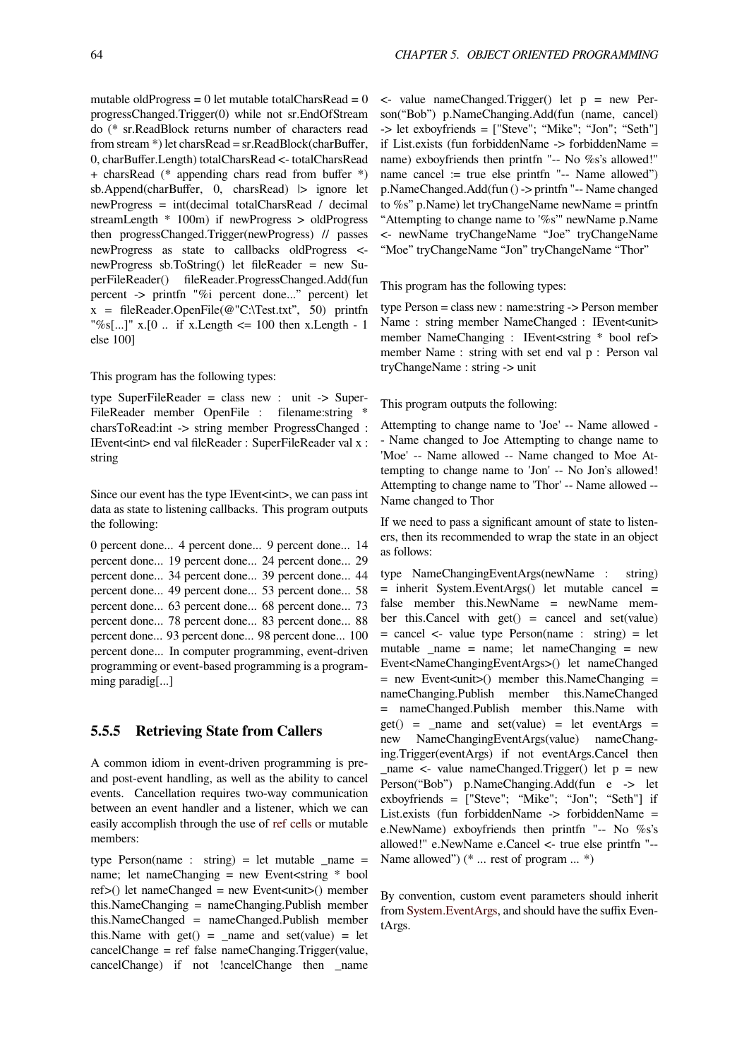mutable oldProgress = 0 let mutable totalCharsRead = 0 progressChanged.Trigger(0) while not sr.EndOfStream do (* sr.ReadBlock returns number of characters read from stream *) let charsRead = sr.ReadBlock(charBuffer, 0, charBuffer.Length) totalCharsRead <- totalCharsRead + charsRead (* appending chars read from buffer *) sb.Append(charBuffer, 0, charsRead) |> ignore let newProgress = int(decimal totalCharsRead / decimal streamLength * 100m) if newProgress > oldProgress then progressChanged.Trigger(newProgress) // passes newProgress as state to callbacks oldProgress <- newProgress sb.ToString() let fileReader = new SuperFileReader() fileReader.ProgressChanged.Add(fun percent -> printfn "%i percent done..." percent) let x = fileReader.OpenFile(@"C:\Test.txt", 50) printfn "%s[...]" x.[0 .. if x.Length <= 100 then x.Length - 1 else 100]

This program has the following types:

type SuperFileReader = class new : unit -> SuperFileReader member OpenFile : filename:string * charsToRead:int -> string member ProgressChanged : IEvent<int> end val fileReader : SuperFileReader val x : string

Since our event has the type IEvent<int>, we can pass int data as state to listening callbacks. This program outputs the following:

0 percent done... 4 percent done... 9 percent done... 14 percent done... 19 percent done... 24 percent done... 29 percent done... 34 percent done... 39 percent done... 44 percent done... 49 percent done... 53 percent done... 58 percent done... 63 percent done... 68 percent done... 73 percent done... 78 percent done... 83 percent done... 88 percent done... 93 percent done... 98 percent done... 100 percent done... In computer programming, event-driven programming or event-based programming is a programming paradig[...]

### 5.5.5 Retrieving State from Callers

A common idiom in event-driven programming is pre- and post-event handling, as well as the ability to cancel events. Cancellation requires two-way communication between an event handler and a listener, which we can easily accomplish through the use of ref cells or mutable members:

type Person(name : string) = let mutable _name = name; let nameChanging = new Event<string * bool ref>() let nameChanged = new Event<unit>() member this.NameChanging = nameChanging.Publish member this.NameChanged = nameChanged.Publish member this.Name with get() = _name and set(value) = let cancelChange = ref false nameChanging.Trigger(value, cancelChange) if not !cancelChange then _name <- value nameChanged.Trigger() let p = new Person("Bob") p.NameChanging.Add(fun (name, cancel) -> let exboyfriends = ["Steve"; "Mike"; "Jon"; "Seth"] if List.exists (fun forbiddenName -> forbiddenName = name) exboyfriends then printfn "-- No %s's allowed!" name cancel := true else printfn "-- Name allowed") p.NameChanged.Add(fun () -> printfn "-- Name changed to %s" p.Name) let tryChangeName newName = printfn "Attempting to change name to '%s'" newName p.Name <- newName tryChangeName "Joe" tryChangeName "Moe" tryChangeName "Jon" tryChangeName "Thor"

This program has the following types:

type Person = class new : name:string -> Person member Name : string member NameChanged : IEvent<unit> member NameChanging : IEvent<string * bool ref> member Name : string with set end val p : Person val tryChangeName : string -> unit

This program outputs the following:

Attempting to change name to 'Joe' -- Name allowed -- Name changed to Joe Attempting to change name to 'Moe' -- Name allowed -- Name changed to Moe Attempting to change name to 'Jon' -- No Jon's allowed! Attempting to change name to 'Thor' -- Name allowed -- Name changed to Thor

If we need to pass a significant amount of state to listeners, then its recommended to wrap the state in an object as follows:

type NameChangingEventArgs(newName : string) = inherit System.EventArgs() let mutable cancel = false member this.NewName = newName member this.Cancel with get() = cancel and set(value) = cancel <- value type Person(name : string) = let mutable _name = name; let nameChanging = new Event<NameChangingEventArgs>() let nameChanged = new Event<unit>() member this.NameChanging = nameChanging.Publish member this.NameChanged = nameChanged.Publish member this.Name with get() = _name and set(value) = let eventArgs = new NameChangingEventArgs(value) nameChanging.Trigger(eventArgs) if not eventArgs.Cancel then _name <- value nameChanged.Trigger() let p = new Person("Bob") p.NameChanging.Add(fun e -> let exboyfriends = ["Steve"; "Mike"; "Jon"; "Seth"] if List.exists (fun forbiddenName -> forbiddenName = e.NewName) exboyfriends then printfn "-- No %s's allowed!" e.NewName e.Cancel <- true else printfn "-- Name allowed") (* ... rest of program ... *)

By convention, custom event parameters should inherit from System.EventArgs, and should have the suffix EventArgs.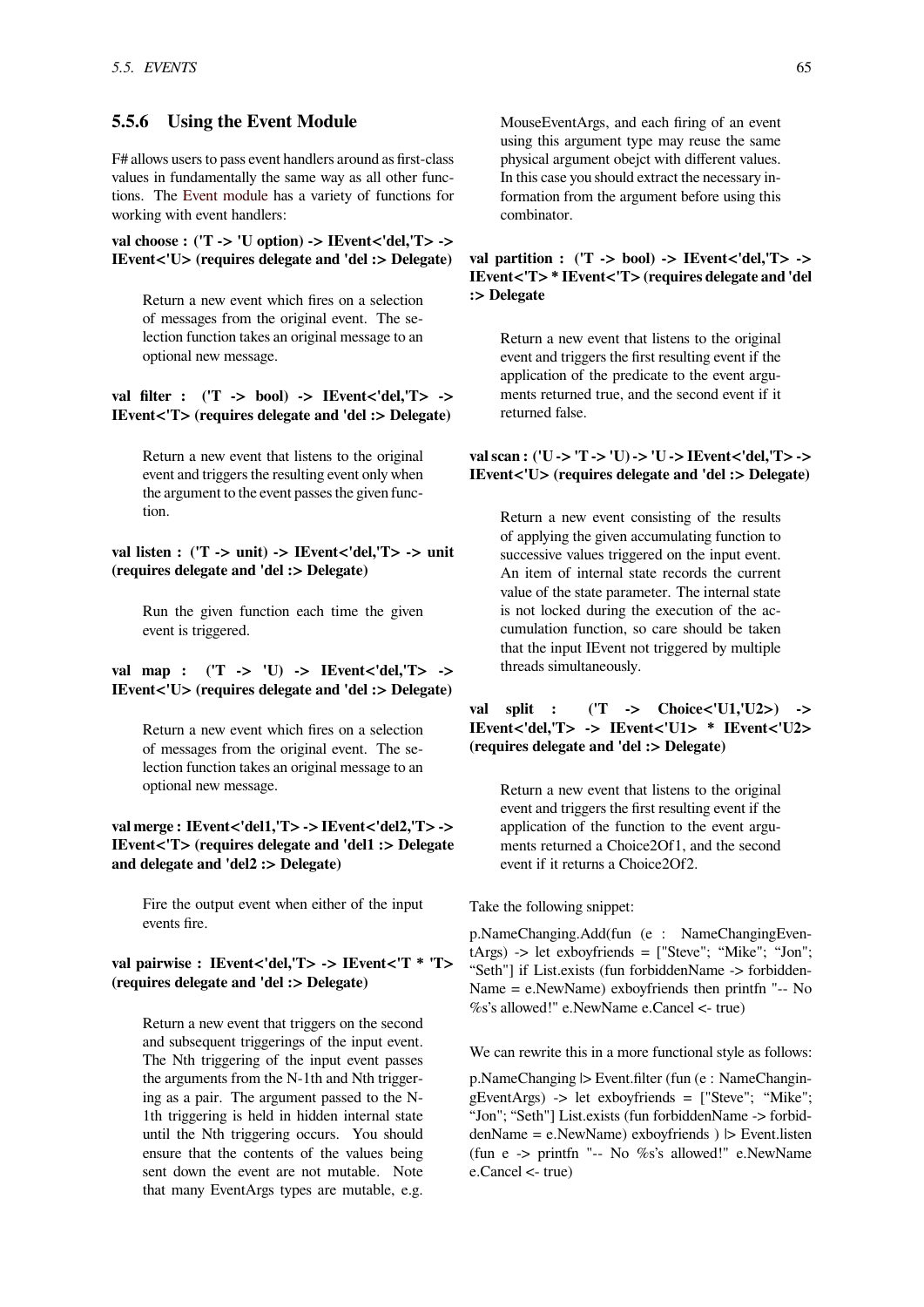### 5.5.6 Using the Event Module

F# allows users to pass event handlers around as first-class values in fundamentally the same way as all other functions. The Event module has a variety of functions for working with event handlers:

**val choose : ('T -> 'U option) -> IEvent<'del,'T> -> IEvent<'U> (requires delegate and 'del :> Delegate)**

> Return a new event which fires on a selection of messages from the original event. The selection function takes an original message to an optional new message.

**val filter : ('T -> bool) -> IEvent<'del,'T> -> IEvent<'T> (requires delegate and 'del :> Delegate)**

> Return a new event that listens to the original event and triggers the resulting event only when the argument to the event passes the given function.

**val listen : ('T -> unit) -> IEvent<'del,'T> -> unit (requires delegate and 'del :> Delegate)**

> Run the given function each time the given event is triggered.

**val map : ('T -> 'U) -> IEvent<'del,'T> -> IEvent<'U> (requires delegate and 'del :> Delegate)**

> Return a new event which fires on a selection of messages from the original event. The selection function takes an original message to an optional new message.

**val merge : IEvent<'del1,'T> -> IEvent<'del2,'T> -> IEvent<'T> (requires delegate and 'del1 :> Delegate and delegate and 'del2 :> Delegate)**

> Fire the output event when either of the input events fire.

**val pairwise : IEvent<'del,'T> -> IEvent<'T * 'T> (requires delegate and 'del :> Delegate)**

> Return a new event that triggers on the second and subsequent triggerings of the input event. The Nth triggering of the input event passes the arguments from the N-1th and Nth triggering as a pair. The argument passed to the N-1th triggering is held in hidden internal state until the Nth triggering occurs. You should ensure that the contents of the values being sent down the event are not mutable. Note that many EventArgs types are mutable, e.g. MouseEventArgs, and each firing of an event using this argument type may reuse the same physical argument obejct with different values. In this case you should extract the necessary information from the argument before using this combinator.

**val partition : ('T -> bool) -> IEvent<'del,'T> -> IEvent<'T> * IEvent<'T> (requires delegate and 'del :> Delegate**

> Return a new event that listens to the original event and triggers the first resulting event if the application of the predicate to the event arguments returned true, and the second event if it returned false.

**val scan : ('U -> 'T -> 'U) -> 'U -> IEvent<'del,'T> -> IEvent<'U> (requires delegate and 'del :> Delegate)**

> Return a new event consisting of the results of applying the given accumulating function to successive values triggered on the input event. An item of internal state records the current value of the state parameter. The internal state is not locked during the execution of the accumulation function, so care should be taken that the input IEvent not triggered by multiple threads simultaneously.

**val split : ('T -> Choice<'U1,'U2>) -> IEvent<'del,'T> -> IEvent<'U1> * IEvent<'U2> (requires delegate and 'del :> Delegate)**

> Return a new event that listens to the original event and triggers the first resulting event if the application of the function to the event arguments returned a Choice2Of1, and the second event if it returns a Choice2Of2.

Take the following snippet:

```
p.NameChanging.Add(fun (e : NameChangingEventArgs) -> let exboyfriends = ["Steve"; "Mike"; "Jon"; "Seth"] if List.exists (fun forbiddenName -> forbiddenName = e.NewName) exboyfriends then printfn "-- No %s's allowed!" e.NewName e.Cancel <- true)
```

We can rewrite this in a more functional style as follows:

```
p.NameChanging |> Event.filter (fun (e : NameChangingEventArgs) -> let exboyfriends = ["Steve"; "Mike"; "Jon"; "Seth"] List.exists (fun forbiddenName -> forbiddenName = e.NewName) exboyfriends ) |> Event.listen (fun e -> printfn "-- No %s's allowed!" e.NewName e.Cancel <- true)
```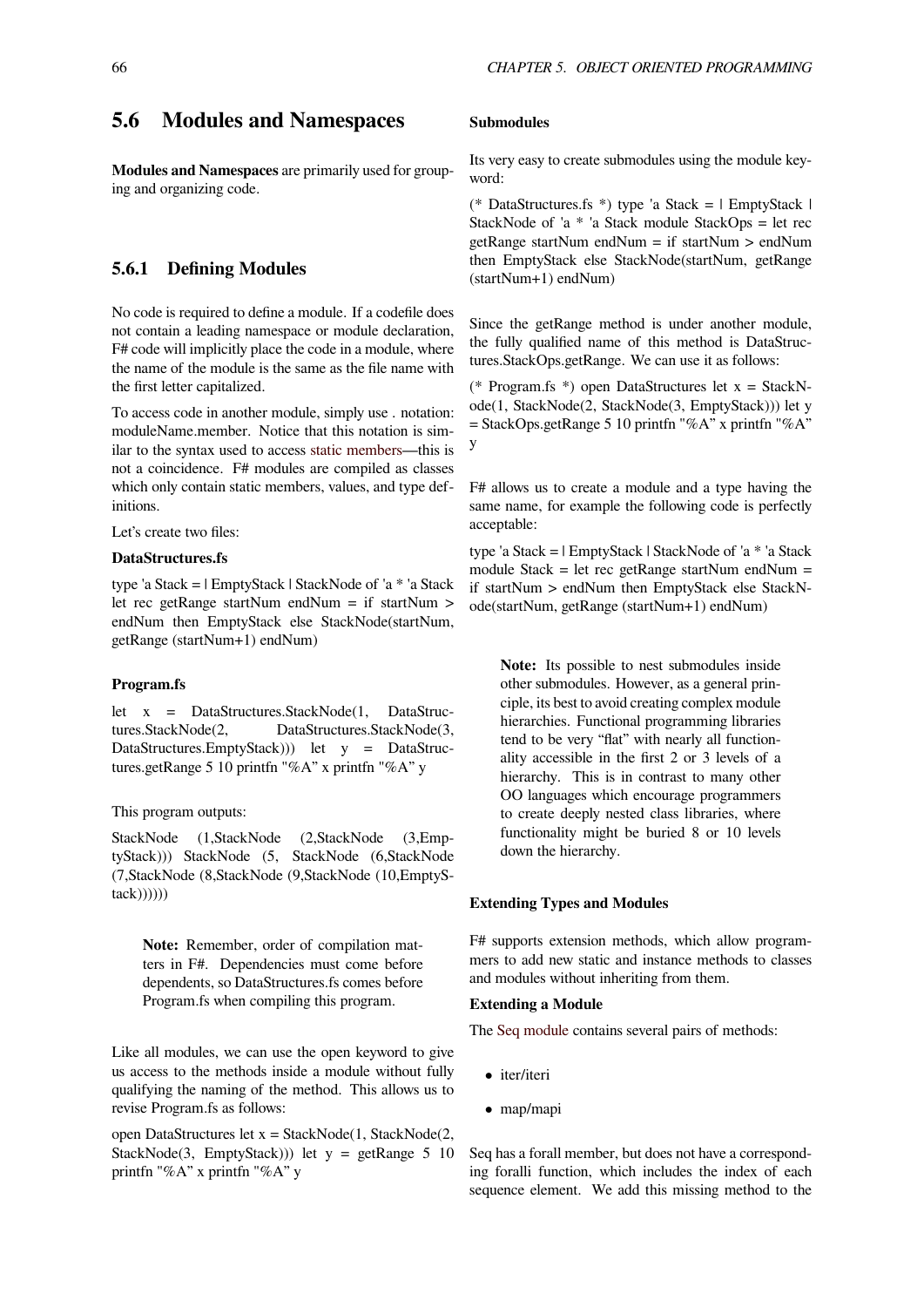## 5.6 Modules and Namespaces

**Modules and Namespaces** are primarily used for grouping and organizing code.

### 5.6.1 Defining Modules

No code is required to define a module. If a codefile does not contain a leading namespace or module declaration, F# code will implicitly place the code in a module, where the name of the module is the same as the file name with the first letter capitalized.

To access code in another module, simply use . notation: moduleName.member. Notice that this notation is similar to the syntax used to access static members—this is not a coincidence. F# modules are compiled as classes which only contain static members, values, and type definitions.

Let's create two files:

**DataStructures.fs**

type 'a Stack = | EmptyStack | StackNode of 'a * 'a Stack let rec getRange startNum endNum = if startNum > endNum then EmptyStack else StackNode(startNum, getRange (startNum+1) endNum)

**Program.fs**

let x = DataStructures.StackNode(1, DataStructures.StackNode(2, DataStructures.StackNode(3, DataStructures.EmptyStack))) let y = DataStructures.getRange 5 10 printfn "%A" x printfn "%A" y

This program outputs:

StackNode (1,StackNode (2,StackNode (3,EmptyStack))) StackNode (5, StackNode (6,StackNode (7,StackNode (8,StackNode (9,StackNode (10,EmptyStack))))))

> **Note:** Remember, order of compilation matters in F#. Dependencies must come before dependents, so DataStructures.fs comes before Program.fs when compiling this program.

Like all modules, we can use the open keyword to give us access to the methods inside a module without fully qualifying the naming of the method. This allows us to revise Program.fs as follows:

open DataStructures let x = StackNode(1, StackNode(2, StackNode(3, EmptyStack))) let y = getRange 5 10 printfn "%A" x printfn "%A" y

**Submodules**

Its very easy to create submodules using the module keyword:

(* DataStructures.fs *) type 'a Stack = | EmptyStack | StackNode of 'a * 'a Stack module StackOps = let rec getRange startNum endNum = if startNum > endNum then EmptyStack else StackNode(startNum, getRange (startNum+1) endNum)

Since the getRange method is under another module, the fully qualified name of this method is DataStructures.StackOps.getRange. We can use it as follows:

(* Program.fs *) open DataStructures let x = StackNode(1, StackNode(2, StackNode(3, EmptyStack))) let y = StackOps.getRange 5 10 printfn "%A" x printfn "%A" y

F# allows us to create a module and a type having the same name, for example the following code is perfectly acceptable:

type 'a Stack = | EmptyStack | StackNode of 'a * 'a Stack module Stack = let rec getRange startNum endNum = if startNum > endNum then EmptyStack else StackNode(startNum, getRange (startNum+1) endNum)

> **Note:** Its possible to nest submodules inside other submodules. However, as a general principle, its best to avoid creating complex module hierarchies. Functional programming libraries tend to be very "flat" with nearly all functionality accessible in the first 2 or 3 levels of a hierarchy. This is in contrast to many other OO languages which encourage programmers to create deeply nested class libraries, where functionality might be buried 8 or 10 levels down the hierarchy.

**Extending Types and Modules**

F# supports extension methods, which allow programmers to add new static and instance methods to classes and modules without inheriting from them.

**Extending a Module**

The Seq module contains several pairs of methods:

- iter/iteri
- map/mapi

Seq has a forall member, but does not have a corresponding foralli function, which includes the index of each sequence element. We add this missing method to the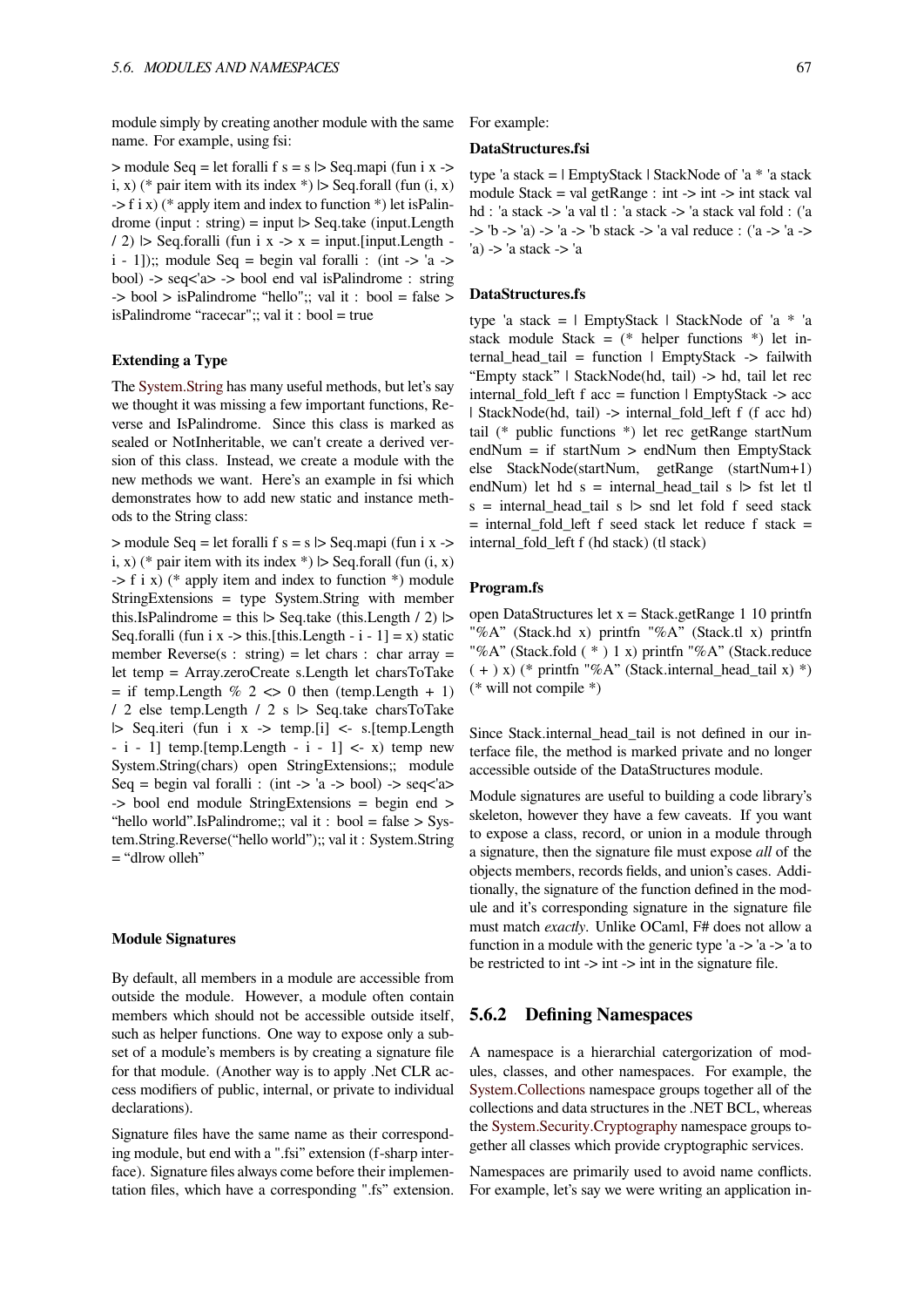module simply by creating another module with the same name. For example, using fsi:

> module Seq = let foralli f s = s |> Seq.mapi (fun i x -> i, x) (* pair item with its index *) |> Seq.forall (fun (i, x) -> f i x) (* apply item and index to function *) let isPalindrome (input : string) = input |> Seq.take (input.Length / 2) |> Seq.foralli (fun i x -> x = input.[input.Length - i - 1]);; module Seq = begin val foralli : (int -> 'a -> bool) -> seq<'a> -> bool end val isPalindrome : string -> bool > isPalindrome "hello";; val it : bool = false > isPalindrome "racecar";; val it : bool = true

#### Extending a Type

The System.String has many useful methods, but let's say we thought it was missing a few important functions, Reverse and IsPalindrome. Since this class is marked as sealed or NotInheritable, we can't create a derived version of this class. Instead, we create a module with the new methods we want. Here's an example in fsi which demonstrates how to add new static and instance methods to the String class:

> module Seq = let foralli f s = s |> Seq.mapi (fun i x -> i, x) (* pair item with its index *) |> Seq.forall (fun (i, x) -> f i x) (* apply item and index to function *) module StringExtensions = type System.String with member this.IsPalindrome = this |> Seq.take (this.Length / 2) |> Seq.foralli (fun i x -> this.[this.Length - i - 1] = x) static member Reverse(s : string) = let chars : char array = let temp = Array.zeroCreate s.Length let charsToTake = if temp.Length % 2 <> 0 then (temp.Length + 1) / 2 else temp.Length / 2 s |> Seq.take charsToTake |> Seq.iteri (fun i x -> temp.[i] <- s.[temp.Length - i - 1] temp.[temp.Length - i - 1] <- x) temp new System.String(chars) open StringExtensions;; module Seq = begin val foralli : (int -> 'a -> bool) -> seq<'a> -> bool end module StringExtensions = begin end > "hello world".IsPalindrome;; val it : bool = false > System.String.Reverse("hello world");; val it : System.String = "dlrow olleh"

#### Module Signatures

By default, all members in a module are accessible from outside the module. However, a module often contain members which should not be accessible outside itself, such as helper functions. One way to expose only a subset of a module's members is by creating a signature file for that module. (Another way is to apply .Net CLR access modifiers of public, internal, or private to individual declarations).

Signature files have the same name as their corresponding module, but end with a ".fsi" extension (f-sharp interface). Signature files always come before their implementation files, which have a corresponding ".fs" extension. For example:

**DataStructures.fsi**

type 'a stack = | EmptyStack | StackNode of 'a * 'a stack module Stack = val getRange : int -> int -> int stack val hd : 'a stack -> 'a val tl : 'a stack -> 'a stack val fold : ('a -> 'b -> 'a) -> 'a -> 'b stack -> 'a val reduce : ('a -> 'a -> 'a) -> 'a stack -> 'a

**DataStructures.fs**

type 'a stack = | EmptyStack | StackNode of 'a * 'a stack module Stack = (* helper functions *) let internal_head_tail = function | EmptyStack -> failwith "Empty stack" | StackNode(hd, tail) -> hd, tail let rec internal_fold_left f acc = function | EmptyStack -> acc | StackNode(hd, tail) -> internal_fold_left f (f acc hd) tail (* public functions *) let rec getRange startNum endNum = if startNum > endNum then EmptyStack else StackNode(startNum, getRange (startNum+1) endNum) let hd s = internal_head_tail s |> fst let tl s = internal_head_tail s |> snd let fold f seed stack = internal_fold_left f seed stack let reduce f stack = internal_fold_left f (hd stack) (tl stack)

**Program.fs**

open DataStructures let x = Stack.getRange 1 10 printfn "%A" (Stack.hd x) printfn "%A" (Stack.tl x) printfn "%A" (Stack.fold ( * ) 1 x) printfn "%A" (Stack.reduce ( + ) x) (* printfn "%A" (Stack.internal_head_tail x) *) (* will not compile *)

Since Stack.internal_head_tail is not defined in our interface file, the method is marked private and no longer accessible outside of the DataStructures module.

Module signatures are useful to building a code library's skeleton, however they have a few caveats. If you want to expose a class, record, or union in a module through a signature, then the signature file must expose *all* of the objects members, records fields, and union's cases. Additionally, the signature of the function defined in the module and it's corresponding signature in the signature file must match *exactly*. Unlike OCaml, F# does not allow a function in a module with the generic type 'a -> 'a -> 'a to be restricted to int -> int -> int in the signature file.

### 5.6.2 Defining Namespaces

A namespace is a hierarchial catergorization of modules, classes, and other namespaces. For example, the System.Collections namespace groups together all of the collections and data structures in the .NET BCL, whereas the System.Security.Cryptography namespace groups together all classes which provide cryptographic services.

Namespaces are primarily used to avoid name conflicts. For example, let's say we were writing an application in-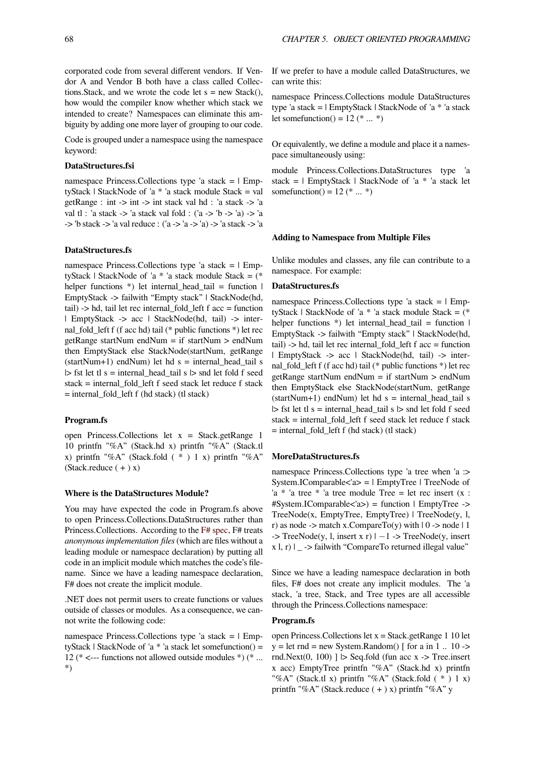corporated code from several different vendors. If Vendor A and Vendor B both have a class called Collections.Stack, and we wrote the code let s = new Stack(), how would the compiler know whether which stack we intended to create? Namespaces can eliminate this ambiguity by adding one more layer of grouping to our code.

Code is grouped under a namespace using the namespace keyword:

**DataStructures.fsi**

```
namespace Princess.Collections type 'a stack = | EmptyStack | StackNode of 'a * 'a stack module Stack = val getRange : int -> int -> int stack val hd : 'a stack -> 'a val tl : 'a stack -> 'a stack val fold : ('a -> 'b -> 'a) -> 'a -> 'b stack -> 'a val reduce : ('a -> 'a -> 'a) -> 'a stack -> 'a
```

**DataStructures.fs**

```
namespace Princess.Collections type 'a stack = | EmptyStack | StackNode of 'a * 'a stack module Stack = (* helper functions *) let internal_head_tail = function | EmptyStack -> failwith "Empty stack" | StackNode(hd, tail) -> hd, tail let rec internal_fold_left f acc = function | EmptyStack -> acc | StackNode(hd, tail) -> internal_fold_left f (f acc hd) tail (* public functions *) let rec getRange startNum endNum = if startNum > endNum then EmptyStack else StackNode(startNum, getRange (startNum+1) endNum) let hd s = internal_head_tail s |> fst let tl s = internal_head_tail s |> snd let fold f seed stack = internal_fold_left f seed stack let reduce f stack = internal_fold_left f (hd stack) (tl stack)
```

**Program.fs**

```
open Princess.Collections let x = Stack.getRange 1 10 printfn "%A" (Stack.hd x) printfn "%A" (Stack.tl x) printfn "%A" (Stack.fold ( * ) 1 x) printfn "%A" (Stack.reduce ( + ) x)
```

**Where is the DataStructures Module?**

You may have expected the code in Program.fs above to open Princess.Collections.DataStructures rather than Princess.Collections. According to the F# spec, F# treats *anonymous implementation files* (which are files without a leading module or namespace declaration) by putting all code in an implicit module which matches the code's filename. Since we have a leading namespace declaration, F# does not create the implicit module.

.NET does not permit users to create functions or values outside of classes or modules. As a consequence, we cannot write the following code:

```
namespace Princess.Collections type 'a stack = | EmptyStack | StackNode of 'a * 'a stack let somefunction() = 12 (* <--- functions not allowed outside modules *) (* ... *)
```

If we prefer to have a module called DataStructures, we can write this:

```
namespace Princess.Collections module DataStructures type 'a stack = | EmptyStack | StackNode of 'a * 'a stack let somefunction() = 12 (* ... *)
```

Or equivalently, we define a module and place it a namespace simultaneously using:

```
module Princess.Collections.DataStructures type 'a stack = | EmptyStack | StackNode of 'a * 'a stack let somefunction() = 12 (* ... *)
```

**Adding to Namespace from Multiple Files**

Unlike modules and classes, any file can contribute to a namespace. For example:

**DataStructures.fs**

```
namespace Princess.Collections type 'a stack = | EmptyStack | StackNode of 'a * 'a stack module Stack = (* helper functions *) let internal_head_tail = function | EmptyStack -> failwith "Empty stack" | StackNode(hd, tail) -> hd, tail let rec internal_fold_left f acc = function | EmptyStack -> acc | StackNode(hd, tail) -> internal_fold_left f (f acc hd) tail (* public functions *) let rec getRange startNum endNum = if startNum > endNum then EmptyStack else StackNode(startNum, getRange (startNum+1) endNum) let hd s = internal_head_tail s |> fst let tl s = internal_head_tail s |> snd let fold f seed stack = internal_fold_left f seed stack let reduce f stack = internal_fold_left f (hd stack) (tl stack)
```

**MoreDataStructures.fs**

```
namespace Princess.Collections type 'a tree when 'a :> System.IComparable<'a> = | EmptyTree | TreeNode of 'a * 'a tree * 'a tree module Tree = let rec insert (x : #System.IComparable<'a>) = function | EmptyTree -> TreeNode(x, EmptyTree, EmptyTree) | TreeNode(y, l, r) as node -> match x.CompareTo(y) with | 0 -> node | 1 -> TreeNode(y, l, insert x r) | -1 -> TreeNode(y, insert x l, r) | _ -> failwith "CompareTo returned illegal value"
```

Since we have a leading namespace declaration in both files, F# does not create any implicit modules. The 'a stack, 'a tree, Stack, and Tree types are all accessible through the Princess.Collections namespace:

**Program.fs**

```
open Princess.Collections let x = Stack.getRange 1 10 let y = let rnd = new System.Random() [ for a in 1 .. 10 -> rnd.Next(0, 100) ] |> Seq.fold (fun acc x -> Tree.insert x acc) EmptyTree printfn "%A" (Stack.hd x) printfn "%A" (Stack.tl x) printfn "%A" (Stack.fold ( * ) 1 x) printfn "%A" (Stack.reduce ( + ) x) printfn "%A" y
```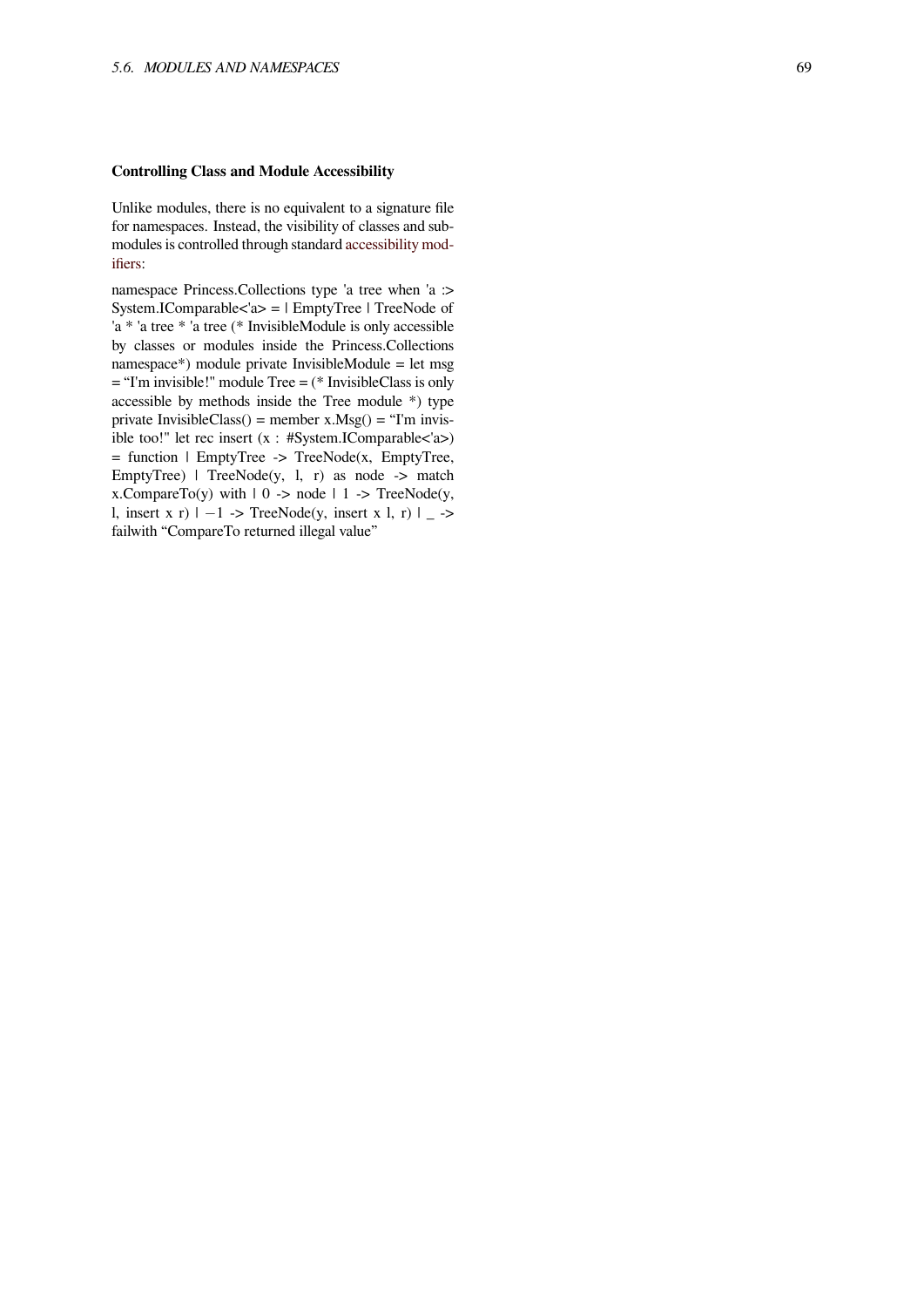### Controlling Class and Module Accessibility

Unlike modules, there is no equivalent to a signature file for namespaces. Instead, the visibility of classes and sub-modules is controlled through standard accessibility modifiers:

namespace Princess.Collections type 'a tree when 'a :> System.IComparable<'a> = | EmptyTree | TreeNode of 'a * 'a tree * 'a tree (* InvisibleModule is only accessible by classes or modules inside the Princess.Collections namespace*) module private InvisibleModule = let msg = “I'm invisible!" module Tree = (* InvisibleClass is only accessible by methods inside the Tree module *) type private InvisibleClass() = member x.Msg() = “I'm invisible too!" let rec insert (x : #System.IComparable<'a>) = function | EmptyTree -> TreeNode(x, EmptyTree, EmptyTree) | TreeNode(y, l, r) as node -> match x.CompareTo(y) with | 0 -> node | 1 -> TreeNode(y, l, insert x r) | −1 -> TreeNode(y, insert x l, r) | _ -> failwith “CompareTo returned illegal value”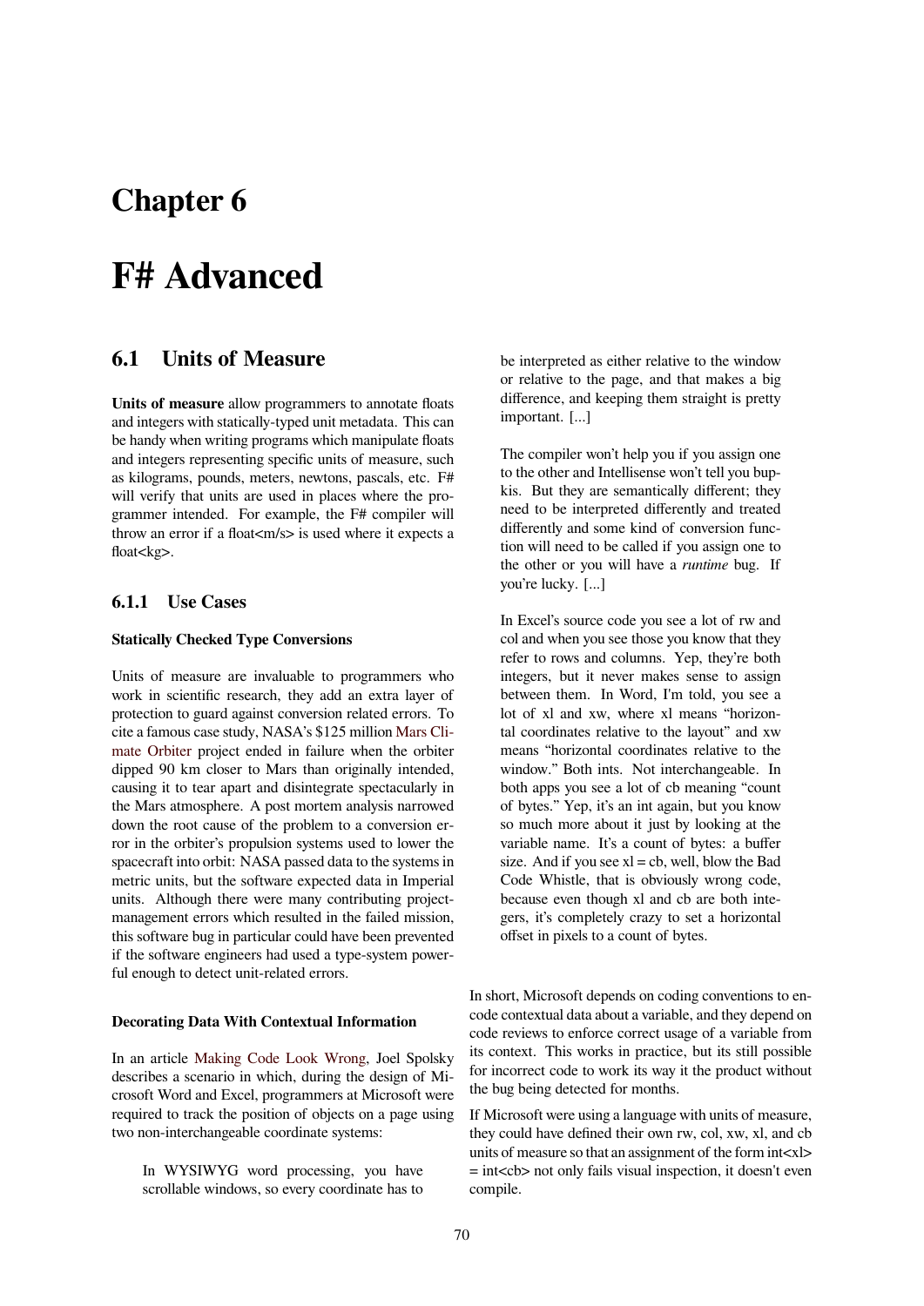# Chapter 6

# F# Advanced

## 6.1 Units of Measure

**Units of measure** allow programmers to annotate floats and integers with statically-typed unit metadata. This can be handy when writing programs which manipulate floats and integers representing specific units of measure, such as kilograms, pounds, meters, newtons, pascals, etc. F# will verify that units are used in places where the programmer intended. For example, the F# compiler will throw an error if a float<m/s> is used where it expects a float<kg>.

### 6.1.1 Use Cases

#### Statically Checked Type Conversions

Units of measure are invaluable to programmers who work in scientific research, they add an extra layer of protection to guard against conversion related errors. To cite a famous case study, NASA's $125 million Mars Climate Orbiter project ended in failure when the orbiter dipped 90 km closer to Mars than originally intended, causing it to tear apart and disintegrate spectacularly in the Mars atmosphere. A post mortem analysis narrowed down the root cause of the problem to a conversion error in the orbiter's propulsion systems used to lower the spacecraft into orbit: NASA passed data to the systems in metric units, but the software expected data in Imperial units. Although there were many contributing project-management errors which resulted in the failed mission, this software bug in particular could have been prevented if the software engineers had used a type-system powerful enough to detect unit-related errors.

#### Decorating Data With Contextual Information

In an article Making Code Look Wrong, Joel Spolsky describes a scenario in which, during the design of Microsoft Word and Excel, programmers at Microsoft were required to track the position of objects on a page using two non-interchangeable coordinate systems:

> In WYSIWYG word processing, you have scrollable windows, so every coordinate has to be interpreted as either relative to the window or relative to the page, and that makes a big difference, and keeping them straight is pretty important. [...]
>
> The compiler won't help you if you assign one to the other and Intellisense won't tell you bupkis. But they are semantically different; they need to be interpreted differently and treated differently and some kind of conversion function will need to be called if you assign one to the other or you will have a *runtime* bug. If you're lucky. [...]
>
> In Excel's source code you see a lot of rw and col and when you see those you know that they refer to rows and columns. Yep, they're both integers, but it never makes sense to assign between them. In Word, I'm told, you see a lot of xl and xw, where xl means "horizontal coordinates relative to the layout" and xw means "horizontal coordinates relative to the window." Both ints. Not interchangeable. In both apps you see a lot of cb meaning "count of bytes." Yep, it's an int again, but you know so much more about it just by looking at the variable name. It's a count of bytes: a buffer size. And if you see xl = cb, well, blow the Bad Code Whistle, that is obviously wrong code, because even though xl and cb are both integers, it's completely crazy to set a horizontal offset in pixels to a count of bytes.

In short, Microsoft depends on coding conventions to encode contextual data about a variable, and they depend on code reviews to enforce correct usage of a variable from its context. This works in practice, but its still possible for incorrect code to work its way it the product without the bug being detected for months.

If Microsoft were using a language with units of measure, they could have defined their own rw, col, xw, xl, and cb units of measure so that an assignment of the form int<xl> = int<cb> not only fails visual inspection, it doesn't even compile.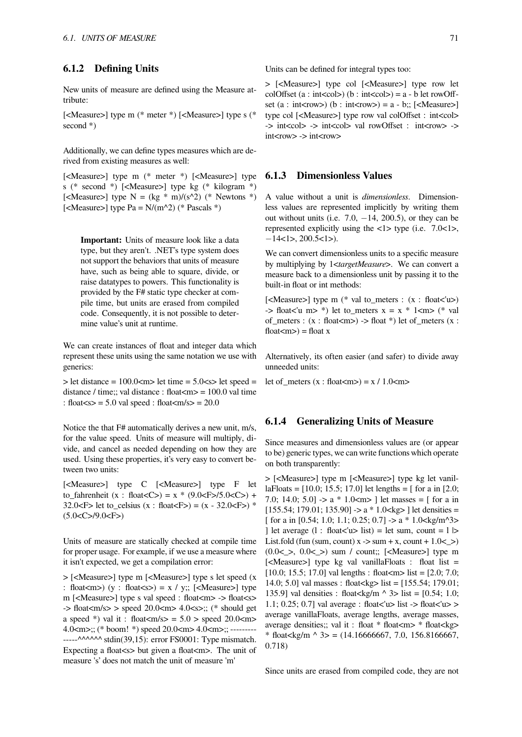### 6.1.2 Defining Units

New units of measure are defined using the Measure attribute:

[<Measure>] type m (* meter *) [<Measure>] type s (* second *)

Additionally, we can define types measures which are derived from existing measures as well:

[<Measure>] type m (* meter *) [<Measure>] type s (* second *) [<Measure>] type kg (* kilogram *) [<Measure>] type N = (kg * m)/(s^2) (* Newtons *) [<Measure>] type Pa = N/(m^2) (* Pascals *)

> **Important:** Units of measure look like a data type, but they aren't. .NET's type system does not support the behaviors that units of measure have, such as being able to square, divide, or raise datatypes to powers. This functionality is provided by the F# static type checker at compile time, but units are erased from compiled code. Consequently, it is not possible to determine value's unit at runtime.

We can create instances of float and integer data which represent these units using the same notation we use with generics:

> let distance = 100.0<m> let time = 5.0<s> let speed = distance / time;; val distance : float<m> = 100.0 val time : float<s> = 5.0 val speed : float<m/s> = 20.0

Notice the that F# automatically derives a new unit, m/s, for the value speed. Units of measure will multiply, divide, and cancel as needed depending on how they are used. Using these properties, it's very easy to convert between two units:

[<Measure>] type C [<Measure>] type F let to_fahrenheit (x : float<C>) = x * (9.0<F>/5.0<C>) + 32.0<F> let to_celsius (x : float<F>) = (x - 32.0<F>) * (5.0<C>/9.0<F>)

Units of measure are statically checked at compile time for proper usage. For example, if we use a measure where it isn't expected, we get a compilation error:

> [<Measure>] type m [<Measure>] type s let speed (x : float<m>) (y : float<s>) = x / y;; [<Measure>] type m [<Measure>] type s val speed : float<m> -> float<s> -> float<m/s> > speed 20.0<m> 4.0<s>;; (* should get a speed *) val it : float<m/s> = 5.0 > speed 20.0<m> 4.0<m>;; (* boom! *) speed 20.0<m> 4.0<m>;; --------------^^^^^^ stdin(39,15): error FS0001: Type mismatch. Expecting a float<s> but given a float<m>. The unit of measure 's' does not match the unit of measure 'm'

Units can be defined for integral types too:

> [<Measure>] type col [<Measure>] type row let colOffset (a : int<col>) (b : int<col>) = a - b let rowOffset (a : int<row>) (b : int<row>) = a - b;; [<Measure>] type col [<Measure>] type row val colOffset : int<col> -> int<col> -> int<col> val rowOffset : int<row> -> int<row> -> int<row>

### 6.1.3 Dimensionless Values

A value without a unit is *dimensionless*. Dimensionless values are represented implicitly by writing them out without units (i.e. 7.0, −14, 200.5), or they can be represented explicitly using the <1> type (i.e. 7.0<1>, −14<1>, 200.5<1>).

We can convert dimensionless units to a specific measure by multiplying by 1<*targetMeasure*>. We can convert a measure back to a dimensionless unit by passing it to the built-in float or int methods:

[<Measure>] type m (* val to_meters : (x : float<'u>) -> float<'u m> *) let to_meters x = x * 1<m> (* val of_meters : (x : float<m>) -> float *) let of_meters (x : float<m>) = float x

Alternatively, its often easier (and safer) to divide away unneeded units:

let of_meters (x : float<m>) = x / 1.0<m>

### 6.1.4 Generalizing Units of Measure

Since measures and dimensionless values are (or appear to be) generic types, we can write functions which operate on both transparently:

> [<Measure>] type m [<Measure>] type kg let vanillaFloats = [10.0; 15.5; 17.0] let lengths = [ for a in [2.0; 7.0; 14.0; 5.0] -> a * 1.0<m> ] let masses = [ for a in [155.54; 179.01; 135.90] -> a * 1.0<kg> ] let densities = [ for a in [0.54; 1.0; 1.1; 0.25; 0.7] -> a * 1.0<kg/m^3> ] let average (l : float<'u> list) = let sum, count = l |> List.fold (fun (sum, count) x -> sum + x, count + 1.0<_>) (0.0<_>, 0.0<_>) sum / count;; [<Measure>] type m [<Measure>] type kg val vanillaFloats : float list = [10.0; 15.5; 17.0] val lengths : float<m> list = [2.0; 7.0; 14.0; 5.0] val masses : float<kg> list = [155.54; 179.01; 135.9] val densities : float<kg/m ^ 3> list = [0.54; 1.0; 1.1; 0.25; 0.7] val average : float<'u> list -> float<'u> > average vanillaFloats, average lengths, average masses, average densities;; val it : float * float<m> * float<kg> * float<kg/m ^ 3> = (14.16666667, 7.0, 156.8166667, 0.718)

Since units are erased from compiled code, they are not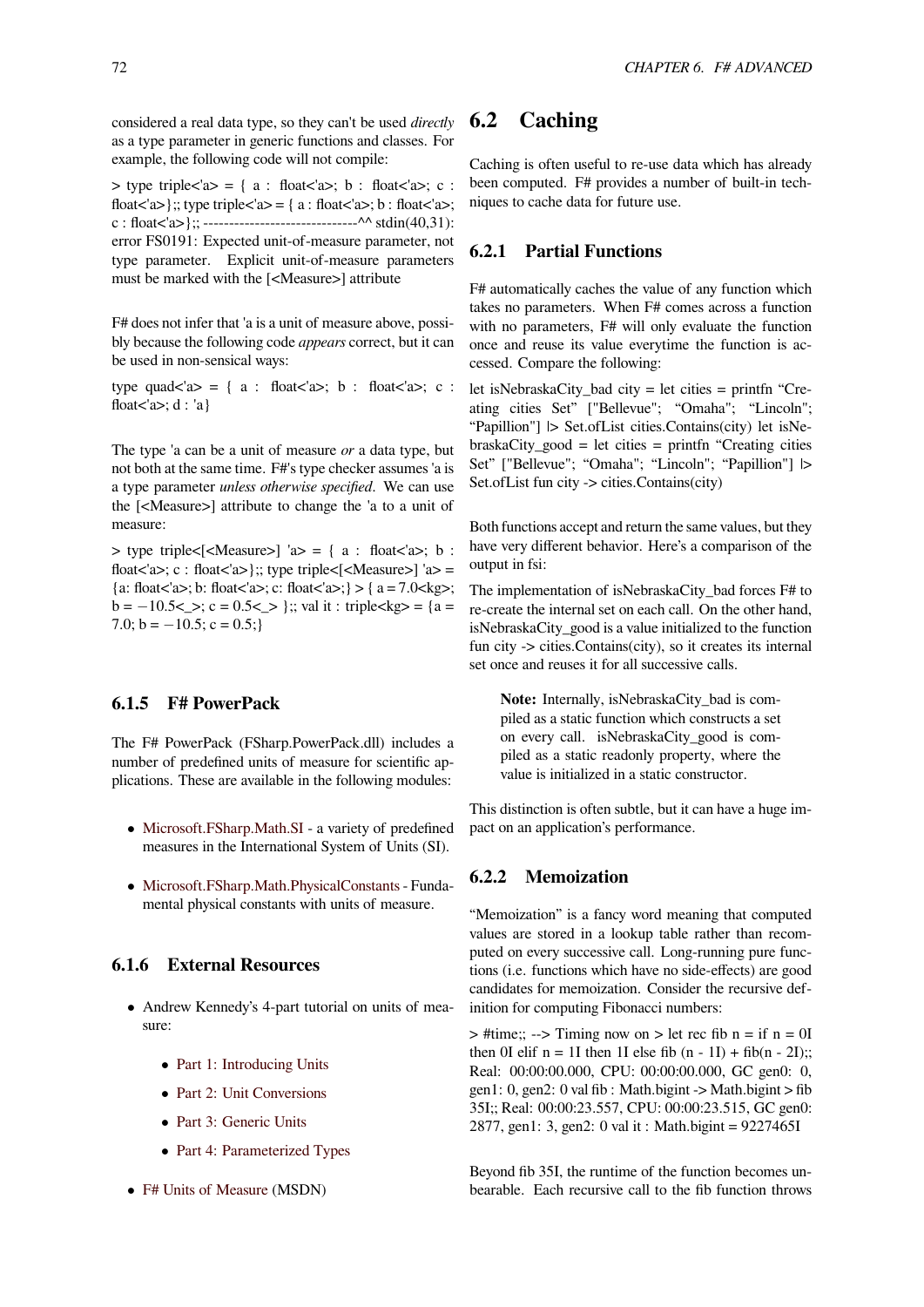considered a real data type, so they can't be used *directly* as a type parameter in generic functions and classes. For example, the following code will not compile:

```
> type triple<'a> = { a : float<'a>; b : float<'a>; c : float<'a>};; type triple<'a> = { a : float<'a>; b : float<'a>; c : float<'a>};; -----------------------------^^ stdin(40,31): error FS0191: Expected unit-of-measure parameter, not type parameter. Explicit unit-of-measure parameters must be marked with the [<Measure>] attribute
```

F# does not infer that 'a is a unit of measure above, possibly because the following code *appears* correct, but it can be used in non-sensical ways:

```
type quad<'a> = { a : float<'a>; b : float<'a>; c : float<'a>; d : 'a}
```

The type 'a can be a unit of measure *or* a data type, but not both at the same time. F#'s type checker assumes 'a is a type parameter *unless otherwise specified*. We can use the [<Measure>] attribute to change the 'a to a unit of measure:

```
> type triple<[<Measure>] 'a> = { a : float<'a>; b : float<'a>; c : float<'a>};; type triple<[<Measure>] 'a> = {a: float<'a>; b: float<'a>; c: float<'a>;} > { a = 7.0<kg>; b = −10.5<_>; c = 0.5<_> };; val it : triple<kg> = {a = 7.0; b = −10.5; c = 0.5;}
```

### 6.1.5 F# PowerPack

The F# PowerPack (FSharp.PowerPack.dll) includes a number of predefined units of measure for scientific applications. These are available in the following modules:

- Microsoft.FSharp.Math.SI - a variety of predefined measures in the International System of Units (SI).
- Microsoft.FSharp.Math.PhysicalConstants - Fundamental physical constants with units of measure.

### 6.1.6 External Resources

- Andrew Kennedy's 4-part tutorial on units of measure:
  - Part 1: Introducing Units
  - Part 2: Unit Conversions
  - Part 3: Generic Units
  - Part 4: Parameterized Types
- F# Units of Measure (MSDN)

## 6.2 Caching

Caching is often useful to re-use data which has already been computed. F# provides a number of built-in techniques to cache data for future use.

### 6.2.1 Partial Functions

F# automatically caches the value of any function which takes no parameters. When F# comes across a function with no parameters, F# will only evaluate the function once and reuse its value everytime the function is accessed. Compare the following:

```
let isNebraskaCity_bad city = let cities = printfn "Creating cities Set" ["Bellevue"; "Omaha"; "Lincoln"; "Papillion"] |> Set.ofList cities.Contains(city) let isNebraskaCity_good = let cities = printfn "Creating cities Set" ["Bellevue"; "Omaha"; "Lincoln"; "Papillion"] |> Set.ofList fun city -> cities.Contains(city)
```

Both functions accept and return the same values, but they have very different behavior. Here's a comparison of the output in fsi:

The implementation of isNebraskaCity_bad forces F# to re-create the internal set on each call. On the other hand, isNebraskaCity_good is a value initialized to the function fun city -> cities.Contains(city), so it creates its internal set once and reuses it for all successive calls.

> **Note:** Internally, isNebraskaCity_bad is compiled as a static function which constructs a set on every call. isNebraskaCity_good is compiled as a static readonly property, where the value is initialized in a static constructor.

This distinction is often subtle, but it can have a huge impact on an application's performance.

### 6.2.2 Memoization

"Memoization" is a fancy word meaning that computed values are stored in a lookup table rather than recomputed on every successive call. Long-running pure functions (i.e. functions which have no side-effects) are good candidates for memoization. Consider the recursive definition for computing Fibonacci numbers:

```
> #time;; --> Timing now on > let rec fib n = if n = 0I then 0I elif n = 1I then 1I else fib (n - 1I) + fib(n - 2I);; Real: 00:00:00.000, CPU: 00:00:00.000, GC gen0: 0, gen1: 0, gen2: 0 val fib : Math.bigint -> Math.bigint > fib 35I;; Real: 00:00:23.557, CPU: 00:00:23.515, GC gen0: 2877, gen1: 3, gen2: 0 val it : Math.bigint = 9227465I
```

Beyond fib 35I, the runtime of the function becomes unbearable. Each recursive call to the fib function throws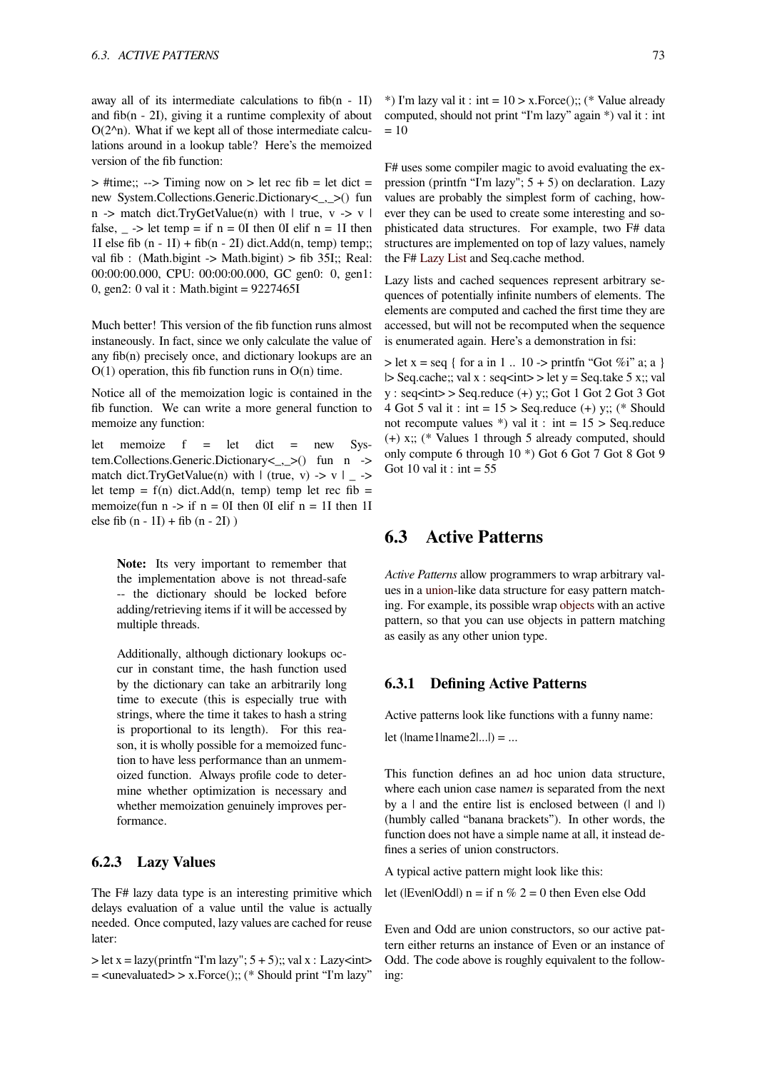away all of its intermediate calculations to fib(n - 1I) and fib(n - 2I), giving it a runtime complexity of about O(2^n). What if we kept all of those intermediate calculations around in a lookup table? Here's the memoized version of the fib function:

> #time;; --> Timing now on > let rec fib = let dict = new System.Collections.Generic.Dictionary<_,_>() fun n -> match dict.TryGetValue(n) with | true, v -> v | false, _ -> let temp = if n = 0I then 0I elif n = 1I then 1I else fib (n - 1I) + fib(n - 2I) dict.Add(n, temp) temp;; val fib : (Math.bigint -> Math.bigint) > fib 35I;; Real: 00:00:00.000, CPU: 00:00:00.000, GC gen0: 0, gen1: 0, gen2: 0 val it : Math.bigint = 9227465I

Much better! This version of the fib function runs almost instaneously. In fact, since we only calculate the value of any fib(n) precisely once, and dictionary lookups are an O(1) operation, this fib function runs in O(n) time.

Notice all of the memoization logic is contained in the fib function. We can write a more general function to memoize any function:

let memoize f = let dict = new System.Collections.Generic.Dictionary<_,_>() fun n -> match dict.TryGetValue(n) with | (true, v) -> v | _ -> let temp = f(n) dict.Add(n, temp) temp let rec fib = memoize(fun n -> if n = 0I then 0I elif n = 1I then 1I else fib (n - 1I) + fib (n - 2I) )

> **Note:** Its very important to remember that the implementation above is not thread-safe -- the dictionary should be locked before adding/retrieving items if it will be accessed by multiple threads.
>
> Additionally, although dictionary lookups occur in constant time, the hash function used by the dictionary can take an arbitrarily long time to execute (this is especially true with strings, where the time it takes to hash a string is proportional to its length). For this reason, it is wholly possible for a memoized function to have less performance than an unmemoized function. Always profile code to determine whether optimization is necessary and whether memoization genuinely improves performance.

### 6.2.3 Lazy Values

The F# lazy data type is an interesting primitive which delays evaluation of a value until the value is actually needed. Once computed, lazy values are cached for reuse later:

> let x = lazy(printfn "I'm lazy"; 5 + 5);; val x : Lazy<int> = <unevaluated> > x.Force();; (* Should print "I'm lazy" *) I'm lazy val it : int = 10 > x.Force();; (* Value already computed, should not print "I'm lazy" again *) val it : int = 10

F# uses some compiler magic to avoid evaluating the expression (printfn "I'm lazy"; 5 + 5) on declaration. Lazy values are probably the simplest form of caching, however they can be used to create some interesting and sophisticated data structures. For example, two F# data structures are implemented on top of lazy values, namely the F# Lazy List and Seq.cache method.

Lazy lists and cached sequences represent arbitrary sequences of potentially infinite numbers of elements. The elements are computed and cached the first time they are accessed, but will not be recomputed when the sequence is enumerated again. Here's a demonstration in fsi:

> let x = seq { for a in 1 .. 10 -> printfn "Got %i" a; a } |> Seq.cache;; val x : seq<int> > let y = Seq.take 5 x;; val y : seq<int> > Seq.reduce (+) y;; Got 1 Got 2 Got 3 Got 4 Got 5 val it : int = 15 > Seq.reduce (+) y;; (* Should not recompute values *) val it : int = 15 > Seq.reduce (+) x;; (* Values 1 through 5 already computed, should only compute 6 through 10 *) Got 6 Got 7 Got 8 Got 9 Got 10 val it : int = 55

## 6.3 Active Patterns

*Active Patterns* allow programmers to wrap arbitrary values in a union-like data structure for easy pattern matching. For example, its possible wrap objects with an active pattern, so that you can use objects in pattern matching as easily as any other union type.

### 6.3.1 Defining Active Patterns

Active patterns look like functions with a funny name:

let (|name1|name2|...|) = ...

This function defines an ad hoc union data structure, where each union case name*n* is separated from the next by a | and the entire list is enclosed between (| and |) (humbly called "banana brackets"). In other words, the function does not have a simple name at all, it instead defines a series of union constructors.

A typical active pattern might look like this:

let (|Even|Odd|) n = if n % 2 = 0 then Even else Odd

Even and Odd are union constructors, so our active pattern either returns an instance of Even or an instance of Odd. The code above is roughly equivalent to the following: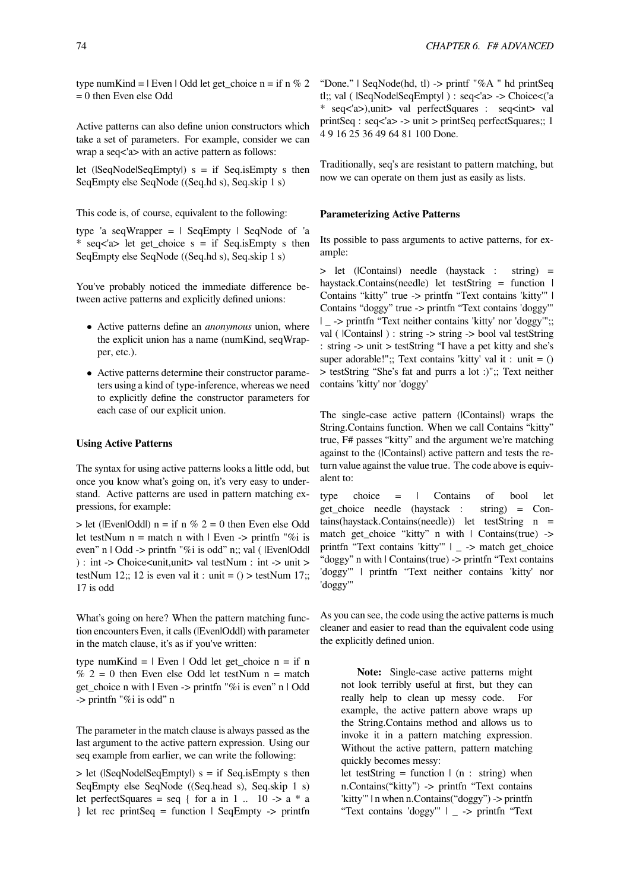type numKind = | Even | Odd let get_choice n = if n % 2 = 0 then Even else Odd

Active patterns can also define union constructors which take a set of parameters. For example, consider we can wrap a seq<'a> with an active pattern as follows:

let (|SeqNode|SeqEmpty|) s = if Seq.isEmpty s then SeqEmpty else SeqNode ((Seq.hd s), Seq.skip 1 s)

This code is, of course, equivalent to the following:

type 'a seqWrapper = | SeqEmpty | SeqNode of 'a * seq<'a> let get_choice s = if Seq.isEmpty s then SeqEmpty else SeqNode ((Seq.hd s), Seq.skip 1 s)

You've probably noticed the immediate difference between active patterns and explicitly defined unions:

- Active patterns define an *anonymous* union, where the explicit union has a name (numKind, seqWrapper, etc.).
- Active patterns determine their constructor parameters using a kind of type-inference, whereas we need to explicitly define the constructor parameters for each case of our explicit union.

#### Using Active Patterns

The syntax for using active patterns looks a little odd, but once you know what's going on, it's very easy to understand. Active patterns are used in pattern matching expressions, for example:

> let (|Even|Odd|) n = if n % 2 = 0 then Even else Odd let testNum n = match n with | Even -> printfn "%i is even" n | Odd -> printfn "%i is odd" n;; val ( |Even|Odd| ) : int -> Choice<unit,unit> val testNum : int -> unit > testNum 12;; 12 is even val it : unit = () > testNum 17;; 17 is odd

What's going on here? When the pattern matching function encounters Even, it calls (|Even|Odd|) with parameter in the match clause, it's as if you've written:

type numKind = | Even | Odd let get_choice n = if n % 2 = 0 then Even else Odd let testNum n = match get_choice n with | Even -> printfn "%i is even" n | Odd -> printfn "%i is odd" n

The parameter in the match clause is always passed as the last argument to the active pattern expression. Using our seq example from earlier, we can write the following:

> let (|SeqNode|SeqEmpty|) s = if Seq.isEmpty s then SeqEmpty else SeqNode ((Seq.head s), Seq.skip 1 s) let perfectSquares = seq { for a in 1 .. 10 -> a * a } let rec printSeq = function | SeqEmpty -> printfn "Done." | SeqNode(hd, tl) -> printf "%A " hd printSeq tl;; val ( |SeqNode|SeqEmpty| ) : seq<'a> -> Choice<('a * seq<'a>),unit> val perfectSquares : seq<int> val printSeq : seq<'a> -> unit > printSeq perfectSquares;; 1 4 9 16 25 36 49 64 81 100 Done.

Traditionally, seq's are resistant to pattern matching, but now we can operate on them just as easily as lists.

#### Parameterizing Active Patterns

Its possible to pass arguments to active patterns, for example:

> let (|Contains|) needle (haystack : string) = haystack.Contains(needle) let testString = function | Contains "kitty" true -> printfn "Text contains 'kitty'" | Contains "doggy" true -> printfn "Text contains 'doggy'" | _ -> printfn "Text neither contains 'kitty' nor 'doggy'";; val ( |Contains| ) : string -> string -> bool val testString : string -> unit > testString "I have a pet kitty and she's super adorable!";; Text contains 'kitty' val it : unit = () > testString "She's fat and purrs a lot :)";; Text neither contains 'kitty' nor 'doggy'

The single-case active pattern (|Contains|) wraps the String.Contains function. When we call Contains "kitty" true, F# passes "kitty" and the argument we're matching against to the (|Contains|) active pattern and tests the return value against the value true. The code above is equivalent to:

type choice = | Contains of bool let get_choice needle (haystack : string) = Contains(haystack.Contains(needle)) let testString n = match get_choice "kitty" n with | Contains(true) -> printfn "Text contains 'kitty'" | _ -> match get_choice "doggy" n with | Contains(true) -> printfn "Text contains 'doggy'" | printfn "Text neither contains 'kitty' nor 'doggy'"

As you can see, the code using the active patterns is much cleaner and easier to read than the equivalent code using the explicitly defined union.

> **Note:** Single-case active patterns might not look terribly useful at first, but they can really help to clean up messy code. For example, the active pattern above wraps up the String.Contains method and allows us to invoke it in a pattern matching expression. Without the active pattern, pattern matching quickly becomes messy:
>
> let testString = function | (n : string) when n.Contains("kitty") -> printfn "Text contains 'kitty'" | n when n.Contains("doggy") -> printfn "Text contains 'doggy'" | _ -> printfn "Text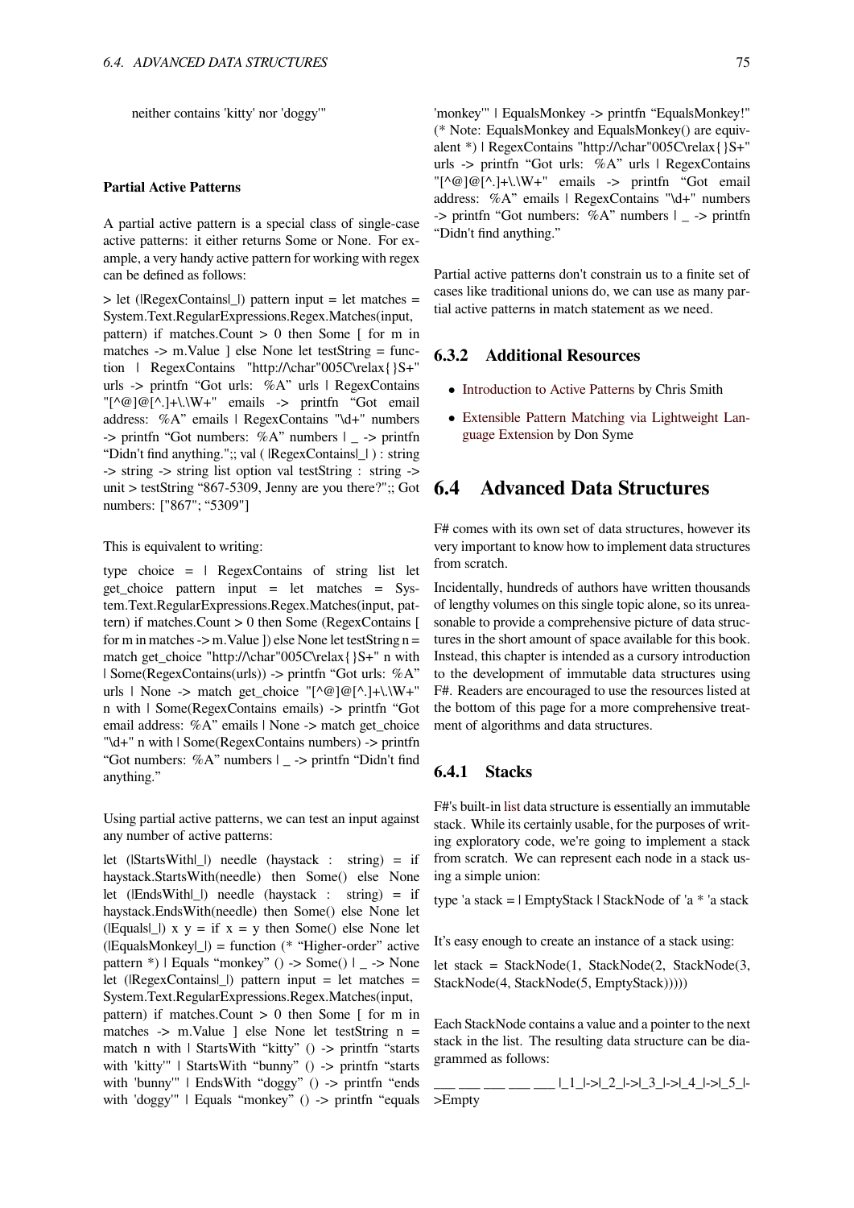neither contains 'kitty' nor 'doggy'"

#### Partial Active Patterns

A partial active pattern is a special class of single-case active patterns: it either returns Some or None. For example, a very handy active pattern for working with regex can be defined as follows:

> let (|RegexContains|_|) pattern input = let matches = System.Text.RegularExpressions.Regex.Matches(input, pattern) if matches.Count > 0 then Some [ for m in matches -> m.Value ] else None let testString = function | RegexContains "http://\char"005C\relax{}S+" urls -> printfn "Got urls: %A" urls | RegexContains "[^@]@[^.]+\.\W+" emails -> printfn "Got email address: %A" emails | RegexContains "\d+" numbers -> printfn "Got numbers: %A" numbers | _ -> printfn "Didn't find anything.";; val ( |RegexContains|_| ) : string -> string -> string list option val testString : string -> unit > testString "867-5309, Jenny are you there?";; Got numbers: ["867"; "5309"]

This is equivalent to writing:

type choice = | RegexContains of string list let get_choice pattern input = let matches = System.Text.RegularExpressions.Regex.Matches(input, pattern) if matches.Count > 0 then Some (RegexContains [ for m in matches -> m.Value ]) else None let testString n = match get_choice "http://\char"005C\relax{}S+" n with | Some(RegexContains(urls)) -> printfn "Got urls: %A" urls | None -> match get_choice "[^@]@[^.]+\.\W+" n with | Some(RegexContains emails) -> printfn "Got email address: %A" emails | None -> match get_choice "\d+" n with | Some(RegexContains numbers) -> printfn "Got numbers: %A" numbers | _ -> printfn "Didn't find anything."

Using partial active patterns, we can test an input against any number of active patterns:

let (|StartsWith|_|) needle (haystack : string) = if haystack.StartsWith(needle) then Some() else None let (|EndsWith|_|) needle (haystack : string) = if haystack.EndsWith(needle) then Some() else None let (|Equals|_|) x y = if x = y then Some() else None let (|EqualsMonkey|_|) = function (* "Higher-order" active pattern *) | Equals "monkey" () -> Some() | _ -> None let (|RegexContains|_|) pattern input = let matches = System.Text.RegularExpressions.Regex.Matches(input, pattern) if matches.Count > 0 then Some [ for m in matches -> m.Value ] else None let testString n = match n with | StartsWith "kitty" () -> printfn "starts with 'kitty'" | StartsWith "bunny" () -> printfn "starts with 'bunny'" | EndsWith "doggy" () -> printfn "ends with 'doggy'" | Equals "monkey" () -> printfn "equals 'monkey'" | EqualsMonkey -> printfn "EqualsMonkey!" (* Note: EqualsMonkey and EqualsMonkey() are equivalent *) | RegexContains "http://\char"005C\relax{}S+" urls -> printfn "Got urls: %A" urls | RegexContains "[^@]@[^.]+\.\W+" emails -> printfn "Got email address: %A" emails | RegexContains "\d+" numbers -> printfn "Got numbers: %A" numbers | _ -> printfn "Didn't find anything."

Partial active patterns don't constrain us to a finite set of cases like traditional unions do, we can use as many partial active patterns in match statement as we need.

### 6.3.2 Additional Resources

- Introduction to Active Patterns by Chris Smith
- Extensible Pattern Matching via Lightweight Language Extension by Don Syme

## 6.4 Advanced Data Structures

F# comes with its own set of data structures, however its very important to know how to implement data structures from scratch.

Incidentally, hundreds of authors have written thousands of lengthy volumes on this single topic alone, so its unreasonable to provide a comprehensive picture of data structures in the short amount of space available for this book. Instead, this chapter is intended as a cursory introduction to the development of immutable data structures using F#. Readers are encouraged to use the resources listed at the bottom of this page for a more comprehensive treatment of algorithms and data structures.

### 6.4.1 Stacks

F#'s built-in list data structure is essentially an immutable stack. While its certainly usable, for the purposes of writing exploratory code, we're going to implement a stack from scratch. We can represent each node in a stack using a simple union:

type 'a stack = | EmptyStack | StackNode of 'a * 'a stack

It's easy enough to create an instance of a stack using:

let stack = StackNode(1, StackNode(2, StackNode(3, StackNode(4, StackNode(5, EmptyStack)))))

Each StackNode contains a value and a pointer to the next stack in the list. The resulting data structure can be diagrammed as follows:

___ ___ ___ ___ ___ |_1_|->|_2_|->|_3_|->|_4_|->|_5_|->Empty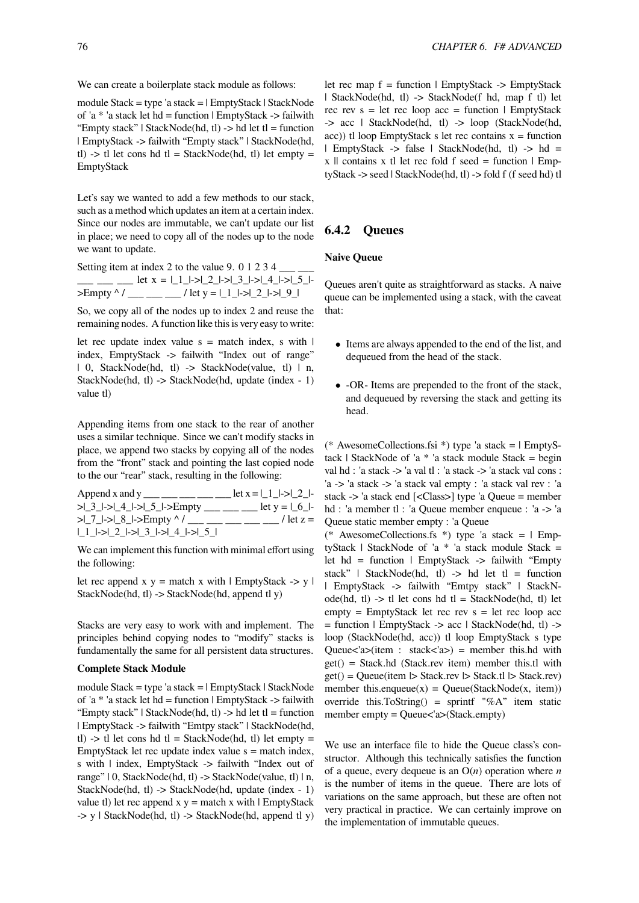We can create a boilerplate stack module as follows:

```
module Stack = type 'a stack = | EmptyStack | StackNode of 'a * 'a stack let hd = function | EmptyStack -> failwith "Empty stack" | StackNode(hd, tl) -> hd let tl = function | EmptyStack -> failwith "Empty stack" | StackNode(hd, tl) -> tl let cons hd tl = StackNode(hd, tl) let empty = EmptyStack
```

Let's say we wanted to add a few methods to our stack, such as a method which updates an item at a certain index. Since our nodes are immutable, we can't update our list in place; we need to copy all of the nodes up to the node we want to update.

```
Setting item at index 2 to the value 9. 0 1 2 3 4 ___ ___ ___ ___ ___ let x = |_1_|->|_2_|->|_3_|->|_4_|->|_5_|->Empty ^ / ___ ___ ___ / let y = |_1_|->|_2_|->|_9_|
```

So, we copy all of the nodes up to index 2 and reuse the remaining nodes. A function like this is very easy to write:

```
let rec update index value s = match index, s with | index, EmptyStack -> failwith "Index out of range" | 0, StackNode(hd, tl) -> StackNode(value, tl) | n, StackNode(hd, tl) -> StackNode(hd, update (index - 1) value tl)
```

Appending items from one stack to the rear of another uses a similar technique. Since we can't modify stacks in place, we append two stacks by copying all of the nodes from the "front" stack and pointing the last copied node to the our "rear" stack, resulting in the following:

```
Append x and y ___ ___ ___ ___ ___ let x = |_1_|->|_2_|->|_3_|->|_4_|->|_5_|->Empty ___ ___ ___ let y = |_6_|->|_7_|->|_8_|->Empty ^ / ___ ___ ___ ___ ___ / let z = |_1_|->|_2_|->|_3_|->|_4_|->|_5_|
```

We can implement this function with minimal effort using the following:

```
let rec append x y = match x with | EmptyStack -> y | StackNode(hd, tl) -> StackNode(hd, append tl y)
```

Stacks are very easy to work with and implement. The principles behind copying nodes to "modify" stacks is fundamentally the same for all persistent data structures.

#### Complete Stack Module

```
module Stack = type 'a stack = | EmptyStack | StackNode of 'a * 'a stack let hd = function | EmptyStack -> failwith "Empty stack" | StackNode(hd, tl) -> hd let tl = function | EmptyStack -> failwith "Emtpy stack" | StackNode(hd, tl) -> tl let cons hd tl = StackNode(hd, tl) let empty = EmptyStack let rec update index value s = match index, s with | index, EmptyStack -> failwith "Index out of range" | 0, StackNode(hd, tl) -> StackNode(value, tl) | n, StackNode(hd, tl) -> StackNode(hd, update (index - 1) value tl) let rec append x y = match x with | EmptyStack -> y | StackNode(hd, tl) -> StackNode(hd, append tl y) let rec map f = function | EmptyStack -> EmptyStack | StackNode(hd, tl) -> StackNode(f hd, map f tl) let rec rev s = let rec loop acc = function | EmptyStack -> acc | StackNode(hd, tl) -> loop (StackNode(hd, acc)) tl loop EmptyStack s let rec contains x = function | EmptyStack -> false | StackNode(hd, tl) -> hd = x || contains x tl let rec fold f seed = function | EmptyStack -> seed | StackNode(hd, tl) -> fold f (f seed hd) tl
```

### 6.4.2 Queues

#### Naive Queue

Queues aren't quite as straightforward as stacks. A naive queue can be implemented using a stack, with the caveat that:

- Items are always appended to the end of the list, and dequeued from the head of the stack.
- -OR- Items are prepended to the front of the stack, and dequeued by reversing the stack and getting its head.

```
(* AwesomeCollections.fsi *) type 'a stack = | EmptyStack | StackNode of 'a * 'a stack module Stack = begin val hd : 'a stack -> 'a val tl : 'a stack -> 'a stack val cons : 'a -> 'a stack -> 'a stack val empty : 'a stack val rev : 'a stack -> 'a stack end [<Class>] type 'a Queue = member hd : 'a member tl : 'a Queue member enqueue : 'a -> 'a Queue static member empty : 'a Queue
```

```
(* AwesomeCollections.fs *) type 'a stack = | EmptyStack | StackNode of 'a * 'a stack module Stack = let hd = function | EmptyStack -> failwith "Empty stack" | StackNode(hd, tl) -> hd let tl = function | EmptyStack -> failwith "Emtpy stack" | StackNode(hd, tl) -> tl let cons hd tl = StackNode(hd, tl) let empty = EmptyStack let rec rev s = let rec loop acc = function | EmptyStack -> acc | StackNode(hd, tl) -> loop (StackNode(hd, acc)) tl loop EmptyStack s type Queue<'a>(item : stack<'a>) = member this.hd with get() = Stack.hd (Stack.rev item) member this.tl with get() = Queue(item |> Stack.rev |> Stack.tl |> Stack.rev) member this.enqueue(x) = Queue(StackNode(x, item)) override this.ToString() = sprintf "%A" item static member empty = Queue<'a>(Stack.empty)
```

We use an interface file to hide the Queue class's constructor. Although this technically satisfies the function of a queue, every dequeue is an $O(n)$ operation where $n$ is the number of items in the queue. There are lots of variations on the same approach, but these are often not very practical in practice. We can certainly improve on the implementation of immutable queues.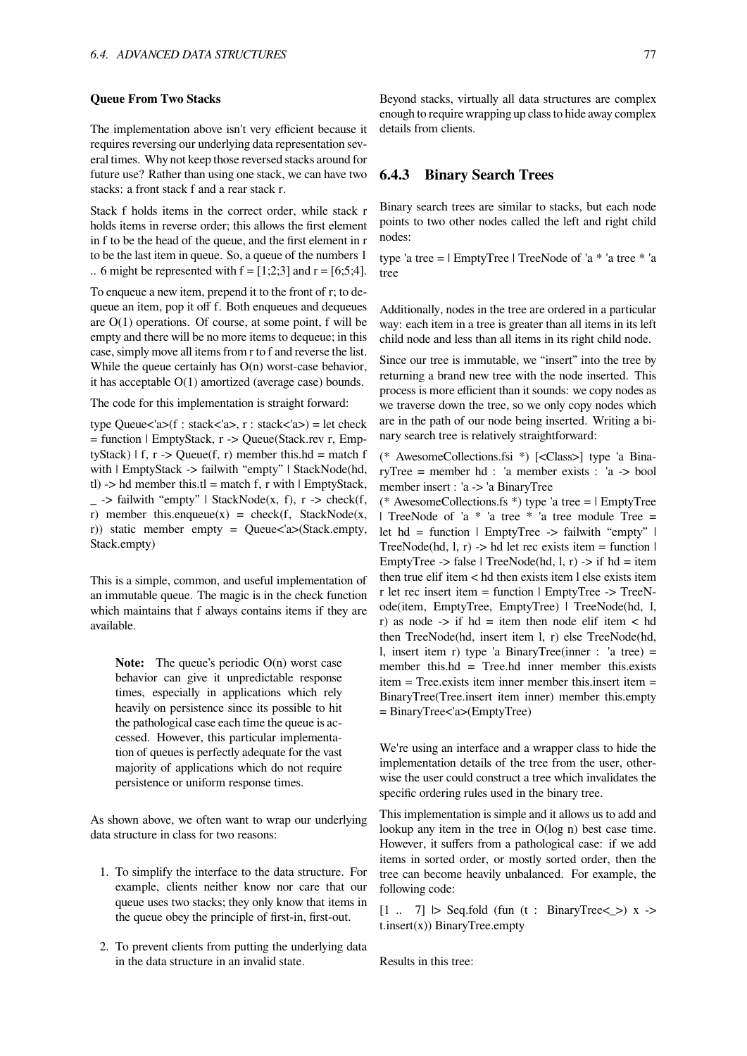**Queue From Two Stacks**

The implementation above isn't very efficient because it requires reversing our underlying data representation several times. Why not keep those reversed stacks around for future use? Rather than using one stack, we can have two stacks: a front stack f and a rear stack r.

Stack f holds items in the correct order, while stack r holds items in reverse order; this allows the first element in f to be the head of the queue, and the first element in r to be the last item in queue. So, a queue of the numbers 1 .. 6 might be represented with f = [1;2;3] and r = [6;5;4].

To enqueue a new item, prepend it to the front of r; to dequeue an item, pop it off f. Both enqueues and dequeues are O(1) operations. Of course, at some point, f will be empty and there will be no more items to dequeue; in this case, simply move all items from r to f and reverse the list. While the queue certainly has O(n) worst-case behavior, it has acceptable O(1) amortized (average case) bounds.

The code for this implementation is straight forward:

```
type Queue<'a>(f : stack<'a>, r : stack<'a>) = let check = function | EmptyStack, r -> Queue(Stack.rev r, EmptyStack) | f, r -> Queue(f, r) member this.hd = match f with | EmptyStack -> failwith "empty" | StackNode(hd, tl) -> hd member this.tl = match f, r with | EmptyStack, _ -> failwith "empty" | StackNode(x, f), r -> check(f, r) member this.enqueue(x) = check(f, StackNode(x, r)) static member empty = Queue<'a>(Stack.empty, Stack.empty)
```

This is a simple, common, and useful implementation of an immutable queue. The magic is in the check function which maintains that f always contains items if they are available.

> **Note:** The queue's periodic O(n) worst case behavior can give it unpredictable response times, especially in applications which rely heavily on persistence since its possible to hit the pathological case each time the queue is accessed. However, this particular implementation of queues is perfectly adequate for the vast majority of applications which do not require persistence or uniform response times.

As shown above, we often want to wrap our underlying data structure in class for two reasons:

1. To simplify the interface to the data structure. For example, clients neither know nor care that our queue uses two stacks; they only know that items in the queue obey the principle of first-in, first-out.

2. To prevent clients from putting the underlying data in the data structure in an invalid state.

Beyond stacks, virtually all data structures are complex enough to require wrapping up class to hide away complex details from clients.

### 6.4.3 Binary Search Trees

Binary search trees are similar to stacks, but each node points to two other nodes called the left and right child nodes:

```
type 'a tree = | EmptyTree | TreeNode of 'a * 'a tree * 'a tree
```

Additionally, nodes in the tree are ordered in a particular way: each item in a tree is greater than all items in its left child node and less than all items in its right child node.

Since our tree is immutable, we "insert" into the tree by returning a brand new tree with the node inserted. This process is more efficient than it sounds: we copy nodes as we traverse down the tree, so we only copy nodes which are in the path of our node being inserted. Writing a binary search tree is relatively straightforward:

```
(* AwesomeCollections.fsi *) [<Class>] type 'a BinaryTree = member hd : 'a member exists : 'a -> bool member insert : 'a -> 'a BinaryTree
(* AwesomeCollections.fs *) type 'a tree = | EmptyTree | TreeNode of 'a * 'a tree * 'a tree module Tree = let hd = function | EmptyTree -> failwith "empty" | TreeNode(hd, l, r) -> hd let rec exists item = function | EmptyTree -> false | TreeNode(hd, l, r) -> if hd = item then true elif item < hd then exists item l else exists item r let rec insert item = function | EmptyTree -> TreeNode(item, EmptyTree, EmptyTree) | TreeNode(hd, l, r) as node -> if hd = item then node elif item < hd then TreeNode(hd, insert item l, r) else TreeNode(hd, l, insert item r) type 'a BinaryTree(inner : 'a tree) = member this.hd = Tree.hd inner member this.exists item = Tree.exists item inner member this.insert item = BinaryTree(Tree.insert item inner) member this.empty = BinaryTree<'a>(EmptyTree)
```

We're using an interface and a wrapper class to hide the implementation details of the tree from the user, otherwise the user could construct a tree which invalidates the specific ordering rules used in the binary tree.

This implementation is simple and it allows us to add and lookup any item in the tree in O(log n) best case time. However, it suffers from a pathological case: if we add items in sorted order, or mostly sorted order, then the tree can become heavily unbalanced. For example, the following code:

```
[1 .. 7] |> Seq.fold (fun (t : BinaryTree<_>) x -> t.insert(x)) BinaryTree.empty
```

Results in this tree: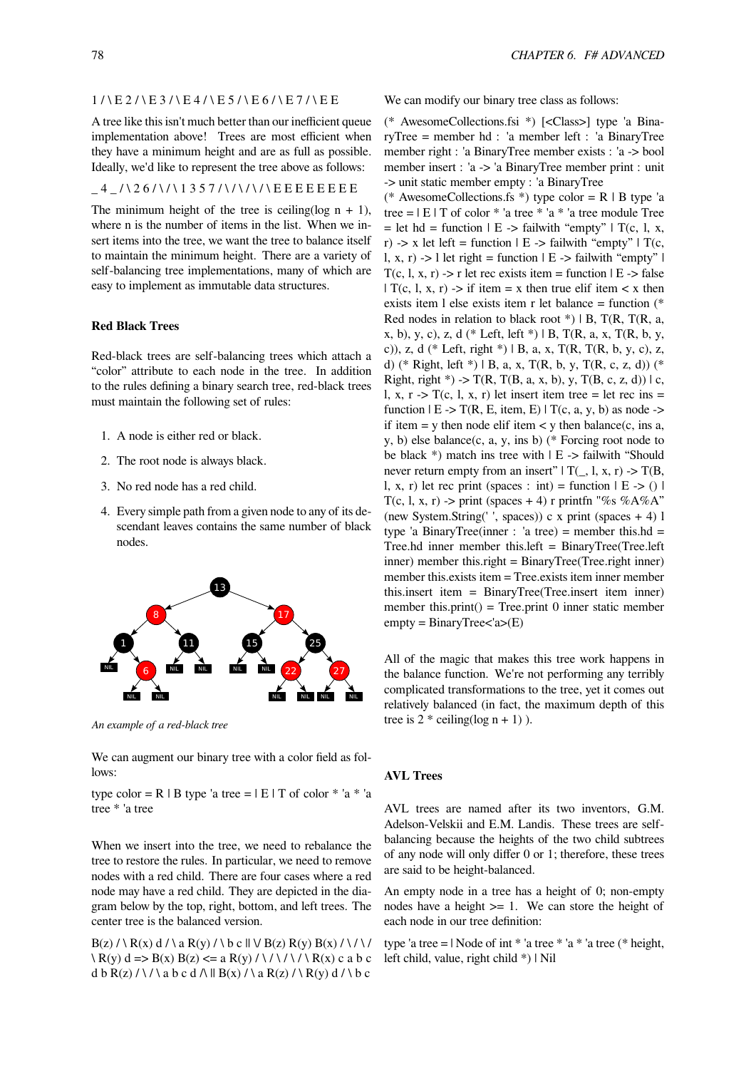1 / \ E 2 / \ E 3 / \ E 4 / \ E 5 / \ E 6 / \ E 7 / \ E E

A tree like this isn't much better than our inefficient queue implementation above! Trees are most efficient when they have a minimum height and are as full as possible. Ideally, we'd like to represent the tree above as follows:

_ 4 _ / \ 2 6 / \ / \ 1 3 5 7 / \ / \ / \ / \ E E E E E E E E

The minimum height of the tree is ceiling(log n + 1), where n is the number of items in the list. When we insert items into the tree, we want the tree to balance itself to maintain the minimum height. There are a variety of self-balancing tree implementations, many of which are easy to implement as immutable data structures.

### Red Black Trees

Red-black trees are self-balancing trees which attach a "color" attribute to each node in the tree. In addition to the rules defining a binary search tree, red-black trees must maintain the following set of rules:

1. A node is either red or black.
2. The root node is always black.
3. No red node has a red child.
4. Every simple path from a given node to any of its descendant leaves contains the same number of black nodes.

*An example of a red-black tree*

We can augment our binary tree with a color field as follows:

type color = R | B type 'a tree = | E | T of color * 'a * 'a tree * 'a tree

When we insert into the tree, we need to rebalance the tree to restore the rules. In particular, we need to remove nodes with a red child. There are four cases where a red node may have a red child. They are depicted in the diagram below by the top, right, bottom, and left trees. The center tree is the balanced version.

B(z) / \ R(x) d / \ a R(y) / \ b c || \/ B(z) R(y) B(x) / \ / \ / \ R(y) d => B(x) B(z) <= a R(y) / \ / \ / \ / \ R(x) c a b c d b R(z) / \ / \ a b c d /\ || B(x) / \ a R(z) / \ R(y) d / \ b c

We can modify our binary tree class as follows:

(* AwesomeCollections.fsi *) [<Class>] type 'a BinaryTree = member hd : 'a member left : 'a BinaryTree member right : 'a BinaryTree member exists : 'a -> bool member insert : 'a -> 'a BinaryTree member print : unit -> unit static member empty : 'a BinaryTree

(* AwesomeCollections.fs *) type color = R | B type 'a tree = | E | T of color * 'a tree * 'a * 'a tree module Tree = let hd = function | E -> failwith "empty" | T(c, l, x, r) -> x let left = function | E -> failwith "empty" | T(c, l, x, r) -> l let right = function | E -> failwith "empty" | T(c, l, x, r) -> r let rec exists item = function | E -> false | T(c, l, x, r) -> if item = x then true elif item < x then exists item l else exists item r let balance = function (* Red nodes in relation to black root *) | B, T(R, T(R, a, x, b), y, c), z, d (* Left, left *) | B, T(R, a, x, T(R, b, y, c)), z, d (* Left, right *) | B, a, x, T(R, T(R, b, y, c), z, d) (* Right, left *) | B, a, x, T(R, b, y, T(R, c, z, d)) (* Right, right *) -> T(R, T(B, a, x, b), y, T(B, c, z, d)) | c, l, x, r -> T(c, l, x, r) let insert item tree = let rec ins = function | E -> T(R, E, item, E) | T(c, a, y, b) as node -> if item = y then node elif item < y then balance(c, ins a, y, b) else balance(c, a, y, ins b) (* Forcing root node to be black *) match ins tree with | E -> failwith "Should never return empty from an insert" | T(_, l, x, r) -> T(B, l, x, r) let rec print (spaces : int) = function | E -> () | T(c, l, x, r) -> print (spaces + 4) r printfn "%s %A%A" (new System.String(' ', spaces)) c x print (spaces + 4) l type 'a BinaryTree(inner : 'a tree) = member this.hd = Tree.hd inner member this.left = BinaryTree(Tree.left inner) member this.right = BinaryTree(Tree.right inner) member this.exists item = Tree.exists item inner member this.insert item = BinaryTree(Tree.insert item inner) member this.print() = Tree.print 0 inner static member empty = BinaryTree<'a>(E)

All of the magic that makes this tree work happens in the balance function. We're not performing any terribly complicated transformations to the tree, yet it comes out relatively balanced (in fact, the maximum depth of this tree is 2 * ceiling(log n + 1) ).

### AVL Trees

AVL trees are named after its two inventors, G.M. Adelson-Velskii and E.M. Landis. These trees are self-balancing because the heights of the two child subtrees of any node will only differ 0 or 1; therefore, these trees are said to be height-balanced.

An empty node in a tree has a height of 0; non-empty nodes have a height >= 1. We can store the height of each node in our tree definition:

type 'a tree = | Node of int * 'a tree * 'a * 'a tree (* height, left child, value, right child *) | Nil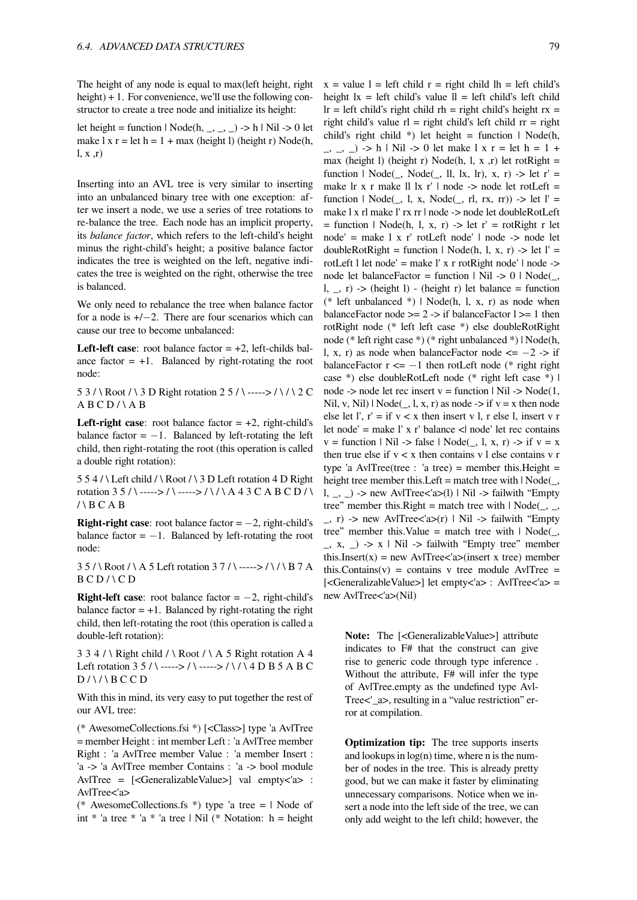The height of any node is equal to max(left height, right height) + 1. For convenience, we'll use the following constructor to create a tree node and initialize its height:

let height = function | Node(h, _, _, _) -> h | Nil -> 0 let make l x r = let h = 1 + max (height l) (height r) Node(h, l, x ,r)

Inserting into an AVL tree is very similar to inserting into an unbalanced binary tree with one exception: after we insert a node, we use a series of tree rotations to re-balance the tree. Each node has an implicit property, its *balance factor*, which refers to the left-child's height minus the right-child's height; a positive balance factor indicates the tree is weighted on the left, negative indicates the tree is weighted on the right, otherwise the tree is balanced.

We only need to rebalance the tree when balance factor for a node is +/−2. There are four scenarios which can cause our tree to become unbalanced:

**Left-left case**: root balance factor = +2, left-childs balance factor = +1. Balanced by right-rotating the root node:

5 3 / \ Root / \ 3 D Right rotation 2 5 / \ -----> / \ / \ 2 C A B C D / \ A B

**Left-right case**: root balance factor = +2, right-child's balance factor = −1. Balanced by left-rotating the left child, then right-rotating the root (this operation is called a double right rotation):

5 5 4 / \ Left child / \ Root / \ 3 D Left rotation 4 D Right rotation 3 5 / \ -----> / \ -----> / \ / \ A 4 3 C A B C D / \ / \ B C A B

**Right-right case**: root balance factor = −2, right-child's balance factor = −1. Balanced by left-rotating the root node:

3 5 / \ Root / \ A 5 Left rotation 3 7 / \ -----> / \ / \ B 7 A B C D / \ C D

**Right-left case**: root balance factor = −2, right-child's balance factor = +1. Balanced by right-rotating the right child, then left-rotating the root (this operation is called a double-left rotation):

3 3 4 / \ Right child / \ Root / \ A 5 Right rotation A 4 Left rotation 3 5 / \ -----> / \ -----> / \ / \ 4 D B 5 A B C D / \ / \ B C C D

With this in mind, its very easy to put together the rest of our AVL tree:

(* AwesomeCollections.fsi *) [<Class>] type 'a AvlTree = member Height : int member Left : 'a AvlTree member Right : 'a AvlTree member Value : 'a member Insert : 'a -> 'a AvlTree member Contains : 'a -> bool module AvlTree = [<GeneralizableValue>] val empty<'a> : AvlTree<'a>

(* AwesomeCollections.fs *) type 'a tree = | Node of int * 'a tree * 'a * 'a tree | Nil (* Notation: h = height x = value l = left child r = right child lh = left child's height lx = left child's value ll = left child's left child lr = left child's right child rh = right child's height rx = right child's value rl = right child's left child rr = right child's right child *) let height = function | Node(h, _, _, _) -> h | Nil -> 0 let make l x r = let h = 1 + max (height l) (height r) Node(h, l, x ,r) let rotRight = function | Node(_, Node(_, ll, lx, lr), x, r) -> let r' = make lr x r make ll lx r' | node -> node let rotLeft = function | Node(_, l, x, Node(_, rl, rx, rr)) -> let l' = make l x rl make l' rx rr | node -> node let doubleRotLeft = function | Node(h, l, x, r) -> let r' = rotRight r let node' = make l x r' rotLeft node' | node -> node let doubleRotRight = function | Node(h, l, x, r) -> let l' = rotLeft l let node' = make l' x r rotRight node' | node -> node let balanceFactor = function | Nil -> 0 | Node(_, l, _, r) -> (height l) - (height r) let balance = function (* left unbalanced *) | Node(h, l, x, r) as node when balanceFactor node >= 2 -> if balanceFactor l >= 1 then rotRight node (* left left case *) else doubleRotRight node (* left right case *) (* right unbalanced *) | Node(h, l, x, r) as node when balanceFactor node <= −2 -> if balanceFactor r <= −1 then rotLeft node (* right right case *) else doubleRotLeft node (* right left case *) | node -> node let rec insert v = function | Nil -> Node(1, Nil, v, Nil) | Node(_, l, x, r) as node -> if v = x then node else let l', r' = if v < x then insert v l, r else l, insert v r let node' = make l' x r' balance <| node' let rec contains v = function | Nil -> false | Node(_, l, x, r) -> if v = x then true else if v < x then contains v l else contains v r type 'a AvlTree(tree : 'a tree) = member this.Height = height tree member this.Left = match tree with | Node(_, l, _, _) -> new AvlTree<'a>(l) | Nil -> failwith "Empty tree" member this.Right = match tree with | Node(_, _, _, r) -> new AvlTree<'a>(r) | Nil -> failwith "Empty tree" member this.Value = match tree with | Node(_, _, x, _) -> x | Nil -> failwith "Empty tree" member this.Insert(x) = new AvlTree<'a>(insert x tree) member this.Contains(v) = contains v tree module AvlTree = [<GeneralizableValue>] let empty<'a> : AvlTree<'a> = new AvlTree<'a>(Nil)

> **Note:** The [<GeneralizableValue>] attribute indicates to F# that the construct can give rise to generic code through type inference . Without the attribute, F# will infer the type of AvlTree.empty as the undefined type AvlTree<'_a>, resulting in a "value restriction" error at compilation.

> **Optimization tip:** The tree supports inserts and lookups in log(n) time, where n is the number of nodes in the tree. This is already pretty good, but we can make it faster by eliminating unnecessary comparisons. Notice when we insert a node into the left side of the tree, we can only add weight to the left child; however, the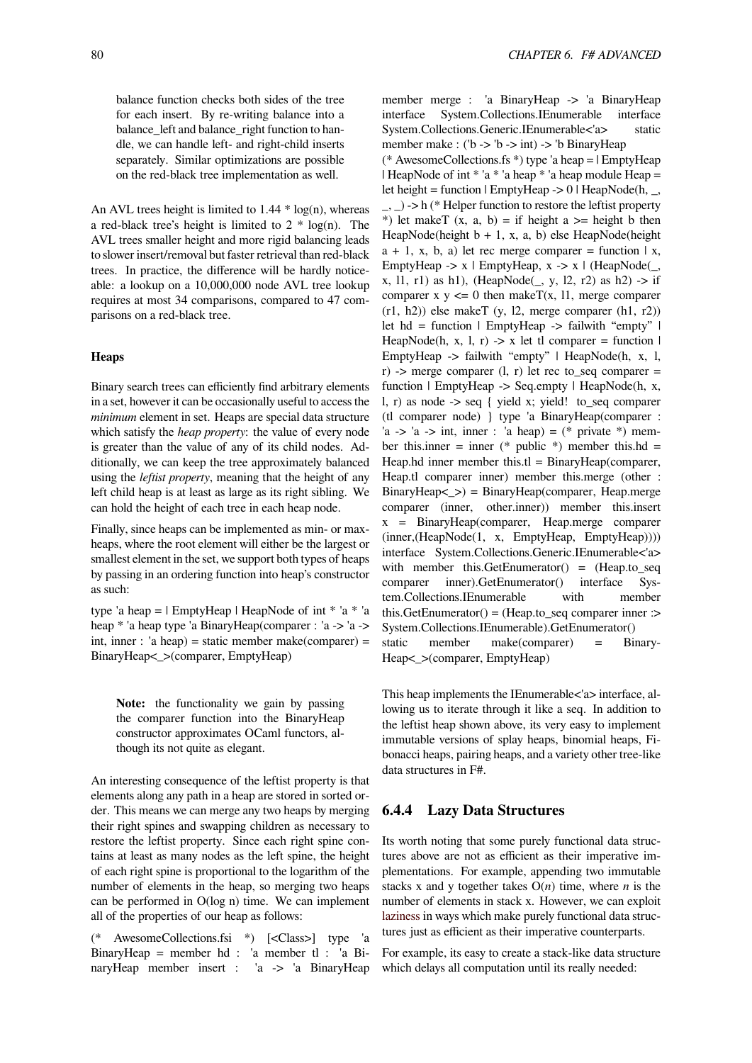balance function checks both sides of the tree for each insert. By re-writing balance into a balance_left and balance_right function to handle, we can handle left- and right-child inserts separately. Similar optimizations are possible on the red-black tree implementation as well.

An AVL trees height is limited to 1.44 * log(n), whereas a red-black tree's height is limited to 2 * log(n). The AVL trees smaller height and more rigid balancing leads to slower insert/removal but faster retrieval than red-black trees. In practice, the difference will be hardly noticeable: a lookup on a 10,000,000 node AVL tree lookup requires at most 34 comparisons, compared to 47 comparisons on a red-black tree.

**Heaps**

Binary search trees can efficiently find arbitrary elements in a set, however it can be occasionally useful to access the *minimum* element in set. Heaps are special data structure which satisfy the *heap property*: the value of every node is greater than the value of any of its child nodes. Additionally, we can keep the tree approximately balanced using the *leftist property*, meaning that the height of any left child heap is at least as large as its right sibling. We can hold the height of each tree in each heap node.

Finally, since heaps can be implemented as min- or max-heaps, where the root element will either be the largest or smallest element in the set, we support both types of heaps by passing in an ordering function into heap's constructor as such:

```
type 'a heap = | EmptyHeap | HeapNode of int * 'a * 'a heap * 'a heap type 'a BinaryHeap(comparer : 'a -> 'a -> int, inner : 'a heap) = static member make(comparer) = BinaryHeap<_>(comparer, EmptyHeap)
```

**Note:** the functionality we gain by passing the comparer function into the BinaryHeap constructor approximates OCaml functors, although its not quite as elegant.

An interesting consequence of the leftist property is that elements along any path in a heap are stored in sorted order. This means we can merge any two heaps by merging their right spines and swapping children as necessary to restore the leftist property. Since each right spine contains at least as many nodes as the left spine, the height of each right spine is proportional to the logarithm of the number of elements in the heap, so merging two heaps can be performed in O(log n) time. We can implement all of the properties of our heap as follows:

```
(* AwesomeCollections.fsi *) [<Class>] type 'a BinaryHeap = member hd : 'a member tl : 'a BinaryHeap member insert : 'a -> 'a BinaryHeap member merge : 'a BinaryHeap -> 'a BinaryHeap interface System.Collections.IEnumerable interface System.Collections.Generic.IEnumerable<'a> static member make : ('b -> 'b -> int) -> 'b BinaryHeap
(* AwesomeCollections.fs *) type 'a heap = | EmptyHeap | HeapNode of int * 'a * 'a heap * 'a heap module Heap = let height = function | EmptyHeap -> 0 | HeapNode(h, _, _, _) -> h (* Helper function to restore the leftist property *) let makeT (x, a, b) = if height a >= height b then HeapNode(height b + 1, x, a, b) else HeapNode(height a + 1, x, b, a) let rec merge comparer = function | x, EmptyHeap -> x | EmptyHeap, x -> x | (HeapNode(_, x, l1, r1) as h1), (HeapNode(_, y, l2, r2) as h2) -> if comparer x y <= 0 then makeT(x, l1, merge comparer (r1, h2)) else makeT (y, l2, merge comparer (h1, r2)) let hd = function | EmptyHeap -> failwith "empty" | HeapNode(h, x, l, r) -> x let tl comparer = function | EmptyHeap -> failwith "empty" | HeapNode(h, x, l, r) -> merge comparer (l, r) let rec to_seq comparer = function | EmptyHeap -> Seq.empty | HeapNode(h, x, l, r) as node -> seq { yield x; yield! to_seq comparer (tl comparer node) } type 'a BinaryHeap(comparer : 'a -> 'a -> int, inner : 'a heap) = (* private *) member this.inner = inner (* public *) member this.hd = Heap.hd inner member this.tl = BinaryHeap(comparer, Heap.tl comparer inner) member this.merge (other : BinaryHeap<_>) = BinaryHeap(comparer, Heap.merge comparer (inner, other.inner)) member this.insert x = BinaryHeap(comparer, Heap.merge comparer (inner,(HeapNode(1, x, EmptyHeap, EmptyHeap)))) interface System.Collections.Generic.IEnumerable<'a> with member this.GetEnumerator() = (Heap.to_seq comparer inner).GetEnumerator() interface System.Collections.IEnumerable with member this.GetEnumerator() = (Heap.to_seq comparer inner :> System.Collections.IEnumerable).GetEnumerator() static member make(comparer) = BinaryHeap<_>(comparer, EmptyHeap)
```

This heap implements the IEnumerable<'a> interface, allowing us to iterate through it like a seq. In addition to the leftist heap shown above, its very easy to implement immutable versions of splay heaps, binomial heaps, Fibonacci heaps, pairing heaps, and a variety other tree-like data structures in F#.

### 6.4.4 Lazy Data Structures

Its worth noting that some purely functional data structures above are not as efficient as their imperative implementations. For example, appending two immutable stacks x and y together takes O(*n*) time, where *n* is the number of elements in stack x. However, we can exploit laziness in ways which make purely functional data structures just as efficient as their imperative counterparts.

For example, its easy to create a stack-like data structure which delays all computation until its really needed: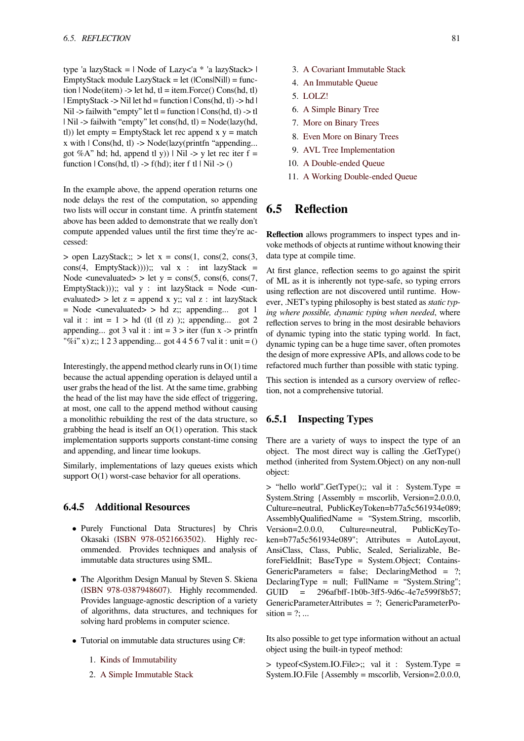type 'a lazyStack = | Node of Lazy<'a * 'a lazyStack> | EmptyStack module LazyStack = let (|Cons|Nil|) = function | Node(item) -> let hd, tl = item.Force() Cons(hd, tl) | EmptyStack -> Nil let hd = function | Cons(hd, tl) -> hd | Nil -> failwith "empty" let tl = function | Cons(hd, tl) -> tl | Nil -> failwith "empty" let cons(hd, tl) = Node(lazy(hd, tl)) let empty = EmptyStack let rec append x y = match x with | Cons(hd, tl) -> Node(lazy(printfn "appending... got %A" hd; hd, append tl y)) | Nil -> y let rec iter f = function | Cons(hd, tl) -> f(hd); iter f tl | Nil -> ()

In the example above, the append operation returns one node delays the rest of the computation, so appending two lists will occur in constant time. A printfn statement above has been added to demonstrate that we really don't compute appended values until the first time they're accessed:

> open LazyStack;; > let x = cons(1, cons(2, cons(3, cons(4, EmptyStack))));; val x : int lazyStack = Node <unevaluated> > let y = cons(5, cons(6, cons(7, EmptyStack)));; val y : int lazyStack = Node <unevaluated> > let z = append x y;; val z : int lazyStack = Node <unevaluated> > hd z;; appending... got 1 val it : int = 1 > hd (tl (tl z) );; appending... got 2 appending... got 3 val it : int = 3 > iter (fun x -> printfn "%i" x) z;; 1 2 3 appending... got 4 4 5 6 7 val it : unit = ()

Interestingly, the append method clearly runs in O(1) time because the actual appending operation is delayed until a user grabs the head of the list. At the same time, grabbing the head of the list may have the side effect of triggering, at most, one call to the append method without causing a monolithic rebuilding the rest of the data structure, so grabbing the head is itself an O(1) operation. This stack implementation supports supports constant-time consing and appending, and linear time lookups.

Similarly, implementations of lazy queues exists which support O(1) worst-case behavior for all operations.

### 6.4.5 Additional Resources

- Purely Functional Data Structures] by Chris Okasaki (ISBN 978-0521663502). Highly recommended. Provides techniques and analysis of immutable data structures using SML.
- The Algorithm Design Manual by Steven S. Skiena (ISBN 978-0387948607). Highly recommended. Provides language-agnostic description of a variety of algorithms, data structures, and techniques for solving hard problems in computer science.
- Tutorial on immutable data structures using C#:
  1. Kinds of Immutability
  2. A Simple Immutable Stack
  3. A Covariant Immutable Stack
  4. An Immutable Queue
  5. LOLZ!
  6. A Simple Binary Tree
  7. More on Binary Trees
  8. Even More on Binary Trees
  9. AVL Tree Implementation
  10. A Double-ended Queue
  11. A Working Double-ended Queue

## 6.5 Reflection

**Reflection** allows programmers to inspect types and invoke methods of objects at runtime without knowing their data type at compile time.

At first glance, reflection seems to go against the spirit of ML as it is inherently not type-safe, so typing errors using reflection are not discovered until runtime. However, .NET's typing philosophy is best stated as *static typing where possible, dynamic typing when needed*, where reflection serves to bring in the most desirable behaviors of dynamic typing into the static typing world. In fact, dynamic typing can be a huge time saver, often promotes the design of more expressive APIs, and allows code to be refactored much further than possible with static typing.

This section is intended as a cursory overview of reflection, not a comprehensive tutorial.

### 6.5.1 Inspecting Types

There are a variety of ways to inspect the type of an object. The most direct way is calling the .GetType() method (inherited from System.Object) on any non-null object:

> "hello world".GetType();; val it : System.Type = System.String {Assembly = mscorlib, Version=2.0.0.0, Culture=neutral, PublicKeyToken=b77a5c561934e089; AssemblyQualifiedName = "System.String, mscorlib, Version=2.0.0.0, Culture=neutral, PublicKeyToken=b77a5c561934e089"; Attributes = AutoLayout, AnsiClass, Class, Public, Sealed, Serializable, BeforeFieldInit; BaseType = System.Object; ContainsGenericParameters = false; DeclaringMethod = ?; DeclaringType = null; FullName = "System.String"; GUID = 296afbff-1b0b-3ff5-9d6c-4e7e599f8b57; GenericParameterAttributes = ?; GenericParameterPosition = ?; ...

Its also possible to get type information without an actual object using the built-in typeof method:

> typeof<System.IO.File>;; val it : System.Type = System.IO.File {Assembly = mscorlib, Version=2.0.0.0,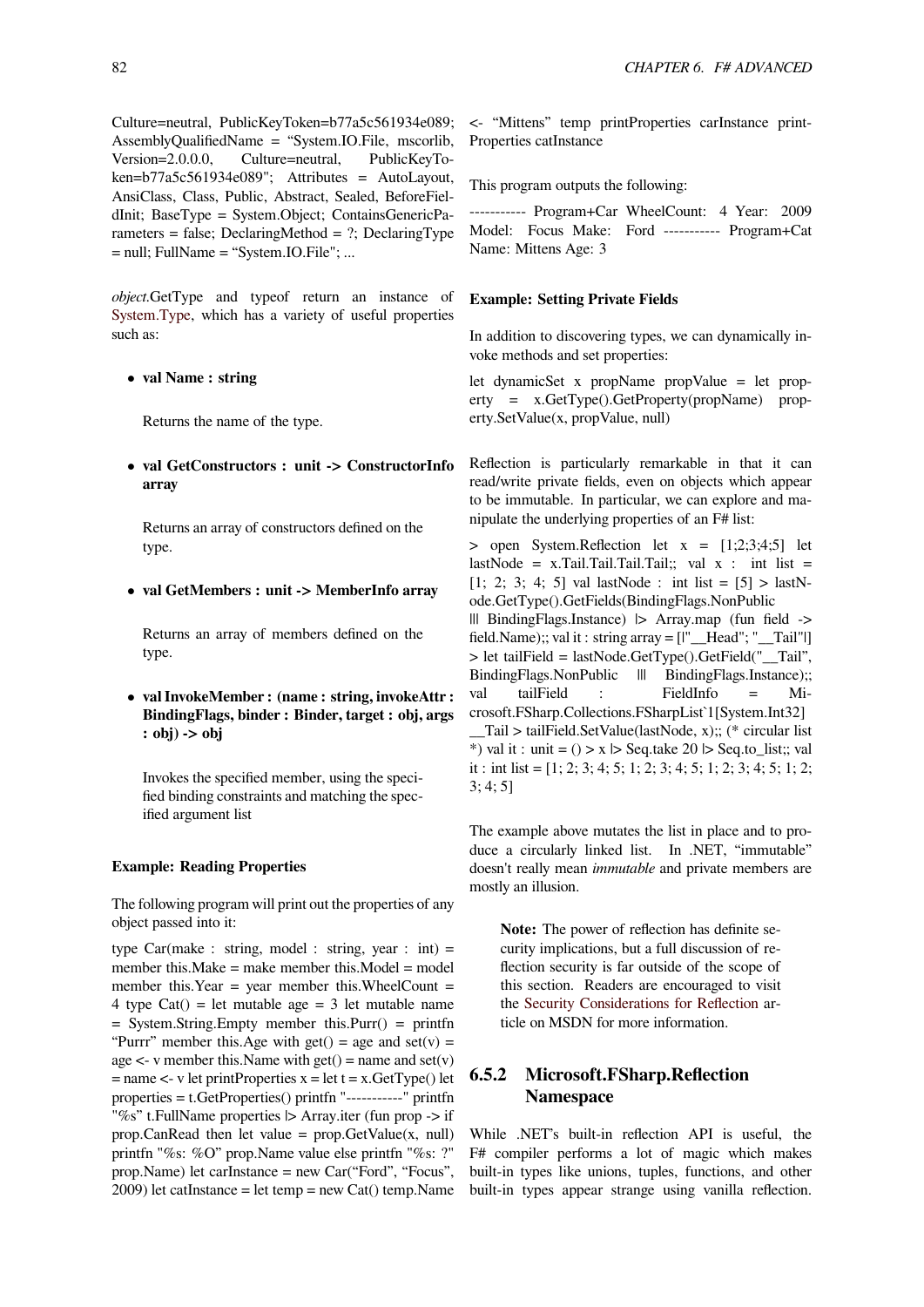Culture=neutral, PublicKeyToken=b77a5c561934e089; AssemblyQualifiedName = "System.IO.File, mscorlib, Version=2.0.0.0, Culture=neutral, PublicKeyToken=b77a5c561934e089"; Attributes = AutoLayout, AnsiClass, Class, Public, Abstract, Sealed, BeforeFieldInit; BaseType = System.Object; ContainsGenericParameters = false; DeclaringMethod = ?; DeclaringType = null; FullName = "System.IO.File"; ...

*object*.GetType and typeof return an instance of System.Type, which has a variety of useful properties such as:

- **val Name : string**

  Returns the name of the type.

- **val GetConstructors : unit -> ConstructorInfo array**

  Returns an array of constructors defined on the type.

- **val GetMembers : unit -> MemberInfo array**

  Returns an array of members defined on the type.

- **val InvokeMember : (name : string, invokeAttr : BindingFlags, binder : Binder, target : obj, args : obj) -> obj**

  Invokes the specified member, using the specified binding constraints and matching the specified argument list

**Example: Reading Properties**

The following program will print out the properties of any object passed into it:

type Car(make : string, model : string, year : int) = member this.Make = make member this.Model = model member this.Year = year member this.WheelCount = 4 type Cat() = let mutable age = 3 let mutable name = System.String.Empty member this.Purr() = printfn "Purrr" member this.Age with get() = age and set(v) = age <- v member this.Name with get() = name and set(v) = name <- v let printProperties x = let t = x.GetType() let properties = t.GetProperties() printfn "-----------" printfn "%s" t.FullName properties |> Array.iter (fun prop -> if prop.CanRead then let value = prop.GetValue(x, null) printfn "%s: %O" prop.Name value else printfn "%s: ?" prop.Name) let carInstance = new Car("Ford", "Focus", 2009) let catInstance = let temp = new Cat() temp.Name <- "Mittens" temp printProperties carInstance printProperties catInstance

This program outputs the following:

----------- Program+Car WheelCount: 4 Year: 2009 Model: Focus Make: Ford ----------- Program+Cat Name: Mittens Age: 3

**Example: Setting Private Fields**

In addition to discovering types, we can dynamically invoke methods and set properties:

let dynamicSet x propName propValue = let property = x.GetType().GetProperty(propName) property.SetValue(x, propValue, null)

Reflection is particularly remarkable in that it can read/write private fields, even on objects which appear to be immutable. In particular, we can explore and manipulate the underlying properties of an F# list:

> open System.Reflection let x = [1;2;3;4;5] let lastNode = x.Tail.Tail.Tail.Tail;; val x : int list = [1; 2; 3; 4; 5] val lastNode : int list = [5] > lastNode.GetType().GetFields(BindingFlags.NonPublic ||| BindingFlags.Instance) |> Array.map (fun field -> field.Name);; val it : string array = [|"__Head"; "__Tail"|] > let tailField = lastNode.GetType().GetField("__Tail", BindingFlags.NonPublic ||| BindingFlags.Instance);; val tailField : FieldInfo = Microsoft.FSharp.Collections.FSharpList`1[System.Int32] __Tail > tailField.SetValue(lastNode, x);; (* circular list *) val it : unit = () > x |> Seq.take 20 |> Seq.to_list;; val it : int list = [1; 2; 3; 4; 5; 1; 2; 3; 4; 5; 1; 2; 3; 4; 5; 1; 2; 3; 4; 5]

The example above mutates the list in place and to produce a circularly linked list. In .NET, "immutable" doesn't really mean *immutable* and private members are mostly an illusion.

> **Note:** The power of reflection has definite security implications, but a full discussion of reflection security is far outside of the scope of this section. Readers are encouraged to visit the Security Considerations for Reflection article on MSDN for more information.

### 6.5.2 Microsoft.FSharp.Reflection Namespace

While .NET's built-in reflection API is useful, the F# compiler performs a lot of magic which makes built-in types like unions, tuples, functions, and other built-in types appear strange using vanilla reflection.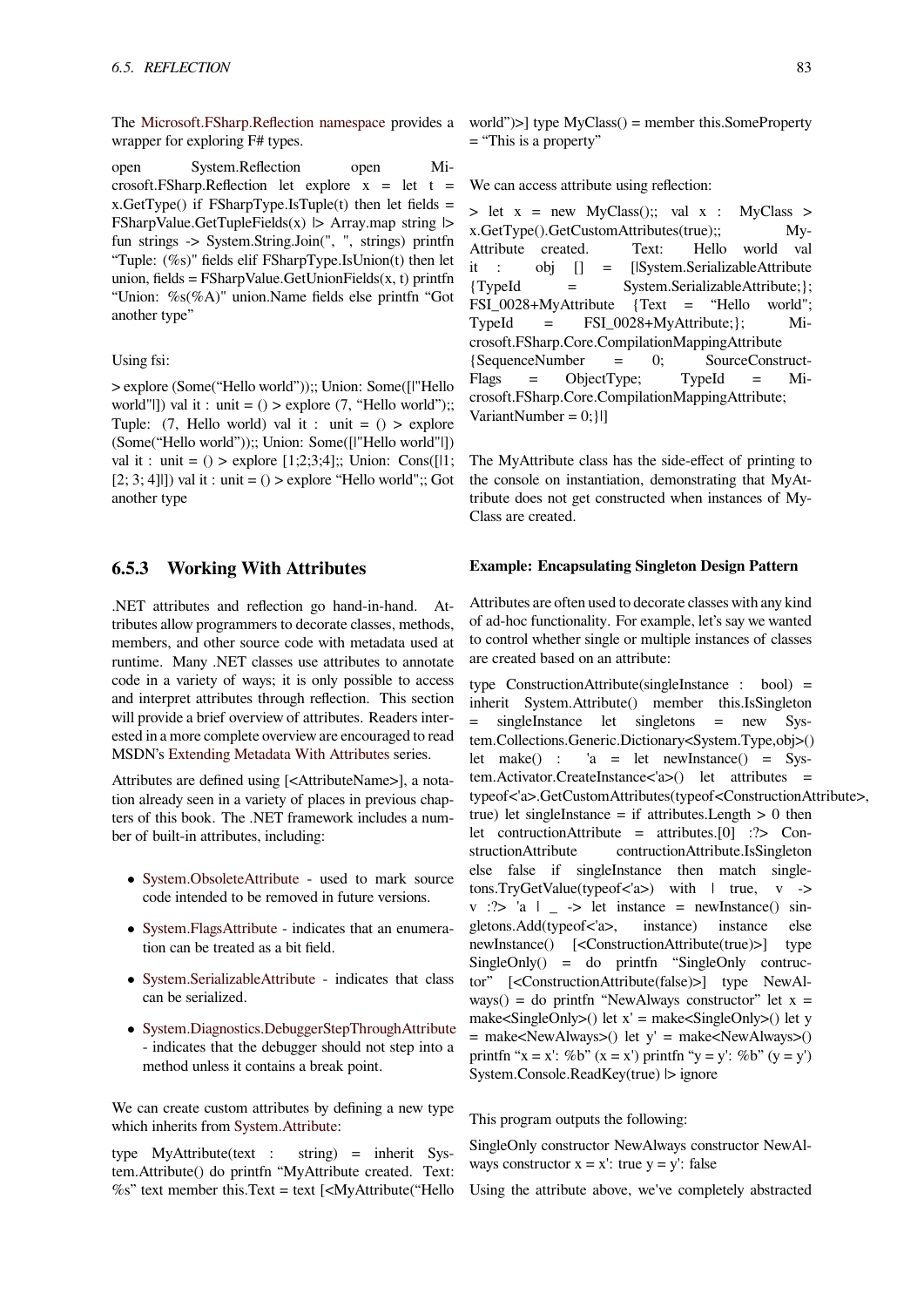The Microsoft.FSharp.Reflection namespace provides a wrapper for exploring F# types.

open System.Reflection open Microsoft.FSharp.Reflection let explore x = let t = x.GetType() if FSharpType.IsTuple(t) then let fields = FSharpValue.GetTupleFields(x) |> Array.map string |> fun strings -> System.String.Join(", ", strings) printfn "Tuple: (%s)" fields elif FSharpType.IsUnion(t) then let union, fields = FSharpValue.GetUnionFields(x, t) printfn "Union: %s(%A)" union.Name fields else printfn "Got another type"

Using fsi:

> explore (Some("Hello world"));; Union: Some([|"Hello world"|]) val it : unit = () > explore (7, "Hello world");; Tuple: (7, Hello world) val it : unit = () > explore (Some("Hello world"));; Union: Some([|"Hello world"|]) val it : unit = () > explore [1;2;3;4];; Union: Cons([|1; [2; 3; 4]|]) val it : unit = () > explore "Hello world";; Got another type

### 6.5.3 Working With Attributes

.NET attributes and reflection go hand-in-hand. Attributes allow programmers to decorate classes, methods, members, and other source code with metadata used at runtime. Many .NET classes use attributes to annotate code in a variety of ways; it is only possible to access and interpret attributes through reflection. This section will provide a brief overview of attributes. Readers interested in a more complete overview are encouraged to read MSDN's Extending Metadata With Attributes series.

Attributes are defined using [<AttributeName>], a notation already seen in a variety of places in previous chapters of this book. The .NET framework includes a number of built-in attributes, including:

- System.ObsoleteAttribute - used to mark source code intended to be removed in future versions.
- System.FlagsAttribute - indicates that an enumeration can be treated as a bit field.
- System.SerializableAttribute - indicates that class can be serialized.
- System.Diagnostics.DebuggerStepThroughAttribute - indicates that the debugger should not step into a method unless it contains a break point.

We can create custom attributes by defining a new type which inherits from System.Attribute:

type MyAttribute(text : string) = inherit System.Attribute() do printfn "MyAttribute created. Text: %s" text member this.Text = text [<MyAttribute("Hello world")>] type MyClass() = member this.SomeProperty = "This is a property"

We can access attribute using reflection:

> let x = new MyClass();; val x : MyClass > x.GetType().GetCustomAttributes(true);; MyAttribute created. Text: Hello world val it : obj [] = [|System.SerializableAttribute {TypeId = System.SerializableAttribute;}; FSI_0028+MyAttribute {Text = "Hello world"; TypeId = FSI_0028+MyAttribute;}; Microsoft.FSharp.Core.CompilationMappingAttribute {SequenceNumber = 0; SourceConstructFlags = ObjectType; TypeId = Microsoft.FSharp.Core.CompilationMappingAttribute; VariantNumber = 0;}|]

The MyAttribute class has the side-effect of printing to the console on instantiation, demonstrating that MyAttribute does not get constructed when instances of MyClass are created.

**Example: Encapsulating Singleton Design Pattern**

Attributes are often used to decorate classes with any kind of ad-hoc functionality. For example, let's say we wanted to control whether single or multiple instances of classes are created based on an attribute:

type ConstructionAttribute(singleInstance : bool) = inherit System.Attribute() member this.IsSingleton = singleInstance let singletons = new System.Collections.Generic.Dictionary<System.Type,obj>() let make() : 'a = let newInstance() = System.Activator.CreateInstance<'a>() let attributes = typeof<'a>.GetCustomAttributes(typeof<ConstructionAttribute>, true) let singleInstance = if attributes.Length > 0 then let contructionAttribute = attributes.[0] :?> ConstructionAttribute contructionAttribute.IsSingleton else false if singleInstance then match singletons.TryGetValue(typeof<'a>) with | true, v -> v :?> 'a | _ -> let instance = newInstance() singletons.Add(typeof<'a>, instance) instance else newInstance() [<ConstructionAttribute(true)>] type SingleOnly() = do printfn "SingleOnly contructor" [<ConstructionAttribute(false)>] type NewAlways() = do printfn "NewAlways constructor" let x = make<SingleOnly>() let x' = make<SingleOnly>() let y = make<NewAlways>() let y' = make<NewAlways>() printfn "x = x': %b" (x = x') printfn "y = y': %b" (y = y') System.Console.ReadKey(true) |> ignore

This program outputs the following:

SingleOnly constructor NewAlways constructor NewAlways constructor x = x': true y = y': false

Using the attribute above, we've completely abstracted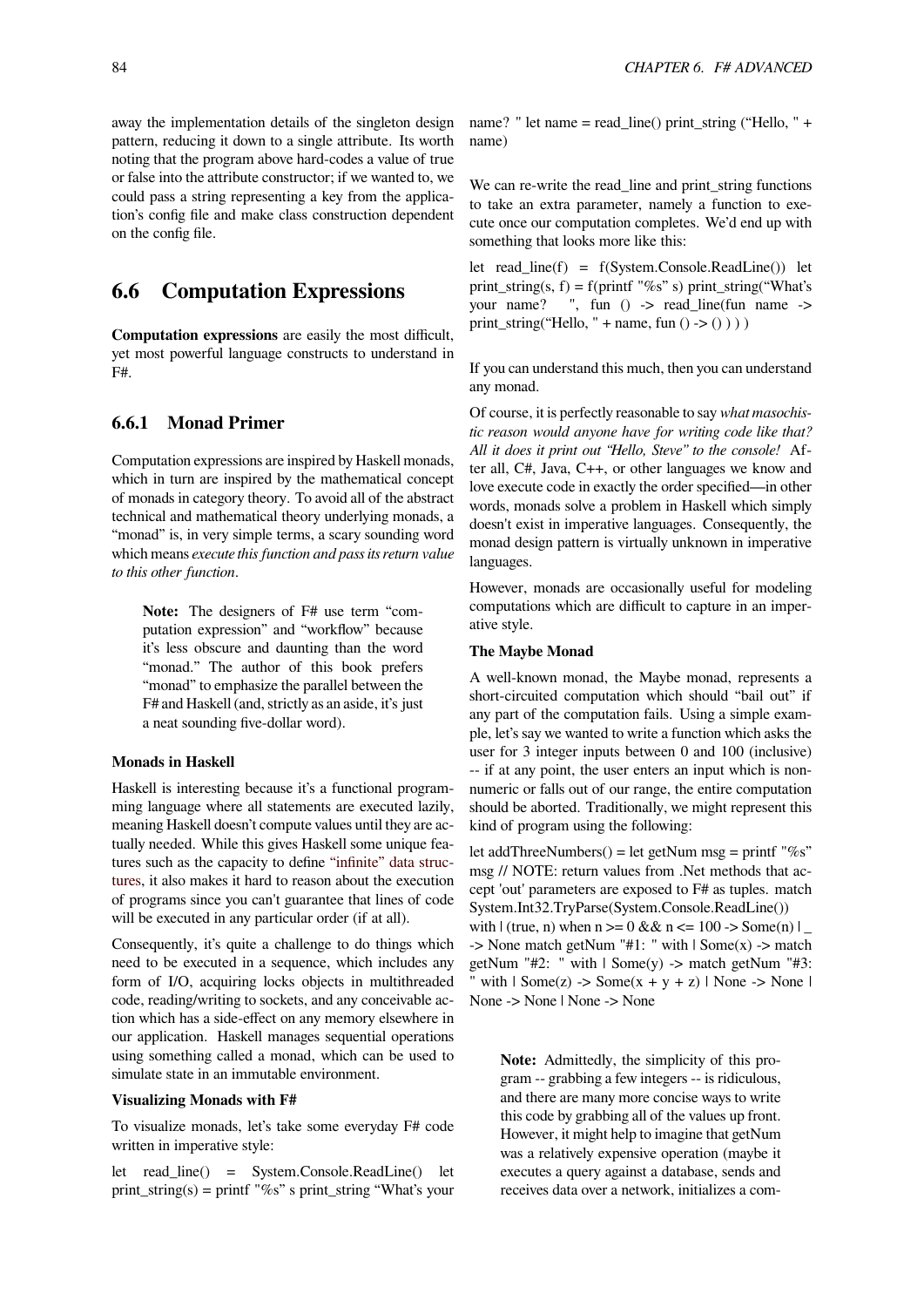away the implementation details of the singleton design pattern, reducing it down to a single attribute. Its worth noting that the program above hard-codes a value of true or false into the attribute constructor; if we wanted to, we could pass a string representing a key from the application's config file and make class construction dependent on the config file.

## 6.6 Computation Expressions

**Computation expressions** are easily the most difficult, yet most powerful language constructs to understand in F#.

### 6.6.1 Monad Primer

Computation expressions are inspired by Haskell monads, which in turn are inspired by the mathematical concept of monads in category theory. To avoid all of the abstract technical and mathematical theory underlying monads, a "monad" is, in very simple terms, a scary sounding word which means *execute this function and pass its return value to this other function*.

> **Note:** The designers of F# use term "computation expression" and "workflow" because it's less obscure and daunting than the word "monad." The author of this book prefers "monad" to emphasize the parallel between the F# and Haskell (and, strictly as an aside, it's just a neat sounding five-dollar word).

#### Monads in Haskell

Haskell is interesting because it's a functional programming language where all statements are executed lazily, meaning Haskell doesn't compute values until they are actually needed. While this gives Haskell some unique features such as the capacity to define "infinite" data structures, it also makes it hard to reason about the execution of programs since you can't guarantee that lines of code will be executed in any particular order (if at all).

Consequently, it's quite a challenge to do things which need to be executed in a sequence, which includes any form of I/O, acquiring locks objects in multithreaded code, reading/writing to sockets, and any conceivable action which has a side-effect on any memory elsewhere in our application. Haskell manages sequential operations using something called a monad, which can be used to simulate state in an immutable environment.

#### Visualizing Monads with F#

To visualize monads, let's take some everyday F# code written in imperative style:

```
let read_line() = System.Console.ReadLine() let print_string(s) = printf "%s" s print_string "What's your name? " let name = read_line() print_string ("Hello, " + name)
```

We can re-write the read_line and print_string functions to take an extra parameter, namely a function to execute once our computation completes. We'd end up with something that looks more like this:

```
let read_line(f) = f(System.Console.ReadLine()) let print_string(s, f) = f(printf "%s" s) print_string("What's your name? ", fun () -> read_line(fun name -> print_string("Hello, " + name, fun () -> () ) ) )
```

If you can understand this much, then you can understand any monad.

Of course, it is perfectly reasonable to say *what masochistic reason would anyone have for writing code like that? All it does it print out "Hello, Steve" to the console!* After all, C#, Java, C++, or other languages we know and love execute code in exactly the order specified—in other words, monads solve a problem in Haskell which simply doesn't exist in imperative languages. Consequently, the monad design pattern is virtually unknown in imperative languages.

However, monads are occasionally useful for modeling computations which are difficult to capture in an imperative style.

#### The Maybe Monad

A well-known monad, the Maybe monad, represents a short-circuited computation which should "bail out" if any part of the computation fails. Using a simple example, let's say we wanted to write a function which asks the user for 3 integer inputs between 0 and 100 (inclusive) -- if at any point, the user enters an input which is non-numeric or falls out of our range, the entire computation should be aborted. Traditionally, we might represent this kind of program using the following:

```
let addThreeNumbers() = let getNum msg = printf "%s" msg // NOTE: return values from .Net methods that accept 'out' parameters are exposed to F# as tuples. match System.Int32.TryParse(System.Console.ReadLine()) with | (true, n) when n >= 0 && n <= 100 -> Some(n) | _ -> None match getNum "#1: " with | Some(x) -> match getNum "#2: " with | Some(y) -> match getNum "#3: " with | Some(z) -> Some(x + y + z) | None -> None | None -> None | None -> None
```

> **Note:** Admittedly, the simplicity of this program -- grabbing a few integers -- is ridiculous, and there are many more concise ways to write this code by grabbing all of the values up front. However, it might help to imagine that getNum was a relatively expensive operation (maybe it executes a query against a database, sends and receives data over a network, initializes a com-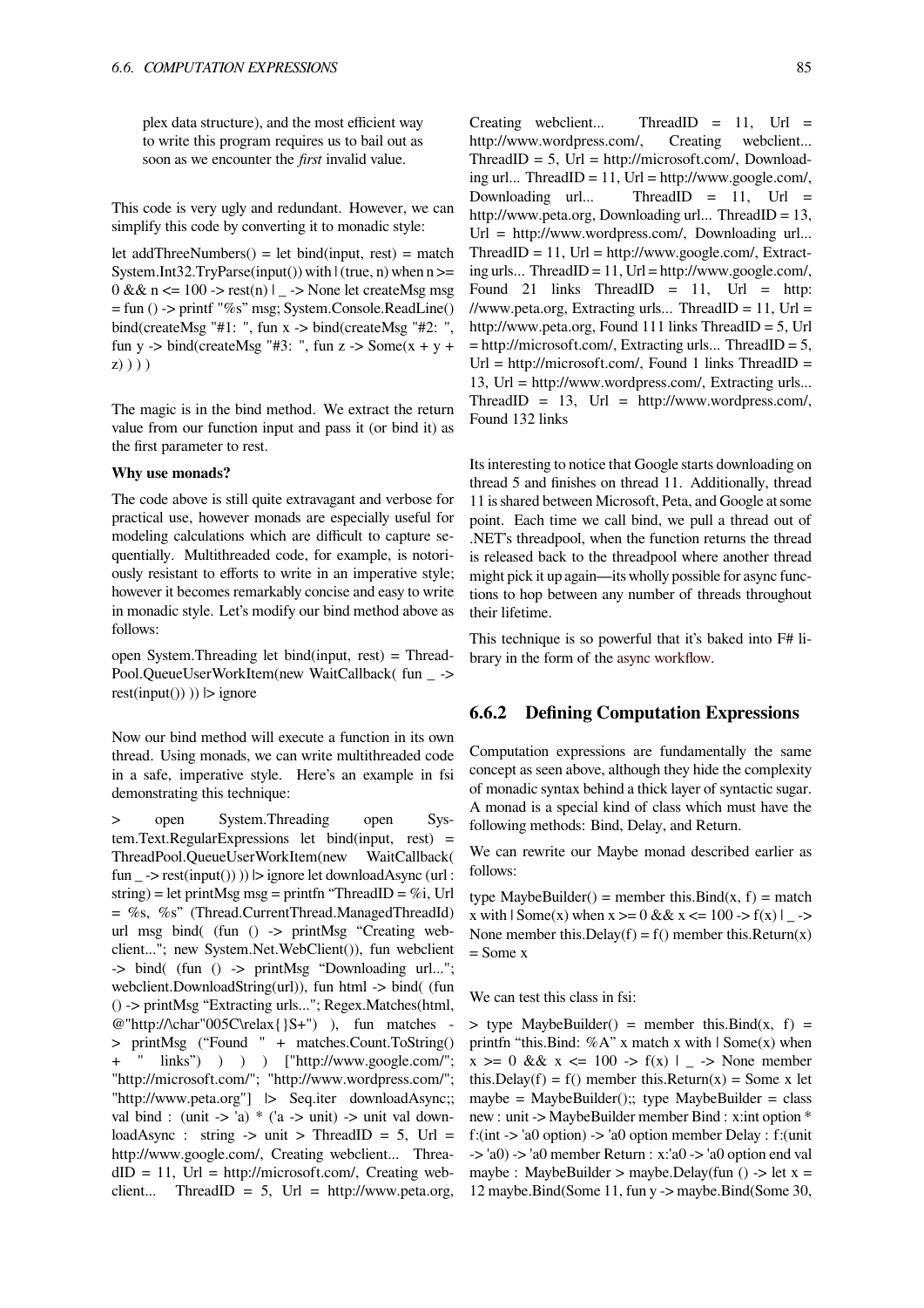plex data structure), and the most efficient way to write this program requires us to bail out as soon as we encounter the *first* invalid value.

This code is very ugly and redundant. However, we can simplify this code by converting it to monadic style:

let addThreeNumbers() = let bind(input, rest) = match System.Int32.TryParse(input()) with | (true, n) when n >= 0 && n <= 100 -> rest(n) | _ -> None let createMsg msg = fun () -> printf "%s" msg; System.Console.ReadLine() bind(createMsg "#1: ", fun x -> bind(createMsg "#2: ", fun y -> bind(createMsg "#3: ", fun z -> Some(x + y + z) ) ) )

The magic is in the bind method. We extract the return value from our function input and pass it (or bind it) as the first parameter to rest.

**Why use monads?**

The code above is still quite extravagant and verbose for practical use, however monads are especially useful for modeling calculations which are difficult to capture sequentially. Multithreaded code, for example, is notoriously resistant to efforts to write in an imperative style; however it becomes remarkably concise and easy to write in monadic style. Let's modify our bind method above as follows:

open System.Threading let bind(input, rest) = ThreadPool.QueueUserWorkItem(new WaitCallback( fun _ -> rest(input()) )) |> ignore

Now our bind method will execute a function in its own thread. Using monads, we can write multithreaded code in a safe, imperative style. Here's an example in fsi demonstrating this technique:

> open System.Threading open System.Text.RegularExpressions let bind(input, rest) = ThreadPool.QueueUserWorkItem(new WaitCallback( fun _ -> rest(input()) )) |> ignore let downloadAsync (url : string) = let printMsg msg = printfn "ThreadID = %i, Url = %s, %s" (Thread.CurrentThread.ManagedThreadId) url msg bind( (fun () -> printMsg "Creating webclient..."; new System.Net.WebClient()), fun webclient -> bind( (fun () -> printMsg "Downloading url..."; webclient.DownloadString(url)), fun html -> bind( (fun () -> printMsg "Extracting urls..."; Regex.Matches(html, @"http://\char"005C\relax{}S+") ), fun matches -> printMsg ("Found " + matches.Count.ToString() + " links") ) ) ) ["http://www.google.com/"; "http://microsoft.com/"; "http://www.wordpress.com/"; "http://www.peta.org"] |> Seq.iter downloadAsync;; val bind : (unit -> 'a) * ('a -> unit) -> unit val downloadAsync : string -> unit > ThreadID = 5, Url = http://www.google.com/, Creating webclient... ThreadID = 11, Url = http://microsoft.com/, Creating webclient... ThreadID = 5, Url = http://www.peta.org, Creating webclient... ThreadID = 11, Url = http://www.wordpress.com/, Creating webclient... ThreadID = 5, Url = http://microsoft.com/, Downloading url... ThreadID = 11, Url = http://www.google.com/, Downloading url... ThreadID = 11, Url = http://www.peta.org, Downloading url... ThreadID = 13, Url = http://www.wordpress.com/, Downloading url... ThreadID = 11, Url = http://www.google.com/, Extracting urls... ThreadID = 11, Url = http://www.google.com/, Found 21 links ThreadID = 11, Url = http://www.peta.org, Extracting urls... ThreadID = 11, Url = http://www.peta.org, Found 111 links ThreadID = 5, Url = http://microsoft.com/, Extracting urls... ThreadID = 5, Url = http://microsoft.com/, Found 1 links ThreadID = 13, Url = http://www.wordpress.com/, Extracting urls... ThreadID = 13, Url = http://www.wordpress.com/, Found 132 links

Its interesting to notice that Google starts downloading on thread 5 and finishes on thread 11. Additionally, thread 11 is shared between Microsoft, Peta, and Google at some point. Each time we call bind, we pull a thread out of .NET's threadpool, when the function returns the thread is released back to the threadpool where another thread might pick it up again—its wholly possible for async functions to hop between any number of threads throughout their lifetime.

This technique is so powerful that it's baked into F# library in the form of the async workflow.

### 6.6.2 Defining Computation Expressions

Computation expressions are fundamentally the same concept as seen above, although they hide the complexity of monadic syntax behind a thick layer of syntactic sugar. A monad is a special kind of class which must have the following methods: Bind, Delay, and Return.

We can rewrite our Maybe monad described earlier as follows:

type MaybeBuilder() = member this.Bind(x, f) = match x with | Some(x) when x >= 0 && x <= 100 -> f(x) | _ -> None member this.Delay(f) = f() member this.Return(x) = Some x

We can test this class in fsi:

> type MaybeBuilder() = member this.Bind(x, f) = printfn "this.Bind: %A" x match x with | Some(x) when x >= 0 && x <= 100 -> f(x) | _ -> None member this.Delay(f) = f() member this.Return(x) = Some x let maybe = MaybeBuilder();; type MaybeBuilder = class new : unit -> MaybeBuilder member Bind : x:int option * f:(int -> 'a0 option) -> 'a0 option member Delay : f:(unit -> 'a0) -> 'a0 member Return : x:'a0 -> 'a0 option end val maybe : MaybeBuilder > maybe.Delay(fun () -> let x = 12 maybe.Bind(Some 11, fun y -> maybe.Bind(Some 30,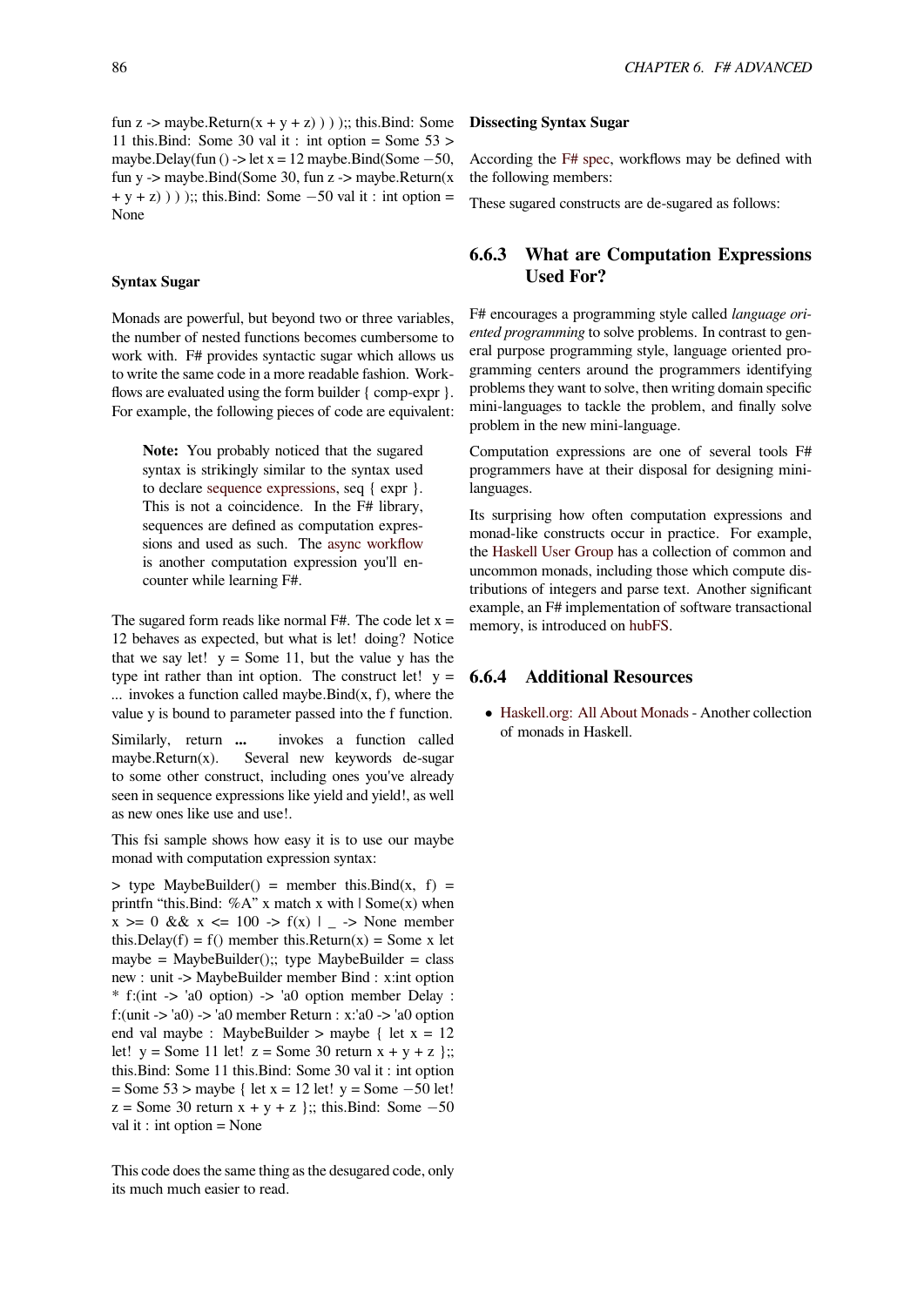fun z -> maybe.Return(x + y + z) ) ) );; this.Bind: Some 11 this.Bind: Some 30 val it : int option = Some 53 > maybe.Delay(fun () -> let x = 12 maybe.Bind(Some −50, fun y -> maybe.Bind(Some 30, fun z -> maybe.Return(x + y + z) ) ) );; this.Bind: Some −50 val it : int option = None

**Syntax Sugar**

Monads are powerful, but beyond two or three variables, the number of nested functions becomes cumbersome to work with. F# provides syntactic sugar which allows us to write the same code in a more readable fashion. Workflows are evaluated using the form builder { comp-expr }. For example, the following pieces of code are equivalent:

> **Note:** You probably noticed that the sugared syntax is strikingly similar to the syntax used to declare sequence expressions, seq { expr }. This is not a coincidence. In the F# library, sequences are defined as computation expressions and used as such. The async workflow is another computation expression you'll encounter while learning F#.

The sugared form reads like normal F#. The code let x = 12 behaves as expected, but what is let! doing? Notice that we say let! y = Some 11, but the value y has the type int rather than int option. The construct let! y = ... invokes a function called maybe.Bind(x, f), where the value y is bound to parameter passed into the f function.

Similarly, return **...** invokes a function called maybe.Return(x). Several new keywords de-sugar to some other construct, including ones you've already seen in sequence expressions like yield and yield!, as well as new ones like use and use!.

This fsi sample shows how easy it is to use our maybe monad with computation expression syntax:

> type MaybeBuilder() = member this.Bind(x, f) = printfn “this.Bind: %A” x match x with | Some(x) when x >= 0 && x <= 100 -> f(x) | _ -> None member this.Delay(f) = f() member this.Return(x) = Some x let maybe = MaybeBuilder();; type MaybeBuilder = class new : unit -> MaybeBuilder member Bind : x:int option * f:(int -> 'a0 option) -> 'a0 option member Delay : f:(unit -> 'a0) -> 'a0 member Return : x:'a0 -> 'a0 option end val maybe : MaybeBuilder > maybe { let x = 12 let! y = Some 11 let! z = Some 30 return x + y + z };; this.Bind: Some 11 this.Bind: Some 30 val it : int option = Some 53 > maybe { let x = 12 let! y = Some −50 let! z = Some 30 return x + y + z };; this.Bind: Some −50 val it : int option = None

This code does the same thing as the desugared code, only its much much easier to read.

**Dissecting Syntax Sugar**

According the F# spec, workflows may be defined with the following members:

These sugared constructs are de-sugared as follows:

### 6.6.3 What are Computation Expressions Used For?

F# encourages a programming style called *language oriented programming* to solve problems. In contrast to general purpose programming style, language oriented programming centers around the programmers identifying problems they want to solve, then writing domain specific mini-languages to tackle the problem, and finally solve problem in the new mini-language.

Computation expressions are one of several tools F# programmers have at their disposal for designing mini-languages.

Its surprising how often computation expressions and monad-like constructs occur in practice. For example, the Haskell User Group has a collection of common and uncommon monads, including those which compute distributions of integers and parse text. Another significant example, an F# implementation of software transactional memory, is introduced on hubFS.

### 6.6.4 Additional Resources

- Haskell.org: All About Monads - Another collection of monads in Haskell.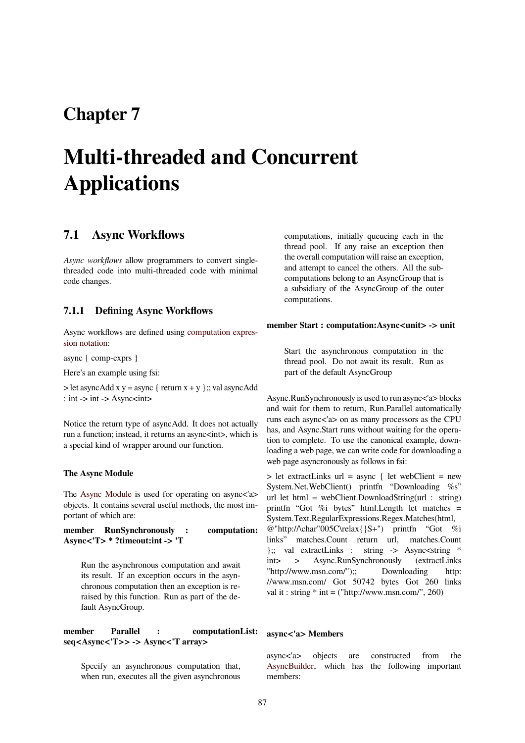# Chapter 7

# Multi-threaded and Concurrent Applications

## 7.1 Async Workflows

*Async workflows* allow programmers to convert single-threaded code into multi-threaded code with minimal code changes.

### 7.1.1 Defining Async Workflows

Async workflows are defined using computation expression notation:

async { comp-exprs }

Here's an example using fsi:

> let asyncAdd x y = async { return x + y };; val asyncAdd : int -> int -> Async<int>

Notice the return type of asyncAdd. It does not actually run a function; instead, it returns an async<int>, which is a special kind of wrapper around our function.

#### The Async Module

The Async Module is used for operating on async<'a> objects. It contains several useful methods, the most important of which are:

**member RunSynchronously : computation: Async<'T> * ?timeout:int -> 'T**

> Run the asynchronous computation and await its result. If an exception occurs in the asynchronous computation then an exception is re-raised by this function. Run as part of the default AsyncGroup.

**member Parallel : computationList: seq<Async<'T>> -> Async<'T array>**

> Specify an asynchronous computation that, when run, executes all the given asynchronous computations, initially queueing each in the thread pool. If any raise an exception then the overall computation will raise an exception, and attempt to cancel the others. All the sub-computations belong to an AsyncGroup that is a subsidiary of the AsyncGroup of the outer computations.

**member Start : computation:Async<unit> -> unit**

> Start the asynchronous computation in the thread pool. Do not await its result. Run as part of the default AsyncGroup

Async.RunSynchronously is used to run async<'a> blocks and wait for them to return, Run.Parallel automatically runs each async<'a> on as many processors as the CPU has, and Async.Start runs without waiting for the operation to complete. To use the canonical example, downloading a web page, we can write code for downloading a web page asyncronously as follows in fsi:

> let extractLinks url = async { let webClient = new System.Net.WebClient() printfn "Downloading %s" url let html = webClient.DownloadString(url : string) printfn "Got %i bytes" html.Length let matches = System.Text.RegularExpressions.Regex.Matches(html, @"http://\char"005C\relax{}S+") printfn "Got %i links" matches.Count return url, matches.Count };; val extractLinks : string -> Async<string * int> > Async.RunSynchronously (extractLinks "http://www.msn.com/");; Downloading http://www.msn.com/ Got 50742 bytes Got 260 links val it : string * int = ("http://www.msn.com/", 260)

#### async<'a> Members

async<'a> objects are constructed from the AsyncBuilder, which has the following important members: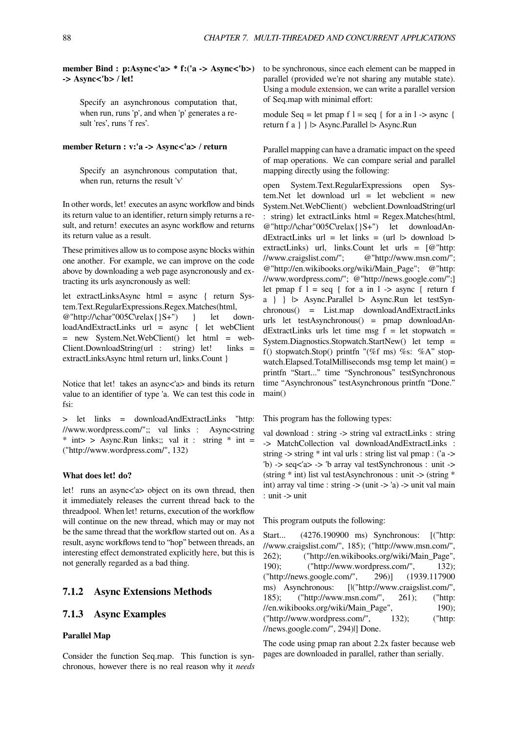**member Bind : p:Async<'a> * f:('a -> Async<'b>) -> Async<'b> / let!**

> Specify an asynchronous computation that, when run, runs 'p', and when 'p' generates a result 'res', runs 'f res'.

**member Return : v:'a -> Async<'a> / return**

> Specify an asynchronous computation that, when run, returns the result 'v'

In other words, let! executes an async workflow and binds its return value to an identifier, return simply returns a result, and return! executes an async workflow and returns its return value as a result.

These primitives allow us to compose async blocks within one another. For example, we can improve on the code above by downloading a web page asyncronously and extracting its urls asyncronously as well:

```
let extractLinksAsync html = async { return System.Text.RegularExpressions.Regex.Matches(html, @"http://\char"005C\relax{}S+") } let downloadAndExtractLinks url = async { let webClient = new System.Net.WebClient() let html = webClient.DownloadString(url : string) let! links = extractLinksAsync html return url, links.Count }
```

Notice that let! takes an async<'a> and binds its return value to an identifier of type 'a. We can test this code in fsi:

```
> let links = downloadAndExtractLinks "http://www.wordpress.com/";; val links : Async<string * int> > Async.Run links;; val it : string * int = ("http://www.wordpress.com/", 132)
```

#### What does let! do?

let! runs an async<'a> object on its own thread, then it immediately releases the current thread back to the threadpool. When let! returns, execution of the workflow will continue on the new thread, which may or may not be the same thread that the workflow started out on. As a result, async workflows tend to "hop" between threads, an interesting effect demonstrated explicitly here, but this is not generally regarded as a bad thing.

### 7.1.2 Async Extensions Methods

### 7.1.3 Async Examples

#### Parallel Map

Consider the function Seq.map. This function is synchronous, however there is no real reason why it *needs* to be synchronous, since each element can be mapped in parallel (provided we're not sharing any mutable state). Using a module extension, we can write a parallel version of Seq.map with minimal effort:

```
module Seq = let pmap f l = seq { for a in l -> async { return f a } } |> Async.Parallel |> Async.Run
```

Parallel mapping can have a dramatic impact on the speed of map operations. We can compare serial and parallel mapping directly using the following:

```
open System.Text.RegularExpressions open System.Net let download url = let webclient = new System.Net.WebClient() webclient.DownloadString(url : string) let extractLinks html = Regex.Matches(html, @"http://\char"005C\relax{}S+") let downloadAndExtractLinks url = let links = (url |> download |> extractLinks) url, links.Count let urls = [@"http://www.craigslist.com/"; @"http://www.msn.com/"; @"http://en.wikibooks.org/wiki/Main_Page"; @"http://www.wordpress.com/"; @"http://news.google.com/";] let pmap f l = seq { for a in l -> async { return f a } } |> Async.Parallel |> Async.Run let testSynchronous() = List.map downloadAndExtractLinks urls let testAsynchronous() = pmap downloadAndExtractLinks urls let time msg f = let stopwatch = System.Diagnostics.Stopwatch.StartNew() let temp = f() stopwatch.Stop() printfn "(%f ms) %s: %A" stopwatch.Elapsed.TotalMilliseconds msg temp let main() = printfn "Start..." time "Synchronous" testSynchronous time "Asynchronous" testAsynchronous printfn "Done." main()
```

This program has the following types:

```
val download : string -> string val extractLinks : string -> MatchCollection val downloadAndExtractLinks : string -> string * int val urls : string list val pmap : ('a -> 'b) -> seq<'a> -> 'b array val testSynchronous : unit -> (string * int) list val testAsynchronous : unit -> (string * int) array val time : string -> (unit -> 'a) -> unit val main : unit -> unit
```

This program outputs the following:

```
Start... (4276.190900 ms) Synchronous: [("http://www.craigslist.com/", 185); ("http://www.msn.com/", 262); ("http://en.wikibooks.org/wiki/Main_Page", 190); ("http://www.wordpress.com/", 132); ("http://news.google.com/", 296)] (1939.117900 ms) Asynchronous: [|("http://www.craigslist.com/", 185); ("http://www.msn.com/", 261); ("http://en.wikibooks.org/wiki/Main_Page", 190); ("http://www.wordpress.com/", 132); ("http://news.google.com/", 294)|] Done.
```

The code using pmap ran about 2.2x faster because web pages are downloaded in parallel, rather than serially.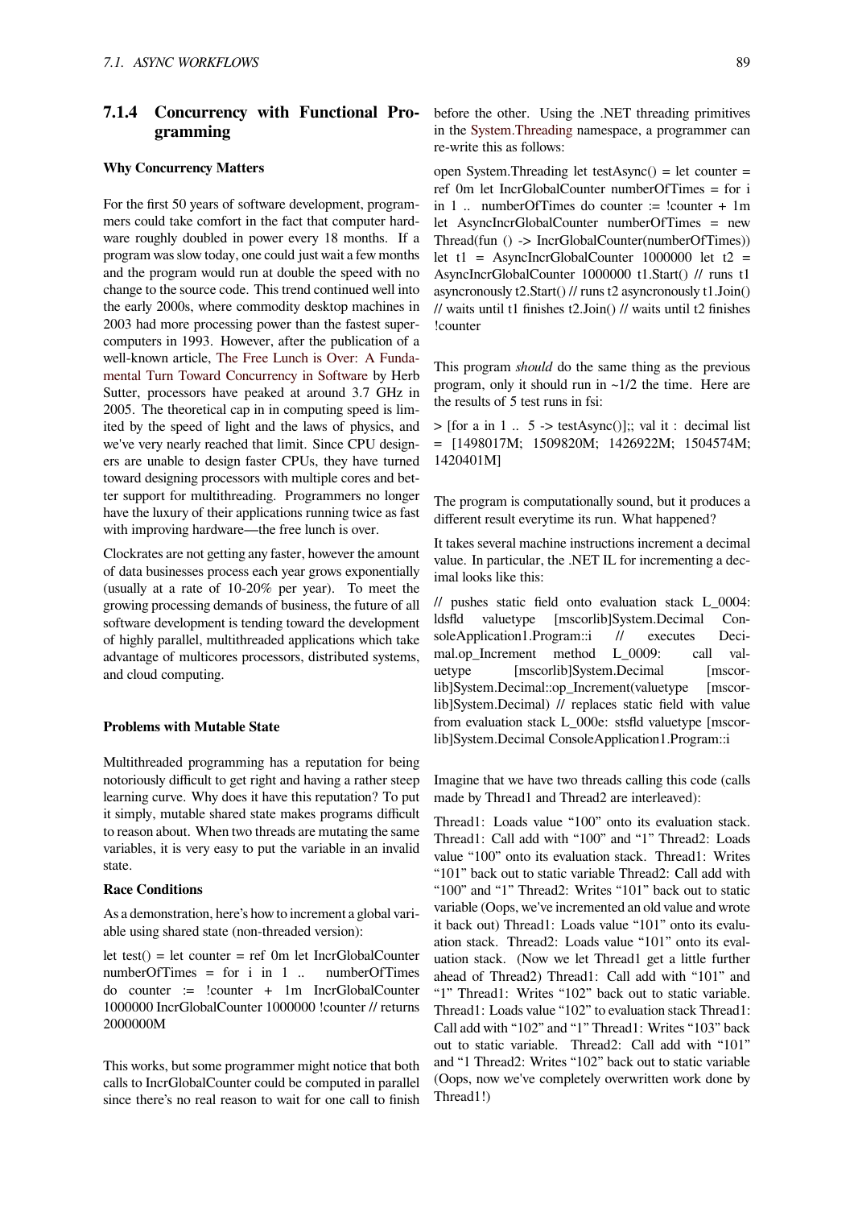### 7.1.4 Concurrency with Functional Programming

**Why Concurrency Matters**

For the first 50 years of software development, programmers could take comfort in the fact that computer hardware roughly doubled in power every 18 months. If a program was slow today, one could just wait a few months and the program would run at double the speed with no change to the source code. This trend continued well into the early 2000s, where commodity desktop machines in 2003 had more processing power than the fastest supercomputers in 1993. However, after the publication of a well-known article, The Free Lunch is Over: A Fundamental Turn Toward Concurrency in Software by Herb Sutter, processors have peaked at around 3.7 GHz in 2005. The theoretical cap in in computing speed is limited by the speed of light and the laws of physics, and we've very nearly reached that limit. Since CPU designers are unable to design faster CPUs, they have turned toward designing processors with multiple cores and better support for multithreading. Programmers no longer have the luxury of their applications running twice as fast with improving hardware—the free lunch is over.

Clockrates are not getting any faster, however the amount of data businesses process each year grows exponentially (usually at a rate of 10-20% per year). To meet the growing processing demands of business, the future of all software development is tending toward the development of highly parallel, multithreaded applications which take advantage of multicores processors, distributed systems, and cloud computing.

**Problems with Mutable State**

Multithreaded programming has a reputation for being notoriously difficult to get right and having a rather steep learning curve. Why does it have this reputation? To put it simply, mutable shared state makes programs difficult to reason about. When two threads are mutating the same variables, it is very easy to put the variable in an invalid state.

**Race Conditions**

As a demonstration, here's how to increment a global variable using shared state (non-threaded version):

```
let test() = let counter = ref 0m let IncrGlobalCounter numberOfTimes = for i in 1 .. numberOfTimes do counter := !counter + 1m IncrGlobalCounter 1000000 IncrGlobalCounter 1000000 !counter // returns 2000000M
```

This works, but some programmer might notice that both calls to IncrGlobalCounter could be computed in parallel since there's no real reason to wait for one call to finish before the other. Using the .NET threading primitives in the System.Threading namespace, a programmer can re-write this as follows:

```
open System.Threading let testAsync() = let counter = ref 0m let IncrGlobalCounter numberOfTimes = for i in 1 .. numberOfTimes do counter := !counter + 1m let AsyncIncrGlobalCounter numberOfTimes = new Thread(fun () -> IncrGlobalCounter(numberOfTimes)) let t1 = AsyncIncrGlobalCounter 1000000 let t2 = AsyncIncrGlobalCounter 1000000 t1.Start() // runs t1 asyncronously t2.Start() // runs t2 asyncronously t1.Join() // waits until t1 finishes t2.Join() // waits until t2 finishes !counter
```

This program *should* do the same thing as the previous program, only it should run in ~1/2 the time. Here are the results of 5 test runs in fsi:

```
> [for a in 1 .. 5 -> testAsync()];; val it : decimal list = [1498017M; 1509820M; 1426922M; 1504574M; 1420401M]
```

The program is computationally sound, but it produces a different result everytime its run. What happened?

It takes several machine instructions increment a decimal value. In particular, the .NET IL for incrementing a decimal looks like this:

```
// pushes static field onto evaluation stack L_0004: ldsfld valuetype [mscorlib]System.Decimal ConsoleApplication1.Program::i // executes Decimal.op_Increment method L_0009: call valuetype [mscorlib]System.Decimal [mscorlib]System.Decimal::op_Increment(valuetype [mscorlib]System.Decimal) // replaces static field with value from evaluation stack L_000e: stsfld valuetype [mscorlib]System.Decimal ConsoleApplication1.Program::i
```

Imagine that we have two threads calling this code (calls made by Thread1 and Thread2 are interleaved):

Thread1: Loads value "100" onto its evaluation stack. Thread1: Call add with "100" and "1" Thread2: Loads value "100" onto its evaluation stack. Thread1: Writes "101" back out to static variable Thread2: Call add with "100" and "1" Thread2: Writes "101" back out to static variable (Oops, we've incremented an old value and wrote it back out) Thread1: Loads value "101" onto its evaluation stack. Thread2: Loads value "101" onto its evaluation stack. (Now we let Thread1 get a little further ahead of Thread2) Thread1: Call add with "101" and "1" Thread1: Writes "102" back out to static variable. Thread1: Loads value "102" to evaluation stack Thread1: Call add with "102" and "1" Thread1: Writes "103" back out to static variable. Thread2: Call add with "101" and "1 Thread2: Writes "102" back out to static variable (Oops, now we've completely overwritten work done by Thread1!)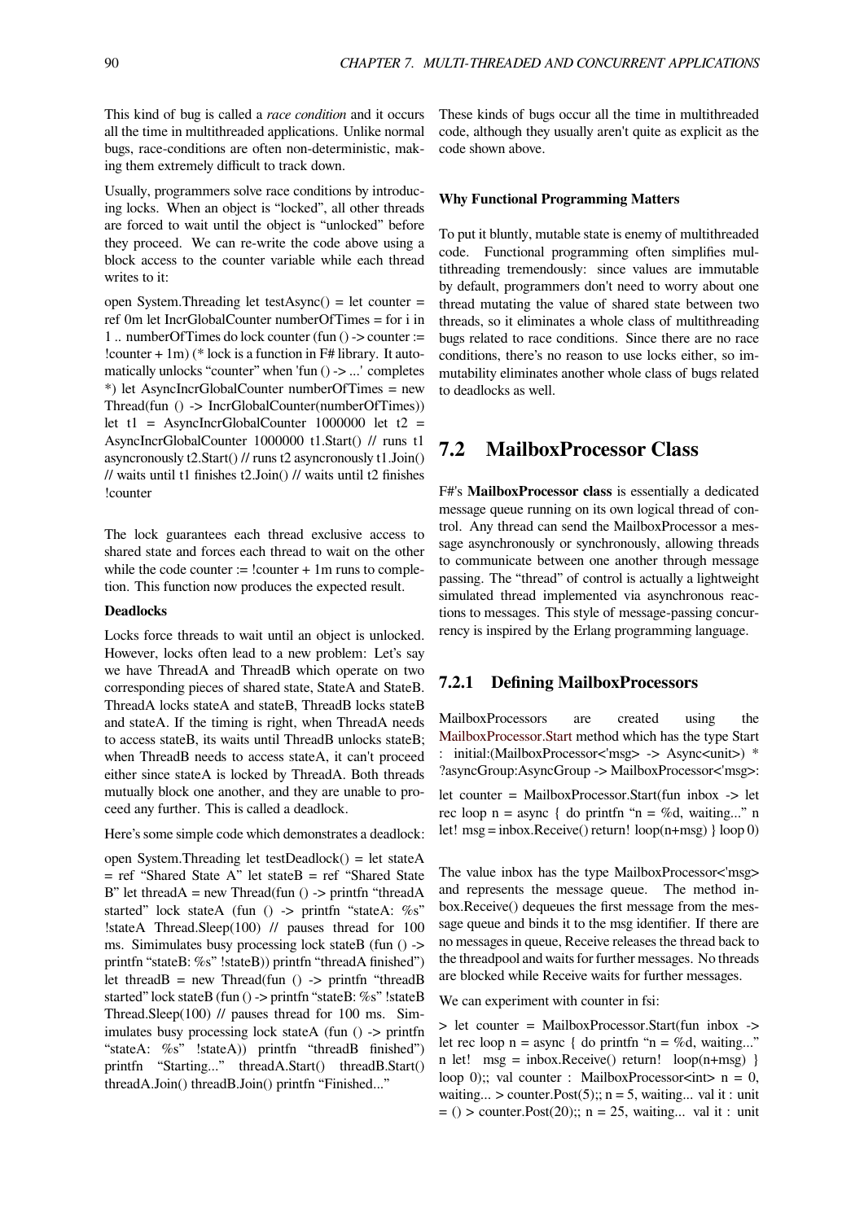This kind of bug is called a *race condition* and it occurs all the time in multithreaded applications. Unlike normal bugs, race-conditions are often non-deterministic, making them extremely difficult to track down.

Usually, programmers solve race conditions by introducing locks. When an object is "locked", all other threads are forced to wait until the object is "unlocked" before they proceed. We can re-write the code above using a block access to the counter variable while each thread writes to it:

```
open System.Threading let testAsync() = let counter = ref 0m let IncrGlobalCounter numberOfTimes = for i in 1 .. numberOfTimes do lock counter (fun () -> counter := !counter + 1m) (* lock is a function in F# library. It automatically unlocks "counter" when 'fun () -> ...' completes *) let AsyncIncrGlobalCounter numberOfTimes = new Thread(fun () -> IncrGlobalCounter(numberOfTimes)) let t1 = AsyncIncrGlobalCounter 1000000 let t2 = AsyncIncrGlobalCounter 1000000 t1.Start() // runs t1 asyncronously t2.Start() // runs t2 asyncronously t1.Join() // waits until t1 finishes t2.Join() // waits until t2 finishes !counter
```

The lock guarantees each thread exclusive access to shared state and forces each thread to wait on the other while the code counter := !counter + 1m runs to completion. This function now produces the expected result.

#### Deadlocks

Locks force threads to wait until an object is unlocked. However, locks often lead to a new problem: Let's say we have ThreadA and ThreadB which operate on two corresponding pieces of shared state, StateA and StateB. ThreadA locks stateA and stateB, ThreadB locks stateB and stateA. If the timing is right, when ThreadA needs to access stateB, its waits until ThreadB unlocks stateB; when ThreadB needs to access stateA, it can't proceed either since stateA is locked by ThreadA. Both threads mutually block one another, and they are unable to proceed any further. This is called a deadlock.

Here's some simple code which demonstrates a deadlock:

```
open System.Threading let testDeadlock() = let stateA = ref "Shared State A" let stateB = ref "Shared State B" let threadA = new Thread(fun () -> printfn "threadA started" lock stateA (fun () -> printfn "stateA: %s" !stateA Thread.Sleep(100) // pauses thread for 100 ms. Simimulates busy processing lock stateB (fun () -> printfn "stateB: %s" !stateB)) printfn "threadA finished") let threadB = new Thread(fun () -> printfn "threadB started" lock stateB (fun () -> printfn "stateB: %s" !stateB Thread.Sleep(100) // pauses thread for 100 ms. Simimulates busy processing lock stateA (fun () -> printfn "stateA: %s" !stateA)) printfn "threadB finished") printfn "Starting..." threadA.Start() threadB.Start() threadA.Join() threadB.Join() printfn "Finished..."
```

These kinds of bugs occur all the time in multithreaded code, although they usually aren't quite as explicit as the code shown above.

#### Why Functional Programming Matters

To put it bluntly, mutable state is enemy of multithreaded code. Functional programming often simplifies multithreading tremendously: since values are immutable by default, programmers don't need to worry about one thread mutating the value of shared state between two threads, so it eliminates a whole class of multithreading bugs related to race conditions. Since there are no race conditions, there's no reason to use locks either, so immutability eliminates another whole class of bugs related to deadlocks as well.

## 7.2 MailboxProcessor Class

F#'s **MailboxProcessor class** is essentially a dedicated message queue running on its own logical thread of control. Any thread can send the MailboxProcessor a message asynchronously or synchronously, allowing threads to communicate between one another through message passing. The "thread" of control is actually a lightweight simulated thread implemented via asynchronous reactions to messages. This style of message-passing concurrency is inspired by the Erlang programming language.

### 7.2.1 Defining MailboxProcessors

MailboxProcessors are created using the MailboxProcessor.Start method which has the type Start : initial:(MailboxProcessor<'msg> -> Async<unit>) * ?asyncGroup:AsyncGroup -> MailboxProcessor<'msg>:

```
let counter = MailboxProcessor.Start(fun inbox -> let rec loop n = async { do printfn "n = %d, waiting..." n let! msg = inbox.Receive() return! loop(n+msg) } loop 0)
```

The value inbox has the type MailboxProcessor<'msg> and represents the message queue. The method inbox.Receive() dequeues the first message from the message queue and binds it to the msg identifier. If there are no messages in queue, Receive releases the thread back to the threadpool and waits for further messages. No threads are blocked while Receive waits for further messages.

We can experiment with counter in fsi:

```
> let counter = MailboxProcessor.Start(fun inbox -> let rec loop n = async { do printfn "n = %d, waiting..." n let! msg = inbox.Receive() return! loop(n+msg) } loop 0);; val counter : MailboxProcessor<int> n = 0, waiting... > counter.Post(5);; n = 5, waiting... val it : unit = () > counter.Post(20);; n = 25, waiting... val it : unit
```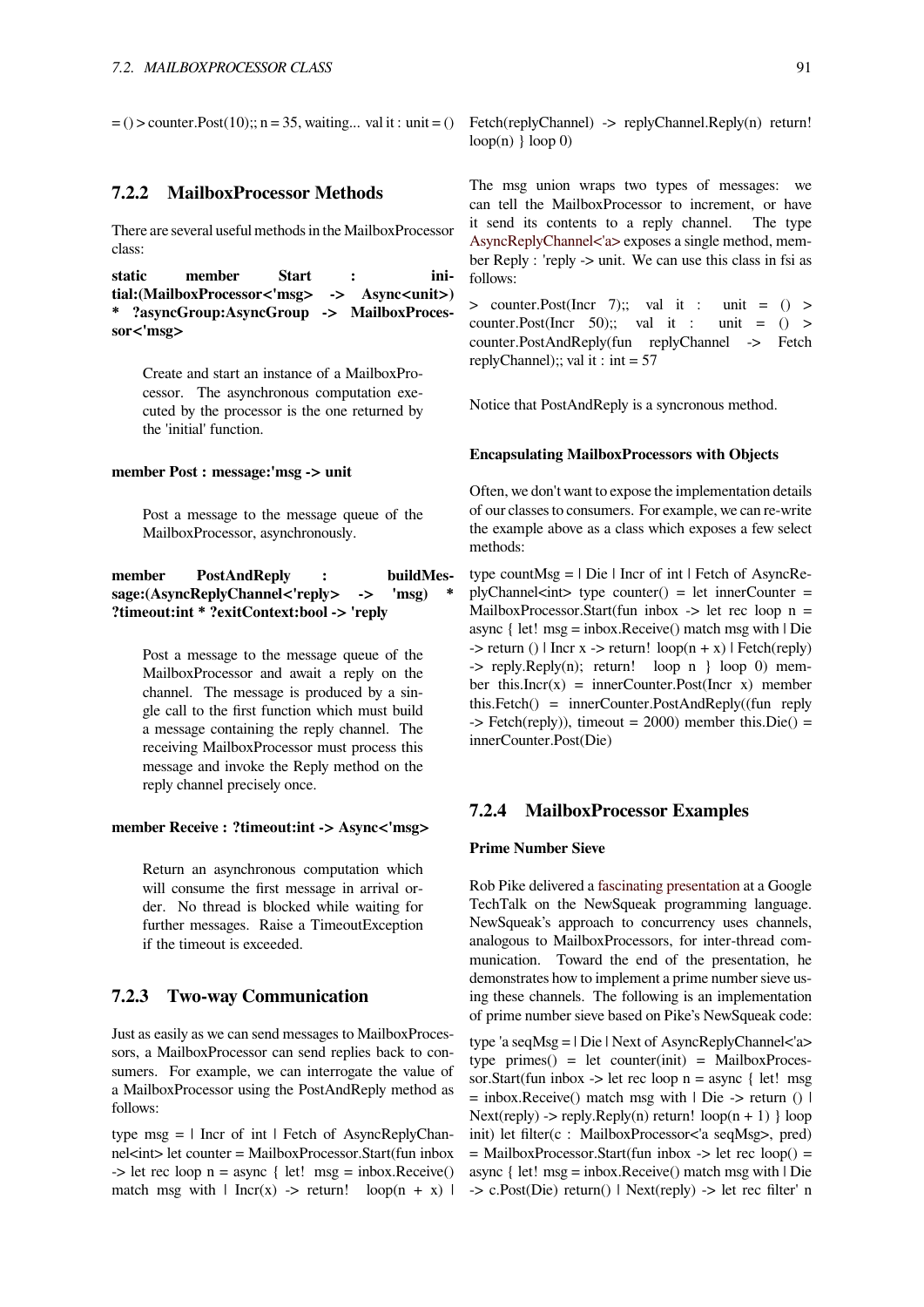= () > counter.Post(10);; n = 35, waiting... val it : unit = ()

### 7.2.2 MailboxProcessor Methods

There are several useful methods in the MailboxProcessor class:

**static member Start : initial:(MailboxProcessor<'msg> -> Async<unit>) * ?asyncGroup:AsyncGroup -> MailboxProcessor<'msg>**

> Create and start an instance of a MailboxProcessor. The asynchronous computation executed by the processor is the one returned by the 'initial' function.

**member Post : message:'msg -> unit**

> Post a message to the message queue of the MailboxProcessor, asynchronously.

**member PostAndReply : buildMessage:(AsyncReplyChannel<'reply> -> 'msg) * ?timeout:int * ?exitContext:bool -> 'reply**

> Post a message to the message queue of the MailboxProcessor and await a reply on the channel. The message is produced by a single call to the first function which must build a message containing the reply channel. The receiving MailboxProcessor must process this message and invoke the Reply method on the reply channel precisely once.

**member Receive : ?timeout:int -> Async<'msg>**

> Return an asynchronous computation which will consume the first message in arrival order. No thread is blocked while waiting for further messages. Raise a TimeoutException if the timeout is exceeded.

### 7.2.3 Two-way Communication

Just as easily as we can send messages to MailboxProcessors, a MailboxProcessor can send replies back to consumers. For example, we can interrogate the value of a MailboxProcessor using the PostAndReply method as follows:

type msg = | Incr of int | Fetch of AsyncReplyChannel<int> let counter = MailboxProcessor.Start(fun inbox -> let rec loop n = async { let! msg = inbox.Receive() match msg with | Incr(x) -> return! loop(n + x) | Fetch(replyChannel) -> replyChannel.Reply(n) return! loop(n) } loop 0)

The msg union wraps two types of messages: we can tell the MailboxProcessor to increment, or have it send its contents to a reply channel. The type AsyncReplyChannel<'a> exposes a single method, member Reply : 'reply -> unit. We can use this class in fsi as follows:

> counter.Post(Incr 7);; val it : unit = () > counter.Post(Incr 50);; val it : unit = () > counter.PostAndReply(fun replyChannel -> Fetch replyChannel);; val it : int = 57

Notice that PostAndReply is a syncronous method.

#### Encapsulating MailboxProcessors with Objects

Often, we don't want to expose the implementation details of our classes to consumers. For example, we can re-write the example above as a class which exposes a few select methods:

type countMsg = | Die | Incr of int | Fetch of AsyncReplyChannel<int> type counter() = let innerCounter = MailboxProcessor.Start(fun inbox -> let rec loop n = async { let! msg = inbox.Receive() match msg with | Die -> return () | Incr x -> return! loop(n + x) | Fetch(reply) -> reply.Reply(n); return! loop n } loop 0) member this.Incr(x) = innerCounter.Post(Incr x) member this.Fetch() = innerCounter.PostAndReply((fun reply -> Fetch(reply)), timeout = 2000) member this.Die() = innerCounter.Post(Die)

### 7.2.4 MailboxProcessor Examples

#### Prime Number Sieve

Rob Pike delivered a fascinating presentation at a Google TechTalk on the NewSqueak programming language. NewSqueak's approach to concurrency uses channels, analogous to MailboxProcessors, for inter-thread communication. Toward the end of the presentation, he demonstrates how to implement a prime number sieve using these channels. The following is an implementation of prime number sieve based on Pike's NewSqueak code:

type 'a seqMsg = | Die | Next of AsyncReplyChannel<'a> type primes() = let counter(init) = MailboxProcessor.Start(fun inbox -> let rec loop n = async { let! msg = inbox.Receive() match msg with | Die -> return () | Next(reply) -> reply.Reply(n) return! loop(n + 1) } loop init) let filter(c : MailboxProcessor<'a seqMsg>, pred) = MailboxProcessor.Start(fun inbox -> let rec loop() = async { let! msg = inbox.Receive() match msg with | Die -> c.Post(Die) return() | Next(reply) -> let rec filter' n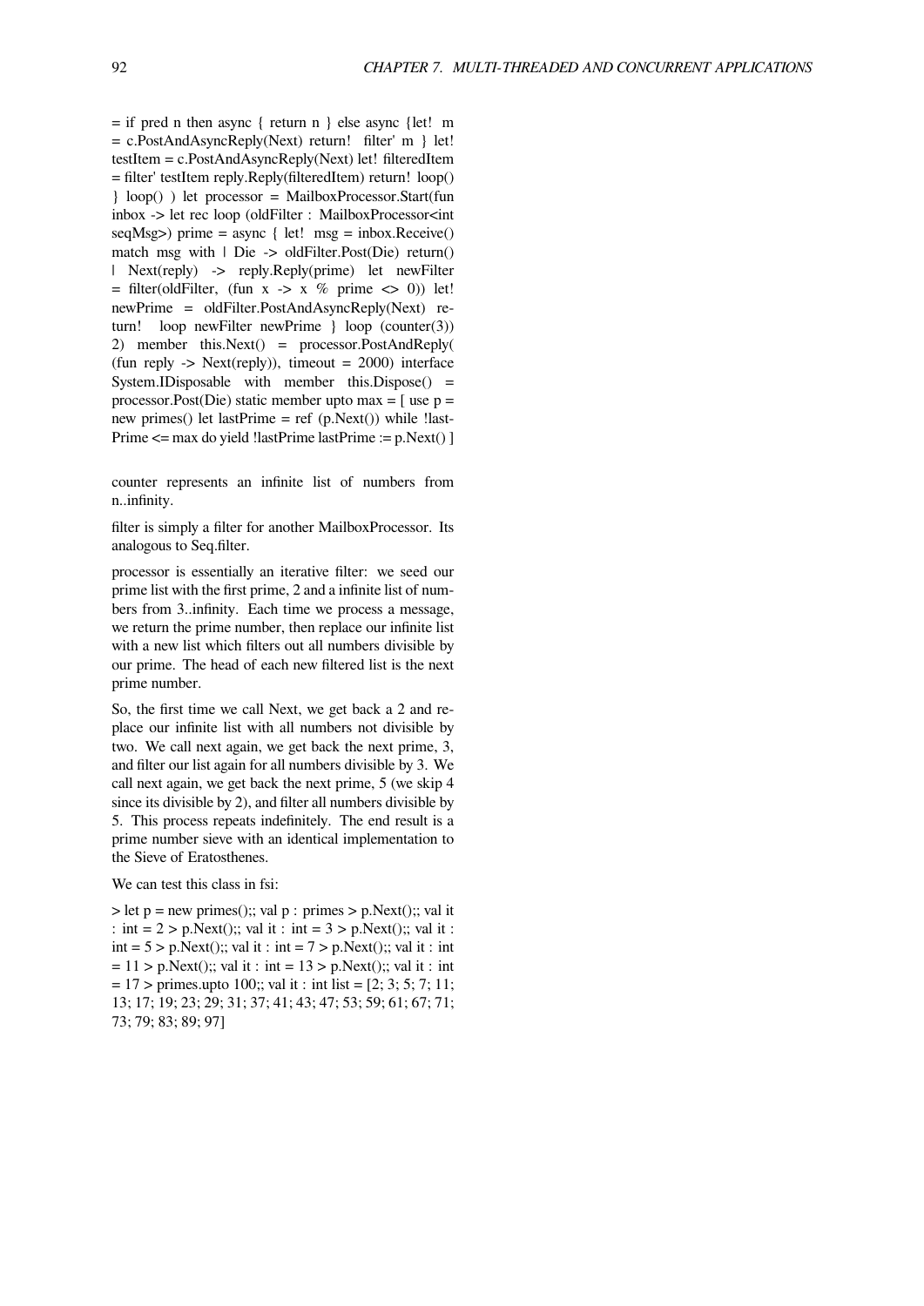= if pred n then async { return n } else async {let! m = c.PostAndAsyncReply(Next) return! filter' m } let! testItem = c.PostAndAsyncReply(Next) let! filteredItem = filter' testItem reply.Reply(filteredItem) return! loop() } loop() ) let processor = MailboxProcessor.Start(fun inbox -> let rec loop (oldFilter : MailboxProcessor<int seqMsg>) prime = async { let! msg = inbox.Receive() match msg with | Die -> oldFilter.Post(Die) return() | Next(reply) -> reply.Reply(prime) let newFilter = filter(oldFilter, (fun x -> x % prime <> 0)) let! newPrime = oldFilter.PostAndAsyncReply(Next) return! loop newFilter newPrime } loop (counter(3)) 2) member this.Next() = processor.PostAndReply( (fun reply -> Next(reply)), timeout = 2000) interface System.IDisposable with member this.Dispose() = processor.Post(Die) static member upto max = [ use p = new primes() let lastPrime = ref (p.Next()) while !lastPrime <= max do yield !lastPrime lastPrime := p.Next() ]

counter represents an infinite list of numbers from n..infinity.

filter is simply a filter for another MailboxProcessor. Its analogous to Seq.filter.

processor is essentially an iterative filter: we seed our prime list with the first prime, 2 and a infinite list of numbers from 3..infinity. Each time we process a message, we return the prime number, then replace our infinite list with a new list which filters out all numbers divisible by our prime. The head of each new filtered list is the next prime number.

So, the first time we call Next, we get back a 2 and replace our infinite list with all numbers not divisible by two. We call next again, we get back the next prime, 3, and filter our list again for all numbers divisible by 3. We call next again, we get back the next prime, 5 (we skip 4 since its divisible by 2), and filter all numbers divisible by 5. This process repeats indefinitely. The end result is a prime number sieve with an identical implementation to the Sieve of Eratosthenes.

We can test this class in fsi:

> let p = new primes();; val p : primes > p.Next();; val it : int = 2 > p.Next();; val it : int = 3 > p.Next();; val it : int = 5 > p.Next();; val it : int = 7 > p.Next();; val it : int = 11 > p.Next();; val it : int = 13 > p.Next();; val it : int = 17 > primes.upto 100;; val it : int list = [2; 3; 5; 7; 11; 13; 17; 19; 23; 29; 31; 37; 41; 43; 47; 53; 59; 61; 67; 71; 73; 79; 83; 89; 97]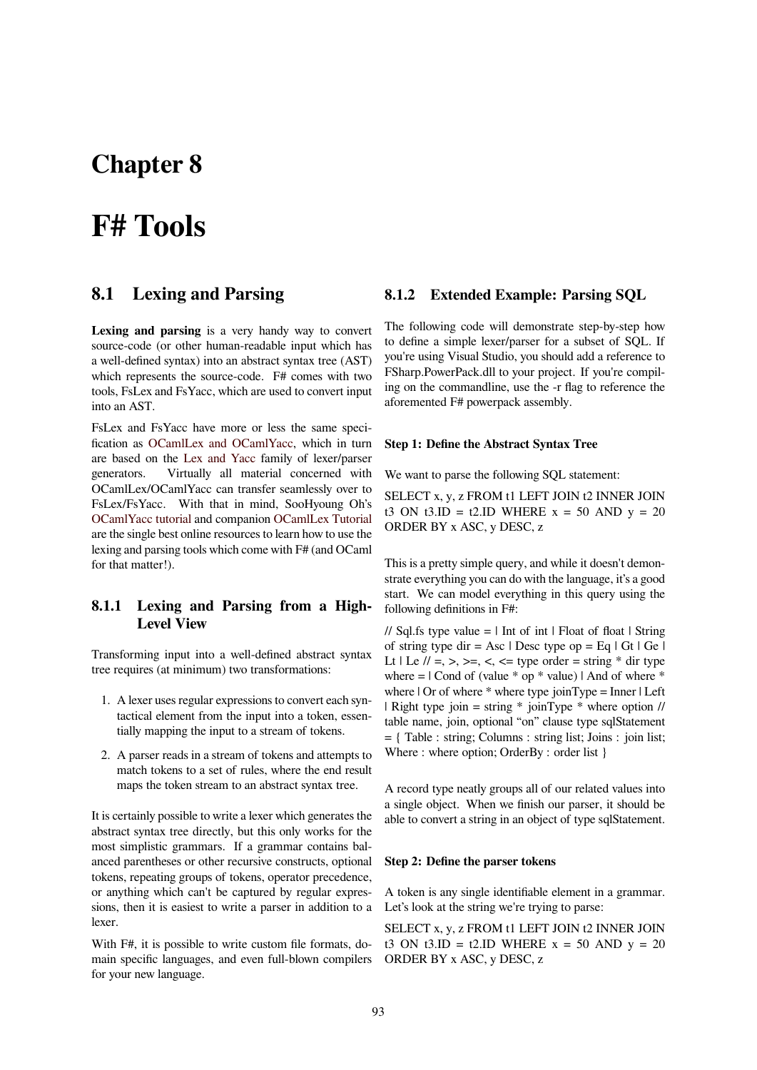# Chapter 8

# F# Tools

## 8.1 Lexing and Parsing

**Lexing and parsing** is a very handy way to convert source-code (or other human-readable input which has a well-defined syntax) into an abstract syntax tree (AST) which represents the source-code. F# comes with two tools, FsLex and FsYacc, which are used to convert input into an AST.

FsLex and FsYacc have more or less the same specification as OCamlLex and OCamlYacc, which in turn are based on the Lex and Yacc family of lexer/parser generators. Virtually all material concerned with OCamlLex/OCamlYacc can transfer seamlessly over to FsLex/FsYacc. With that in mind, SooHyoung Oh's OCamlYacc tutorial and companion OCamlLex Tutorial are the single best online resources to learn how to use the lexing and parsing tools which come with F# (and OCaml for that matter!).

### 8.1.1 Lexing and Parsing from a High-Level View

Transforming input into a well-defined abstract syntax tree requires (at minimum) two transformations:

1. A lexer uses regular expressions to convert each syntactical element from the input into a token, essentially mapping the input to a stream of tokens.
2. A parser reads in a stream of tokens and attempts to match tokens to a set of rules, where the end result maps the token stream to an abstract syntax tree.

It is certainly possible to write a lexer which generates the abstract syntax tree directly, but this only works for the most simplistic grammars. If a grammar contains balanced parentheses or other recursive constructs, optional tokens, repeating groups of tokens, operator precedence, or anything which can't be captured by regular expressions, then it is easiest to write a parser in addition to a lexer.

With F#, it is possible to write custom file formats, domain specific languages, and even full-blown compilers for your new language.

### 8.1.2 Extended Example: Parsing SQL

The following code will demonstrate step-by-step how to define a simple lexer/parser for a subset of SQL. If you're using Visual Studio, you should add a reference to FSharp.PowerPack.dll to your project. If you're compiling on the commandline, use the -r flag to reference the aforemented F# powerpack assembly.

#### Step 1: Define the Abstract Syntax Tree

We want to parse the following SQL statement:

SELECT x, y, z FROM t1 LEFT JOIN t2 INNER JOIN t3 ON t3.ID = t2.ID WHERE x = 50 AND y = 20 ORDER BY x ASC, y DESC, z

This is a pretty simple query, and while it doesn't demonstrate everything you can do with the language, it's a good start. We can model everything in this query using the following definitions in F#:

// Sql.fs type value = | Int of int | Float of float | String of string type dir = Asc | Desc type op = Eq | Gt | Ge | Lt | Le // =, >, >=, <, <= type order = string * dir type where = | Cond of (value * op * value) | And of where * where | Or of where * where type joinType = Inner | Left | Right type join = string * joinType * where option // table name, join, optional "on" clause type sqlStatement = { Table : string; Columns : string list; Joins : join list; Where : where option; OrderBy : order list }

A record type neatly groups all of our related values into a single object. When we finish our parser, it should be able to convert a string in an object of type sqlStatement.

#### Step 2: Define the parser tokens

A token is any single identifiable element in a grammar. Let's look at the string we're trying to parse:

SELECT x, y, z FROM t1 LEFT JOIN t2 INNER JOIN t3 ON t3.ID = t2.ID WHERE x = 50 AND y = 20 ORDER BY x ASC, y DESC, z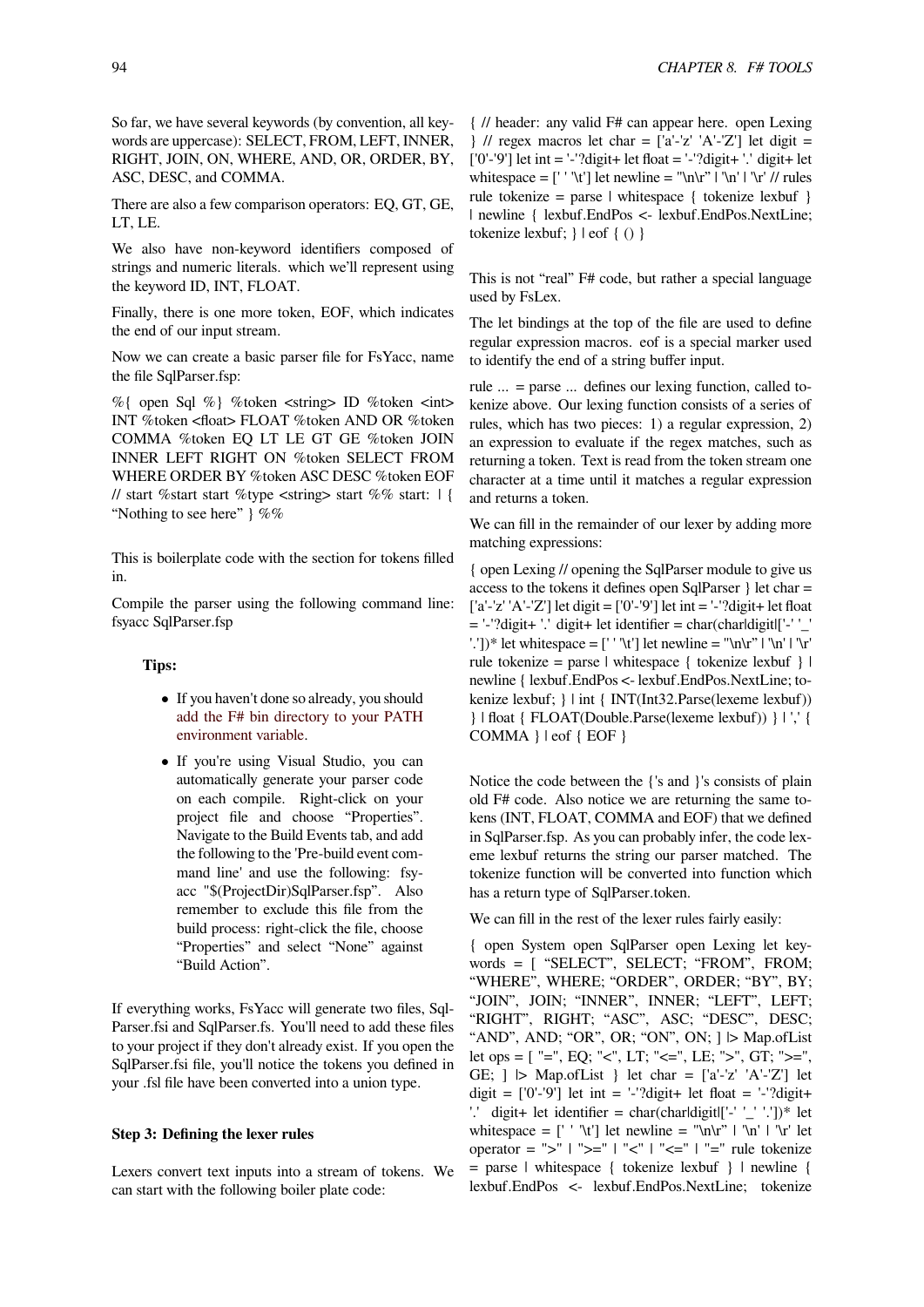So far, we have several keywords (by convention, all keywords are uppercase): SELECT, FROM, LEFT, INNER, RIGHT, JOIN, ON, WHERE, AND, OR, ORDER, BY, ASC, DESC, and COMMA.

There are also a few comparison operators: EQ, GT, GE, LT, LE.

We also have non-keyword identifiers composed of strings and numeric literals. which we'll represent using the keyword ID, INT, FLOAT.

Finally, there is one more token, EOF, which indicates the end of our input stream.

Now we can create a basic parser file for FsYacc, name the file SqlParser.fsp:

%{ open Sql %} %token <string> ID %token <int> INT %token <float> FLOAT %token AND OR %token COMMA %token EQ LT LE GT GE %token JOIN INNER LEFT RIGHT ON %token SELECT FROM WHERE ORDER BY %token ASC DESC %token EOF // start %start start %type <string> start %% start: | { "Nothing to see here" } %%

This is boilerplate code with the section for tokens filled in.

Compile the parser using the following command line: fsyacc SqlParser.fsp

**Tips:**

- If you haven't done so already, you should add the F# bin directory to your PATH environment variable.
- If you're using Visual Studio, you can automatically generate your parser code on each compile. Right-click on your project file and choose "Properties". Navigate to the Build Events tab, and add the following to the 'Pre-build event command line' and use the following: fsyacc "$(ProjectDir)SqlParser.fsp". Also remember to exclude this file from the build process: right-click the file, choose "Properties" and select "None" against "Build Action".

If everything works, FsYacc will generate two files, SqlParser.fsi and SqlParser.fs. You'll need to add these files to your project if they don't already exist. If you open the SqlParser.fsi file, you'll notice the tokens you defined in your .fsl file have been converted into a union type.

### Step 3: Defining the lexer rules

Lexers convert text inputs into a stream of tokens. We can start with the following boiler plate code:

{ // header: any valid F# can appear here. open Lexing } // regex macros let char = ['a'-'z' 'A'-'Z'] let digit = ['0'-'9'] let int = '-'?digit+ let float = '-'?digit+ '.' digit+ let whitespace = [' ' '\t'] let newline = "\n\r" | '\n' | '\r' // rules rule tokenize = parse | whitespace { tokenize lexbuf } | newline { lexbuf.EndPos <- lexbuf.EndPos.NextLine; tokenize lexbuf; } | eof { () }

This is not "real" F# code, but rather a special language used by FsLex.

The let bindings at the top of the file are used to define regular expression macros. eof is a special marker used to identify the end of a string buffer input.

rule ... = parse ... defines our lexing function, called tokenize above. Our lexing function consists of a series of rules, which has two pieces: 1) a regular expression, 2) an expression to evaluate if the regex matches, such as returning a token. Text is read from the token stream one character at a time until it matches a regular expression and returns a token.

We can fill in the remainder of our lexer by adding more matching expressions:

{ open Lexing // opening the SqlParser module to give us access to the tokens it defines open SqlParser } let char = ['a'-'z' 'A'-'Z'] let digit = ['0'-'9'] let int = '-'?digit+ let float = '-'?digit+ '.' digit+ let identifier = char(char|digit|['-' '_' '.'])* let whitespace = [' ' '\t'] let newline = "\n\r" | '\n' | '\r' rule tokenize = parse | whitespace { tokenize lexbuf } | newline { lexbuf.EndPos <- lexbuf.EndPos.NextLine; tokenize lexbuf; } | int { INT(Int32.Parse(lexeme lexbuf)) } | float { FLOAT(Double.Parse(lexeme lexbuf)) } | ',' { COMMA } | eof { EOF }

Notice the code between the {'s and }'s consists of plain old F# code. Also notice we are returning the same tokens (INT, FLOAT, COMMA and EOF) that we defined in SqlParser.fsp. As you can probably infer, the code lexeme lexbuf returns the string our parser matched. The tokenize function will be converted into function which has a return type of SqlParser.token.

We can fill in the rest of the lexer rules fairly easily:

{ open System open SqlParser open Lexing let keywords = [ "SELECT", SELECT; "FROM", FROM; "WHERE", WHERE; "ORDER", ORDER; "BY", BY; "JOIN", JOIN; "INNER", INNER; "LEFT", LEFT; "RIGHT", RIGHT; "ASC", ASC; "DESC", DESC; "AND", AND; "OR", OR; "ON", ON; ] |> Map.ofList let ops = [ "=", EQ; "<", LT; "<=", LE; ">", GT; ">=", GE; ] |> Map.ofList } let char = ['a'-'z' 'A'-'Z'] let digit = ['0'-'9'] let int = '-'?digit+ let float = '-'?digit+ '.' digit+ let identifier = char(char|digit|['-' '_' '.'])* let whitespace = [' ' '\t'] let newline = "\n\r" | '\n' | '\r' let operator = ">" | ">=" | "<" | "<=" | "=" rule tokenize = parse | whitespace { tokenize lexbuf } | newline { lexbuf.EndPos <- lexbuf.EndPos.NextLine; tokenize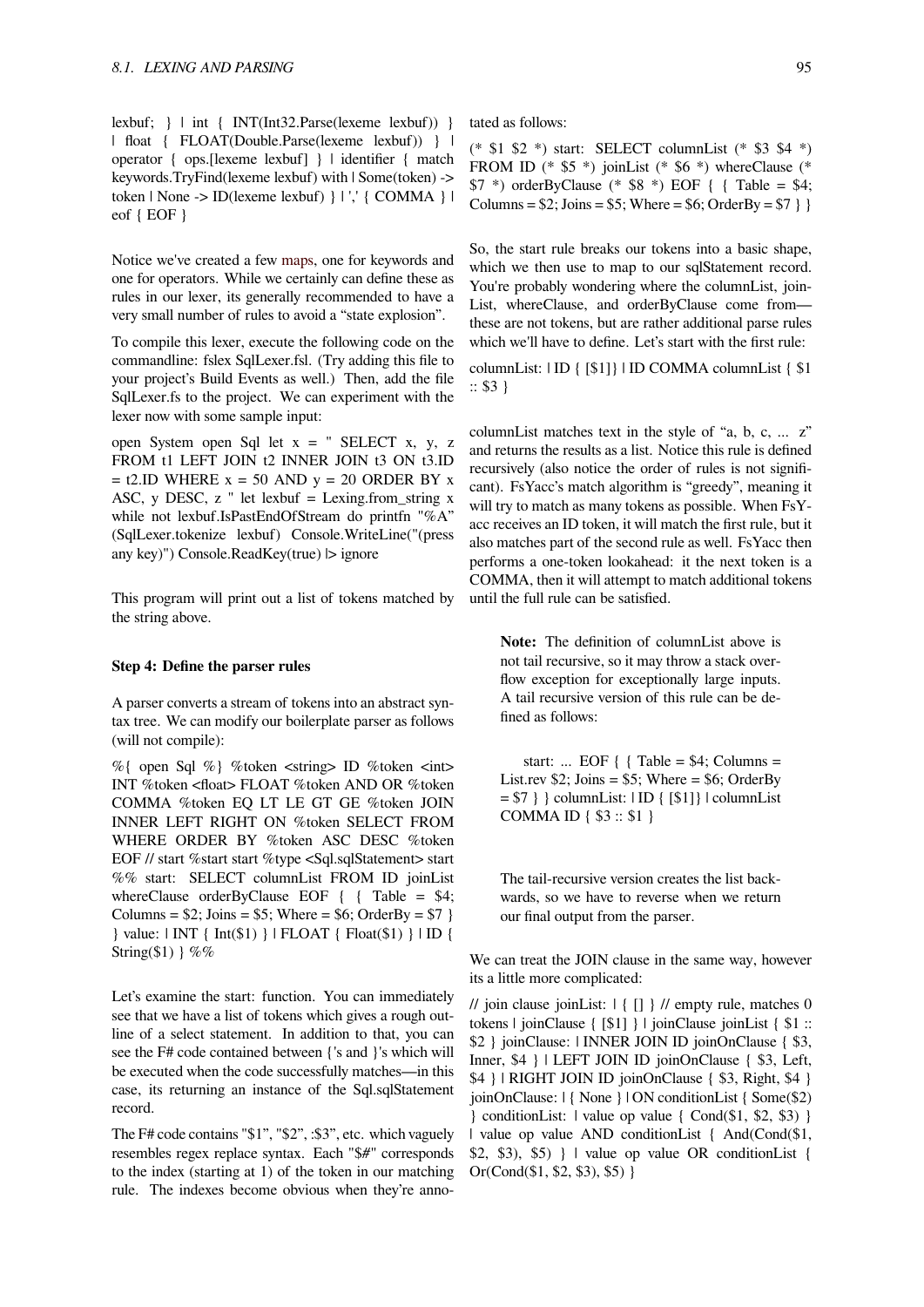lexbuf; } | int { INT(Int32.Parse(lexeme lexbuf)) } | float { FLOAT(Double.Parse(lexeme lexbuf)) } | operator { ops.[lexeme lexbuf] } | identifier { match keywords.TryFind(lexeme lexbuf) with | Some(token) -> token | None -> ID(lexeme lexbuf) } | ',' { COMMA } | eof { EOF }

Notice we've created a few maps, one for keywords and one for operators. While we certainly can define these as rules in our lexer, its generally recommended to have a very small number of rules to avoid a "state explosion".

To compile this lexer, execute the following code on the commandline: fslex SqlLexer.fsl. (Try adding this file to your project's Build Events as well.) Then, add the file SqlLexer.fs to the project. We can experiment with the lexer now with some sample input:

open System open Sql let x = " SELECT x, y, z FROM t1 LEFT JOIN t2 INNER JOIN t3 ON t3.ID = t2.ID WHERE x = 50 AND y = 20 ORDER BY x ASC, y DESC, z " let lexbuf = Lexing.from_string x while not lexbuf.IsPastEndOfStream do printfn "%A" (SqlLexer.tokenize lexbuf) Console.WriteLine("(press any key)") Console.ReadKey(true) |> ignore

This program will print out a list of tokens matched by the string above.

**Step 4: Define the parser rules**

A parser converts a stream of tokens into an abstract syntax tree. We can modify our boilerplate parser as follows (will not compile):

%{ open Sql %} %token <string> ID %token <int> INT %token <float> FLOAT %token AND OR %token COMMA %token EQ LT LE GT GE %token JOIN INNER LEFT RIGHT ON %token SELECT FROM WHERE ORDER BY %token ASC DESC %token EOF // start %start start %type <Sql.sqlStatement> start %% start: SELECT columnList FROM ID joinList whereClause orderByClause EOF { { Table = $4; Columns = $2; Joins = $5; Where = $6; OrderBy = $7 } } value: | INT { Int($1) } | FLOAT { Float($1) } | ID { String($1) } %%

Let's examine the start: function. You can immediately see that we have a list of tokens which gives a rough outline of a select statement. In addition to that, you can see the F# code contained between {'s and }'s which will be executed when the code successfully matches—in this case, its returning an instance of the Sql.sqlStatement record.

The F# code contains "$1", "$2", :$3", etc. which vaguely resembles regex replace syntax. Each "$#" corresponds to the index (starting at 1) of the token in our matching rule. The indexes become obvious when they're annotated as follows:

(* $1 $2 *) start: SELECT columnList (* $3 $4 *) FROM ID (* $5 *) joinList (* $6 *) whereClause (* $7 *) orderByClause (* $8 *) EOF { { Table = $4; Columns = $2; Joins = $5; Where = $6; OrderBy = $7 } }

So, the start rule breaks our tokens into a basic shape, which we then use to map to our sqlStatement record. You're probably wondering where the columnList, joinList, whereClause, and orderByClause come from—these are not tokens, but are rather additional parse rules which we'll have to define. Let's start with the first rule:

columnList: | ID { [$1]} | ID COMMA columnList { $1 :: $3 }

columnList matches text in the style of "a, b, c, ... z" and returns the results as a list. Notice this rule is defined recursively (also notice the order of rules is not significant). FsYacc's match algorithm is "greedy", meaning it will try to match as many tokens as possible. When FsYacc receives an ID token, it will match the first rule, but it also matches part of the second rule as well. FsYacc then performs a one-token lookahead: it the next token is a COMMA, then it will attempt to match additional tokens until the full rule can be satisfied.

> **Note:** The definition of columnList above is not tail recursive, so it may throw a stack overflow exception for exceptionally large inputs. A tail recursive version of this rule can be defined as follows:
>
> start: ... EOF { { Table = $4; Columns = List.rev $2; Joins = $5; Where = $6; OrderBy = $7 } } columnList: | ID { [$1]} | columnList COMMA ID { $3 :: $1 }
>
> The tail-recursive version creates the list backwards, so we have to reverse when we return our final output from the parser.

We can treat the JOIN clause in the same way, however its a little more complicated:

// join clause joinList: | { [] } // empty rule, matches 0 tokens | joinClause { [$1] } | joinClause joinList { $1 :: $2 } joinClause: | INNER JOIN ID joinOnClause { $3, Inner, $4 } | LEFT JOIN ID joinOnClause { $3, Left, $4 } | RIGHT JOIN ID joinOnClause { $3, Right, $4 } joinOnClause: | { None } | ON conditionList { Some($2) } conditionList: | value op value { Cond($1, $2, $3) } | value op value AND conditionList { And(Cond($1, $2, $3), $5) } | value op value OR conditionList { Or(Cond($1, $2, $3), $5) }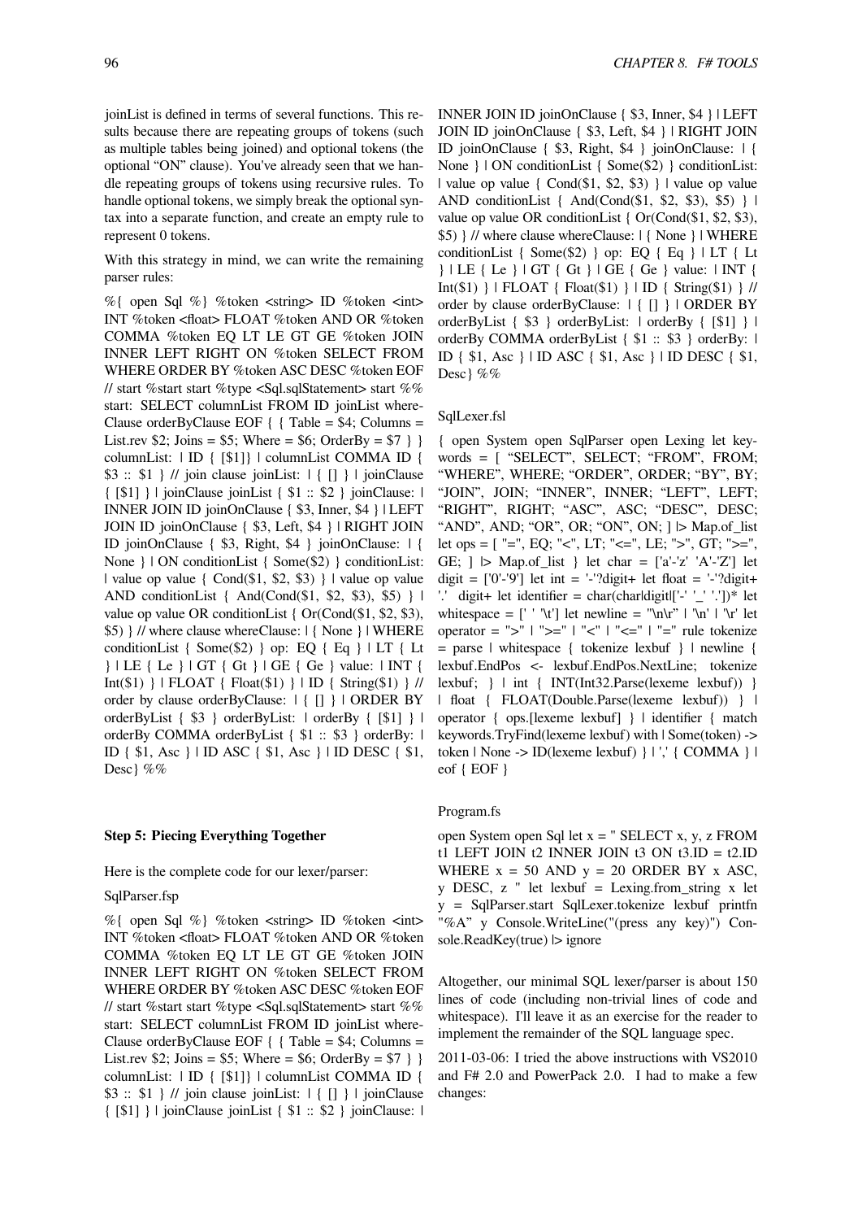joinList is defined in terms of several functions. This results because there are repeating groups of tokens (such as multiple tables being joined) and optional tokens (the optional "ON" clause). You've already seen that we handle repeating groups of tokens using recursive rules. To handle optional tokens, we simply break the optional syntax into a separate function, and create an empty rule to represent 0 tokens.

With this strategy in mind, we can write the remaining parser rules:

%{ open Sql %} %token <string> ID %token <int> INT %token <float> FLOAT %token AND OR %token COMMA %token EQ LT LE GT GE %token JOIN INNER LEFT RIGHT ON %token SELECT FROM WHERE ORDER BY %token ASC DESC %token EOF // start %start start %type <Sql.sqlStatement> start %% start: SELECT columnList FROM ID joinList whereClause orderByClause EOF { { Table = $4; Columns = List.rev $2; Joins = $5; Where = $6; OrderBy = $7 } } columnList: | ID { [$1]} | columnList COMMA ID { $3 :: $1 } // join clause joinList: | { [] } | joinClause { [$1] } | joinClause joinList { $1 :: $2 } joinClause: | INNER JOIN ID joinOnClause { $3, Inner, $4 } | LEFT JOIN ID joinOnClause { $3, Left, $4 } | RIGHT JOIN ID joinOnClause { $3, Right, $4 } joinOnClause: | { None } | ON conditionList { Some($2) } conditionList: | value op value { Cond($1, $2, $3) } | value op value AND conditionList { And(Cond($1, $2, $3), $5) } | value op value OR conditionList { Or(Cond($1, $2, $3), $5) } // where clause whereClause: | { None } | WHERE conditionList { Some($2) } op: EQ { Eq } | LT { Lt } | LE { Le } | GT { Gt } | GE { Ge } value: | INT { Int($1) } | FLOAT { Float($1) } | ID { String($1) } // order by clause orderByClause: | { [] } | ORDER BY orderByList { $3 } orderByList: | orderBy { [$1] } | orderBy COMMA orderByList { $1 :: $3 } orderBy: | ID { $1, Asc } | ID ASC { $1, Asc } | ID DESC { $1, Desc} %%

**Step 5: Piecing Everything Together**

Here is the complete code for our lexer/parser:

SqlParser.fsp

%{ open Sql %} %token <string> ID %token <int> INT %token <float> FLOAT %token AND OR %token COMMA %token EQ LT LE GT GE %token JOIN INNER LEFT RIGHT ON %token SELECT FROM WHERE ORDER BY %token ASC DESC %token EOF // start %start start %type <Sql.sqlStatement> start %% start: SELECT columnList FROM ID joinList whereClause orderByClause EOF { { Table = $4; Columns = List.rev $2; Joins = $5; Where = $6; OrderBy = $7 } } columnList: | ID { [$1]} | columnList COMMA ID { $3 :: $1 } // join clause joinList: | { [] } | joinClause { [$1] } | joinClause joinList { $1 :: $2 } joinClause: | INNER JOIN ID joinOnClause { $3, Inner, $4 } | LEFT JOIN ID joinOnClause { $3, Left, $4 } | RIGHT JOIN ID joinOnClause { $3, Right, $4 } joinOnClause: | { None } | ON conditionList { Some($2) } conditionList: | value op value { Cond($1, $2, $3) } | value op value AND conditionList { And(Cond($1, $2, $3), $5) } | value op value OR conditionList { Or(Cond($1, $2, $3), $5) } // where clause whereClause: | { None } | WHERE conditionList { Some($2) } op: EQ { Eq } | LT { Lt } | LE { Le } | GT { Gt } | GE { Ge } value: | INT { Int($1) } | FLOAT { Float($1) } | ID { String($1) } // order by clause orderByClause: | { [] } | ORDER BY orderByList { $3 } orderByList: | orderBy { [$1] } | orderBy COMMA orderByList { $1 :: $3 } orderBy: | ID { $1, Asc } | ID ASC { $1, Asc } | ID DESC { $1, Desc} %%

SqlLexer.fsl

{ open System open SqlParser open Lexing let keywords = [ "SELECT", SELECT; "FROM", FROM; "WHERE", WHERE; "ORDER", ORDER; "BY", BY; "JOIN", JOIN; "INNER", INNER; "LEFT", LEFT; "RIGHT", RIGHT; "ASC", ASC; "DESC", DESC; "AND", AND; "OR", OR; "ON", ON; ] |> Map.of_list let ops = [ "=", EQ; "<", LT; "<=", LE; ">", GT; ">=", GE; ] |> Map.of_list } let char = ['a'-'z' 'A'-'Z'] let digit = ['0'-'9'] let int = '-'?digit+ let float = '-'?digit+ '.' digit+ let identifier = char(char|digit|['-' '_' '.'])* let whitespace = [' ' '\t'] let newline = "\n\r" | '\n' | '\r' let operator = ">" | ">=" | "<" | "<=" | "=" rule tokenize = parse | whitespace { tokenize lexbuf } | newline { lexbuf.EndPos <- lexbuf.EndPos.NextLine; tokenize lexbuf; } | int { INT(Int32.Parse(lexeme lexbuf)) } | float { FLOAT(Double.Parse(lexeme lexbuf)) } | operator { ops.[lexeme lexbuf] } | identifier { match keywords.TryFind(lexeme lexbuf) with | Some(token) -> token | None -> ID(lexeme lexbuf) } | ',' { COMMA } | eof { EOF }

Program.fs

open System open Sql let x = " SELECT x, y, z FROM t1 LEFT JOIN t2 INNER JOIN t3 ON t3.ID = t2.ID WHERE x = 50 AND y = 20 ORDER BY x ASC, y DESC, z " let lexbuf = Lexing.from_string x let y = SqlParser.start SqlLexer.tokenize lexbuf printfn "%A" y Console.WriteLine("(press any key)") Console.ReadKey(true) |> ignore

Altogether, our minimal SQL lexer/parser is about 150 lines of code (including non-trivial lines of code and whitespace). I'll leave it as an exercise for the reader to implement the remainder of the SQL language spec.

2011-03-06: I tried the above instructions with VS2010 and F# 2.0 and PowerPack 2.0. I had to make a few changes: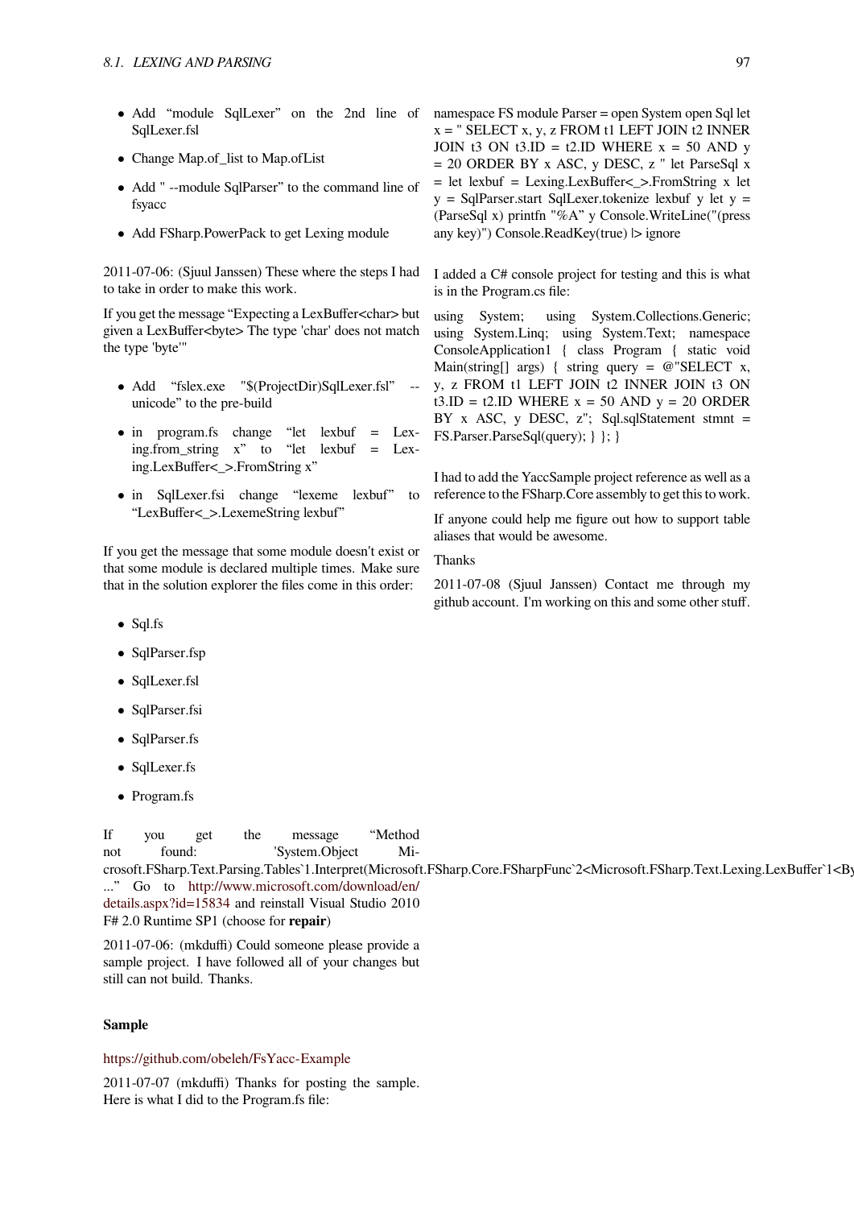- Add "module SqlLexer" on the 2nd line of SqlLexer.fsl
- Change Map.of_list to Map.ofList
- Add " --module SqlParser" to the command line of fsyacc
- Add FSharp.PowerPack to get Lexing module

2011-07-06: (Sjuul Janssen) These where the steps I had to take in order to make this work.

If you get the message "Expecting a LexBuffer<char> but given a LexBuffer<byte> The type 'char' does not match the type 'byte'"

- Add "fslex.exe "$(ProjectDir)SqlLexer.fsl" --unicode" to the pre-build
- in program.fs change "let lexbuf = Lexing.from_string x" to "let lexbuf = Lexing.LexBuffer<_>.FromString x"
- in SqlLexer.fsi change "lexeme lexbuf" to "LexBuffer<_>.LexemeString lexbuf"

If you get the message that some module doesn't exist or that some module is declared multiple times. Make sure that in the solution explorer the files come in this order:

- Sql.fs
- SqlParser.fsp
- SqlLexer.fsl
- SqlParser.fsi
- SqlParser.fs
- SqlLexer.fs
- Program.fs

If you get the message "Method not found: 'System.Object Microsoft.FSharp.Text.Parsing.Tables`1.Interpret(Microsoft.FSharp.Core.FSharpFunc`2<Microsoft.FSharp.Text.Lexing.LexBuffer`1<By ..." Go to http://www.microsoft.com/download/en/details.aspx?id=15834 and reinstall Visual Studio 2010 F# 2.0 Runtime SP1 (choose for **repair**)

2011-07-06: (mkdufli) Could someone please provide a sample project. I have followed all of your changes but still can not build. Thanks.

### Sample

https://github.com/obeleh/FsYacc-Example

2011-07-07 (mkduffi) Thanks for posting the sample. Here is what I did to the Program.fs file:

namespace FS module Parser = open System open Sql let x = " SELECT x, y, z FROM t1 LEFT JOIN t2 INNER JOIN t3 ON t3.ID = t2.ID WHERE x = 50 AND y = 20 ORDER BY x ASC, y DESC, z " let ParseSql x = let lexbuf = Lexing.LexBuffer<_>.FromString x let y = SqlParser.start SqlLexer.tokenize lexbuf y let y = (ParseSql x) printfn "%A" y Console.WriteLine("(press any key)") Console.ReadKey(true) |> ignore

I added a C# console project for testing and this is what is in the Program.cs file:

using System; using System.Collections.Generic; using System.Linq; using System.Text; namespace ConsoleApplication1 { class Program { static void Main(string[] args) { string query = @"SELECT x, y, z FROM t1 LEFT JOIN t2 INNER JOIN t3 ON t3.ID = t2.ID WHERE x = 50 AND y = 20 ORDER BY x ASC, y DESC, z"; Sql.sqlStatement stmnt = FS.Parser.ParseSql(query); } }; }

I had to add the YaccSample project reference as well as a reference to the FSharp.Core assembly to get this to work.

If anyone could help me figure out how to support table aliases that would be awesome.

Thanks

2011-07-08 (Sjuul Janssen) Contact me through my github account. I'm working on this and some other stuff.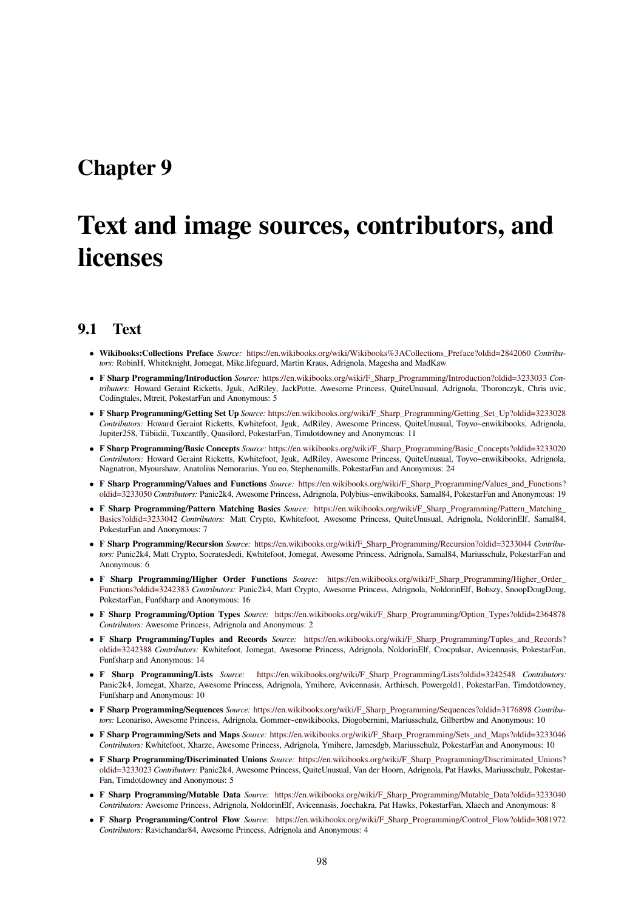# Chapter 9

# Text and image sources, contributors, and licenses

## 9.1 Text

- **Wikibooks:Collections Preface** *Source:* https://en.wikibooks.org/wiki/Wikibooks%3ACollections_Preface?oldid=2842060 *Contributors:* RobinH, Whiteknight, Jomegat, Mike.lifeguard, Martin Kraus, Adrignola, Magesha and MadKaw
- **F Sharp Programming/Introduction** *Source:* https://en.wikibooks.org/wiki/F_Sharp_Programming/Introduction?oldid=3233033 *Contributors:* Howard Geraint Ricketts, Jguk, AdRiley, JackPotte, Awesome Princess, QuiteUnusual, Adrignola, Tboronczyk, Chris uvic, Codingtales, Mtreit, PokestarFan and Anonymous: 5
- **F Sharp Programming/Getting Set Up** *Source:* https://en.wikibooks.org/wiki/F_Sharp_Programming/Getting_Set_Up?oldid=3233028 *Contributors:* Howard Geraint Ricketts, Kwhitefoot, Jguk, AdRiley, Awesome Princess, QuiteUnusual, Toyvo~enwikibooks, Adrignola, Jupiter258, Tiibiidii, Tuxcantfly, Quasilord, PokestarFan, Timdotdowney and Anonymous: 11
- **F Sharp Programming/Basic Concepts** *Source:* https://en.wikibooks.org/wiki/F_Sharp_Programming/Basic_Concepts?oldid=3233020 *Contributors:* Howard Geraint Ricketts, Kwhitefoot, Jguk, AdRiley, Awesome Princess, QuiteUnusual, Toyvo~enwikibooks, Adrignola, Nagnatron, Myourshaw, Anatolius Nemorarius, Yuu eo, Stephenamills, PokestarFan and Anonymous: 24
- **F Sharp Programming/Values and Functions** *Source:* https://en.wikibooks.org/wiki/F_Sharp_Programming/Values_and_Functions?oldid=3233050 *Contributors:* Panic2k4, Awesome Princess, Adrignola, Polybius~enwikibooks, Samal84, PokestarFan and Anonymous: 19
- **F Sharp Programming/Pattern Matching Basics** *Source:* https://en.wikibooks.org/wiki/F_Sharp_Programming/Pattern_Matching_Basics?oldid=3233042 *Contributors:* Matt Crypto, Kwhitefoot, Awesome Princess, QuiteUnusual, Adrignola, NoldorinElf, Samal84, PokestarFan and Anonymous: 7
- **F Sharp Programming/Recursion** *Source:* https://en.wikibooks.org/wiki/F_Sharp_Programming/Recursion?oldid=3233044 *Contributors:* Panic2k4, Matt Crypto, SocratesJedi, Kwhitefoot, Jomegat, Awesome Princess, Adrignola, Samal84, Mariusschulz, PokestarFan and Anonymous: 6
- **F Sharp Programming/Higher Order Functions** *Source:* https://en.wikibooks.org/wiki/F_Sharp_Programming/Higher_Order_Functions?oldid=3242383 *Contributors:* Panic2k4, Matt Crypto, Awesome Princess, Adrignola, NoldorinElf, Bohszy, SnoopDougDoug, PokestarFan, Funfsharp and Anonymous: 16
- **F Sharp Programming/Option Types** *Source:* https://en.wikibooks.org/wiki/F_Sharp_Programming/Option_Types?oldid=2364878 *Contributors:* Awesome Princess, Adrignola and Anonymous: 2
- **F Sharp Programming/Tuples and Records** *Source:* https://en.wikibooks.org/wiki/F_Sharp_Programming/Tuples_and_Records?oldid=3242388 *Contributors:* Kwhitefoot, Jomegat, Awesome Princess, Adrignola, NoldorinElf, Crocpulsar, Avicennasis, PokestarFan, Funfsharp and Anonymous: 14
- **F Sharp Programming/Lists** *Source:* https://en.wikibooks.org/wiki/F_Sharp_Programming/Lists?oldid=3242548 *Contributors:* Panic2k4, Jomegat, Xharze, Awesome Princess, Adrignola, Ymihere, Avicennasis, Arthirsch, Powergold1, PokestarFan, Timdotdowney, Funfsharp and Anonymous: 10
- **F Sharp Programming/Sequences** *Source:* https://en.wikibooks.org/wiki/F_Sharp_Programming/Sequences?oldid=3176898 *Contributors:* Leonariso, Awesome Princess, Adrignola, Gommer~enwikibooks, Diogobernini, Mariusschulz, Gilbertbw and Anonymous: 10
- **F Sharp Programming/Sets and Maps** *Source:* https://en.wikibooks.org/wiki/F_Sharp_Programming/Sets_and_Maps?oldid=3233046 *Contributors:* Kwhitefoot, Xharze, Awesome Princess, Adrignola, Ymihere, Jamesdgb, Mariusschulz, PokestarFan and Anonymous: 10
- **F Sharp Programming/Discriminated Unions** *Source:* https://en.wikibooks.org/wiki/F_Sharp_Programming/Discriminated_Unions?oldid=3233023 *Contributors:* Panic2k4, Awesome Princess, QuiteUnusual, Van der Hoorn, Adrignola, Pat Hawks, Mariusschulz, PokestarFan, Timdotdowney and Anonymous: 5
- **F Sharp Programming/Mutable Data** *Source:* https://en.wikibooks.org/wiki/F_Sharp_Programming/Mutable_Data?oldid=3233040 *Contributors:* Awesome Princess, Adrignola, NoldorinElf, Avicennasis, Joechakra, Pat Hawks, PokestarFan, Xlaech and Anonymous: 8
- **F Sharp Programming/Control Flow** *Source:* https://en.wikibooks.org/wiki/F_Sharp_Programming/Control_Flow?oldid=3081972 *Contributors:* Ravichandar84, Awesome Princess, Adrignola and Anonymous: 4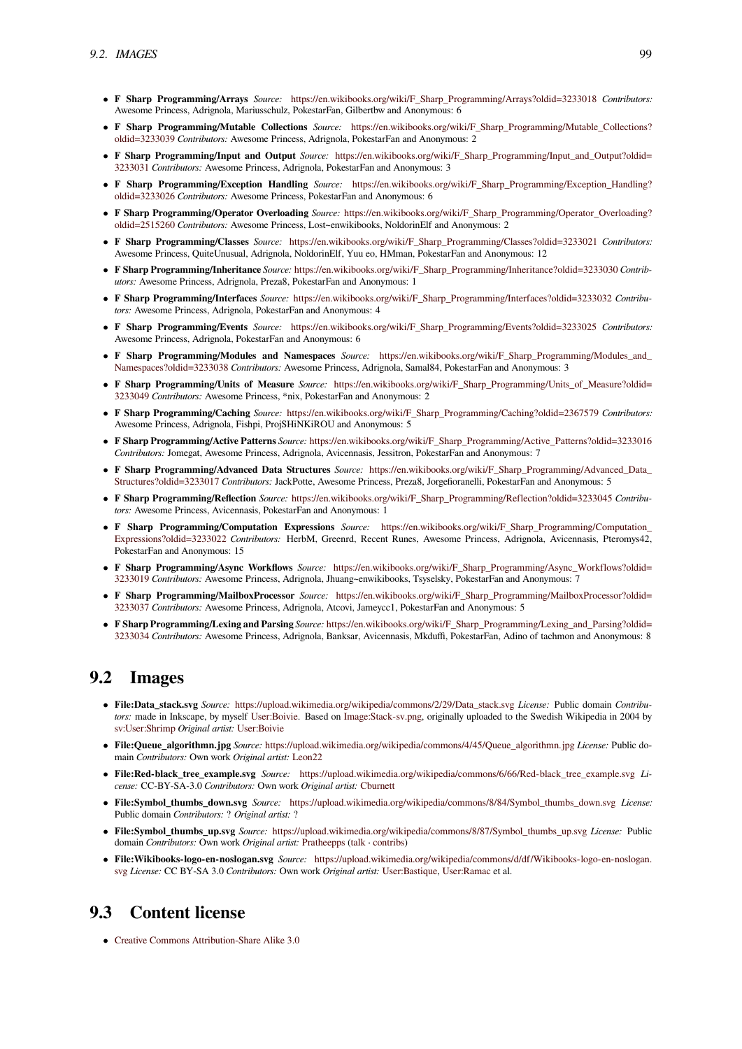- **F Sharp Programming/Arrays** *Source:* https://en.wikibooks.org/wiki/F_Sharp_Programming/Arrays?oldid=3233018 *Contributors:* Awesome Princess, Adrignola, Mariusschulz, PokestarFan, Gilbertbw and Anonymous: 6
- **F Sharp Programming/Mutable Collections** *Source:* https://en.wikibooks.org/wiki/F_Sharp_Programming/Mutable_Collections?oldid=3233039 *Contributors:* Awesome Princess, Adrignola, PokestarFan and Anonymous: 2
- **F Sharp Programming/Input and Output** *Source:* https://en.wikibooks.org/wiki/F_Sharp_Programming/Input_and_Output?oldid=3233031 *Contributors:* Awesome Princess, Adrignola, PokestarFan and Anonymous: 3
- **F Sharp Programming/Exception Handling** *Source:* https://en.wikibooks.org/wiki/F_Sharp_Programming/Exception_Handling?oldid=3233026 *Contributors:* Awesome Princess, PokestarFan and Anonymous: 6
- **F Sharp Programming/Operator Overloading** *Source:* https://en.wikibooks.org/wiki/F_Sharp_Programming/Operator_Overloading?oldid=2515260 *Contributors:* Awesome Princess, Lost~enwikibooks, NoldorinElf and Anonymous: 2
- **F Sharp Programming/Classes** *Source:* https://en.wikibooks.org/wiki/F_Sharp_Programming/Classes?oldid=3233021 *Contributors:* Awesome Princess, QuiteUnusual, Adrignola, NoldorinElf, Yuu eo, HMman, PokestarFan and Anonymous: 12
- **F Sharp Programming/Inheritance** *Source:* https://en.wikibooks.org/wiki/F_Sharp_Programming/Inheritance?oldid=3233030 *Contributors:* Awesome Princess, Adrignola, Preza8, PokestarFan and Anonymous: 1
- **F Sharp Programming/Interfaces** *Source:* https://en.wikibooks.org/wiki/F_Sharp_Programming/Interfaces?oldid=3233032 *Contributors:* Awesome Princess, Adrignola, PokestarFan and Anonymous: 4
- **F Sharp Programming/Events** *Source:* https://en.wikibooks.org/wiki/F_Sharp_Programming/Events?oldid=3233025 *Contributors:* Awesome Princess, Adrignola, PokestarFan and Anonymous: 6
- **F Sharp Programming/Modules and Namespaces** *Source:* https://en.wikibooks.org/wiki/F_Sharp_Programming/Modules_and_Namespaces?oldid=3233038 *Contributors:* Awesome Princess, Adrignola, Samal84, PokestarFan and Anonymous: 3
- **F Sharp Programming/Units of Measure** *Source:* https://en.wikibooks.org/wiki/F_Sharp_Programming/Units_of_Measure?oldid=3233049 *Contributors:* Awesome Princess, *nix, PokestarFan and Anonymous: 2
- **F Sharp Programming/Caching** *Source:* https://en.wikibooks.org/wiki/F_Sharp_Programming/Caching?oldid=2367579 *Contributors:* Awesome Princess, Adrignola, Fishpi, ProjSHiNKiROU and Anonymous: 5
- **F Sharp Programming/Active Patterns** *Source:* https://en.wikibooks.org/wiki/F_Sharp_Programming/Active_Patterns?oldid=3233016 *Contributors:* Jomegat, Awesome Princess, Adrignola, Avicennasis, Jessitron, PokestarFan and Anonymous: 7
- **F Sharp Programming/Advanced Data Structures** *Source:* https://en.wikibooks.org/wiki/F_Sharp_Programming/Advanced_Data_Structures?oldid=3233017 *Contributors:* JackPotte, Awesome Princess, Preza8, Jorgefioranelli, PokestarFan and Anonymous: 5
- **F Sharp Programming/Reflection** *Source:* https://en.wikibooks.org/wiki/F_Sharp_Programming/Reflection?oldid=3233045 *Contributors:* Awesome Princess, Avicennasis, PokestarFan and Anonymous: 1
- **F Sharp Programming/Computation Expressions** *Source:* https://en.wikibooks.org/wiki/F_Sharp_Programming/Computation_Expressions?oldid=3233022 *Contributors:* HerbM, Greenrd, Recent Runes, Awesome Princess, Adrignola, Avicennasis, Pteromys42, PokestarFan and Anonymous: 15
- **F Sharp Programming/Async Workflows** *Source:* https://en.wikibooks.org/wiki/F_Sharp_Programming/Async_Workflows?oldid=3233019 *Contributors:* Awesome Princess, Adrignola, Jhuang~enwikibooks, Tsyselsky, PokestarFan and Anonymous: 7
- **F Sharp Programming/MailboxProcessor** *Source:* https://en.wikibooks.org/wiki/F_Sharp_Programming/MailboxProcessor?oldid=3233037 *Contributors:* Awesome Princess, Adrignola, Atcovi, Jameycc1, PokestarFan and Anonymous: 5
- **F Sharp Programming/Lexing and Parsing** *Source:* https://en.wikibooks.org/wiki/F_Sharp_Programming/Lexing_and_Parsing?oldid=3233034 *Contributors:* Awesome Princess, Adrignola, Banksar, Avicennasis, Mkduffi, PokestarFan, Adino of tachmon and Anonymous: 8

## 9.2 Images

- **File:Data_stack.svg** *Source:* https://upload.wikimedia.org/wikipedia/commons/2/29/Data_stack.svg *License:* Public domain *Contributors:* made in Inkscape, by myself User:Boivie. Based on Image:Stack-sv.png, originally uploaded to the Swedish Wikipedia in 2004 by sv:User:Shrimp *Original artist:* User:Boivie
- **File:Queue_algorithmn.jpg** *Source:* https://upload.wikimedia.org/wikipedia/commons/4/45/Queue_algorithmn.jpg *License:* Public domain *Contributors:* Own work *Original artist:* Leon22
- **File:Red-black_tree_example.svg** *Source:* https://upload.wikimedia.org/wikipedia/commons/6/66/Red-black_tree_example.svg *License:* CC-BY-SA-3.0 *Contributors:* Own work *Original artist:* Cburnett
- **File:Symbol_thumbs_down.svg** *Source:* https://upload.wikimedia.org/wikipedia/commons/8/84/Symbol_thumbs_down.svg *License:* Public domain *Contributors:* ? *Original artist:* ?
- **File:Symbol_thumbs_up.svg** *Source:* https://upload.wikimedia.org/wikipedia/commons/8/87/Symbol_thumbs_up.svg *License:* Public domain *Contributors:* Own work *Original artist:* Pratheepps (talk · contribs)
- **File:Wikibooks-logo-en-noslogan.svg** *Source:* https://upload.wikimedia.org/wikipedia/commons/d/df/Wikibooks-logo-en-noslogan.svg *License:* CC BY-SA 3.0 *Contributors:* Own work *Original artist:* User:Bastique, User:Ramac et al.

## 9.3 Content license

- Creative Commons Attribution-Share Alike 3.0